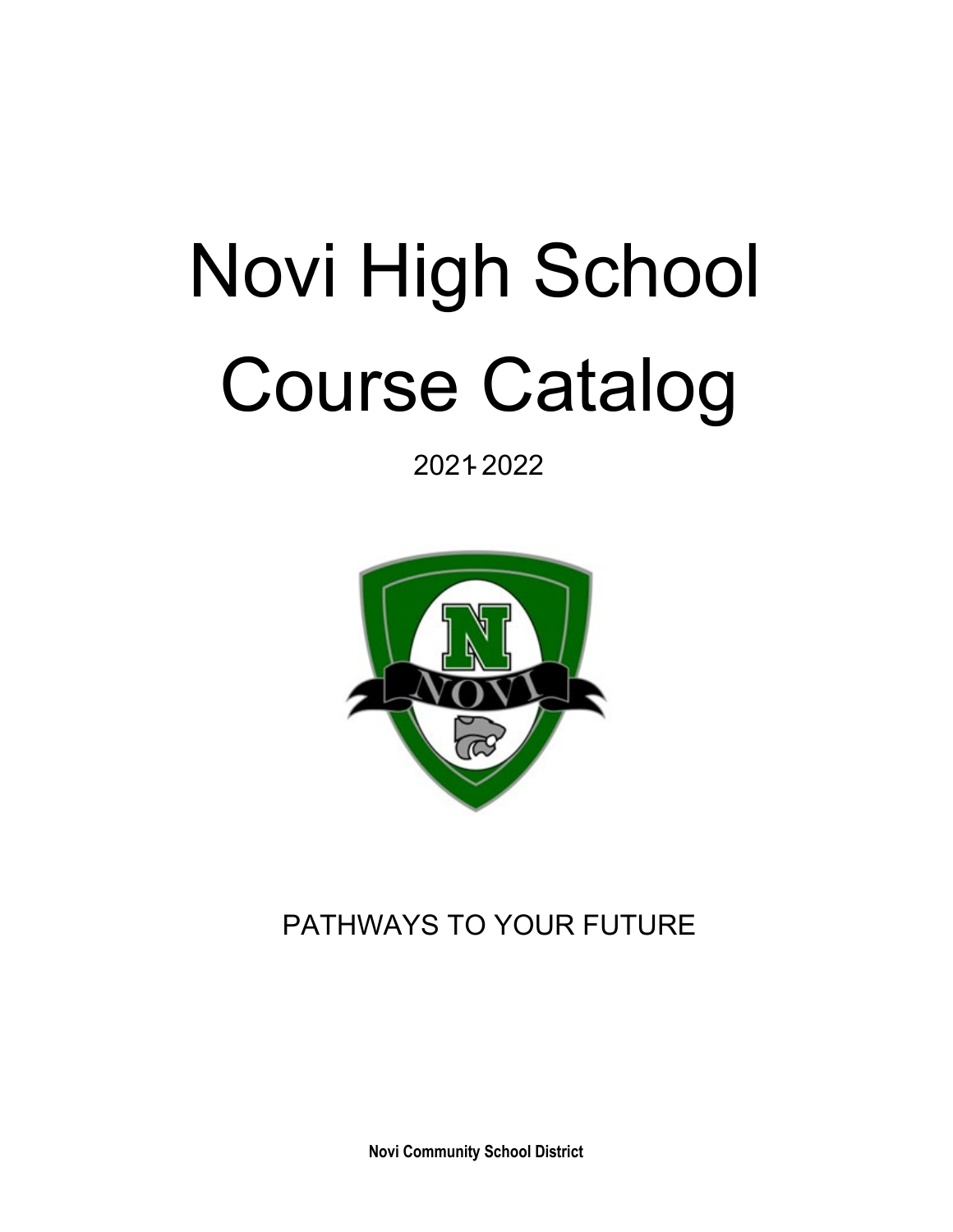# Novi High School Course Catalog

2021-2022

PATHWAYS TO YOUR FUTURE

**Novi Community School District**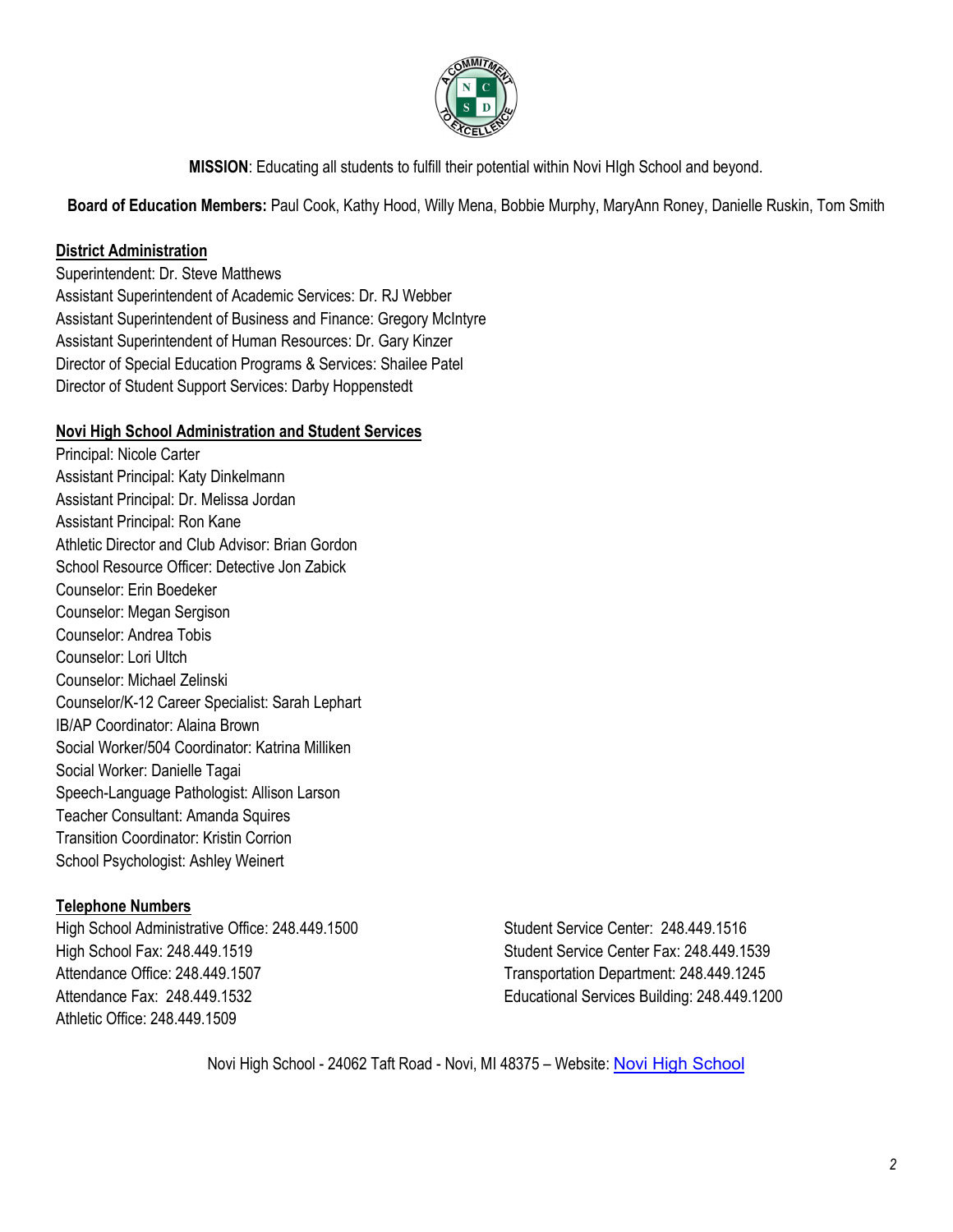**MISSION**: Educating all students to fulfill their potential within Novi HIgh School and beyond.

**Board of Education Members:** Paul Cook, Kathy Hood, Willy Mena, Bobbie Murphy, MaryAnn Roney, Danielle Ruskin, Tom Smith

## District Administration

Superintendent: Dr. Steve Matthews
Assistant Superintendent of Academic Services: Dr. RJ Webber
Assistant Superintendent of Business and Finance: Gregory McIntyre
Assistant Superintendent of Human Resources: Dr. Gary Kinzer
Director of Special Education Programs & Services: Shailee Patel
Director of Student Support Services: Darby Hoppenstedt

## Novi High School Administration and Student Services

Principal: Nicole Carter
Assistant Principal: Katy Dinkelmann
Assistant Principal: Dr. Melissa Jordan
Assistant Principal: Ron Kane
Athletic Director and Club Advisor: Brian Gordon
School Resource Officer: Detective Jon Zabick
Counselor: Erin Boedeker
Counselor: Megan Sergison
Counselor: Andrea Tobis
Counselor: Lori Ultch
Counselor: Michael Zelinski
Counselor/K-12 Career Specialist: Sarah Lephart
IB/AP Coordinator: Alaina Brown
Social Worker/504 Coordinator: Katrina Milliken
Social Worker: Danielle Tagai
Speech-Language Pathologist: Allison Larson
Teacher Consultant: Amanda Squires
Transition Coordinator: Kristin Corrion
School Psychologist: Ashley Weinert

## Telephone Numbers

High School Administrative Office: 248.449.1500
High School Fax: 248.449.1519
Attendance Office: 248.449.1507
Attendance Fax: 248.449.1532
Athletic Office: 248.449.1509
Student Service Center: 248.449.1516
Student Service Center Fax: 248.449.1539
Transportation Department: 248.449.1245
Educational Services Building: 248.449.1200

Novi High School - 24062 Taft Road - Novi, MI 48375 – Website: Novi High School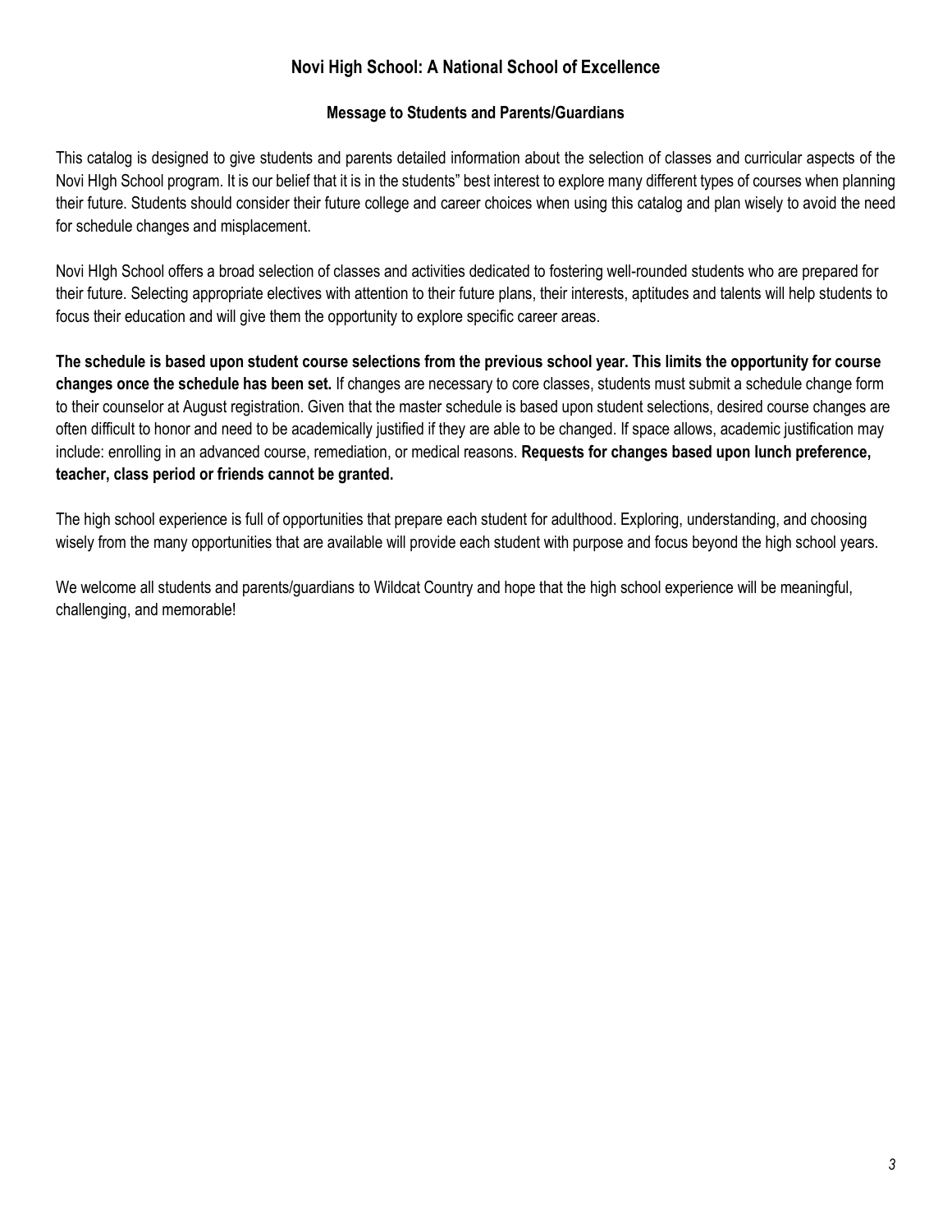## Novi High School: A National School of Excellence

### Message to Students and Parents/Guardians

This catalog is designed to give students and parents detailed information about the selection of classes and curricular aspects of the Novi HIgh School program. It is our belief that it is in the students" best interest to explore many different types of courses when planning their future. Students should consider their future college and career choices when using this catalog and plan wisely to avoid the need for schedule changes and misplacement.

Novi HIgh School offers a broad selection of classes and activities dedicated to fostering well-rounded students who are prepared for their future. Selecting appropriate electives with attention to their future plans, their interests, aptitudes and talents will help students to focus their education and will give them the opportunity to explore specific career areas.

**The schedule is based upon student course selections from the previous school year. This limits the opportunity for course changes once the schedule has been set.** If changes are necessary to core classes, students must submit a schedule change form to their counselor at August registration. Given that the master schedule is based upon student selections, desired course changes are often difficult to honor and need to be academically justified if they are able to be changed. If space allows, academic justification may include: enrolling in an advanced course, remediation, or medical reasons. **Requests for changes based upon lunch preference, teacher, class period or friends cannot be granted.**

The high school experience is full of opportunities that prepare each student for adulthood. Exploring, understanding, and choosing wisely from the many opportunities that are available will provide each student with purpose and focus beyond the high school years.

We welcome all students and parents/guardians to Wildcat Country and hope that the high school experience will be meaningful, challenging, and memorable!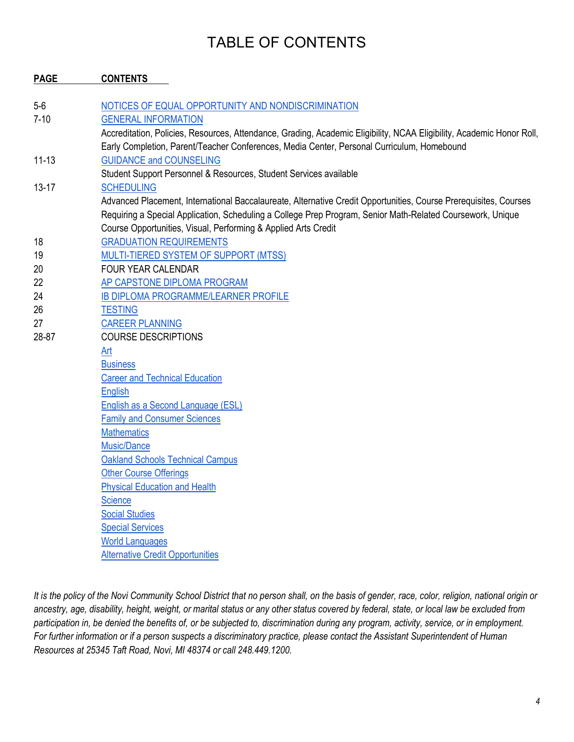# TABLE OF CONTENTS

| PAGE | CONTENTS |
|---|---|
| 5-6 | NOTICES OF EQUAL OPPORTUNITY AND NONDISCRIMINATION |
| 7-10 | GENERAL INFORMATION |
| | Accreditation, Policies, Resources, Attendance, Grading, Academic Eligibility, NCAA Eligibility, Academic Honor Roll, Early Completion, Parent/Teacher Conferences, Media Center, Personal Curriculum, Homebound |
| 11-13 | GUIDANCE and COUNSELING |
| | Student Support Personnel & Resources, Student Services available |
| 13-17 | SCHEDULING |
| | Advanced Placement, International Baccalaureate, Alternative Credit Opportunities, Course Prerequisites, Courses Requiring a Special Application, Scheduling a College Prep Program, Senior Math-Related Coursework, Unique Course Opportunities, Visual, Performing & Applied Arts Credit |
| 18 | GRADUATION REQUIREMENTS |
| 19 | MULTI-TIERED SYSTEM OF SUPPORT (MTSS) |
| 20 | FOUR YEAR CALENDAR |
| 22 | AP CAPSTONE DIPLOMA PROGRAM |
| 24 | IB DIPLOMA PROGRAMME/LEARNER PROFILE |
| 26 | TESTING |
| 27 | CAREER PLANNING |
| 28-87 | COURSE DESCRIPTIONS |
| | Art |
| | Business |
| | Career and Technical Education |
| | English |
| | English as a Second Language (ESL) |
| | Family and Consumer Sciences |
| | Mathematics |
| | Music/Dance |
| | Oakland Schools Technical Campus |
| | Other Course Offerings |
| | Physical Education and Health |
| | Science |
| | Social Studies |
| | Special Services |
| | World Languages |
| | Alternative Credit Opportunities |

*It is the policy of the Novi Community School District that no person shall, on the basis of gender, race, color, religion, national origin or ancestry, age, disability, height, weight, or marital status or any other status covered by federal, state, or local law be excluded from participation in, be denied the benefits of, or be subjected to, discrimination during any program, activity, service, or in employment. For further information or if a person suspects a discriminatory practice, please contact the Assistant Superintendent of Human Resources at 25345 Taft Road, Novi, MI 48374 or call 248.449.1200.*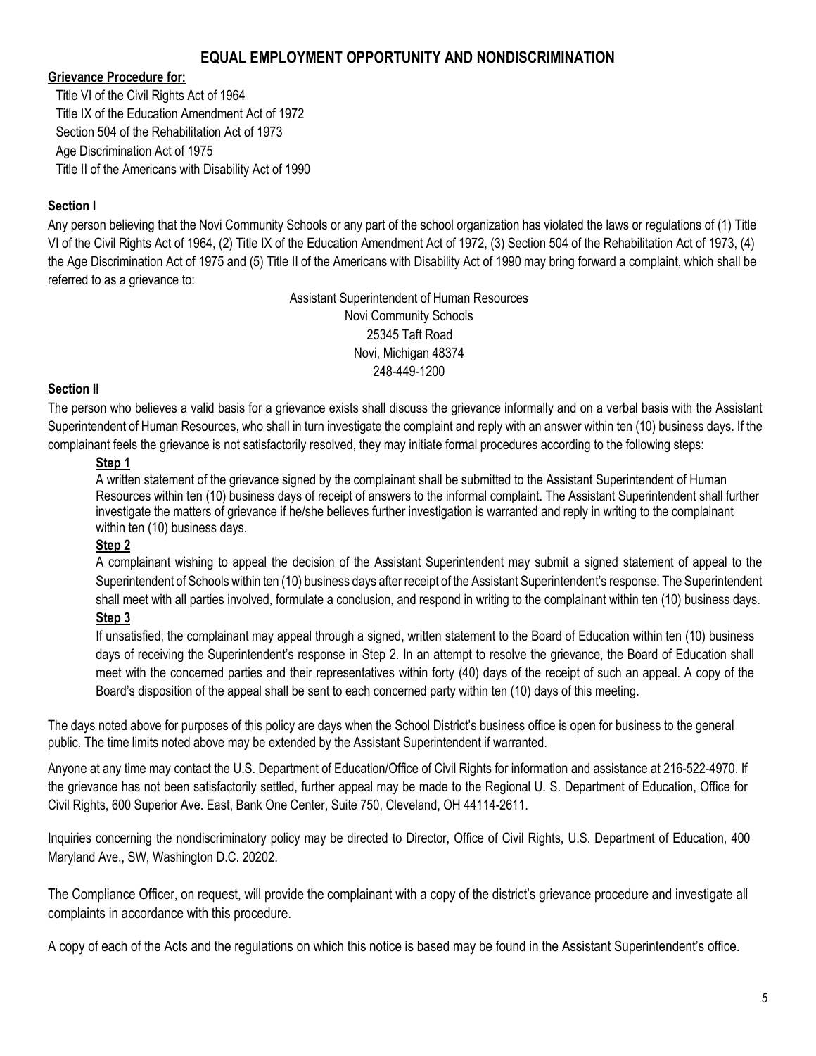# EQUAL EMPLOYMENT OPPORTUNITY AND NONDISCRIMINATION

**Grievance Procedure for:**

Title VI of the Civil Rights Act of 1964
Title IX of the Education Amendment Act of 1972
Section 504 of the Rehabilitation Act of 1973
Age Discrimination Act of 1975
Title II of the Americans with Disability Act of 1990

## Section I

Any person believing that the Novi Community Schools or any part of the school organization has violated the laws or regulations of (1) Title VI of the Civil Rights Act of 1964, (2) Title IX of the Education Amendment Act of 1972, (3) Section 504 of the Rehabilitation Act of 1973, (4) the Age Discrimination Act of 1975 and (5) Title II of the Americans with Disability Act of 1990 may bring forward a complaint, which shall be referred to as a grievance to:

Assistant Superintendent of Human Resources
Novi Community Schools
25345 Taft Road
Novi, Michigan 48374
248-449-1200

## Section II

The person who believes a valid basis for a grievance exists shall discuss the grievance informally and on a verbal basis with the Assistant Superintendent of Human Resources, who shall in turn investigate the complaint and reply with an answer within ten (10) business days. If the complainant feels the grievance is not satisfactorily resolved, they may initiate formal procedures according to the following steps:

### Step 1

A written statement of the grievance signed by the complainant shall be submitted to the Assistant Superintendent of Human Resources within ten (10) business days of receipt of answers to the informal complaint. The Assistant Superintendent shall further investigate the matters of grievance if he/she believes further investigation is warranted and reply in writing to the complainant within ten (10) business days.

### Step 2

A complainant wishing to appeal the decision of the Assistant Superintendent may submit a signed statement of appeal to the Superintendent of Schools within ten (10) business days after receipt of the Assistant Superintendent's response. The Superintendent shall meet with all parties involved, formulate a conclusion, and respond in writing to the complainant within ten (10) business days.

### Step 3

If unsatisfied, the complainant may appeal through a signed, written statement to the Board of Education within ten (10) business days of receiving the Superintendent's response in Step 2. In an attempt to resolve the grievance, the Board of Education shall meet with the concerned parties and their representatives within forty (40) days of the receipt of such an appeal. A copy of the Board's disposition of the appeal shall be sent to each concerned party within ten (10) days of this meeting.

The days noted above for purposes of this policy are days when the School District's business office is open for business to the general public. The time limits noted above may be extended by the Assistant Superintendent if warranted.

Anyone at any time may contact the U.S. Department of Education/Office of Civil Rights for information and assistance at 216-522-4970. If the grievance has not been satisfactorily settled, further appeal may be made to the Regional U. S. Department of Education, Office for Civil Rights, 600 Superior Ave. East, Bank One Center, Suite 750, Cleveland, OH 44114-2611.

Inquiries concerning the nondiscriminatory policy may be directed to Director, Office of Civil Rights, U.S. Department of Education, 400 Maryland Ave., SW, Washington D.C. 20202.

The Compliance Officer, on request, will provide the complainant with a copy of the district's grievance procedure and investigate all complaints in accordance with this procedure.

A copy of each of the Acts and the regulations on which this notice is based may be found in the Assistant Superintendent's office.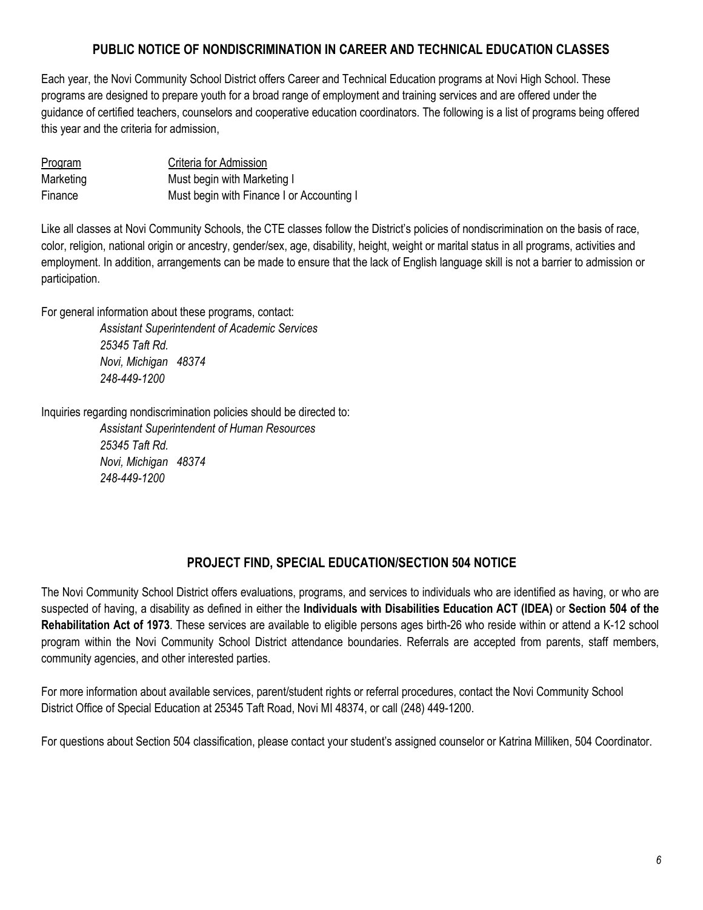## PUBLIC NOTICE OF NONDISCRIMINATION IN CAREER AND TECHNICAL EDUCATION CLASSES

Each year, the Novi Community School District offers Career and Technical Education programs at Novi High School. These programs are designed to prepare youth for a broad range of employment and training services and are offered under the guidance of certified teachers, counselors and cooperative education coordinators. The following is a list of programs being offered this year and the criteria for admission,

| Program | Criteria for Admission |
|---|---|
| Marketing | Must begin with Marketing I |
| Finance | Must begin with Finance I or Accounting I |

Like all classes at Novi Community Schools, the CTE classes follow the District's policies of nondiscrimination on the basis of race, color, religion, national origin or ancestry, gender/sex, age, disability, height, weight or marital status in all programs, activities and employment. In addition, arrangements can be made to ensure that the lack of English language skill is not a barrier to admission or participation.

For general information about these programs, contact:

*Assistant Superintendent of Academic Services*
*25345 Taft Rd.*
*Novi, Michigan 48374*
*248-449-1200*

Inquiries regarding nondiscrimination policies should be directed to:

*Assistant Superintendent of Human Resources*
*25345 Taft Rd.*
*Novi, Michigan 48374*
*248-449-1200*

## PROJECT FIND, SPECIAL EDUCATION/SECTION 504 NOTICE

The Novi Community School District offers evaluations, programs, and services to individuals who are identified as having, or who are suspected of having, a disability as defined in either the **Individuals with Disabilities Education ACT (IDEA)** or **Section 504 of the Rehabilitation Act of 1973**. These services are available to eligible persons ages birth-26 who reside within or attend a K-12 school program within the Novi Community School District attendance boundaries. Referrals are accepted from parents, staff members, community agencies, and other interested parties.

For more information about available services, parent/student rights or referral procedures, contact the Novi Community School District Office of Special Education at 25345 Taft Road, Novi MI 48374, or call (248) 449-1200.

For questions about Section 504 classification, please contact your student's assigned counselor or Katrina Milliken, 504 Coordinator.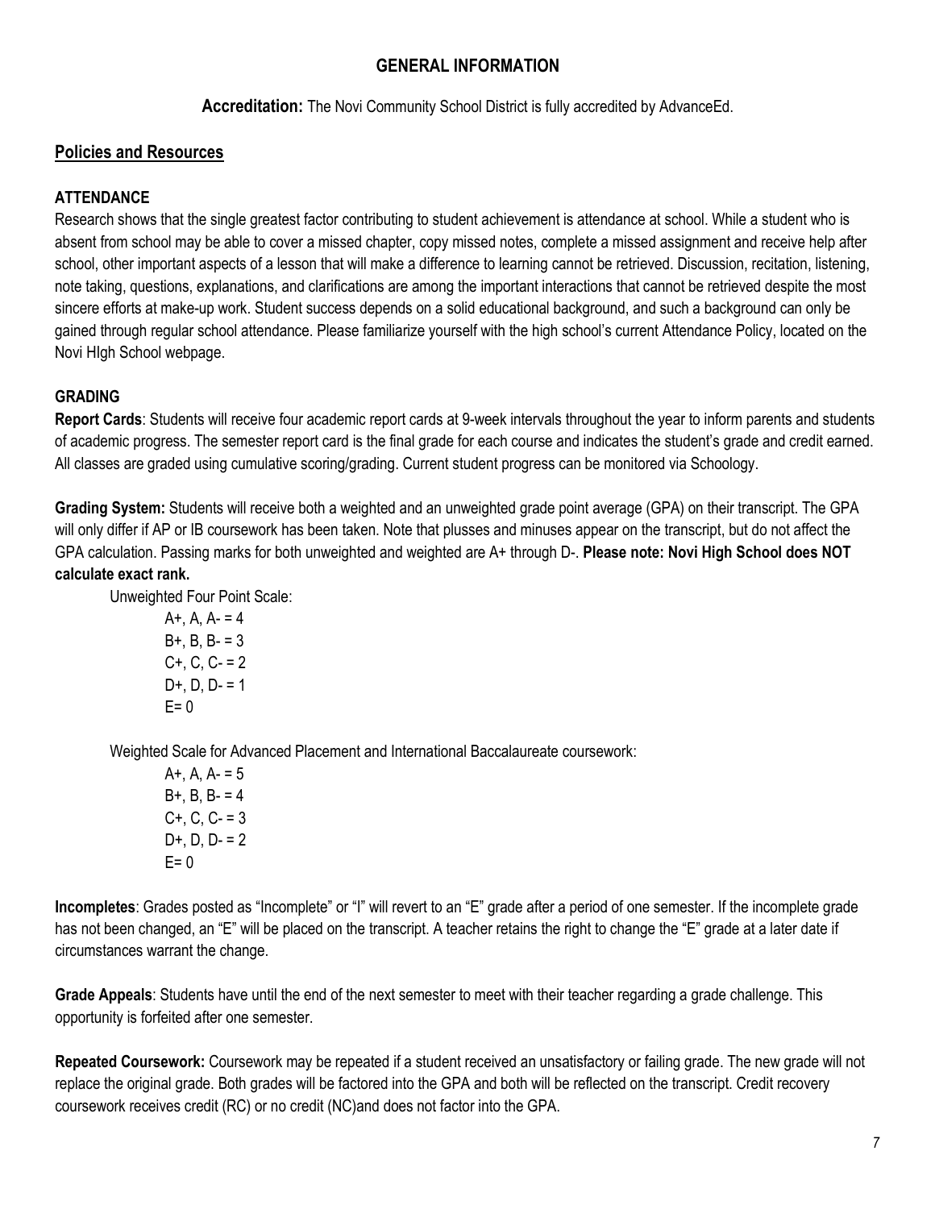# GENERAL INFORMATION

**Accreditation:** The Novi Community School District is fully accredited by AdvanceEd.

## Policies and Resources

### ATTENDANCE

Research shows that the single greatest factor contributing to student achievement is attendance at school. While a student who is absent from school may be able to cover a missed chapter, copy missed notes, complete a missed assignment and receive help after school, other important aspects of a lesson that will make a difference to learning cannot be retrieved. Discussion, recitation, listening, note taking, questions, explanations, and clarifications are among the important interactions that cannot be retrieved despite the most sincere efforts at make-up work. Student success depends on a solid educational background, and such a background can only be gained through regular school attendance. Please familiarize yourself with the high school's current Attendance Policy, located on the Novi HIgh School webpage.

### GRADING

**Report Cards**: Students will receive four academic report cards at 9-week intervals throughout the year to inform parents and students of academic progress. The semester report card is the final grade for each course and indicates the student's grade and credit earned. All classes are graded using cumulative scoring/grading. Current student progress can be monitored via Schoology.

**Grading System:** Students will receive both a weighted and an unweighted grade point average (GPA) on their transcript. The GPA will only differ if AP or IB coursework has been taken. Note that plusses and minuses appear on the transcript, but do not affect the GPA calculation. Passing marks for both unweighted and weighted are A+ through D-. **Please note: Novi High School does NOT calculate exact rank.**

Unweighted Four Point Scale:

- A+, A, A- = 4
- B+, B, B- = 3
- C+, C, C- = 2
- D+, D, D- = 1
- E= 0

Weighted Scale for Advanced Placement and International Baccalaureate coursework:

- A+, A, A- = 5
- B+, B, B- = 4
- C+, C, C- = 3
- D+, D, D- = 2
- E= 0

**Incompletes**: Grades posted as "Incomplete" or "I" will revert to an "E" grade after a period of one semester. If the incomplete grade has not been changed, an "E" will be placed on the transcript. A teacher retains the right to change the "E" grade at a later date if circumstances warrant the change.

**Grade Appeals**: Students have until the end of the next semester to meet with their teacher regarding a grade challenge. This opportunity is forfeited after one semester.

**Repeated Coursework:** Coursework may be repeated if a student received an unsatisfactory or failing grade. The new grade will not replace the original grade. Both grades will be factored into the GPA and both will be reflected on the transcript. Credit recovery coursework receives credit (RC) or no credit (NC)and does not factor into the GPA.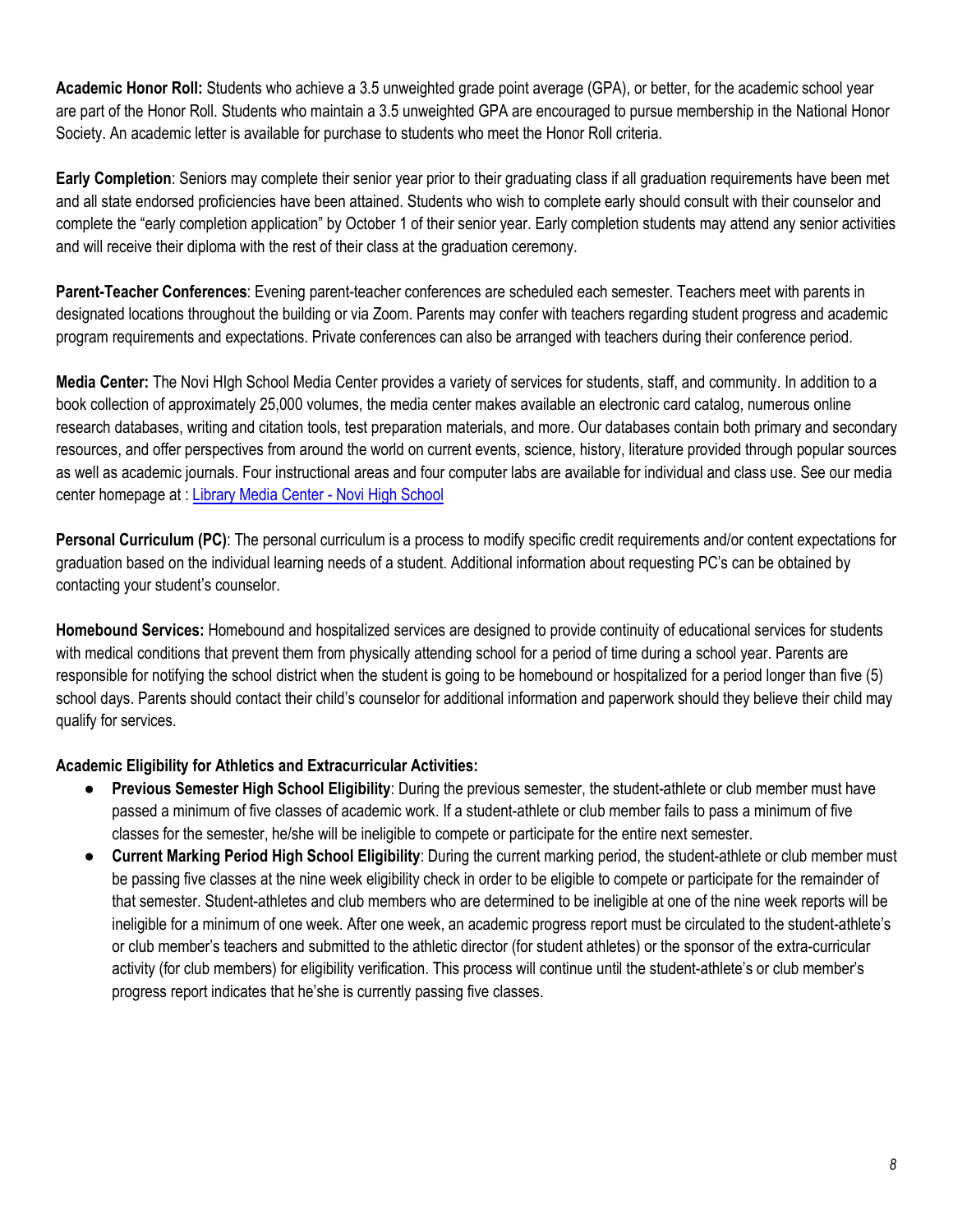**Academic Honor Roll:** Students who achieve a 3.5 unweighted grade point average (GPA), or better, for the academic school year are part of the Honor Roll. Students who maintain a 3.5 unweighted GPA are encouraged to pursue membership in the National Honor Society. An academic letter is available for purchase to students who meet the Honor Roll criteria.

**Early Completion**: Seniors may complete their senior year prior to their graduating class if all graduation requirements have been met and all state endorsed proficiencies have been attained. Students who wish to complete early should consult with their counselor and complete the "early completion application" by October 1 of their senior year. Early completion students may attend any senior activities and will receive their diploma with the rest of their class at the graduation ceremony.

**Parent-Teacher Conferences**: Evening parent-teacher conferences are scheduled each semester. Teachers meet with parents in designated locations throughout the building or via Zoom. Parents may confer with teachers regarding student progress and academic program requirements and expectations. Private conferences can also be arranged with teachers during their conference period.

**Media Center:** The Novi HIgh School Media Center provides a variety of services for students, staff, and community. In addition to a book collection of approximately 25,000 volumes, the media center makes available an electronic card catalog, numerous online research databases, writing and citation tools, test preparation materials, and more. Our databases contain both primary and secondary resources, and offer perspectives from around the world on current events, science, history, literature provided through popular sources as well as academic journals. Four instructional areas and four computer labs are available for individual and class use. See our media center homepage at : Library Media Center - Novi High School

**Personal Curriculum (PC)**: The personal curriculum is a process to modify specific credit requirements and/or content expectations for graduation based on the individual learning needs of a student. Additional information about requesting PC's can be obtained by contacting your student's counselor.

**Homebound Services:** Homebound and hospitalized services are designed to provide continuity of educational services for students with medical conditions that prevent them from physically attending school for a period of time during a school year. Parents are responsible for notifying the school district when the student is going to be homebound or hospitalized for a period longer than five (5) school days. Parents should contact their child's counselor for additional information and paperwork should they believe their child may qualify for services.

**Academic Eligibility for Athletics and Extracurricular Activities:**

- **Previous Semester High School Eligibility**: During the previous semester, the student-athlete or club member must have passed a minimum of five classes of academic work. If a student-athlete or club member fails to pass a minimum of five classes for the semester, he/she will be ineligible to compete or participate for the entire next semester.
- **Current Marking Period High School Eligibility**: During the current marking period, the student-athlete or club member must be passing five classes at the nine week eligibility check in order to be eligible to compete or participate for the remainder of that semester. Student-athletes and club members who are determined to be ineligible at one of the nine week reports will be ineligible for a minimum of one week. After one week, an academic progress report must be circulated to the student-athlete's or club member's teachers and submitted to the athletic director (for student athletes) or the sponsor of the extra-curricular activity (for club members) for eligibility verification. This process will continue until the student-athlete's or club member's progress report indicates that he'she is currently passing five classes.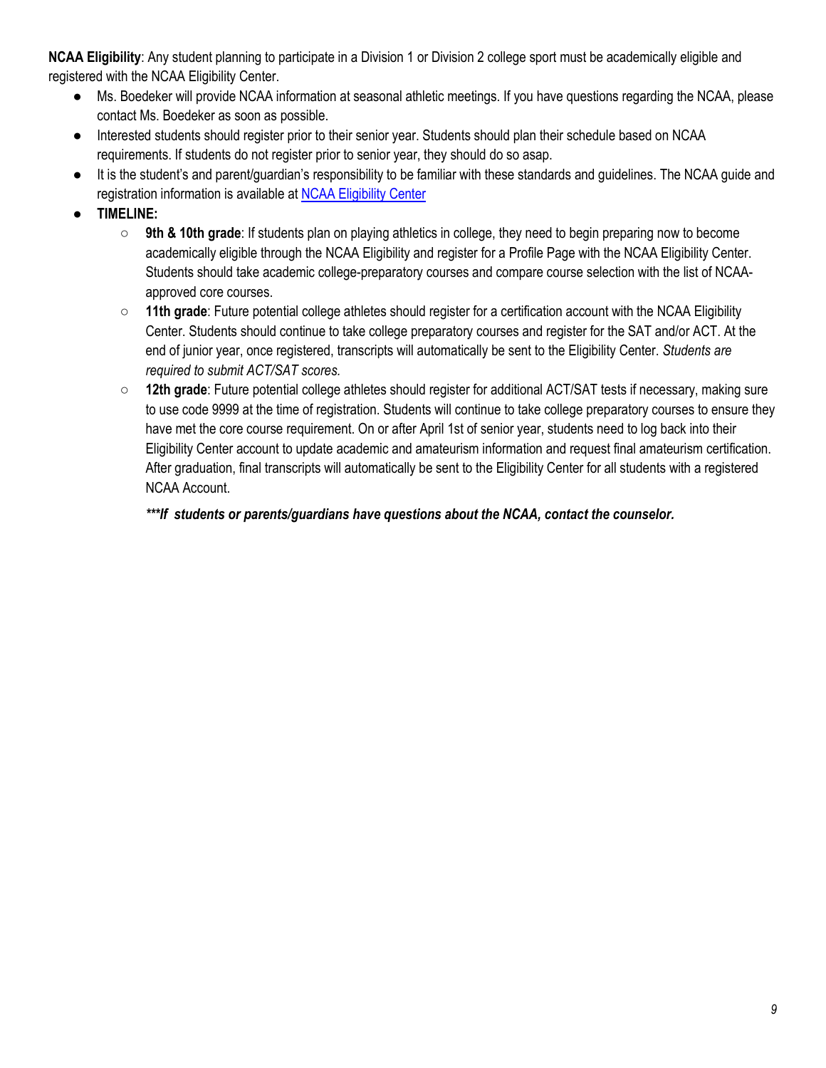**NCAA Eligibility**: Any student planning to participate in a Division 1 or Division 2 college sport must be academically eligible and registered with the NCAA Eligibility Center.

- Ms. Boedeker will provide NCAA information at seasonal athletic meetings. If you have questions regarding the NCAA, please contact Ms. Boedeker as soon as possible.
- Interested students should register prior to their senior year. Students should plan their schedule based on NCAA requirements. If students do not register prior to senior year, they should do so asap.
- It is the student's and parent/guardian's responsibility to be familiar with these standards and guidelines. The NCAA guide and registration information is available at [NCAA Eligibility Center]
- **TIMELINE:**
  - **9th & 10th grade**: If students plan on playing athletics in college, they need to begin preparing now to become academically eligible through the NCAA Eligibility and register for a Profile Page with the NCAA Eligibility Center. Students should take academic college-preparatory courses and compare course selection with the list of NCAA-approved core courses.
  - **11th grade**: Future potential college athletes should register for a certification account with the NCAA Eligibility Center. Students should continue to take college preparatory courses and register for the SAT and/or ACT. At the end of junior year, once registered, transcripts will automatically be sent to the Eligibility Center. *Students are required to submit ACT/SAT scores.*
  - **12th grade**: Future potential college athletes should register for additional ACT/SAT tests if necessary, making sure to use code 9999 at the time of registration. Students will continue to take college preparatory courses to ensure they have met the core course requirement. On or after April 1st of senior year, students need to log back into their Eligibility Center account to update academic and amateurism information and request final amateurism certification. After graduation, final transcripts will automatically be sent to the Eligibility Center for all students with a registered NCAA Account.

    ***\*\*\*If students or parents/guardians have questions about the NCAA, contact the counselor.***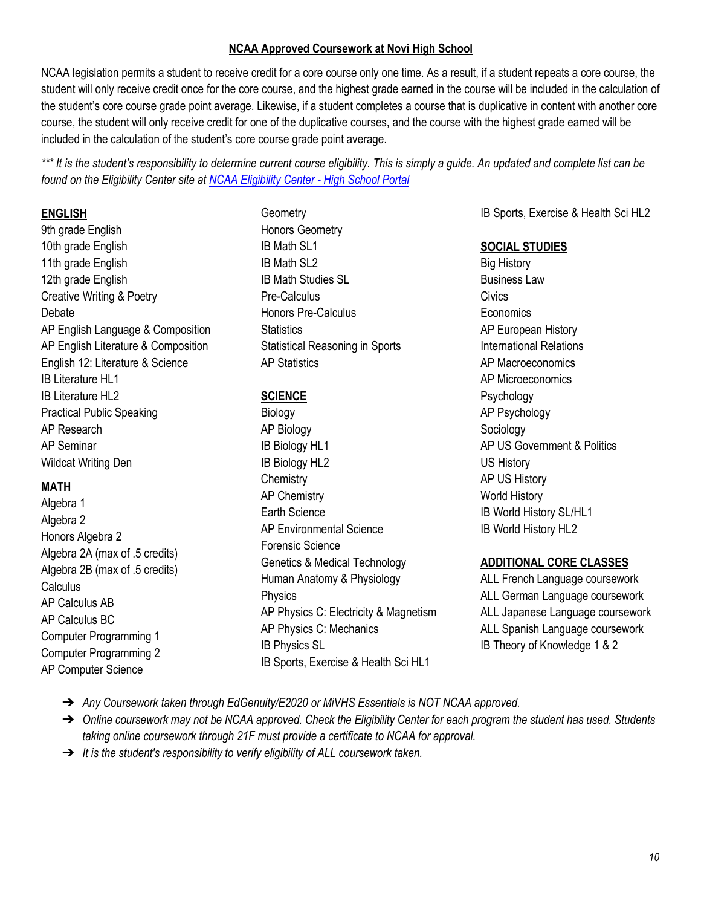## NCAA Approved Coursework at Novi High School

NCAA legislation permits a student to receive credit for a core course only one time. As a result, if a student repeats a core course, the student will only receive credit once for the core course, and the highest grade earned in the course will be included in the calculation of the student's core course grade point average. Likewise, if a student completes a course that is duplicative in content with another core course, the student will only receive credit for one of the duplicative courses, and the course with the highest grade earned will be included in the calculation of the student's core course grade point average.

*\*\*\* It is the student's responsibility to determine current course eligibility. This is simply a guide. An updated and complete list can be found on the Eligibility Center site at [NCAA Eligibility Center - High School Portal]()*

### ENGLISH

9th grade English
10th grade English
11th grade English
12th grade English
Creative Writing & Poetry
Debate
AP English Language & Composition
AP English Literature & Composition
English 12: Literature & Science
IB Literature HL1
IB Literature HL2
Practical Public Speaking
AP Research
AP Seminar
Wildcat Writing Den

### MATH

Algebra 1
Algebra 2
Honors Algebra 2
Algebra 2A (max of .5 credits)
Algebra 2B (max of .5 credits)
Calculus
AP Calculus AB
AP Calculus BC
Computer Programming 1
Computer Programming 2
AP Computer Science
Geometry
Honors Geometry
IB Math SL1
IB Math SL2
IB Math Studies SL
Pre-Calculus
Honors Pre-Calculus
Statistics
Statistical Reasoning in Sports
AP Statistics

### SCIENCE

Biology
AP Biology
IB Biology HL1
IB Biology HL2
Chemistry
AP Chemistry
Earth Science
AP Environmental Science
Forensic Science
Genetics & Medical Technology
Human Anatomy & Physiology
Physics
AP Physics C: Electricity & Magnetism
AP Physics C: Mechanics
IB Physics SL
IB Sports, Exercise & Health Sci HL1
IB Sports, Exercise & Health Sci HL2

### SOCIAL STUDIES

Big History
Business Law
Civics
Economics
AP European History
International Relations
AP Macroeconomics
AP Microeconomics
Psychology
AP Psychology
Sociology
AP US Government & Politics
US History
AP US History
World History
IB World History SL/HL1
IB World History HL2

### ADDITIONAL CORE CLASSES

ALL French Language coursework
ALL German Language coursework
ALL Japanese Language coursework
ALL Spanish Language coursework
IB Theory of Knowledge 1 & 2

- *Any Coursework taken through EdGenuity/E2020 or MiVHS Essentials is NOT NCAA approved.*
- *Online coursework may not be NCAA approved. Check the Eligibility Center for each program the student has used. Students taking online coursework through 21F must provide a certificate to NCAA for approval.*
- *It is the student's responsibility to verify eligibility of ALL coursework taken.*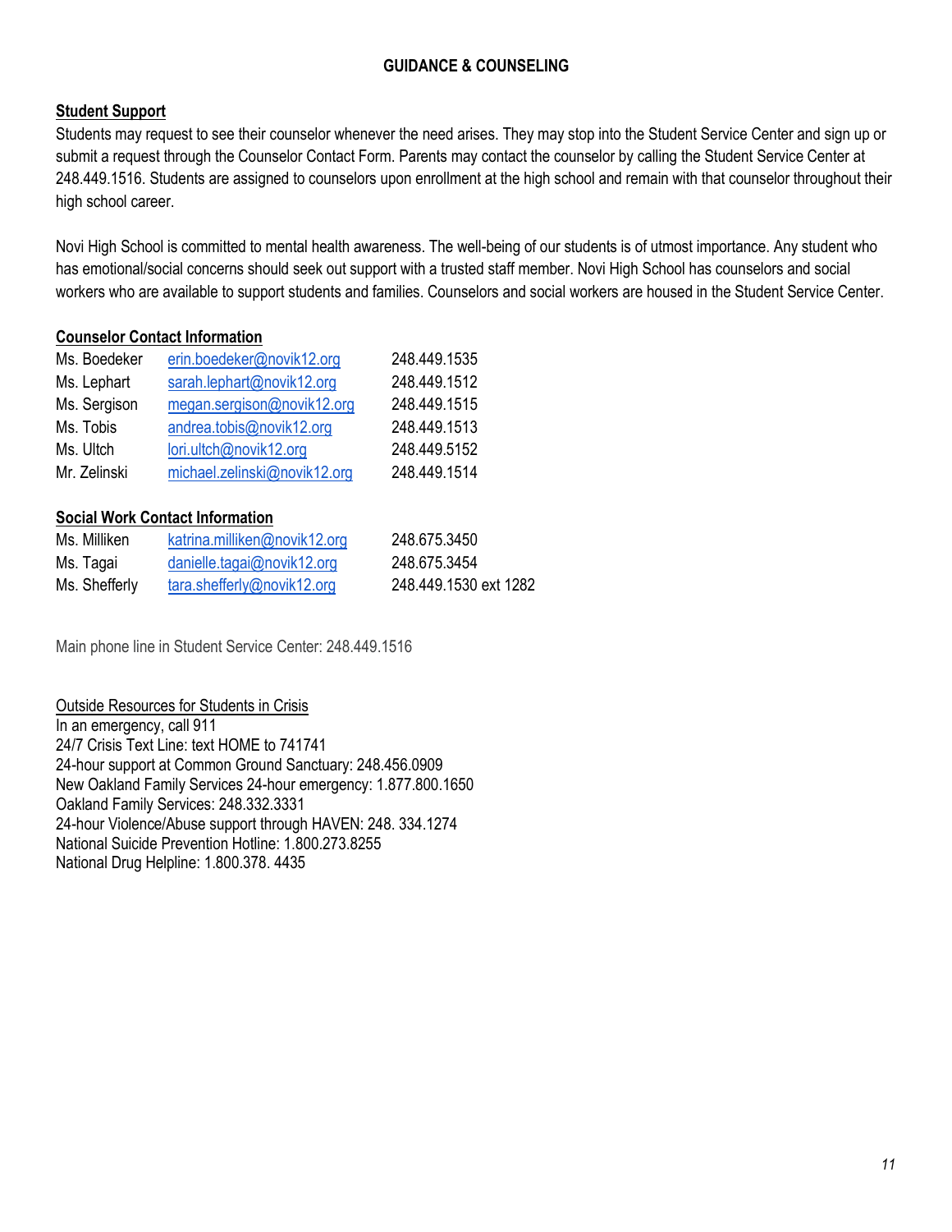## GUIDANCE & COUNSELING

**Student Support**

Students may request to see their counselor whenever the need arises. They may stop into the Student Service Center and sign up or submit a request through the Counselor Contact Form. Parents may contact the counselor by calling the Student Service Center at 248.449.1516. Students are assigned to counselors upon enrollment at the high school and remain with that counselor throughout their high school career.

Novi High School is committed to mental health awareness. The well-being of our students is of utmost importance. Any student who has emotional/social concerns should seek out support with a trusted staff member. Novi High School has counselors and social workers who are available to support students and families. Counselors and social workers are housed in the Student Service Center.

**Counselor Contact Information**

| | | |
|---|---|---|
| Ms. Boedeker | erin.boedeker@novik12.org | 248.449.1535 |
| Ms. Lephart | sarah.lephart@novik12.org | 248.449.1512 |
| Ms. Sergison | megan.sergison@novik12.org | 248.449.1515 |
| Ms. Tobis | andrea.tobis@novik12.org | 248.449.1513 |
| Ms. Ultch | lori.ultch@novik12.org | 248.449.5152 |
| Mr. Zelinski | michael.zelinski@novik12.org | 248.449.1514 |

**Social Work Contact Information**

| | | |
|---|---|---|
| Ms. Milliken | katrina.milliken@novik12.org | 248.675.3450 |
| Ms. Tagai | danielle.tagai@novik12.org | 248.675.3454 |
| Ms. Shefferly | tara.shefferly@novik12.org | 248.449.1530 ext 1282 |

Main phone line in Student Service Center: 248.449.1516

Outside Resources for Students in Crisis

In an emergency, call 911
24/7 Crisis Text Line: text HOME to 741741
24-hour support at Common Ground Sanctuary: 248.456.0909
New Oakland Family Services 24-hour emergency: 1.877.800.1650
Oakland Family Services: 248.332.3331
24-hour Violence/Abuse support through HAVEN: 248. 334.1274
National Suicide Prevention Hotline: 1.800.273.8255
National Drug Helpline: 1.800.378. 4435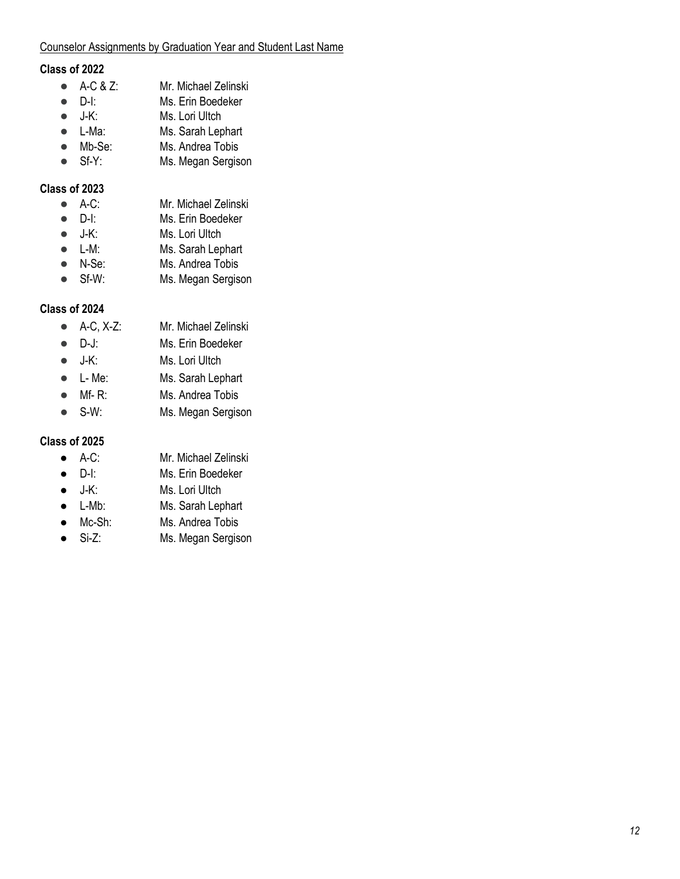Counselor Assignments by Graduation Year and Student Last Name

**Class of 2022**

- A-C & Z: Mr. Michael Zelinski
- D-I: Ms. Erin Boedeker
- J-K: Ms. Lori Ultch
- L-Ma: Ms. Sarah Lephart
- Mb-Se: Ms. Andrea Tobis
- Sf-Y: Ms. Megan Sergison

**Class of 2023**

- A-C: Mr. Michael Zelinski
- D-I: Ms. Erin Boedeker
- J-K: Ms. Lori Ultch
- L-M: Ms. Sarah Lephart
- N-Se: Ms. Andrea Tobis
- Sf-W: Ms. Megan Sergison

**Class of 2024**

- A-C, X-Z: Mr. Michael Zelinski
- D-J: Ms. Erin Boedeker
- J-K: Ms. Lori Ultch
- L- Me: Ms. Sarah Lephart
- Mf- R: Ms. Andrea Tobis
- S-W: Ms. Megan Sergison

**Class of 2025**

- A-C: Mr. Michael Zelinski
- D-I: Ms. Erin Boedeker
- J-K: Ms. Lori Ultch
- L-Mb: Ms. Sarah Lephart
- Mc-Sh: Ms. Andrea Tobis
- Si-Z: Ms. Megan Sergison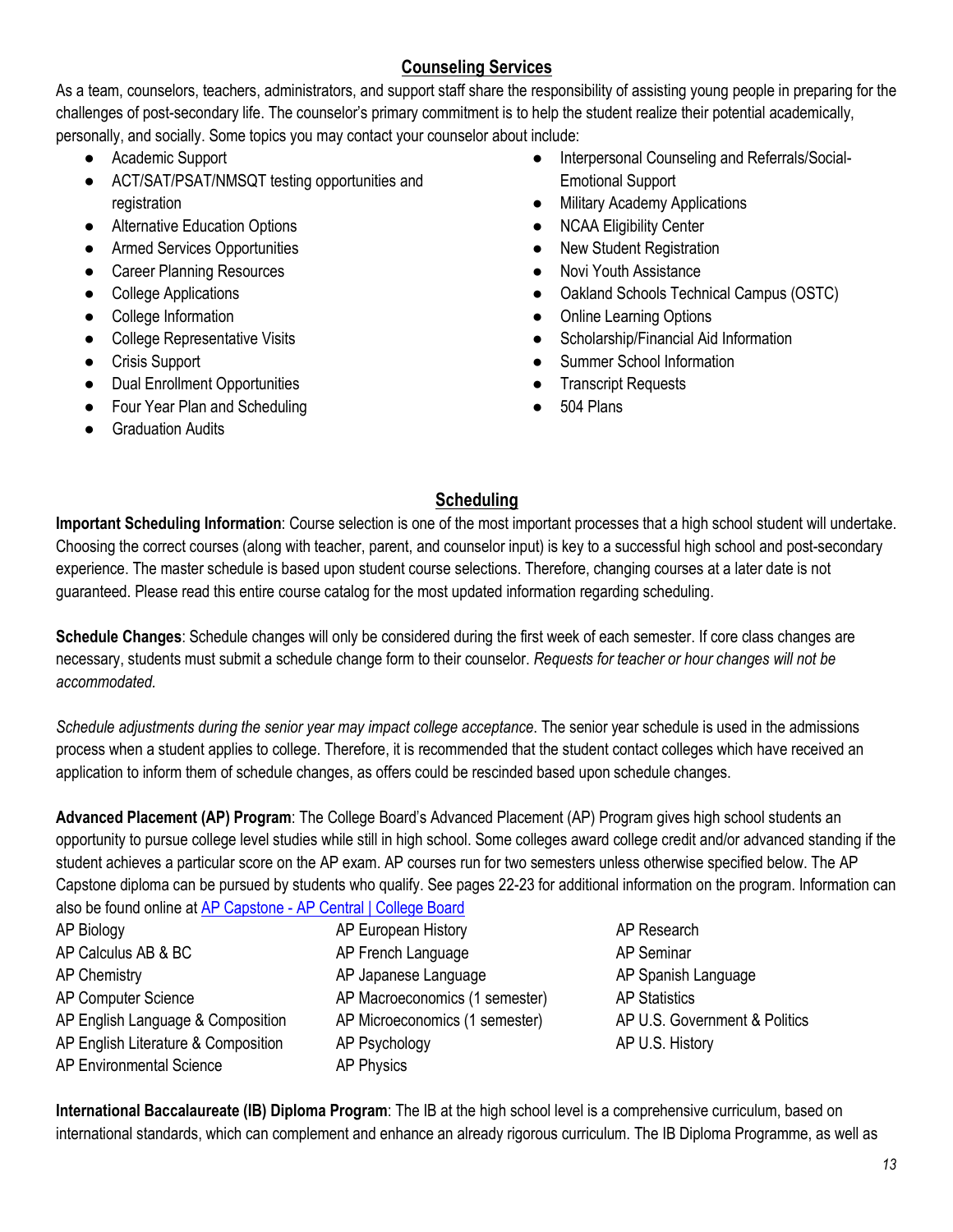## Counseling Services

As a team, counselors, teachers, administrators, and support staff share the responsibility of assisting young people in preparing for the challenges of post-secondary life. The counselor's primary commitment is to help the student realize their potential academically, personally, and socially. Some topics you may contact your counselor about include:

- Academic Support
- ACT/SAT/PSAT/NMSQT testing opportunities and registration
- Alternative Education Options
- Armed Services Opportunities
- Career Planning Resources
- College Applications
- College Information
- College Representative Visits
- Crisis Support
- Dual Enrollment Opportunities
- Four Year Plan and Scheduling
- Graduation Audits
- Interpersonal Counseling and Referrals/Social-Emotional Support
- Military Academy Applications
- NCAA Eligibility Center
- New Student Registration
- Novi Youth Assistance
- Oakland Schools Technical Campus (OSTC)
- Online Learning Options
- Scholarship/Financial Aid Information
- Summer School Information
- Transcript Requests
- 504 Plans

## Scheduling

**Important Scheduling Information**: Course selection is one of the most important processes that a high school student will undertake. Choosing the correct courses (along with teacher, parent, and counselor input) is key to a successful high school and post-secondary experience. The master schedule is based upon student course selections. Therefore, changing courses at a later date is not guaranteed. Please read this entire course catalog for the most updated information regarding scheduling.

**Schedule Changes**: Schedule changes will only be considered during the first week of each semester. If core class changes are necessary, students must submit a schedule change form to their counselor. *Requests for teacher or hour changes will not be accommodated.*

*Schedule adjustments during the senior year may impact college acceptance*. The senior year schedule is used in the admissions process when a student applies to college. Therefore, it is recommended that the student contact colleges which have received an application to inform them of schedule changes, as offers could be rescinded based upon schedule changes.

**Advanced Placement (AP) Program**: The College Board's Advanced Placement (AP) Program gives high school students an opportunity to pursue college level studies while still in high school. Some colleges award college credit and/or advanced standing if the student achieves a particular score on the AP exam. AP courses run for two semesters unless otherwise specified below. The AP Capstone diploma can be pursued by students who qualify. See pages 22-23 for additional information on the program. Information can also be found online at AP Capstone - AP Central | College Board

AP Biology
AP Calculus AB & BC
AP Chemistry
AP Computer Science
AP English Language & Composition
AP English Literature & Composition
AP Environmental Science
AP European History
AP French Language
AP Japanese Language
AP Macroeconomics (1 semester)
AP Microeconomics (1 semester)
AP Psychology
AP Physics
AP Research
AP Seminar
AP Spanish Language
AP Statistics
AP U.S. Government & Politics
AP U.S. History

**International Baccalaureate (IB) Diploma Program**: The IB at the high school level is a comprehensive curriculum, based on international standards, which can complement and enhance an already rigorous curriculum. The IB Diploma Programme, as well as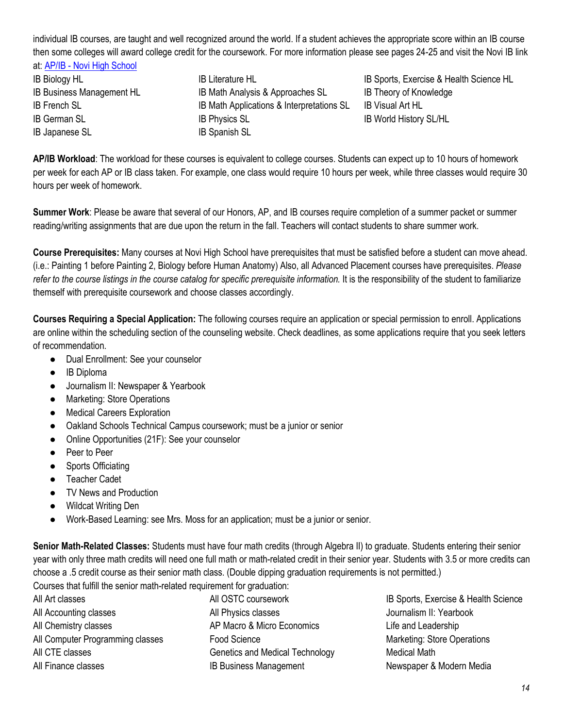individual IB courses, are taught and well recognized around the world. If a student achieves the appropriate score within an IB course then some colleges will award college credit for the coursework. For more information please see pages 24-25 and visit the Novi IB link at: [AP/IB - Novi High School]

- IB Biology HL
- IB Business Management HL
- IB French SL
- IB German SL
- IB Japanese SL
- IB Literature HL
- IB Math Analysis & Approaches SL
- IB Math Applications & Interpretations SL
- IB Physics SL
- IB Spanish SL
- IB Sports, Exercise & Health Science HL
- IB Theory of Knowledge
- IB Visual Art HL
- IB World History SL/HL

**AP/IB Workload**: The workload for these courses is equivalent to college courses. Students can expect up to 10 hours of homework per week for each AP or IB class taken. For example, one class would require 10 hours per week, while three classes would require 30 hours per week of homework.

**Summer Work**: Please be aware that several of our Honors, AP, and IB courses require completion of a summer packet or summer reading/writing assignments that are due upon the return in the fall. Teachers will contact students to share summer work.

**Course Prerequisites:** Many courses at Novi High School have prerequisites that must be satisfied before a student can move ahead. (i.e.: Painting 1 before Painting 2, Biology before Human Anatomy) Also, all Advanced Placement courses have prerequisites. *Please refer to the course listings in the course catalog for specific prerequisite information.* It is the responsibility of the student to familiarize themself with prerequisite coursework and choose classes accordingly.

**Courses Requiring a Special Application:** The following courses require an application or special permission to enroll. Applications are online within the scheduling section of the counseling website. Check deadlines, as some applications require that you seek letters of recommendation.

- Dual Enrollment: See your counselor
- IB Diploma
- Journalism II: Newspaper & Yearbook
- Marketing: Store Operations
- Medical Careers Exploration
- Oakland Schools Technical Campus coursework; must be a junior or senior
- Online Opportunities (21F): See your counselor
- Peer to Peer
- Sports Officiating
- Teacher Cadet
- TV News and Production
- Wildcat Writing Den
- Work-Based Learning: see Mrs. Moss for an application; must be a junior or senior.

**Senior Math-Related Classes:** Students must have four math credits (through Algebra II) to graduate. Students entering their senior year with only three math credits will need one full math or math-related credit in their senior year. Students with 3.5 or more credits can choose a .5 credit course as their senior math class. (Double dipping graduation requirements is not permitted.)

Courses that fulfill the senior math-related requirement for graduation:

- All Art classes
- All Accounting classes
- All Chemistry classes
- All Computer Programming classes
- All CTE classes
- All Finance classes
- All OSTC coursework
- All Physics classes
- AP Macro & Micro Economics
- Food Science
- Genetics and Medical Technology
- IB Business Management
- IB Sports, Exercise & Health Science
- Journalism II: Yearbook
- Life and Leadership
- Marketing: Store Operations
- Medical Math
- Newspaper & Modern Media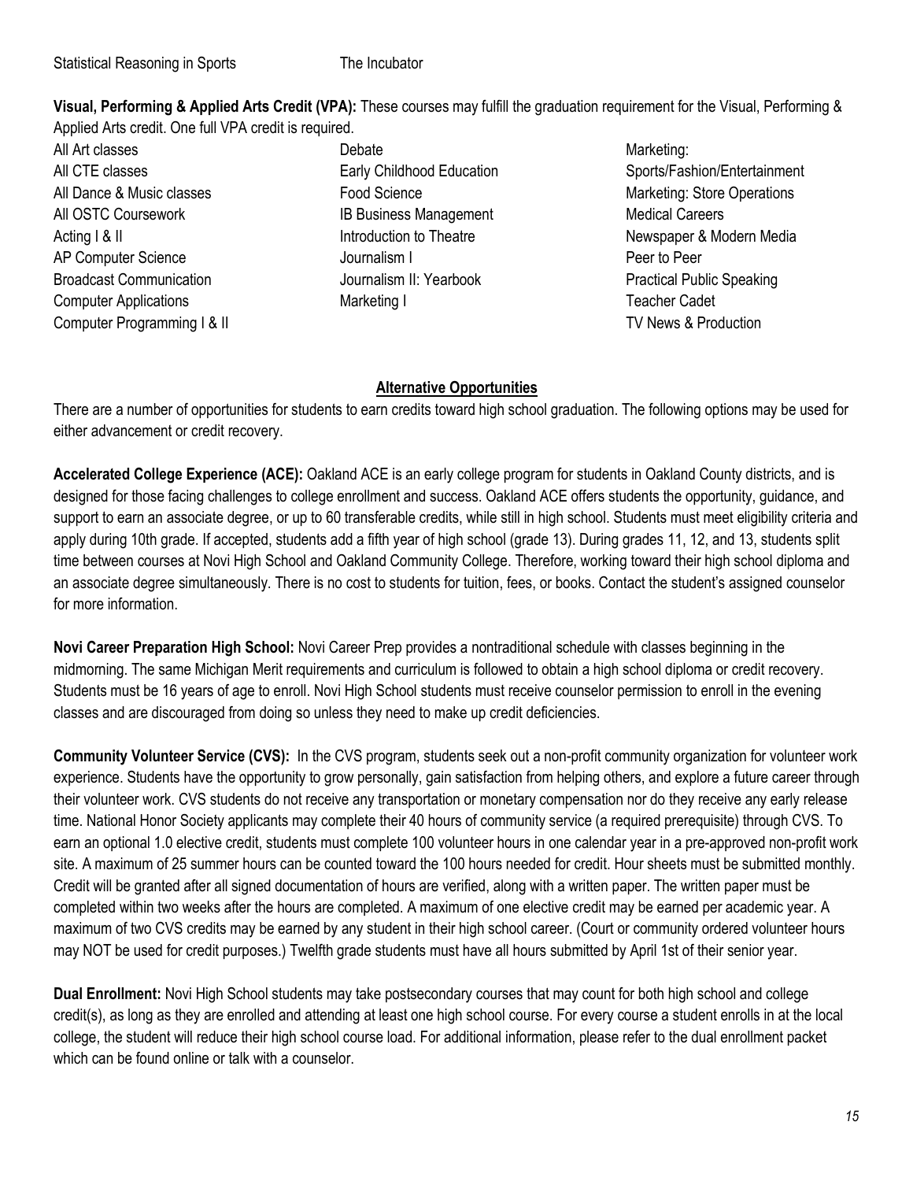Statistical Reasoning in Sports

The Incubator

**Visual, Performing & Applied Arts Credit (VPA):** These courses may fulfill the graduation requirement for the Visual, Performing & Applied Arts credit. One full VPA credit is required.

All Art classes
All CTE classes
All Dance & Music classes
All OSTC Coursework
Acting I & II
AP Computer Science
Broadcast Communication
Computer Applications
Computer Programming I & II
Debate
Early Childhood Education
Food Science
IB Business Management
Introduction to Theatre
Journalism I
Journalism II: Yearbook
Marketing I
Marketing: Sports/Fashion/Entertainment
Marketing: Store Operations
Medical Careers
Newspaper & Modern Media
Peer to Peer
Practical Public Speaking
Teacher Cadet
TV News & Production

## Alternative Opportunities

There are a number of opportunities for students to earn credits toward high school graduation. The following options may be used for either advancement or credit recovery.

**Accelerated College Experience (ACE):** Oakland ACE is an early college program for students in Oakland County districts, and is designed for those facing challenges to college enrollment and success. Oakland ACE offers students the opportunity, guidance, and support to earn an associate degree, or up to 60 transferable credits, while still in high school. Students must meet eligibility criteria and apply during 10th grade. If accepted, students add a fifth year of high school (grade 13). During grades 11, 12, and 13, students split time between courses at Novi High School and Oakland Community College. Therefore, working toward their high school diploma and an associate degree simultaneously. There is no cost to students for tuition, fees, or books. Contact the student's assigned counselor for more information.

**Novi Career Preparation High School:** Novi Career Prep provides a nontraditional schedule with classes beginning in the midmorning. The same Michigan Merit requirements and curriculum is followed to obtain a high school diploma or credit recovery. Students must be 16 years of age to enroll. Novi High School students must receive counselor permission to enroll in the evening classes and are discouraged from doing so unless they need to make up credit deficiencies.

**Community Volunteer Service (CVS):** In the CVS program, students seek out a non-profit community organization for volunteer work experience. Students have the opportunity to grow personally, gain satisfaction from helping others, and explore a future career through their volunteer work. CVS students do not receive any transportation or monetary compensation nor do they receive any early release time. National Honor Society applicants may complete their 40 hours of community service (a required prerequisite) through CVS. To earn an optional 1.0 elective credit, students must complete 100 volunteer hours in one calendar year in a pre-approved non-profit work site. A maximum of 25 summer hours can be counted toward the 100 hours needed for credit. Hour sheets must be submitted monthly. Credit will be granted after all signed documentation of hours are verified, along with a written paper. The written paper must be completed within two weeks after the hours are completed. A maximum of one elective credit may be earned per academic year. A maximum of two CVS credits may be earned by any student in their high school career. (Court or community ordered volunteer hours may NOT be used for credit purposes.) Twelfth grade students must have all hours submitted by April 1st of their senior year.

**Dual Enrollment:** Novi High School students may take postsecondary courses that may count for both high school and college credit(s), as long as they are enrolled and attending at least one high school course. For every course a student enrolls in at the local college, the student will reduce their high school course load. For additional information, please refer to the dual enrollment packet which can be found online or talk with a counselor.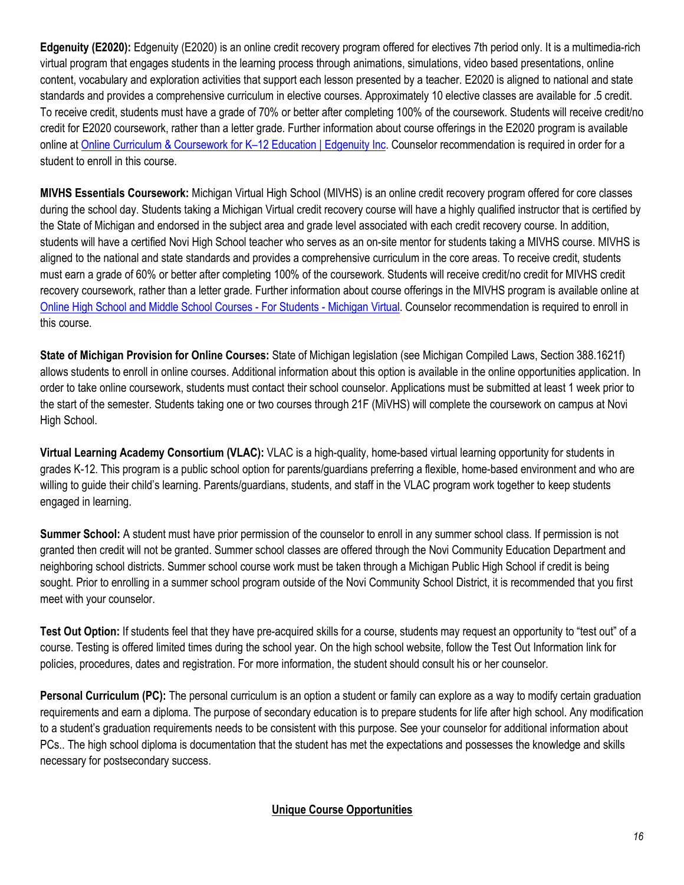**Edgenuity (E2020):** Edgenuity (E2020) is an online credit recovery program offered for electives 7th period only. It is a multimedia-rich virtual program that engages students in the learning process through animations, simulations, video based presentations, online content, vocabulary and exploration activities that support each lesson presented by a teacher. E2020 is aligned to national and state standards and provides a comprehensive curriculum in elective courses. Approximately 10 elective classes are available for .5 credit. To receive credit, students must have a grade of 70% or better after completing 100% of the coursework. Students will receive credit/no credit for E2020 coursework, rather than a letter grade. Further information about course offerings in the E2020 program is available online at [Online Curriculum & Coursework for K–12 Education | Edgenuity Inc](). Counselor recommendation is required in order for a student to enroll in this course.

**MIVHS Essentials Coursework:** Michigan Virtual High School (MIVHS) is an online credit recovery program offered for core classes during the school day. Students taking a Michigan Virtual credit recovery course will have a highly qualified instructor that is certified by the State of Michigan and endorsed in the subject area and grade level associated with each credit recovery course. In addition, students will have a certified Novi High School teacher who serves as an on-site mentor for students taking a MIVHS course. MIVHS is aligned to the national and state standards and provides a comprehensive curriculum in the core areas. To receive credit, students must earn a grade of 60% or better after completing 100% of the coursework. Students will receive credit/no credit for MIVHS credit recovery coursework, rather than a letter grade. Further information about course offerings in the MIVHS program is available online at [Online High School and Middle School Courses - For Students - Michigan Virtual](). Counselor recommendation is required to enroll in this course.

**State of Michigan Provision for Online Courses:** State of Michigan legislation (see Michigan Compiled Laws, Section 388.1621f) allows students to enroll in online courses. Additional information about this option is available in the online opportunities application. In order to take online coursework, students must contact their school counselor. Applications must be submitted at least 1 week prior to the start of the semester. Students taking one or two courses through 21F (MiVHS) will complete the coursework on campus at Novi High School.

**Virtual Learning Academy Consortium (VLAC):** VLAC is a high-quality, home-based virtual learning opportunity for students in grades K-12. This program is a public school option for parents/guardians preferring a flexible, home-based environment and who are willing to guide their child's learning. Parents/guardians, students, and staff in the VLAC program work together to keep students engaged in learning.

**Summer School:** A student must have prior permission of the counselor to enroll in any summer school class. If permission is not granted then credit will not be granted. Summer school classes are offered through the Novi Community Education Department and neighboring school districts. Summer school course work must be taken through a Michigan Public High School if credit is being sought. Prior to enrolling in a summer school program outside of the Novi Community School District, it is recommended that you first meet with your counselor.

**Test Out Option:** If students feel that they have pre-acquired skills for a course, students may request an opportunity to "test out" of a course. Testing is offered limited times during the school year. On the high school website, follow the Test Out Information link for policies, procedures, dates and registration. For more information, the student should consult his or her counselor.

**Personal Curriculum (PC):** The personal curriculum is an option a student or family can explore as a way to modify certain graduation requirements and earn a diploma. The purpose of secondary education is to prepare students for life after high school. Any modification to a student's graduation requirements needs to be consistent with this purpose. See your counselor for additional information about PCs.. The high school diploma is documentation that the student has met the expectations and possesses the knowledge and skills necessary for postsecondary success.

## Unique Course Opportunities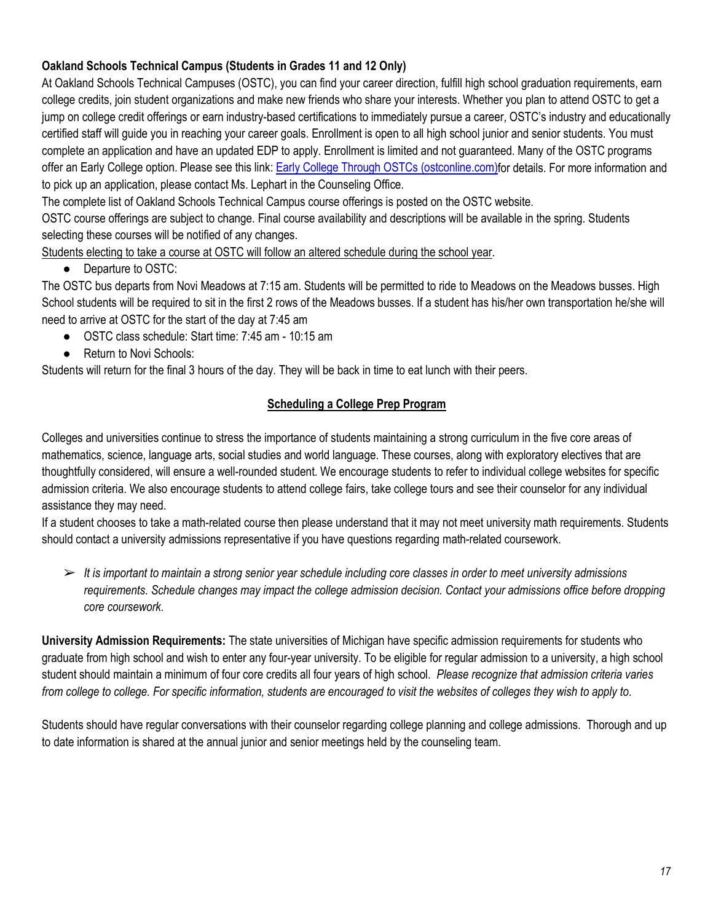**Oakland Schools Technical Campus (Students in Grades 11 and 12 Only)**

At Oakland Schools Technical Campuses (OSTC), you can find your career direction, fulfill high school graduation requirements, earn college credits, join student organizations and make new friends who share your interests. Whether you plan to attend OSTC to get a jump on college credit offerings or earn industry-based certifications to immediately pursue a career, OSTC's industry and educationally certified staff will guide you in reaching your career goals. Enrollment is open to all high school junior and senior students. You must complete an application and have an updated EDP to apply. Enrollment is limited and not guaranteed. Many of the OSTC programs offer an Early College option. Please see this link: [Early College Through OSTCs (ostconline.com)](ostconline.com)for details. For more information and to pick up an application, please contact Ms. Lephart in the Counseling Office.

The complete list of Oakland Schools Technical Campus course offerings is posted on the OSTC website.

OSTC course offerings are subject to change. Final course availability and descriptions will be available in the spring. Students selecting these courses will be notified of any changes.

<u>Students electing to take a course at OSTC will follow an altered schedule during the school year</u>.

- Departure to OSTC:

The OSTC bus departs from Novi Meadows at 7:15 am. Students will be permitted to ride to Meadows on the Meadows busses. High School students will be required to sit in the first 2 rows of the Meadows busses. If a student has his/her own transportation he/she will need to arrive at OSTC for the start of the day at 7:45 am

- OSTC class schedule: Start time: 7:45 am - 10:15 am
- Return to Novi Schools:

Students will return for the final 3 hours of the day. They will be back in time to eat lunch with their peers.

## <u>Scheduling a College Prep Program</u>

Colleges and universities continue to stress the importance of students maintaining a strong curriculum in the five core areas of mathematics, science, language arts, social studies and world language. These courses, along with exploratory electives that are thoughtfully considered, will ensure a well-rounded student. We encourage students to refer to individual college websites for specific admission criteria. We also encourage students to attend college fairs, take college tours and see their counselor for any individual assistance they may need.

If a student chooses to take a math-related course then please understand that it may not meet university math requirements. Students should contact a university admissions representative if you have questions regarding math-related coursework.

- ➢ *It is important to maintain a strong senior year schedule including core classes in order to meet university admissions requirements. Schedule changes may impact the college admission decision. Contact your admissions office before dropping core coursework.*

**University Admission Requirements:** The state universities of Michigan have specific admission requirements for students who graduate from high school and wish to enter any four-year university. To be eligible for regular admission to a university, a high school student should maintain a minimum of four core credits all four years of high school. *Please recognize that admission criteria varies from college to college. For specific information, students are encouraged to visit the websites of colleges they wish to apply to.*

Students should have regular conversations with their counselor regarding college planning and college admissions. Thorough and up to date information is shared at the annual junior and senior meetings held by the counseling team.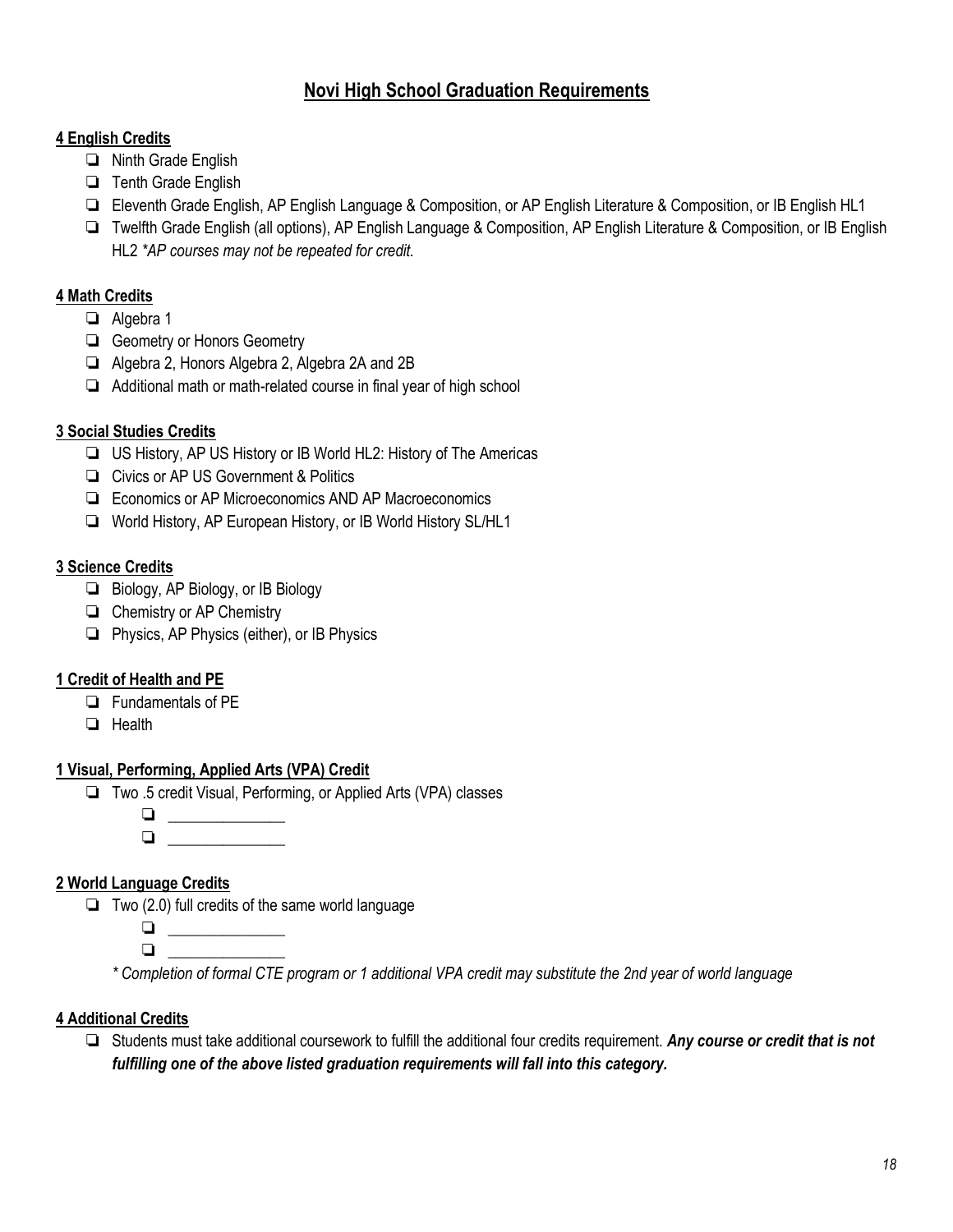# Novi High School Graduation Requirements

**4 English Credits**

- ❏ Ninth Grade English
- ❏ Tenth Grade English
- ❏ Eleventh Grade English, AP English Language & Composition, or AP English Literature & Composition, or IB English HL1
- ❏ Twelfth Grade English (all options), AP English Language & Composition, AP English Literature & Composition, or IB English HL2 *\*AP courses may not be repeated for credit.*

**4 Math Credits**

- ❏ Algebra 1
- ❏ Geometry or Honors Geometry
- ❏ Algebra 2, Honors Algebra 2, Algebra 2A and 2B
- ❏ Additional math or math-related course in final year of high school

**3 Social Studies Credits**

- ❏ US History, AP US History or IB World HL2: History of The Americas
- ❏ Civics or AP US Government & Politics
- ❏ Economics or AP Microeconomics AND AP Macroeconomics
- ❏ World History, AP European History, or IB World History SL/HL1

**3 Science Credits**

- ❏ Biology, AP Biology, or IB Biology
- ❏ Chemistry or AP Chemistry
- ❏ Physics, AP Physics (either), or IB Physics

**1 Credit of Health and PE**

- ❏ Fundamentals of PE
- ❏ Health

**1 Visual, Performing, Applied Arts (VPA) Credit**

- ❏ Two .5 credit Visual, Performing, or Applied Arts (VPA) classes
  - ❏ ______________
  - ❏ ______________

**2 World Language Credits**

- ❏ Two (2.0) full credits of the same world language
  - ❏ ______________
  - ❏ ______________

  *\* Completion of formal CTE program or 1 additional VPA credit may substitute the 2nd year of world language*

**4 Additional Credits**

- ❏ Students must take additional coursework to fulfill the additional four credits requirement. ***Any course or credit that is not fulfilling one of the above listed graduation requirements will fall into this category.***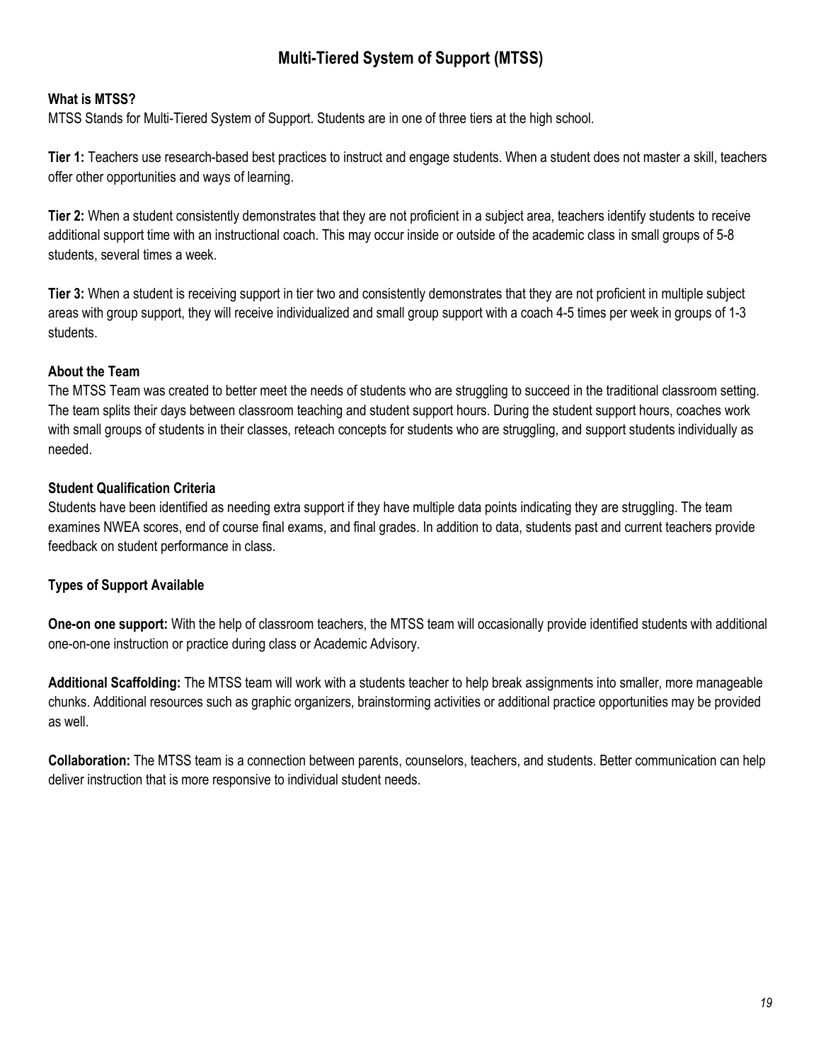# Multi-Tiered System of Support (MTSS)

**What is MTSS?**

MTSS Stands for Multi-Tiered System of Support. Students are in one of three tiers at the high school.

**Tier 1:** Teachers use research-based best practices to instruct and engage students. When a student does not master a skill, teachers offer other opportunities and ways of learning.

**Tier 2:** When a student consistently demonstrates that they are not proficient in a subject area, teachers identify students to receive additional support time with an instructional coach. This may occur inside or outside of the academic class in small groups of 5-8 students, several times a week.

**Tier 3:** When a student is receiving support in tier two and consistently demonstrates that they are not proficient in multiple subject areas with group support, they will receive individualized and small group support with a coach 4-5 times per week in groups of 1-3 students.

**About the Team**

The MTSS Team was created to better meet the needs of students who are struggling to succeed in the traditional classroom setting. The team splits their days between classroom teaching and student support hours. During the student support hours, coaches work with small groups of students in their classes, reteach concepts for students who are struggling, and support students individually as needed.

**Student Qualification Criteria**

Students have been identified as needing extra support if they have multiple data points indicating they are struggling. The team examines NWEA scores, end of course final exams, and final grades. In addition to data, students past and current teachers provide feedback on student performance in class.

**Types of Support Available**

**One-on one support:** With the help of classroom teachers, the MTSS team will occasionally provide identified students with additional one-on-one instruction or practice during class or Academic Advisory.

**Additional Scaffolding:** The MTSS team will work with a students teacher to help break assignments into smaller, more manageable chunks. Additional resources such as graphic organizers, brainstorming activities or additional practice opportunities may be provided as well.

**Collaboration:** The MTSS team is a connection between parents, counselors, teachers, and students. Better communication can help deliver instruction that is more responsive to individual student needs.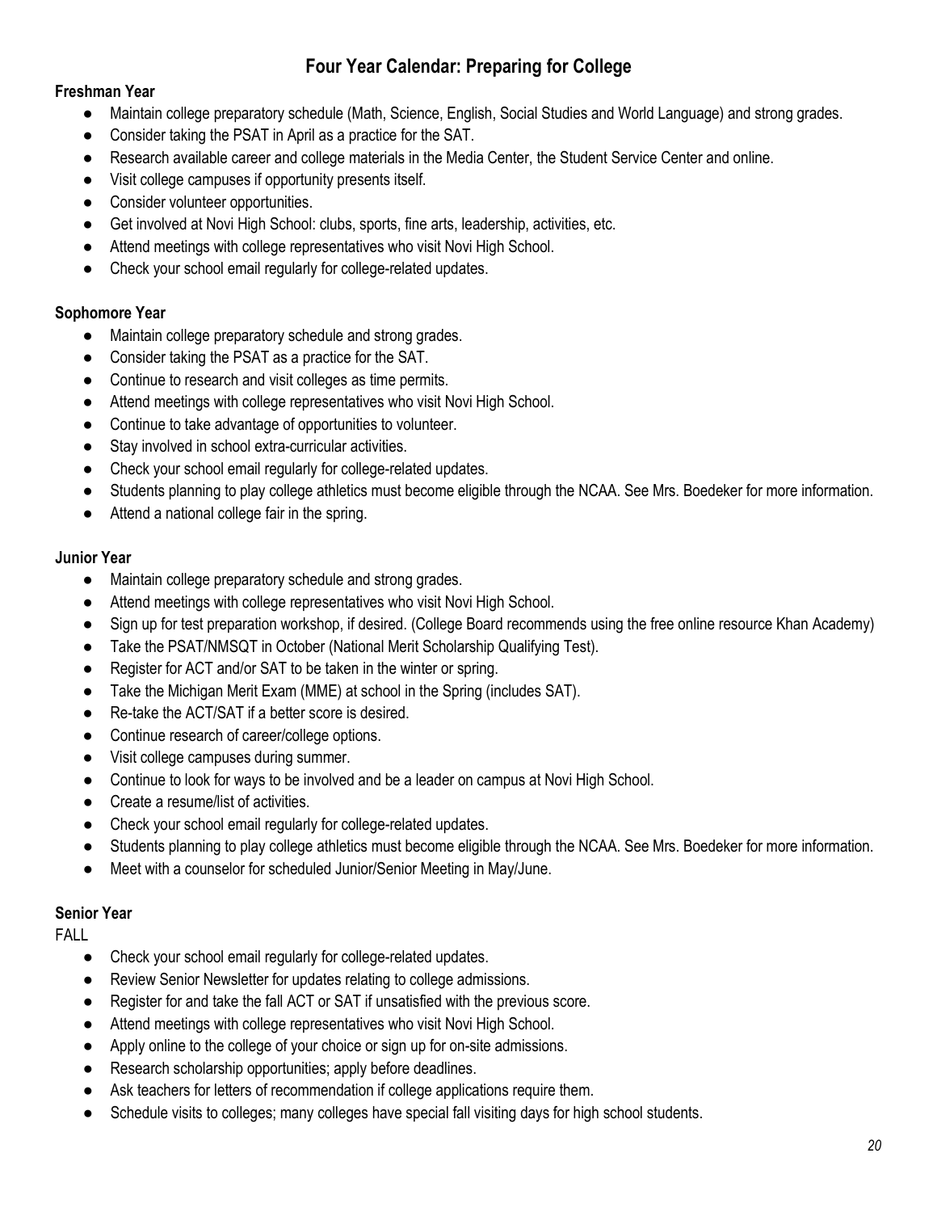# Four Year Calendar: Preparing for College

**Freshman Year**

- Maintain college preparatory schedule (Math, Science, English, Social Studies and World Language) and strong grades.
- Consider taking the PSAT in April as a practice for the SAT.
- Research available career and college materials in the Media Center, the Student Service Center and online.
- Visit college campuses if opportunity presents itself.
- Consider volunteer opportunities.
- Get involved at Novi High School: clubs, sports, fine arts, leadership, activities, etc.
- Attend meetings with college representatives who visit Novi High School.
- Check your school email regularly for college-related updates.

**Sophomore Year**

- Maintain college preparatory schedule and strong grades.
- Consider taking the PSAT as a practice for the SAT.
- Continue to research and visit colleges as time permits.
- Attend meetings with college representatives who visit Novi High School.
- Continue to take advantage of opportunities to volunteer.
- Stay involved in school extra-curricular activities.
- Check your school email regularly for college-related updates.
- Students planning to play college athletics must become eligible through the NCAA. See Mrs. Boedeker for more information.
- Attend a national college fair in the spring.

**Junior Year**

- Maintain college preparatory schedule and strong grades.
- Attend meetings with college representatives who visit Novi High School.
- Sign up for test preparation workshop, if desired. (College Board recommends using the free online resource Khan Academy)
- Take the PSAT/NMSQT in October (National Merit Scholarship Qualifying Test).
- Register for ACT and/or SAT to be taken in the winter or spring.
- Take the Michigan Merit Exam (MME) at school in the Spring (includes SAT).
- Re-take the ACT/SAT if a better score is desired.
- Continue research of career/college options.
- Visit college campuses during summer.
- Continue to look for ways to be involved and be a leader on campus at Novi High School.
- Create a resume/list of activities.
- Check your school email regularly for college-related updates.
- Students planning to play college athletics must become eligible through the NCAA. See Mrs. Boedeker for more information.
- Meet with a counselor for scheduled Junior/Senior Meeting in May/June.

**Senior Year**

FALL

- Check your school email regularly for college-related updates.
- Review Senior Newsletter for updates relating to college admissions.
- Register for and take the fall ACT or SAT if unsatisfied with the previous score.
- Attend meetings with college representatives who visit Novi High School.
- Apply online to the college of your choice or sign up for on-site admissions.
- Research scholarship opportunities; apply before deadlines.
- Ask teachers for letters of recommendation if college applications require them.
- Schedule visits to colleges; many colleges have special fall visiting days for high school students.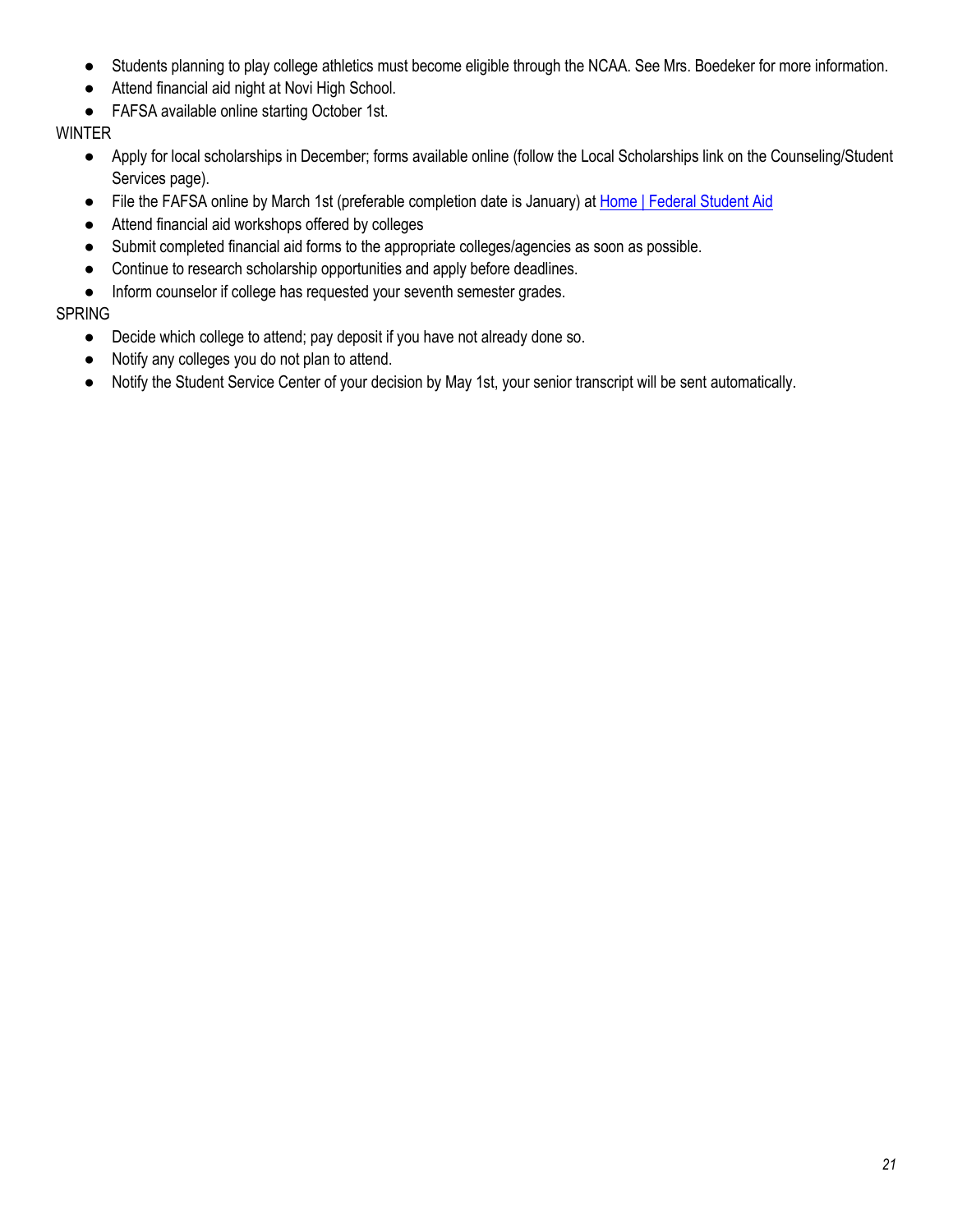- Students planning to play college athletics must become eligible through the NCAA. See Mrs. Boedeker for more information.
- Attend financial aid night at Novi High School.
- FAFSA available online starting October 1st.

WINTER

- Apply for local scholarships in December; forms available online (follow the Local Scholarships link on the Counseling/Student Services page).
- File the FAFSA online by March 1st (preferable completion date is January) at [Home | Federal Student Aid]
- Attend financial aid workshops offered by colleges
- Submit completed financial aid forms to the appropriate colleges/agencies as soon as possible.
- Continue to research scholarship opportunities and apply before deadlines.
- Inform counselor if college has requested your seventh semester grades.

SPRING

- Decide which college to attend; pay deposit if you have not already done so.
- Notify any colleges you do not plan to attend.
- Notify the Student Service Center of your decision by May 1st, your senior transcript will be sent automatically.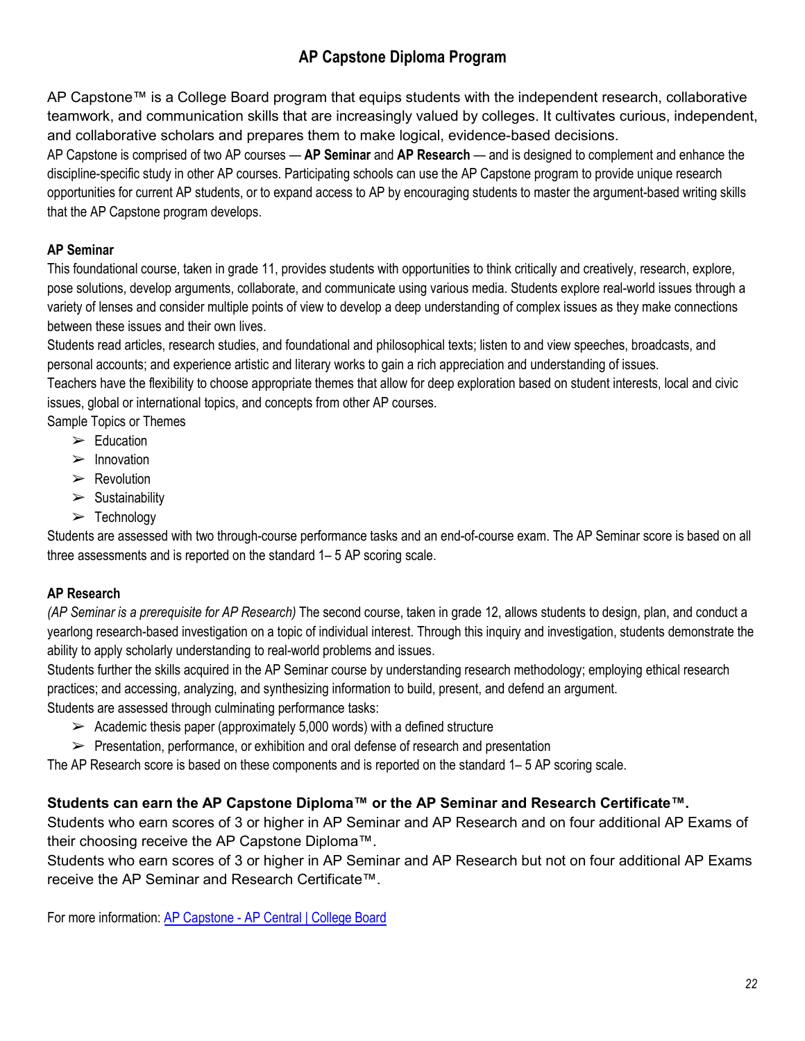# AP Capstone Diploma Program

AP Capstone™ is a College Board program that equips students with the independent research, collaborative teamwork, and communication skills that are increasingly valued by colleges. It cultivates curious, independent, and collaborative scholars and prepares them to make logical, evidence-based decisions.

AP Capstone is comprised of two AP courses — **AP Seminar** and **AP Research** — and is designed to complement and enhance the discipline-specific study in other AP courses. Participating schools can use the AP Capstone program to provide unique research opportunities for current AP students, or to expand access to AP by encouraging students to master the argument-based writing skills that the AP Capstone program develops.

### AP Seminar

This foundational course, taken in grade 11, provides students with opportunities to think critically and creatively, research, explore, pose solutions, develop arguments, collaborate, and communicate using various media. Students explore real-world issues through a variety of lenses and consider multiple points of view to develop a deep understanding of complex issues as they make connections between these issues and their own lives.

Students read articles, research studies, and foundational and philosophical texts; listen to and view speeches, broadcasts, and personal accounts; and experience artistic and literary works to gain a rich appreciation and understanding of issues.

Teachers have the flexibility to choose appropriate themes that allow for deep exploration based on student interests, local and civic issues, global or international topics, and concepts from other AP courses.

Sample Topics or Themes

- Education
- Innovation
- Revolution
- Sustainability
- Technology

Students are assessed with two through-course performance tasks and an end-of-course exam. The AP Seminar score is based on all three assessments and is reported on the standard 1– 5 AP scoring scale.

### AP Research

*(AP Seminar is a prerequisite for AP Research)* The second course, taken in grade 12, allows students to design, plan, and conduct a yearlong research-based investigation on a topic of individual interest. Through this inquiry and investigation, students demonstrate the ability to apply scholarly understanding to real-world problems and issues.

Students further the skills acquired in the AP Seminar course by understanding research methodology; employing ethical research practices; and accessing, analyzing, and synthesizing information to build, present, and defend an argument.

Students are assessed through culminating performance tasks:

- Academic thesis paper (approximately 5,000 words) with a defined structure
- Presentation, performance, or exhibition and oral defense of research and presentation

The AP Research score is based on these components and is reported on the standard 1– 5 AP scoring scale.

### Students can earn the AP Capstone Diploma™ or the AP Seminar and Research Certificate™.

Students who earn scores of 3 or higher in AP Seminar and AP Research and on four additional AP Exams of their choosing receive the AP Capstone Diploma™.

Students who earn scores of 3 or higher in AP Seminar and AP Research but not on four additional AP Exams receive the AP Seminar and Research Certificate™.

For more information: [AP Capstone - AP Central | College Board]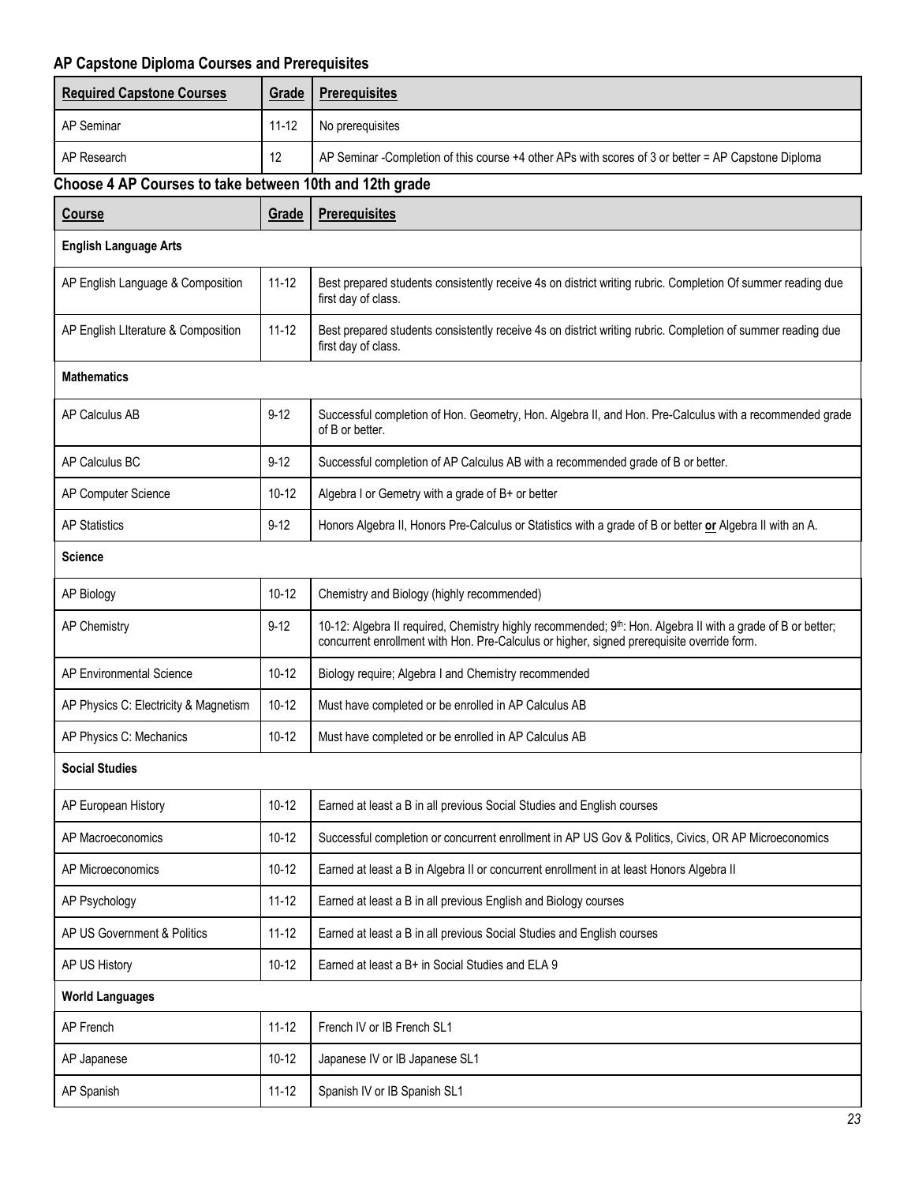## AP Capstone Diploma Courses and Prerequisites

| Required Capstone Courses | Grade | Prerequisites |
|---|---|---|
| AP Seminar | 11-12 | No prerequisites |
| AP Research | 12 | AP Seminar -Completion of this course +4 other APs with scores of 3 or better = AP Capstone Diploma |

## Choose 4 AP Courses to take between 10th and 12th grade

| Course | Grade | Prerequisites |
|---|---|---|
| **English Language Arts** | | |
| AP English Language & Composition | 11-12 | Best prepared students consistently receive 4s on district writing rubric. Completion Of summer reading due first day of class. |
| AP English LIterature & Composition | 11-12 | Best prepared students consistently receive 4s on district writing rubric. Completion of summer reading due first day of class. |
| **Mathematics** | | |
| AP Calculus AB | 9-12 | Successful completion of Hon. Geometry, Hon. Algebra II, and Hon. Pre-Calculus with a recommended grade of B or better. |
| AP Calculus BC | 9-12 | Successful completion of AP Calculus AB with a recommended grade of B or better. |
| AP Computer Science | 10-12 | Algebra I or Gemetry with a grade of B+ or better |
| AP Statistics | 9-12 | Honors Algebra II, Honors Pre-Calculus or Statistics with a grade of B or better **or** Algebra II with an A. |
| **Science** | | |
| AP Biology | 10-12 | Chemistry and Biology (highly recommended) |
| AP Chemistry | 9-12 | 10-12: Algebra II required, Chemistry highly recommended; 9th: Hon. Algebra II with a grade of B or better; concurrent enrollment with Hon. Pre-Calculus or higher, signed prerequisite override form. |
| AP Environmental Science | 10-12 | Biology require; Algebra I and Chemistry recommended |
| AP Physics C: Electricity & Magnetism | 10-12 | Must have completed or be enrolled in AP Calculus AB |
| AP Physics C: Mechanics | 10-12 | Must have completed or be enrolled in AP Calculus AB |
| **Social Studies** | | |
| AP European History | 10-12 | Earned at least a B in all previous Social Studies and English courses |
| AP Macroeconomics | 10-12 | Successful completion or concurrent enrollment in AP US Gov & Politics, Civics, OR AP Microeconomics |
| AP Microeconomics | 10-12 | Earned at least a B in Algebra II or concurrent enrollment in at least Honors Algebra II |
| AP Psychology | 11-12 | Earned at least a B in all previous English and Biology courses |
| AP US Government & Politics | 11-12 | Earned at least a B in all previous Social Studies and English courses |
| AP US History | 10-12 | Earned at least a B+ in Social Studies and ELA 9 |
| **World Languages** | | |
| AP French | 11-12 | French IV or IB French SL1 |
| AP Japanese | 10-12 | Japanese IV or IB Japanese SL1 |
| AP Spanish | 11-12 | Spanish IV or IB Spanish SL1 |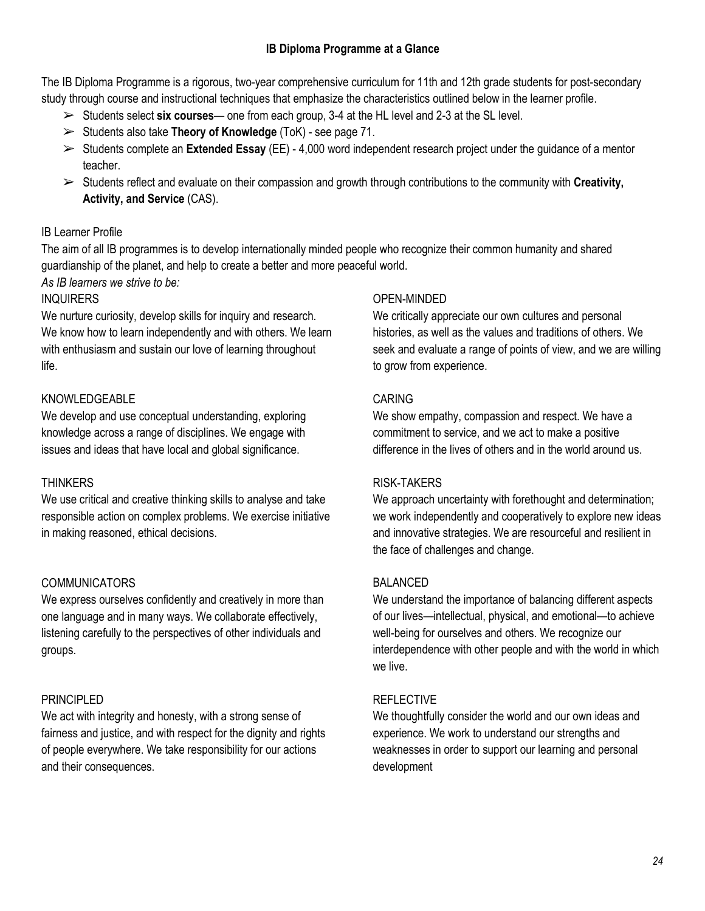## IB Diploma Programme at a Glance

The IB Diploma Programme is a rigorous, two-year comprehensive curriculum for 11th and 12th grade students for post-secondary study through course and instructional techniques that emphasize the characteristics outlined below in the learner profile.

- Students select **six courses**— one from each group, 3-4 at the HL level and 2-3 at the SL level.
- Students also take **Theory of Knowledge** (ToK) - see page 71.
- Students complete an **Extended Essay** (EE) - 4,000 word independent research project under the guidance of a mentor teacher.
- Students reflect and evaluate on their compassion and growth through contributions to the community with **Creativity, Activity, and Service** (CAS).

IB Learner Profile

The aim of all IB programmes is to develop internationally minded people who recognize their common humanity and shared guardianship of the planet, and help to create a better and more peaceful world.

*As IB learners we strive to be:*

INQUIRERS

We nurture curiosity, develop skills for inquiry and research. We know how to learn independently and with others. We learn with enthusiasm and sustain our love of learning throughout life.

KNOWLEDGEABLE

We develop and use conceptual understanding, exploring knowledge across a range of disciplines. We engage with issues and ideas that have local and global significance.

THINKERS

We use critical and creative thinking skills to analyse and take responsible action on complex problems. We exercise initiative in making reasoned, ethical decisions.

COMMUNICATORS

We express ourselves confidently and creatively in more than one language and in many ways. We collaborate effectively, listening carefully to the perspectives of other individuals and groups.

PRINCIPLED

We act with integrity and honesty, with a strong sense of fairness and justice, and with respect for the dignity and rights of people everywhere. We take responsibility for our actions and their consequences.

OPEN-MINDED

We critically appreciate our own cultures and personal histories, as well as the values and traditions of others. We seek and evaluate a range of points of view, and we are willing to grow from experience.

CARING

We show empathy, compassion and respect. We have a commitment to service, and we act to make a positive difference in the lives of others and in the world around us.

RISK-TAKERS

We approach uncertainty with forethought and determination; we work independently and cooperatively to explore new ideas and innovative strategies. We are resourceful and resilient in the face of challenges and change.

BALANCED

We understand the importance of balancing different aspects of our lives—intellectual, physical, and emotional—to achieve well-being for ourselves and others. We recognize our interdependence with other people and with the world in which we live.

REFLECTIVE

We thoughtfully consider the world and our own ideas and experience. We work to understand our strengths and weaknesses in order to support our learning and personal development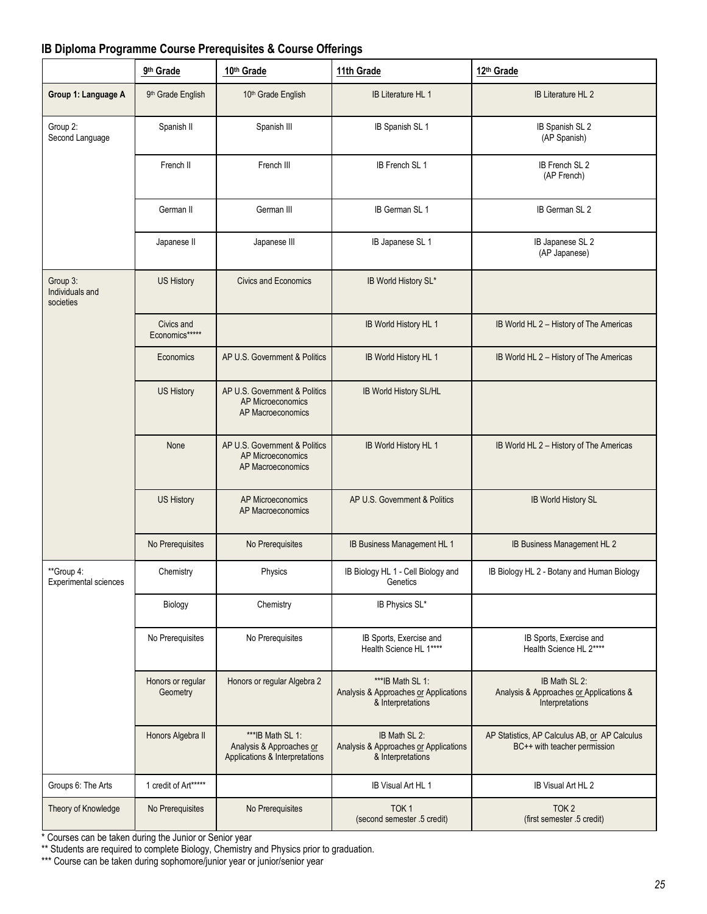## IB Diploma Programme Course Prerequisites & Course Offerings

| | 9th Grade | 10th Grade | 11th Grade | 12th Grade |
|---|---|---|---|---|
| **Group 1: Language A** | 9th Grade English | 10th Grade English | IB Literature HL 1 | IB Literature HL 2 |
| Group 2: Second Language | Spanish II | Spanish III | IB Spanish SL 1 | IB Spanish SL 2 (AP Spanish) |
| | French II | French III | IB French SL 1 | IB French SL 2 (AP French) |
| | German II | German III | IB German SL 1 | IB German SL 2 |
| | Japanese II | Japanese III | IB Japanese SL 1 | IB Japanese SL 2 (AP Japanese) |
| Group 3: Individuals and societies | US History | Civics and Economics | IB World History SL* | |
| | Civics and Economics***** | | IB World History HL 1 | IB World HL 2 – History of The Americas |
| | Economics | AP U.S. Government & Politics | IB World History HL 1 | IB World HL 2 – History of The Americas |
| | US History | AP U.S. Government & Politics AP Microeconomics AP Macroeconomics | IB World History SL/HL | |
| | None | AP U.S. Government & Politics AP Microeconomics AP Macroeconomics | IB World History HL 1 | IB World HL 2 – History of The Americas |
| | US History | AP Microeconomics AP Macroeconomics | AP U.S. Government & Politics | IB World History SL |
| | No Prerequisites | No Prerequisites | IB Business Management HL 1 | IB Business Management HL 2 |
| **Group 4: Experimental sciences | Chemistry | Physics | IB Biology HL 1 - Cell Biology and Genetics | IB Biology HL 2 - Botany and Human Biology |
| | Biology | Chemistry | IB Physics SL* | |
| | No Prerequisites | No Prerequisites | IB Sports, Exercise and Health Science HL 1**** | IB Sports, Exercise and Health Science HL 2**** |
| | Honors or regular Geometry | Honors or regular Algebra 2 | ***IB Math SL 1: Analysis & Approaches or Applications & Interpretations | IB Math SL 2: Analysis & Approaches or Applications & Interpretations |
| | Honors Algebra II | ***IB Math SL 1: Analysis & Approaches or Applications & Interpretations | IB Math SL 2: Analysis & Approaches or Applications & Interpretations | AP Statistics, AP Calculus AB, or AP Calculus BC++ with teacher permission |
| Groups 6: The Arts | 1 credit of Art***** | | IB Visual Art HL 1 | IB Visual Art HL 2 |
| Theory of Knowledge | No Prerequisites | No Prerequisites | TOK 1 (second semester .5 credit) | TOK 2 (first semester .5 credit) |

* Courses can be taken during the Junior or Senior year

** Students are required to complete Biology, Chemistry and Physics prior to graduation.

*** Course can be taken during sophomore/junior year or junior/senior year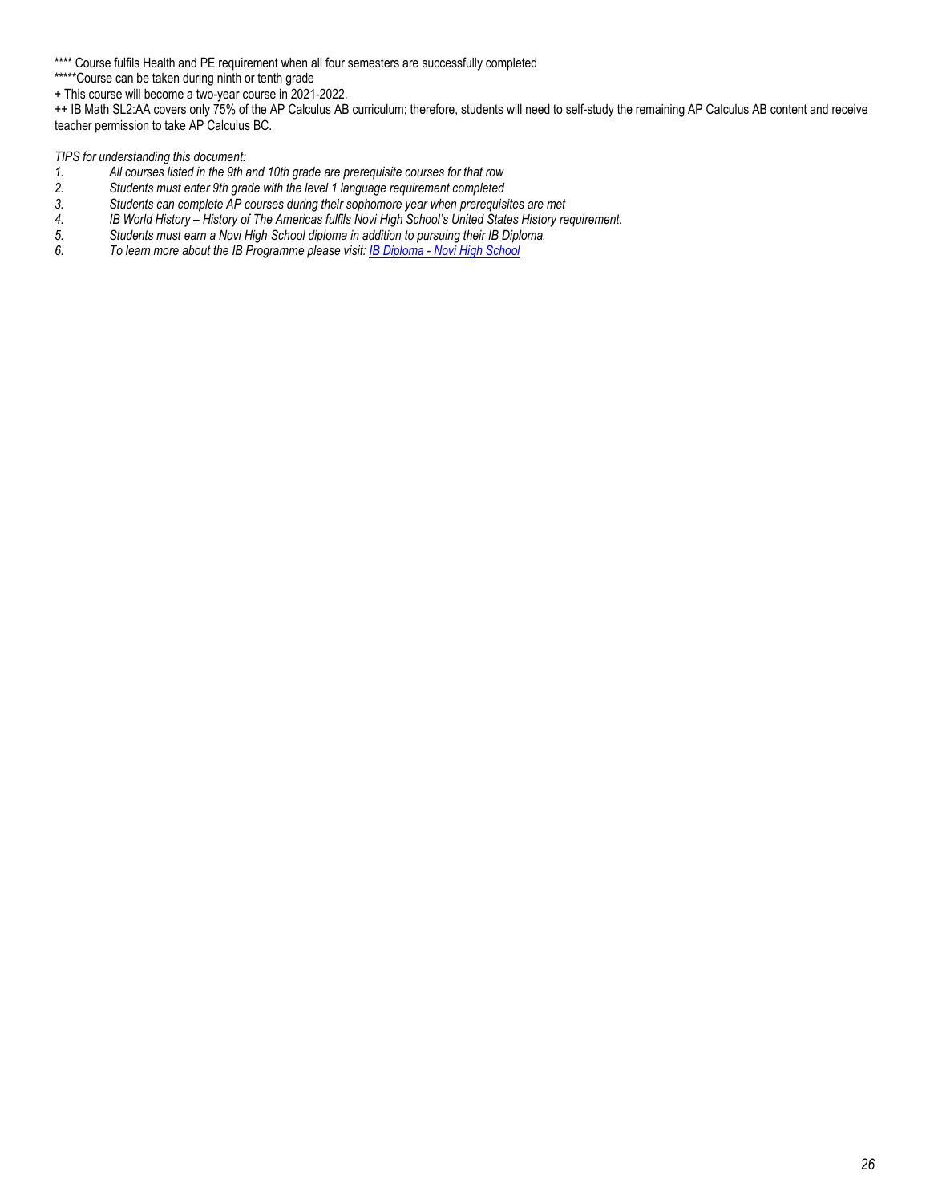**** Course fulfils Health and PE requirement when all four semesters are successfully completed

*****Course can be taken during ninth or tenth grade

+ This course will become a two-year course in 2021-2022.

++ IB Math SL2:AA covers only 75% of the AP Calculus AB curriculum; therefore, students will need to self-study the remaining AP Calculus AB content and receive teacher permission to take AP Calculus BC.

*TIPS for understanding this document:*

1. *All courses listed in the 9th and 10th grade are prerequisite courses for that row*
2. *Students must enter 9th grade with the level 1 language requirement completed*
3. *Students can complete AP courses during their sophomore year when prerequisites are met*
4. *IB World History – History of The Americas fulfils Novi High School's United States History requirement.*
5. *Students must earn a Novi High School diploma in addition to pursuing their IB Diploma.*
6. *To learn more about the IB Programme please visit: IB Diploma - Novi High School*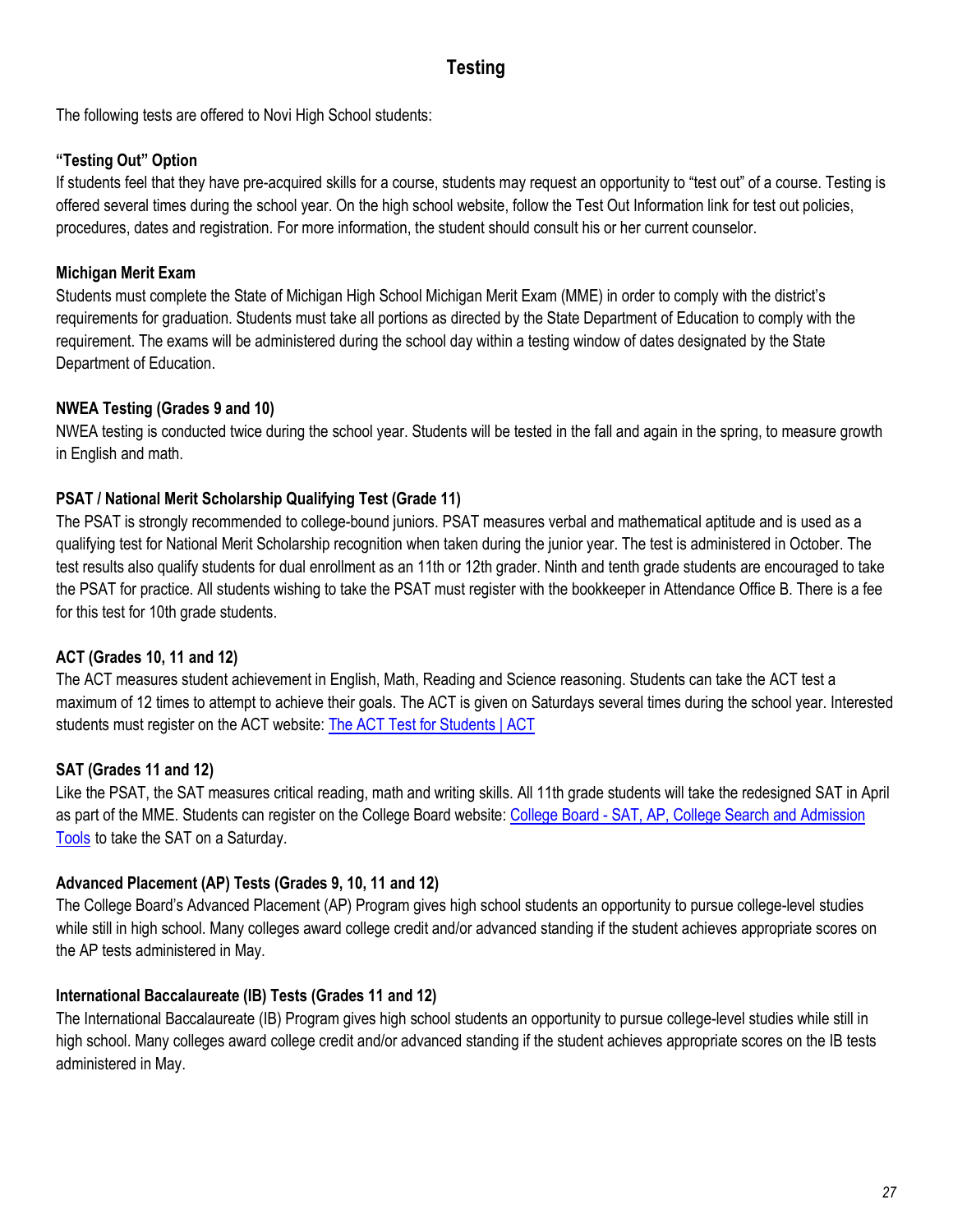# Testing

The following tests are offered to Novi High School students:

### "Testing Out" Option

If students feel that they have pre-acquired skills for a course, students may request an opportunity to "test out" of a course. Testing is offered several times during the school year. On the high school website, follow the Test Out Information link for test out policies, procedures, dates and registration. For more information, the student should consult his or her current counselor.

### Michigan Merit Exam

Students must complete the State of Michigan High School Michigan Merit Exam (MME) in order to comply with the district's requirements for graduation. Students must take all portions as directed by the State Department of Education to comply with the requirement. The exams will be administered during the school day within a testing window of dates designated by the State Department of Education.

### NWEA Testing (Grades 9 and 10)

NWEA testing is conducted twice during the school year. Students will be tested in the fall and again in the spring, to measure growth in English and math.

### PSAT / National Merit Scholarship Qualifying Test (Grade 11)

The PSAT is strongly recommended to college-bound juniors. PSAT measures verbal and mathematical aptitude and is used as a qualifying test for National Merit Scholarship recognition when taken during the junior year. The test is administered in October. The test results also qualify students for dual enrollment as an 11th or 12th grader. Ninth and tenth grade students are encouraged to take the PSAT for practice. All students wishing to take the PSAT must register with the bookkeeper in Attendance Office B. There is a fee for this test for 10th grade students.

### ACT (Grades 10, 11 and 12)

The ACT measures student achievement in English, Math, Reading and Science reasoning. Students can take the ACT test a maximum of 12 times to attempt to achieve their goals. The ACT is given on Saturdays several times during the school year. Interested students must register on the ACT website: The ACT Test for Students | ACT

### SAT (Grades 11 and 12)

Like the PSAT, the SAT measures critical reading, math and writing skills. All 11th grade students will take the redesigned SAT in April as part of the MME. Students can register on the College Board website: College Board - SAT, AP, College Search and Admission Tools to take the SAT on a Saturday.

### Advanced Placement (AP) Tests (Grades 9, 10, 11 and 12)

The College Board's Advanced Placement (AP) Program gives high school students an opportunity to pursue college-level studies while still in high school. Many colleges award college credit and/or advanced standing if the student achieves appropriate scores on the AP tests administered in May.

### International Baccalaureate (IB) Tests (Grades 11 and 12)

The International Baccalaureate (IB) Program gives high school students an opportunity to pursue college-level studies while still in high school. Many colleges award college credit and/or advanced standing if the student achieves appropriate scores on the IB tests administered in May.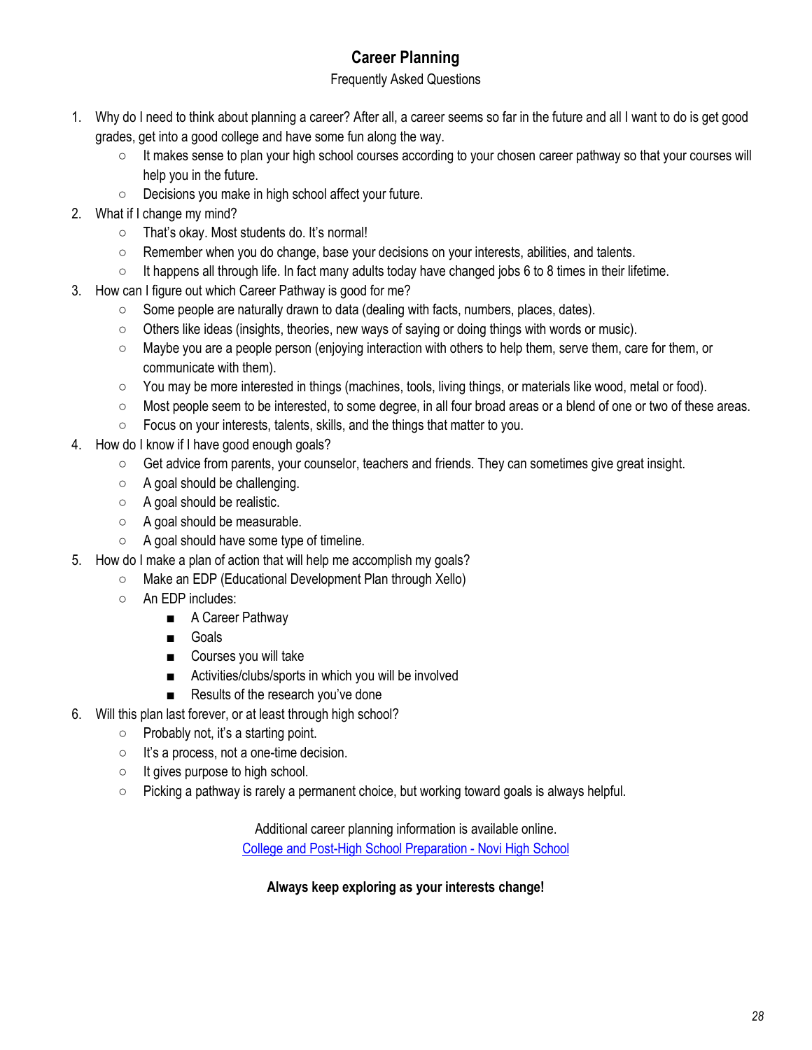# Career Planning

Frequently Asked Questions

1. Why do I need to think about planning a career? After all, a career seems so far in the future and all I want to do is get good grades, get into a good college and have some fun along the way.
   - It makes sense to plan your high school courses according to your chosen career pathway so that your courses will help you in the future.
   - Decisions you make in high school affect your future.
2. What if I change my mind?
   - That's okay. Most students do. It's normal!
   - Remember when you do change, base your decisions on your interests, abilities, and talents.
   - It happens all through life. In fact many adults today have changed jobs 6 to 8 times in their lifetime.
3. How can I figure out which Career Pathway is good for me?
   - Some people are naturally drawn to data (dealing with facts, numbers, places, dates).
   - Others like ideas (insights, theories, new ways of saying or doing things with words or music).
   - Maybe you are a people person (enjoying interaction with others to help them, serve them, care for them, or communicate with them).
   - You may be more interested in things (machines, tools, living things, or materials like wood, metal or food).
   - Most people seem to be interested, to some degree, in all four broad areas or a blend of one or two of these areas.
   - Focus on your interests, talents, skills, and the things that matter to you.
4. How do I know if I have good enough goals?
   - Get advice from parents, your counselor, teachers and friends. They can sometimes give great insight.
   - A goal should be challenging.
   - A goal should be realistic.
   - A goal should be measurable.
   - A goal should have some type of timeline.
5. How do I make a plan of action that will help me accomplish my goals?
   - Make an EDP (Educational Development Plan through Xello)
   - An EDP includes:
     - A Career Pathway
     - Goals
     - Courses you will take
     - Activities/clubs/sports in which you will be involved
     - Results of the research you've done
6. Will this plan last forever, or at least through high school?
   - Probably not, it's a starting point.
   - It's a process, not a one-time decision.
   - It gives purpose to high school.
   - Picking a pathway is rarely a permanent choice, but working toward goals is always helpful.

Additional career planning information is available online.
College and Post-High School Preparation - Novi High School

**Always keep exploring as your interests change!**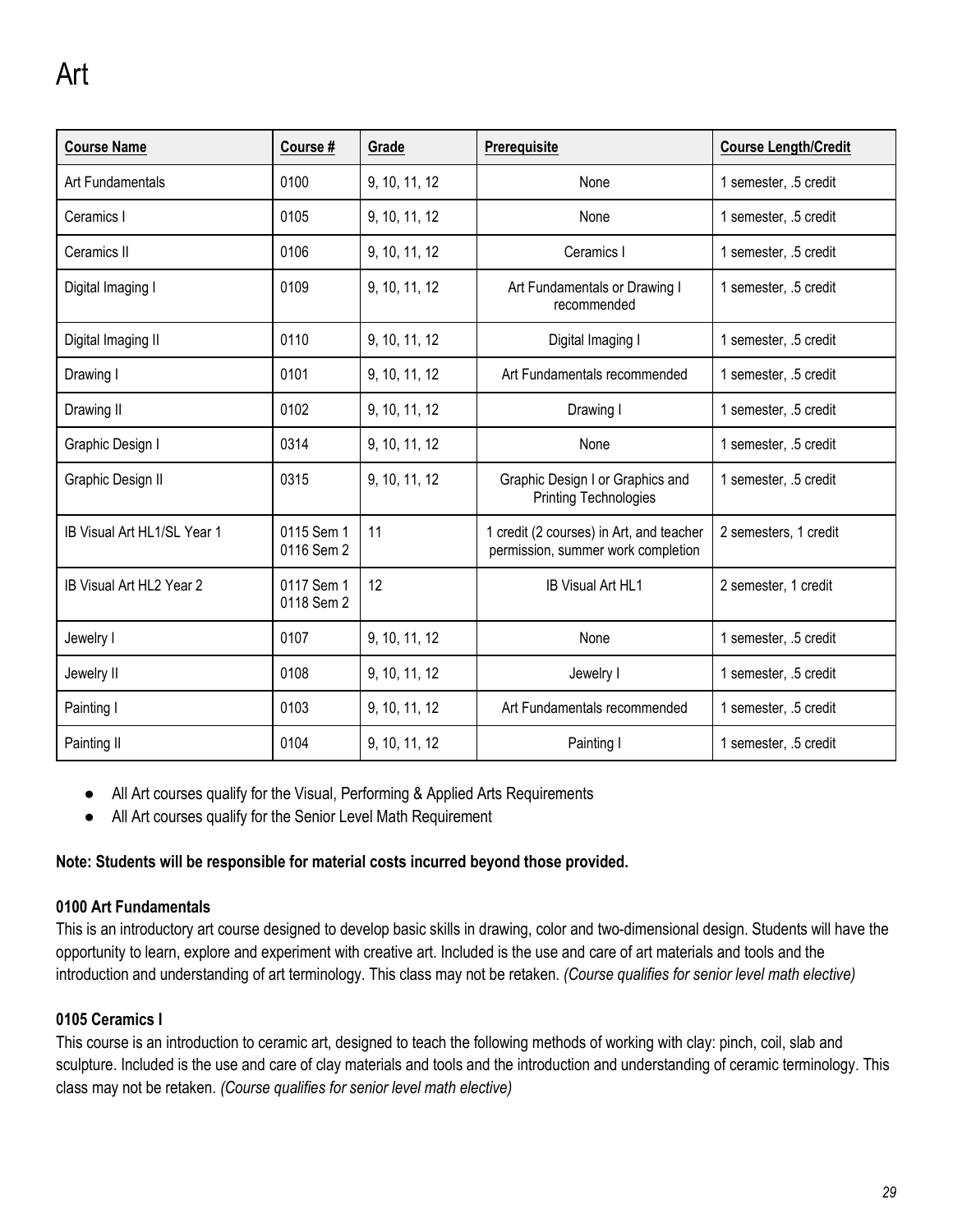# Art

| Course Name | Course # | Grade | Prerequisite | Course Length/Credit |
|---|---|---|---|---|
| Art Fundamentals | 0100 | 9, 10, 11, 12 | None | 1 semester, .5 credit |
| Ceramics I | 0105 | 9, 10, 11, 12 | None | 1 semester, .5 credit |
| Ceramics II | 0106 | 9, 10, 11, 12 | Ceramics I | 1 semester, .5 credit |
| Digital Imaging I | 0109 | 9, 10, 11, 12 | Art Fundamentals or Drawing I recommended | 1 semester, .5 credit |
| Digital Imaging II | 0110 | 9, 10, 11, 12 | Digital Imaging I | 1 semester, .5 credit |
| Drawing I | 0101 | 9, 10, 11, 12 | Art Fundamentals recommended | 1 semester, .5 credit |
| Drawing II | 0102 | 9, 10, 11, 12 | Drawing I | 1 semester, .5 credit |
| Graphic Design I | 0314 | 9, 10, 11, 12 | None | 1 semester, .5 credit |
| Graphic Design II | 0315 | 9, 10, 11, 12 | Graphic Design I or Graphics and Printing Technologies | 1 semester, .5 credit |
| IB Visual Art HL1/SL Year 1 | 0115 Sem 1<br>0116 Sem 2 | 11 | 1 credit (2 courses) in Art, and teacher permission, summer work completion | 2 semesters, 1 credit |
| IB Visual Art HL2 Year 2 | 0117 Sem 1<br>0118 Sem 2 | 12 | IB Visual Art HL1 | 2 semester, 1 credit |
| Jewelry I | 0107 | 9, 10, 11, 12 | None | 1 semester, .5 credit |
| Jewelry II | 0108 | 9, 10, 11, 12 | Jewelry I | 1 semester, .5 credit |
| Painting I | 0103 | 9, 10, 11, 12 | Art Fundamentals recommended | 1 semester, .5 credit |
| Painting II | 0104 | 9, 10, 11, 12 | Painting I | 1 semester, .5 credit |

- All Art courses qualify for the Visual, Performing & Applied Arts Requirements
- All Art courses qualify for the Senior Level Math Requirement

**Note: Students will be responsible for material costs incurred beyond those provided.**

**0100 Art Fundamentals**

This is an introductory art course designed to develop basic skills in drawing, color and two-dimensional design. Students will have the opportunity to learn, explore and experiment with creative art. Included is the use and care of art materials and tools and the introduction and understanding of art terminology. This class may not be retaken. *(Course qualifies for senior level math elective)*

**0105 Ceramics I**

This course is an introduction to ceramic art, designed to teach the following methods of working with clay: pinch, coil, slab and sculpture. Included is the use and care of clay materials and tools and the introduction and understanding of ceramic terminology. This class may not be retaken. *(Course qualifies for senior level math elective)*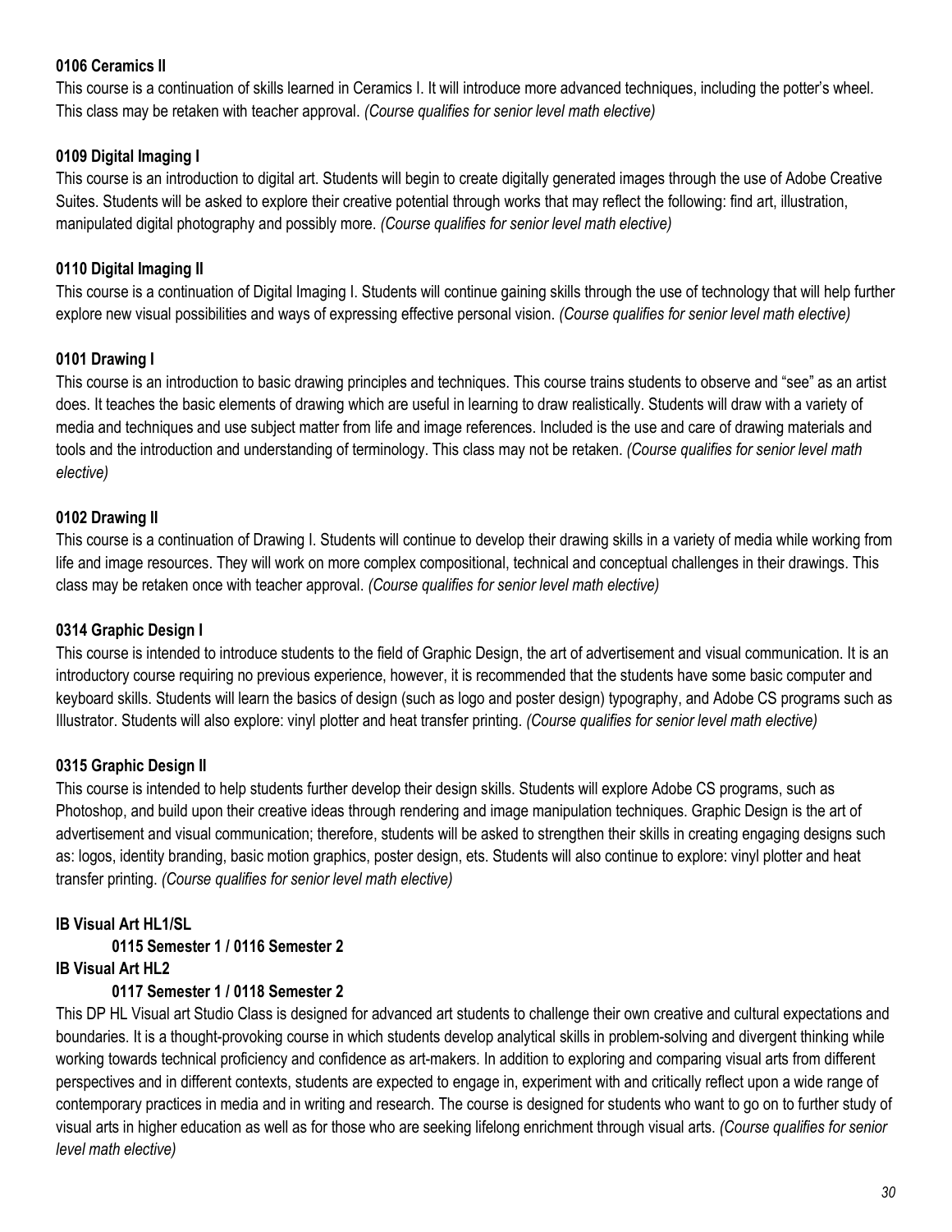**0106 Ceramics II**

This course is a continuation of skills learned in Ceramics I. It will introduce more advanced techniques, including the potter's wheel. This class may be retaken with teacher approval. *(Course qualifies for senior level math elective)*

**0109 Digital Imaging I**

This course is an introduction to digital art. Students will begin to create digitally generated images through the use of Adobe Creative Suites. Students will be asked to explore their creative potential through works that may reflect the following: find art, illustration, manipulated digital photography and possibly more. *(Course qualifies for senior level math elective)*

**0110 Digital Imaging II**

This course is a continuation of Digital Imaging I. Students will continue gaining skills through the use of technology that will help further explore new visual possibilities and ways of expressing effective personal vision. *(Course qualifies for senior level math elective)*

**0101 Drawing I**

This course is an introduction to basic drawing principles and techniques. This course trains students to observe and "see" as an artist does. It teaches the basic elements of drawing which are useful in learning to draw realistically. Students will draw with a variety of media and techniques and use subject matter from life and image references. Included is the use and care of drawing materials and tools and the introduction and understanding of terminology. This class may not be retaken. *(Course qualifies for senior level math elective)*

**0102 Drawing II**

This course is a continuation of Drawing I. Students will continue to develop their drawing skills in a variety of media while working from life and image resources. They will work on more complex compositional, technical and conceptual challenges in their drawings. This class may be retaken once with teacher approval. *(Course qualifies for senior level math elective)*

**0314 Graphic Design I**

This course is intended to introduce students to the field of Graphic Design, the art of advertisement and visual communication. It is an introductory course requiring no previous experience, however, it is recommended that the students have some basic computer and keyboard skills. Students will learn the basics of design (such as logo and poster design) typography, and Adobe CS programs such as Illustrator. Students will also explore: vinyl plotter and heat transfer printing. *(Course qualifies for senior level math elective)*

**0315 Graphic Design II**

This course is intended to help students further develop their design skills. Students will explore Adobe CS programs, such as Photoshop, and build upon their creative ideas through rendering and image manipulation techniques. Graphic Design is the art of advertisement and visual communication; therefore, students will be asked to strengthen their skills in creating engaging designs such as: logos, identity branding, basic motion graphics, poster design, ets. Students will also continue to explore: vinyl plotter and heat transfer printing. *(Course qualifies for senior level math elective)*

**IB Visual Art HL1/SL**

**0115 Semester 1 / 0116 Semester 2**

**IB Visual Art HL2**

**0117 Semester 1 / 0118 Semester 2**

This DP HL Visual art Studio Class is designed for advanced art students to challenge their own creative and cultural expectations and boundaries. It is a thought-provoking course in which students develop analytical skills in problem-solving and divergent thinking while working towards technical proficiency and confidence as art-makers. In addition to exploring and comparing visual arts from different perspectives and in different contexts, students are expected to engage in, experiment with and critically reflect upon a wide range of contemporary practices in media and in writing and research. The course is designed for students who want to go on to further study of visual arts in higher education as well as for those who are seeking lifelong enrichment through visual arts. *(Course qualifies for senior level math elective)*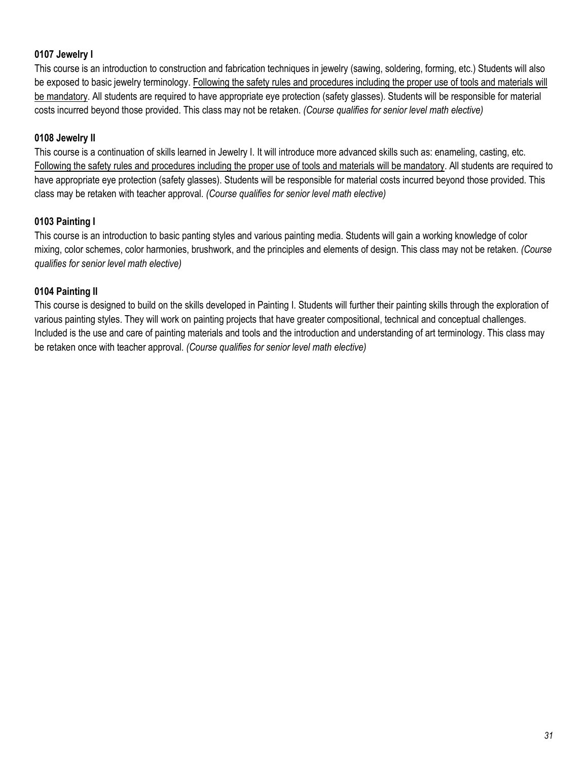### 0107 Jewelry I

This course is an introduction to construction and fabrication techniques in jewelry (sawing, soldering, forming, etc.) Students will also be exposed to basic jewelry terminology. <u>Following the safety rules and procedures including the proper use of tools and materials will be mandatory</u>. All students are required to have appropriate eye protection (safety glasses). Students will be responsible for material costs incurred beyond those provided. This class may not be retaken. *(Course qualifies for senior level math elective)*

### 0108 Jewelry II

This course is a continuation of skills learned in Jewelry I. It will introduce more advanced skills such as: enameling, casting, etc. <u>Following the safety rules and procedures including the proper use of tools and materials will be mandatory</u>. All students are required to have appropriate eye protection (safety glasses). Students will be responsible for material costs incurred beyond those provided. This class may be retaken with teacher approval. *(Course qualifies for senior level math elective)*

### 0103 Painting I

This course is an introduction to basic panting styles and various painting media. Students will gain a working knowledge of color mixing, color schemes, color harmonies, brushwork, and the principles and elements of design. This class may not be retaken. *(Course qualifies for senior level math elective)*

### 0104 Painting II

This course is designed to build on the skills developed in Painting I. Students will further their painting skills through the exploration of various painting styles. They will work on painting projects that have greater compositional, technical and conceptual challenges. Included is the use and care of painting materials and tools and the introduction and understanding of art terminology. This class may be retaken once with teacher approval. *(Course qualifies for senior level math elective)*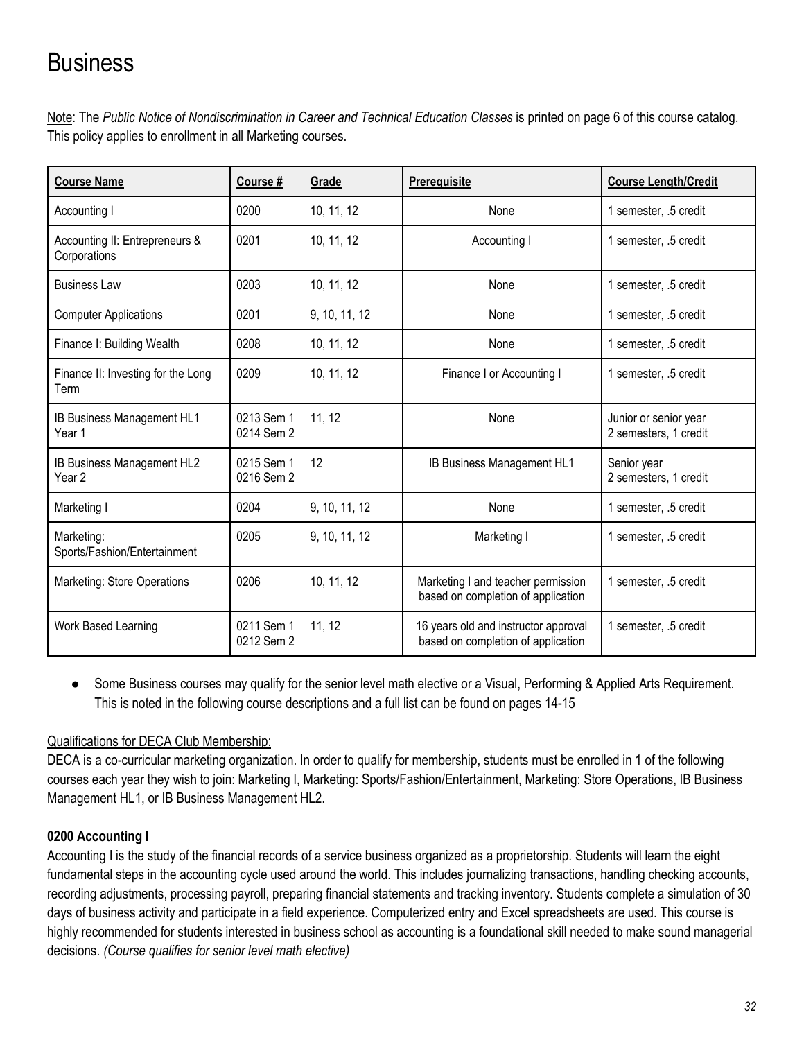# Business

Note: The *Public Notice of Nondiscrimination in Career and Technical Education Classes* is printed on page 6 of this course catalog. This policy applies to enrollment in all Marketing courses.

| Course Name | Course # | Grade | Prerequisite | Course Length/Credit |
|---|---|---|---|---|
| Accounting I | 0200 | 10, 11, 12 | None | 1 semester, .5 credit |
| Accounting II: Entrepreneurs & Corporations | 0201 | 10, 11, 12 | Accounting I | 1 semester, .5 credit |
| Business Law | 0203 | 10, 11, 12 | None | 1 semester, .5 credit |
| Computer Applications | 0201 | 9, 10, 11, 12 | None | 1 semester, .5 credit |
| Finance I: Building Wealth | 0208 | 10, 11, 12 | None | 1 semester, .5 credit |
| Finance II: Investing for the Long Term | 0209 | 10, 11, 12 | Finance I or Accounting I | 1 semester, .5 credit |
| IB Business Management HL1 Year 1 | 0213 Sem 1<br>0214 Sem 2 | 11, 12 | None | Junior or senior year<br>2 semesters, 1 credit |
| IB Business Management HL2 Year 2 | 0215 Sem 1<br>0216 Sem 2 | 12 | IB Business Management HL1 | Senior year<br>2 semesters, 1 credit |
| Marketing I | 0204 | 9, 10, 11, 12 | None | 1 semester, .5 credit |
| Marketing: Sports/Fashion/Entertainment | 0205 | 9, 10, 11, 12 | Marketing I | 1 semester, .5 credit |
| Marketing: Store Operations | 0206 | 10, 11, 12 | Marketing I and teacher permission based on completion of application | 1 semester, .5 credit |
| Work Based Learning | 0211 Sem 1<br>0212 Sem 2 | 11, 12 | 16 years old and instructor approval based on completion of application | 1 semester, .5 credit |

- Some Business courses may qualify for the senior level math elective or a Visual, Performing & Applied Arts Requirement. This is noted in the following course descriptions and a full list can be found on pages 14-15

Qualifications for DECA Club Membership:

DECA is a co-curricular marketing organization. In order to qualify for membership, students must be enrolled in 1 of the following courses each year they wish to join: Marketing I, Marketing: Sports/Fashion/Entertainment, Marketing: Store Operations, IB Business Management HL1, or IB Business Management HL2.

**0200 Accounting I**

Accounting I is the study of the financial records of a service business organized as a proprietorship. Students will learn the eight fundamental steps in the accounting cycle used around the world. This includes journalizing transactions, handling checking accounts, recording adjustments, processing payroll, preparing financial statements and tracking inventory. Students complete a simulation of 30 days of business activity and participate in a field experience. Computerized entry and Excel spreadsheets are used. This course is highly recommended for students interested in business school as accounting is a foundational skill needed to make sound managerial decisions. *(Course qualifies for senior level math elective)*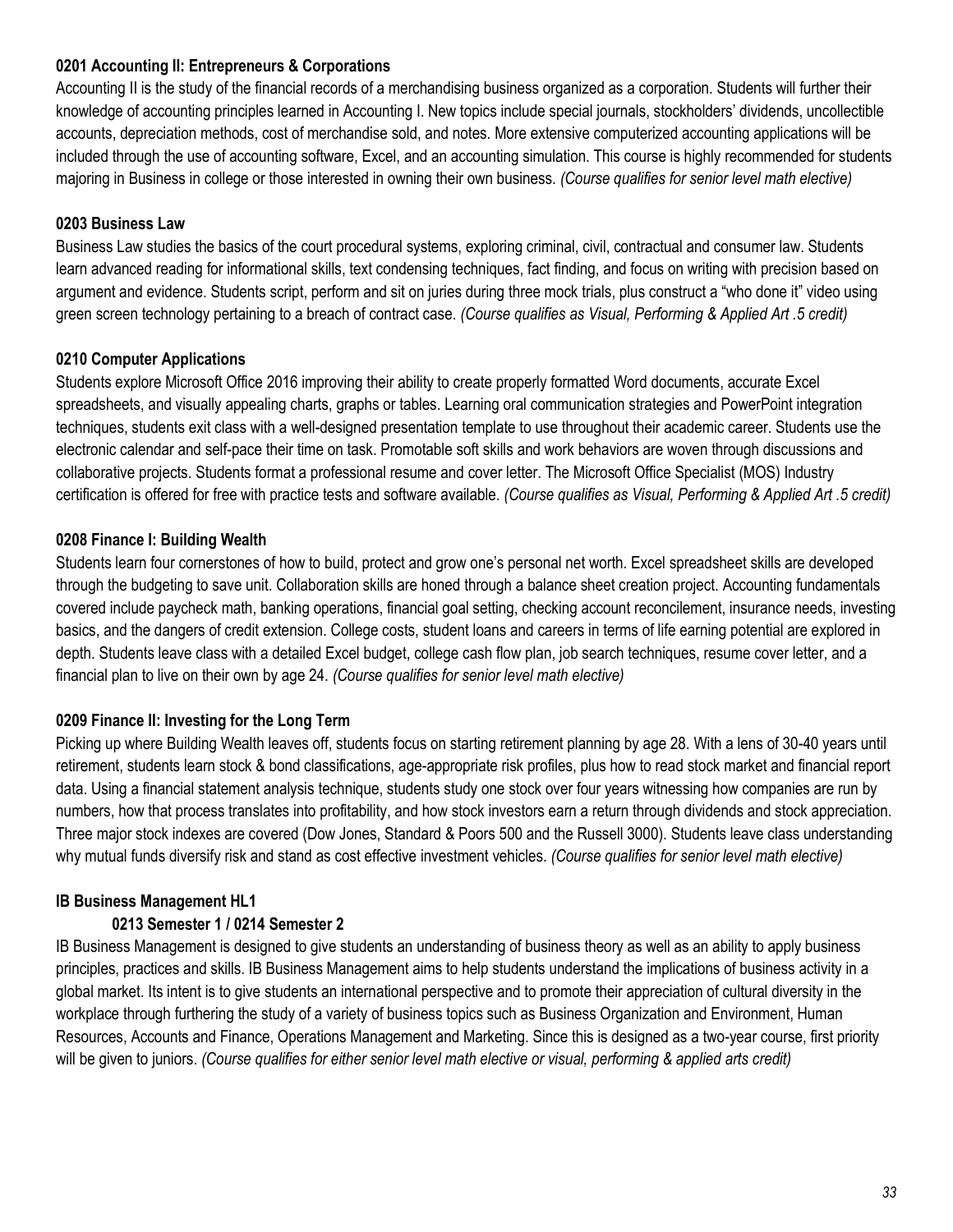**0201 Accounting II: Entrepreneurs & Corporations**

Accounting II is the study of the financial records of a merchandising business organized as a corporation. Students will further their knowledge of accounting principles learned in Accounting I. New topics include special journals, stockholders' dividends, uncollectible accounts, depreciation methods, cost of merchandise sold, and notes. More extensive computerized accounting applications will be included through the use of accounting software, Excel, and an accounting simulation. This course is highly recommended for students majoring in Business in college or those interested in owning their own business. *(Course qualifies for senior level math elective)*

**0203 Business Law**

Business Law studies the basics of the court procedural systems, exploring criminal, civil, contractual and consumer law. Students learn advanced reading for informational skills, text condensing techniques, fact finding, and focus on writing with precision based on argument and evidence. Students script, perform and sit on juries during three mock trials, plus construct a "who done it" video using green screen technology pertaining to a breach of contract case. *(Course qualifies as Visual, Performing & Applied Art .5 credit)*

**0210 Computer Applications**

Students explore Microsoft Office 2016 improving their ability to create properly formatted Word documents, accurate Excel spreadsheets, and visually appealing charts, graphs or tables. Learning oral communication strategies and PowerPoint integration techniques, students exit class with a well-designed presentation template to use throughout their academic career. Students use the electronic calendar and self-pace their time on task. Promotable soft skills and work behaviors are woven through discussions and collaborative projects. Students format a professional resume and cover letter. The Microsoft Office Specialist (MOS) Industry certification is offered for free with practice tests and software available. *(Course qualifies as Visual, Performing & Applied Art .5 credit)*

**0208 Finance I: Building Wealth**

Students learn four cornerstones of how to build, protect and grow one's personal net worth. Excel spreadsheet skills are developed through the budgeting to save unit. Collaboration skills are honed through a balance sheet creation project. Accounting fundamentals covered include paycheck math, banking operations, financial goal setting, checking account reconcilement, insurance needs, investing basics, and the dangers of credit extension. College costs, student loans and careers in terms of life earning potential are explored in depth. Students leave class with a detailed Excel budget, college cash flow plan, job search techniques, resume cover letter, and a financial plan to live on their own by age 24. *(Course qualifies for senior level math elective)*

**0209 Finance II: Investing for the Long Term**

Picking up where Building Wealth leaves off, students focus on starting retirement planning by age 28. With a lens of 30-40 years until retirement, students learn stock & bond classifications, age-appropriate risk profiles, plus how to read stock market and financial report data. Using a financial statement analysis technique, students study one stock over four years witnessing how companies are run by numbers, how that process translates into profitability, and how stock investors earn a return through dividends and stock appreciation. Three major stock indexes are covered (Dow Jones, Standard & Poors 500 and the Russell 3000). Students leave class understanding why mutual funds diversify risk and stand as cost effective investment vehicles. *(Course qualifies for senior level math elective)*

**IB Business Management HL1**

**0213 Semester 1 / 0214 Semester 2**

IB Business Management is designed to give students an understanding of business theory as well as an ability to apply business principles, practices and skills. IB Business Management aims to help students understand the implications of business activity in a global market. Its intent is to give students an international perspective and to promote their appreciation of cultural diversity in the workplace through furthering the study of a variety of business topics such as Business Organization and Environment, Human Resources, Accounts and Finance, Operations Management and Marketing. Since this is designed as a two-year course, first priority will be given to juniors. *(Course qualifies for either senior level math elective or visual, performing & applied arts credit)*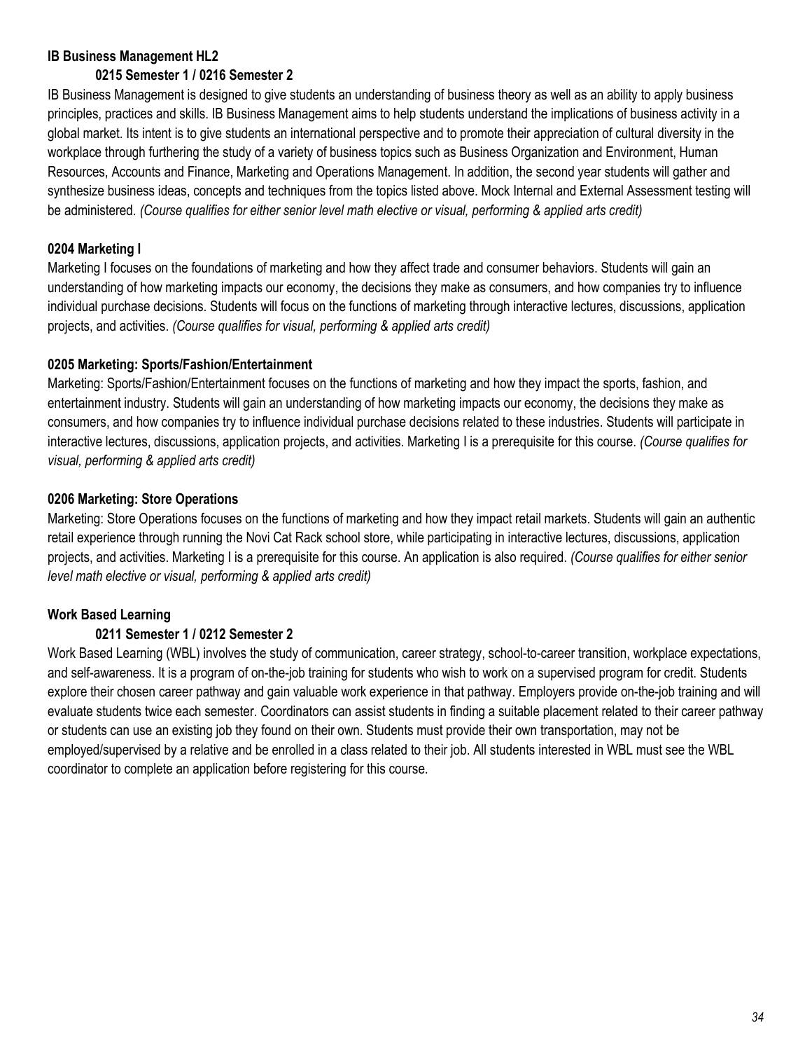**IB Business Management HL2**

**0215 Semester 1 / 0216 Semester 2**

IB Business Management is designed to give students an understanding of business theory as well as an ability to apply business principles, practices and skills. IB Business Management aims to help students understand the implications of business activity in a global market. Its intent is to give students an international perspective and to promote their appreciation of cultural diversity in the workplace through furthering the study of a variety of business topics such as Business Organization and Environment, Human Resources, Accounts and Finance, Marketing and Operations Management. In addition, the second year students will gather and synthesize business ideas, concepts and techniques from the topics listed above. Mock Internal and External Assessment testing will be administered. *(Course qualifies for either senior level math elective or visual, performing & applied arts credit)*

**0204 Marketing I**

Marketing I focuses on the foundations of marketing and how they affect trade and consumer behaviors. Students will gain an understanding of how marketing impacts our economy, the decisions they make as consumers, and how companies try to influence individual purchase decisions. Students will focus on the functions of marketing through interactive lectures, discussions, application projects, and activities. *(Course qualifies for visual, performing & applied arts credit)*

**0205 Marketing: Sports/Fashion/Entertainment**

Marketing: Sports/Fashion/Entertainment focuses on the functions of marketing and how they impact the sports, fashion, and entertainment industry. Students will gain an understanding of how marketing impacts our economy, the decisions they make as consumers, and how companies try to influence individual purchase decisions related to these industries. Students will participate in interactive lectures, discussions, application projects, and activities. Marketing I is a prerequisite for this course. *(Course qualifies for visual, performing & applied arts credit)*

**0206 Marketing: Store Operations**

Marketing: Store Operations focuses on the functions of marketing and how they impact retail markets. Students will gain an authentic retail experience through running the Novi Cat Rack school store, while participating in interactive lectures, discussions, application projects, and activities. Marketing I is a prerequisite for this course. An application is also required. *(Course qualifies for either senior level math elective or visual, performing & applied arts credit)*

**Work Based Learning**

**0211 Semester 1 / 0212 Semester 2**

Work Based Learning (WBL) involves the study of communication, career strategy, school-to-career transition, workplace expectations, and self-awareness. It is a program of on-the-job training for students who wish to work on a supervised program for credit. Students explore their chosen career pathway and gain valuable work experience in that pathway. Employers provide on-the-job training and will evaluate students twice each semester. Coordinators can assist students in finding a suitable placement related to their career pathway or students can use an existing job they found on their own. Students must provide their own transportation, may not be employed/supervised by a relative and be enrolled in a class related to their job. All students interested in WBL must see the WBL coordinator to complete an application before registering for this course.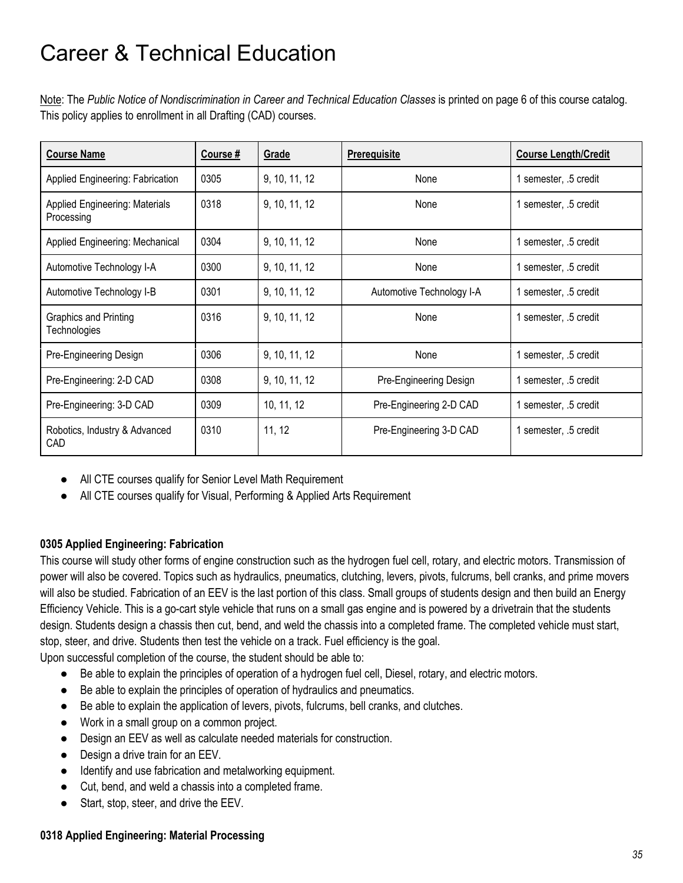# Career & Technical Education

Note: The *Public Notice of Nondiscrimination in Career and Technical Education Classes* is printed on page 6 of this course catalog. This policy applies to enrollment in all Drafting (CAD) courses.

| **Course Name** | **Course #** | **Grade** | **Prerequisite** | **Course Length/Credit** |
|---|---|---|---|---|
| Applied Engineering: Fabrication | 0305 | 9, 10, 11, 12 | None | 1 semester, .5 credit |
| Applied Engineering: Materials Processing | 0318 | 9, 10, 11, 12 | None | 1 semester, .5 credit |
| Applied Engineering: Mechanical | 0304 | 9, 10, 11, 12 | None | 1 semester, .5 credit |
| Automotive Technology I-A | 0300 | 9, 10, 11, 12 | None | 1 semester, .5 credit |
| Automotive Technology I-B | 0301 | 9, 10, 11, 12 | Automotive Technology I-A | 1 semester, .5 credit |
| Graphics and Printing Technologies | 0316 | 9, 10, 11, 12 | None | 1 semester, .5 credit |
| Pre-Engineering Design | 0306 | 9, 10, 11, 12 | None | 1 semester, .5 credit |
| Pre-Engineering: 2-D CAD | 0308 | 9, 10, 11, 12 | Pre-Engineering Design | 1 semester, .5 credit |
| Pre-Engineering: 3-D CAD | 0309 | 10, 11, 12 | Pre-Engineering 2-D CAD | 1 semester, .5 credit |
| Robotics, Industry & Advanced CAD | 0310 | 11, 12 | Pre-Engineering 3-D CAD | 1 semester, .5 credit |

- All CTE courses qualify for Senior Level Math Requirement
- All CTE courses qualify for Visual, Performing & Applied Arts Requirement

**0305 Applied Engineering: Fabrication**

This course will study other forms of engine construction such as the hydrogen fuel cell, rotary, and electric motors. Transmission of power will also be covered. Topics such as hydraulics, pneumatics, clutching, levers, pivots, fulcrums, bell cranks, and prime movers will also be studied. Fabrication of an EEV is the last portion of this class. Small groups of students design and then build an Energy Efficiency Vehicle. This is a go-cart style vehicle that runs on a small gas engine and is powered by a drivetrain that the students design. Students design a chassis then cut, bend, and weld the chassis into a completed frame. The completed vehicle must start, stop, steer, and drive. Students then test the vehicle on a track. Fuel efficiency is the goal.

Upon successful completion of the course, the student should be able to:

- Be able to explain the principles of operation of a hydrogen fuel cell, Diesel, rotary, and electric motors.
- Be able to explain the principles of operation of hydraulics and pneumatics.
- Be able to explain the application of levers, pivots, fulcrums, bell cranks, and clutches.
- Work in a small group on a common project.
- Design an EEV as well as calculate needed materials for construction.
- Design a drive train for an EEV.
- Identify and use fabrication and metalworking equipment.
- Cut, bend, and weld a chassis into a completed frame.
- Start, stop, steer, and drive the EEV.

**0318 Applied Engineering: Material Processing**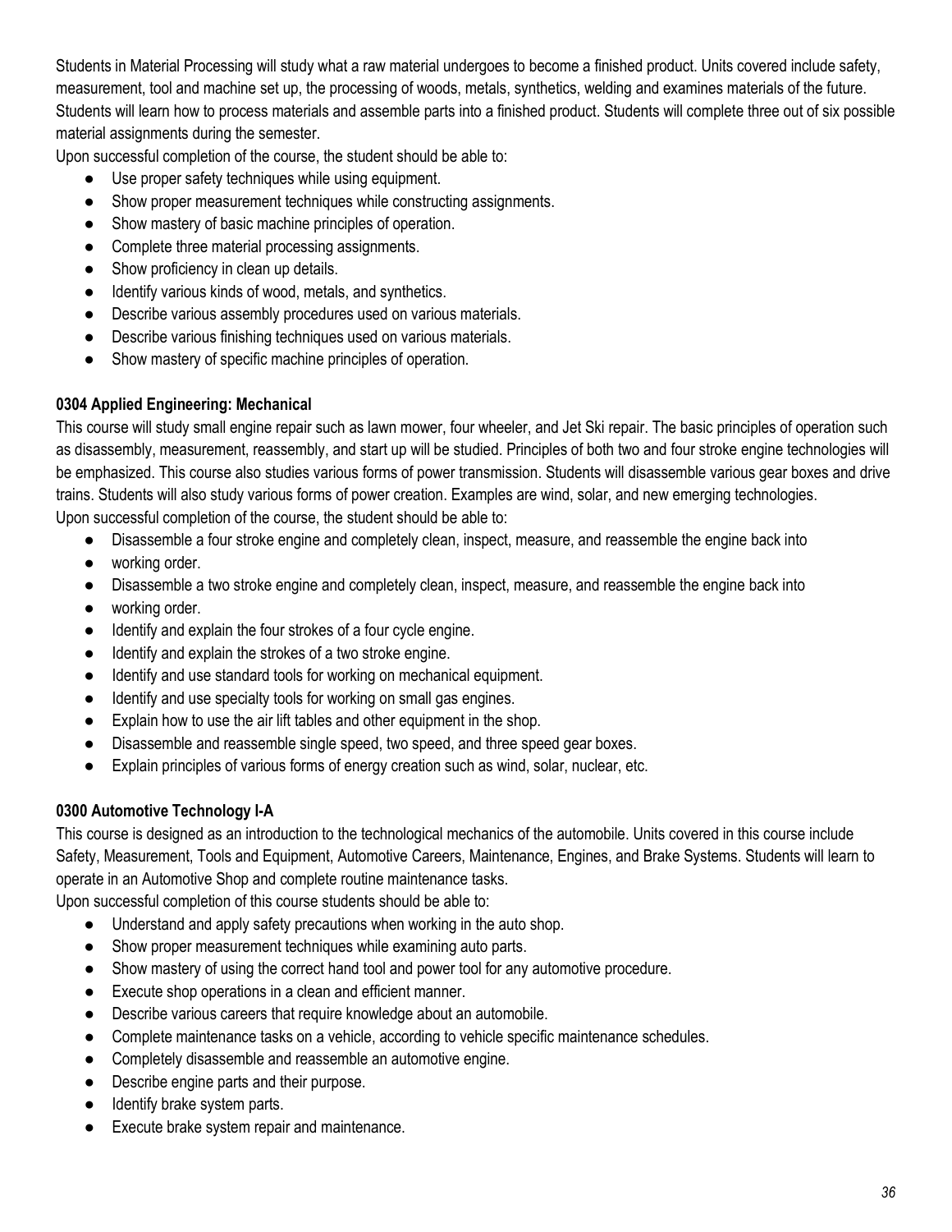Students in Material Processing will study what a raw material undergoes to become a finished product. Units covered include safety, measurement, tool and machine set up, the processing of woods, metals, synthetics, welding and examines materials of the future. Students will learn how to process materials and assemble parts into a finished product. Students will complete three out of six possible material assignments during the semester.

Upon successful completion of the course, the student should be able to:

- Use proper safety techniques while using equipment.
- Show proper measurement techniques while constructing assignments.
- Show mastery of basic machine principles of operation.
- Complete three material processing assignments.
- Show proficiency in clean up details.
- Identify various kinds of wood, metals, and synthetics.
- Describe various assembly procedures used on various materials.
- Describe various finishing techniques used on various materials.
- Show mastery of specific machine principles of operation.

**0304 Applied Engineering: Mechanical**

This course will study small engine repair such as lawn mower, four wheeler, and Jet Ski repair. The basic principles of operation such as disassembly, measurement, reassembly, and start up will be studied. Principles of both two and four stroke engine technologies will be emphasized. This course also studies various forms of power transmission. Students will disassemble various gear boxes and drive trains. Students will also study various forms of power creation. Examples are wind, solar, and new emerging technologies.

Upon successful completion of the course, the student should be able to:

- Disassemble a four stroke engine and completely clean, inspect, measure, and reassemble the engine back into
- working order.
- Disassemble a two stroke engine and completely clean, inspect, measure, and reassemble the engine back into
- working order.
- Identify and explain the four strokes of a four cycle engine.
- Identify and explain the strokes of a two stroke engine.
- Identify and use standard tools for working on mechanical equipment.
- Identify and use specialty tools for working on small gas engines.
- Explain how to use the air lift tables and other equipment in the shop.
- Disassemble and reassemble single speed, two speed, and three speed gear boxes.
- Explain principles of various forms of energy creation such as wind, solar, nuclear, etc.

**0300 Automotive Technology I-A**

This course is designed as an introduction to the technological mechanics of the automobile. Units covered in this course include Safety, Measurement, Tools and Equipment, Automotive Careers, Maintenance, Engines, and Brake Systems. Students will learn to operate in an Automotive Shop and complete routine maintenance tasks.

Upon successful completion of this course students should be able to:

- Understand and apply safety precautions when working in the auto shop.
- Show proper measurement techniques while examining auto parts.
- Show mastery of using the correct hand tool and power tool for any automotive procedure.
- Execute shop operations in a clean and efficient manner.
- Describe various careers that require knowledge about an automobile.
- Complete maintenance tasks on a vehicle, according to vehicle specific maintenance schedules.
- Completely disassemble and reassemble an automotive engine.
- Describe engine parts and their purpose.
- Identify brake system parts.
- Execute brake system repair and maintenance.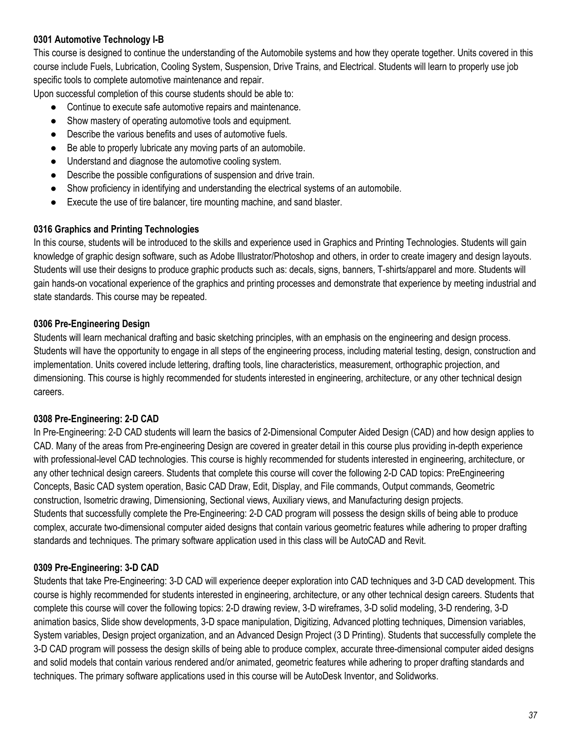**0301 Automotive Technology I-B**

This course is designed to continue the understanding of the Automobile systems and how they operate together. Units covered in this course include Fuels, Lubrication, Cooling System, Suspension, Drive Trains, and Electrical. Students will learn to properly use job specific tools to complete automotive maintenance and repair.

Upon successful completion of this course students should be able to:

- Continue to execute safe automotive repairs and maintenance.
- Show mastery of operating automotive tools and equipment.
- Describe the various benefits and uses of automotive fuels.
- Be able to properly lubricate any moving parts of an automobile.
- Understand and diagnose the automotive cooling system.
- Describe the possible configurations of suspension and drive train.
- Show proficiency in identifying and understanding the electrical systems of an automobile.
- Execute the use of tire balancer, tire mounting machine, and sand blaster.

**0316 Graphics and Printing Technologies**

In this course, students will be introduced to the skills and experience used in Graphics and Printing Technologies. Students will gain knowledge of graphic design software, such as Adobe Illustrator/Photoshop and others, in order to create imagery and design layouts. Students will use their designs to produce graphic products such as: decals, signs, banners, T-shirts/apparel and more. Students will gain hands-on vocational experience of the graphics and printing processes and demonstrate that experience by meeting industrial and state standards. This course may be repeated.

**0306 Pre-Engineering Design**

Students will learn mechanical drafting and basic sketching principles, with an emphasis on the engineering and design process. Students will have the opportunity to engage in all steps of the engineering process, including material testing, design, construction and implementation. Units covered include lettering, drafting tools, line characteristics, measurement, orthographic projection, and dimensioning. This course is highly recommended for students interested in engineering, architecture, or any other technical design careers.

**0308 Pre-Engineering: 2-D CAD**

In Pre-Engineering: 2-D CAD students will learn the basics of 2-Dimensional Computer Aided Design (CAD) and how design applies to CAD. Many of the areas from Pre-engineering Design are covered in greater detail in this course plus providing in-depth experience with professional-level CAD technologies. This course is highly recommended for students interested in engineering, architecture, or any other technical design careers. Students that complete this course will cover the following 2-D CAD topics: PreEngineering Concepts, Basic CAD system operation, Basic CAD Draw, Edit, Display, and File commands, Output commands, Geometric construction, Isometric drawing, Dimensioning, Sectional views, Auxiliary views, and Manufacturing design projects.

Students that successfully complete the Pre-Engineering: 2-D CAD program will possess the design skills of being able to produce complex, accurate two-dimensional computer aided designs that contain various geometric features while adhering to proper drafting standards and techniques. The primary software application used in this class will be AutoCAD and Revit.

**0309 Pre-Engineering: 3-D CAD**

Students that take Pre-Engineering: 3-D CAD will experience deeper exploration into CAD techniques and 3-D CAD development. This course is highly recommended for students interested in engineering, architecture, or any other technical design careers. Students that complete this course will cover the following topics: 2-D drawing review, 3-D wireframes, 3-D solid modeling, 3-D rendering, 3-D animation basics, Slide show developments, 3-D space manipulation, Digitizing, Advanced plotting techniques, Dimension variables, System variables, Design project organization, and an Advanced Design Project (3 D Printing). Students that successfully complete the 3-D CAD program will possess the design skills of being able to produce complex, accurate three-dimensional computer aided designs and solid models that contain various rendered and/or animated, geometric features while adhering to proper drafting standards and techniques. The primary software applications used in this course will be AutoDesk Inventor, and Solidworks.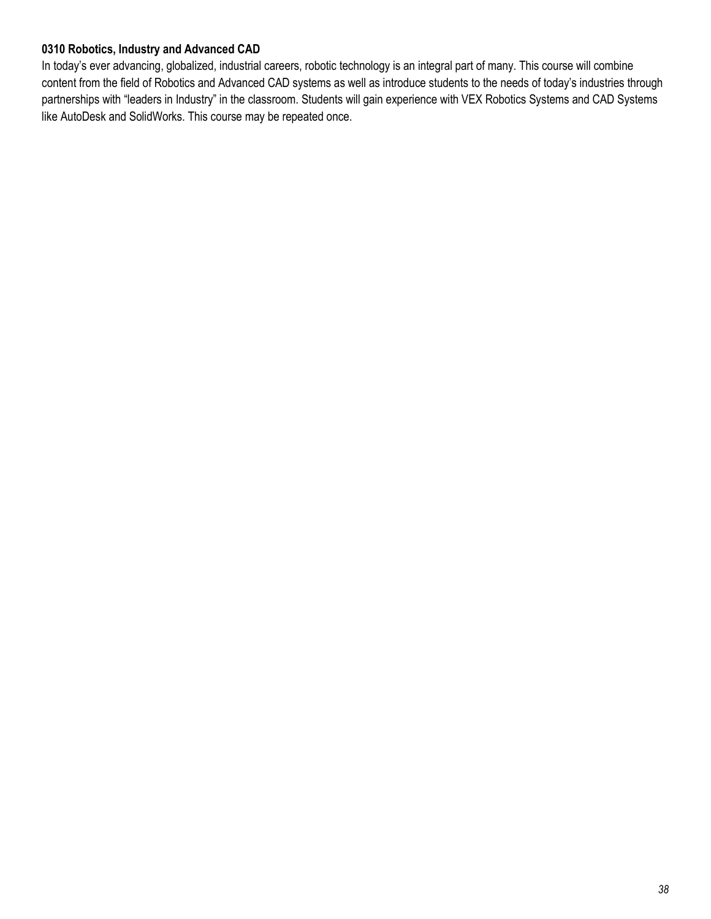**0310 Robotics, Industry and Advanced CAD**

In today's ever advancing, globalized, industrial careers, robotic technology is an integral part of many. This course will combine content from the field of Robotics and Advanced CAD systems as well as introduce students to the needs of today's industries through partnerships with "leaders in Industry" in the classroom. Students will gain experience with VEX Robotics Systems and CAD Systems like AutoDesk and SolidWorks. This course may be repeated once.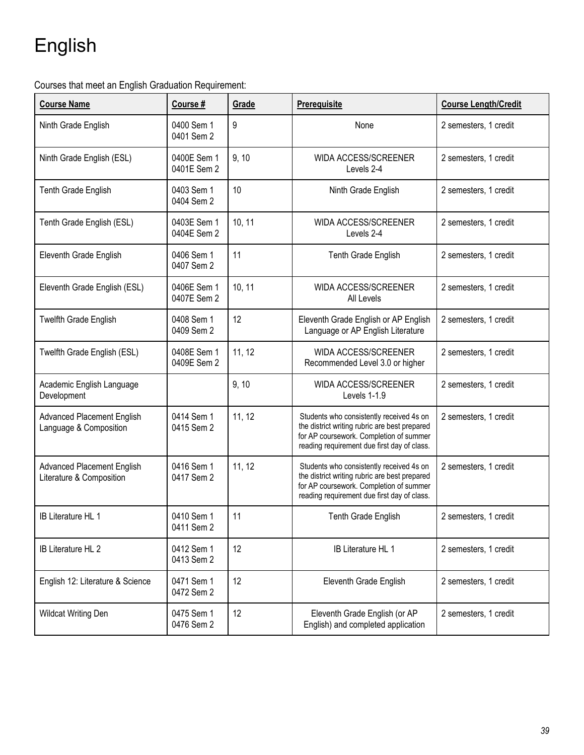# English

Courses that meet an English Graduation Requirement:

| Course Name | Course # | Grade | Prerequisite | Course Length/Credit |
|---|---|---|---|---|
| Ninth Grade English | 0400 Sem 1<br>0401 Sem 2 | 9 | None | 2 semesters, 1 credit |
| Ninth Grade English (ESL) | 0400E Sem 1<br>0401E Sem 2 | 9, 10 | WIDA ACCESS/SCREENER<br>Levels 2-4 | 2 semesters, 1 credit |
| Tenth Grade English | 0403 Sem 1<br>0404 Sem 2 | 10 | Ninth Grade English | 2 semesters, 1 credit |
| Tenth Grade English (ESL) | 0403E Sem 1<br>0404E Sem 2 | 10, 11 | WIDA ACCESS/SCREENER<br>Levels 2-4 | 2 semesters, 1 credit |
| Eleventh Grade English | 0406 Sem 1<br>0407 Sem 2 | 11 | Tenth Grade English | 2 semesters, 1 credit |
| Eleventh Grade English (ESL) | 0406E Sem 1<br>0407E Sem 2 | 10, 11 | WIDA ACCESS/SCREENER<br>All Levels | 2 semesters, 1 credit |
| Twelfth Grade English | 0408 Sem 1<br>0409 Sem 2 | 12 | Eleventh Grade English or AP English Language or AP English Literature | 2 semesters, 1 credit |
| Twelfth Grade English (ESL) | 0408E Sem 1<br>0409E Sem 2 | 11, 12 | WIDA ACCESS/SCREENER<br>Recommended Level 3.0 or higher | 2 semesters, 1 credit |
| Academic English Language Development | | 9, 10 | WIDA ACCESS/SCREENER<br>Levels 1-1.9 | 2 semesters, 1 credit |
| Advanced Placement English Language & Composition | 0414 Sem 1<br>0415 Sem 2 | 11, 12 | Students who consistently received 4s on the district writing rubric are best prepared for AP coursework. Completion of summer reading requirement due first day of class. | 2 semesters, 1 credit |
| Advanced Placement English Literature & Composition | 0416 Sem 1<br>0417 Sem 2 | 11, 12 | Students who consistently received 4s on the district writing rubric are best prepared for AP coursework. Completion of summer reading requirement due first day of class. | 2 semesters, 1 credit |
| IB Literature HL 1 | 0410 Sem 1<br>0411 Sem 2 | 11 | Tenth Grade English | 2 semesters, 1 credit |
| IB Literature HL 2 | 0412 Sem 1<br>0413 Sem 2 | 12 | IB Literature HL 1 | 2 semesters, 1 credit |
| English 12: Literature & Science | 0471 Sem 1<br>0472 Sem 2 | 12 | Eleventh Grade English | 2 semesters, 1 credit |
| Wildcat Writing Den | 0475 Sem 1<br>0476 Sem 2 | 12 | Eleventh Grade English (or AP English) and completed application | 2 semesters, 1 credit |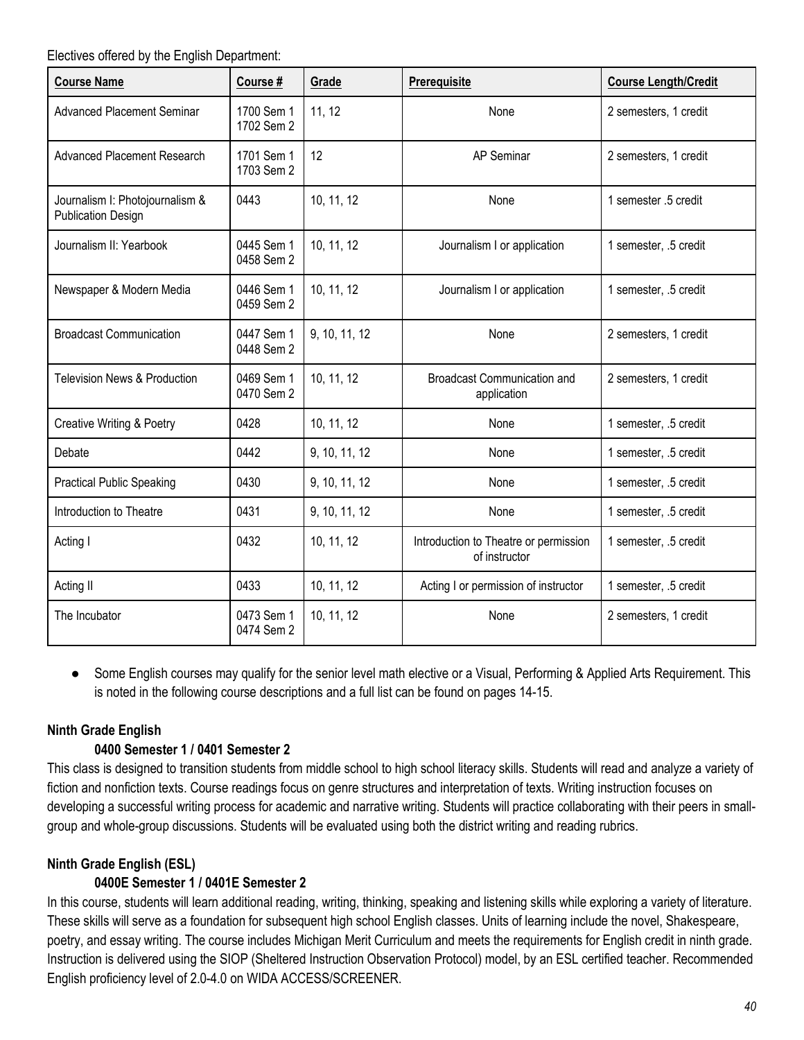Electives offered by the English Department:

| Course Name | Course # | Grade | Prerequisite | Course Length/Credit |
|---|---|---|---|---|
| Advanced Placement Seminar | 1700 Sem 1<br>1702 Sem 2 | 11, 12 | None | 2 semesters, 1 credit |
| Advanced Placement Research | 1701 Sem 1<br>1703 Sem 2 | 12 | AP Seminar | 2 semesters, 1 credit |
| Journalism I: Photojournalism & Publication Design | 0443 | 10, 11, 12 | None | 1 semester .5 credit |
| Journalism II: Yearbook | 0445 Sem 1<br>0458 Sem 2 | 10, 11, 12 | Journalism I or application | 1 semester, .5 credit |
| Newspaper & Modern Media | 0446 Sem 1<br>0459 Sem 2 | 10, 11, 12 | Journalism I or application | 1 semester, .5 credit |
| Broadcast Communication | 0447 Sem 1<br>0448 Sem 2 | 9, 10, 11, 12 | None | 2 semesters, 1 credit |
| Television News & Production | 0469 Sem 1<br>0470 Sem 2 | 10, 11, 12 | Broadcast Communication and application | 2 semesters, 1 credit |
| Creative Writing & Poetry | 0428 | 10, 11, 12 | None | 1 semester, .5 credit |
| Debate | 0442 | 9, 10, 11, 12 | None | 1 semester, .5 credit |
| Practical Public Speaking | 0430 | 9, 10, 11, 12 | None | 1 semester, .5 credit |
| Introduction to Theatre | 0431 | 9, 10, 11, 12 | None | 1 semester, .5 credit |
| Acting I | 0432 | 10, 11, 12 | Introduction to Theatre or permission of instructor | 1 semester, .5 credit |
| Acting II | 0433 | 10, 11, 12 | Acting I or permission of instructor | 1 semester, .5 credit |
| The Incubator | 0473 Sem 1<br>0474 Sem 2 | 10, 11, 12 | None | 2 semesters, 1 credit |

- Some English courses may qualify for the senior level math elective or a Visual, Performing & Applied Arts Requirement. This is noted in the following course descriptions and a full list can be found on pages 14-15.

**Ninth Grade English**

**0400 Semester 1 / 0401 Semester 2**

This class is designed to transition students from middle school to high school literacy skills. Students will read and analyze a variety of fiction and nonfiction texts. Course readings focus on genre structures and interpretation of texts. Writing instruction focuses on developing a successful writing process for academic and narrative writing. Students will practice collaborating with their peers in small-group and whole-group discussions. Students will be evaluated using both the district writing and reading rubrics.

**Ninth Grade English (ESL)**

**0400E Semester 1 / 0401E Semester 2**

In this course, students will learn additional reading, writing, thinking, speaking and listening skills while exploring a variety of literature. These skills will serve as a foundation for subsequent high school English classes. Units of learning include the novel, Shakespeare, poetry, and essay writing. The course includes Michigan Merit Curriculum and meets the requirements for English credit in ninth grade. Instruction is delivered using the SIOP (Sheltered Instruction Observation Protocol) model, by an ESL certified teacher. Recommended English proficiency level of 2.0-4.0 on WIDA ACCESS/SCREENER.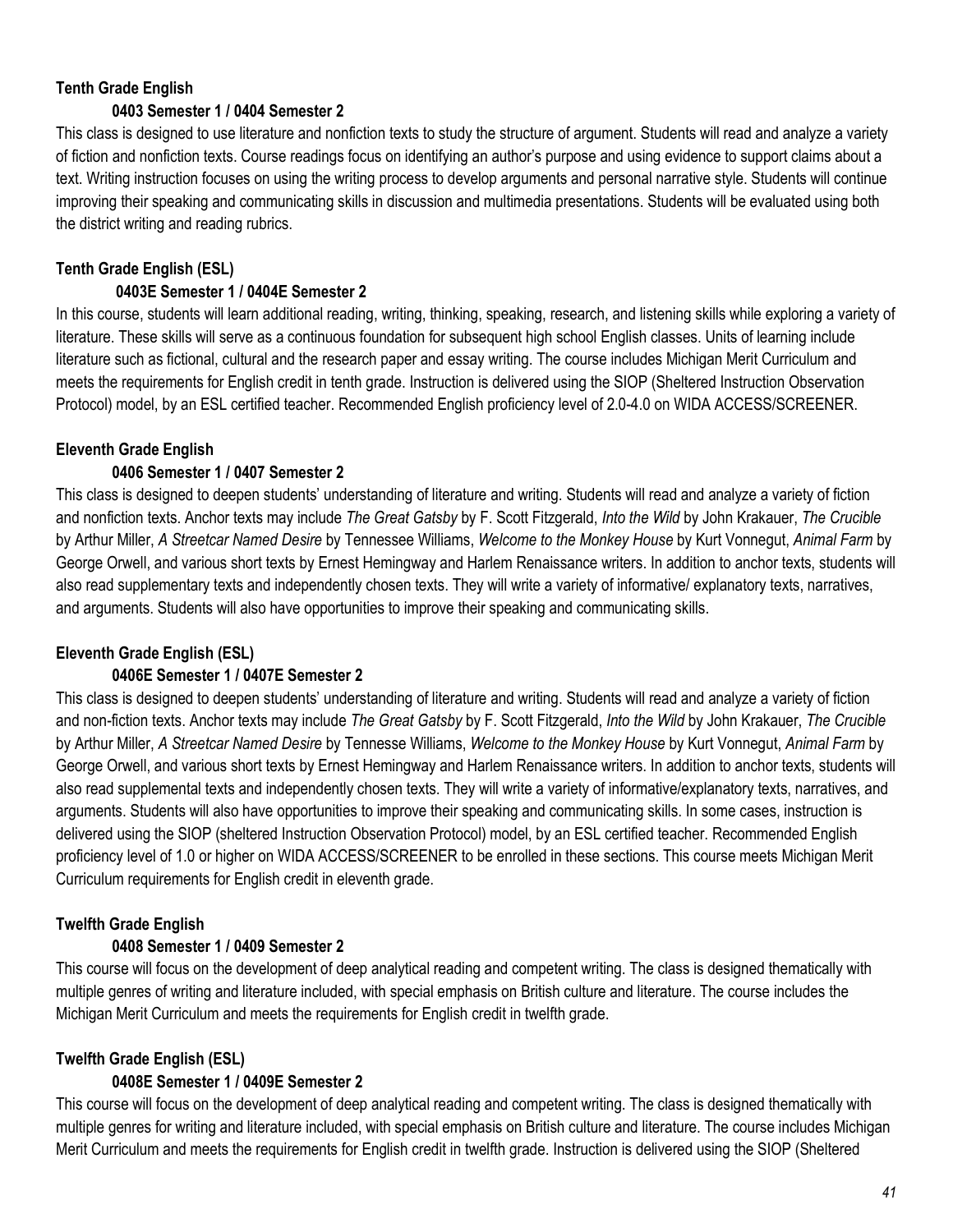**Tenth Grade English**

**0403 Semester 1 / 0404 Semester 2**

This class is designed to use literature and nonfiction texts to study the structure of argument. Students will read and analyze a variety of fiction and nonfiction texts. Course readings focus on identifying an author's purpose and using evidence to support claims about a text. Writing instruction focuses on using the writing process to develop arguments and personal narrative style. Students will continue improving their speaking and communicating skills in discussion and multimedia presentations. Students will be evaluated using both the district writing and reading rubrics.

**Tenth Grade English (ESL)**

**0403E Semester 1 / 0404E Semester 2**

In this course, students will learn additional reading, writing, thinking, speaking, research, and listening skills while exploring a variety of literature. These skills will serve as a continuous foundation for subsequent high school English classes. Units of learning include literature such as fictional, cultural and the research paper and essay writing. The course includes Michigan Merit Curriculum and meets the requirements for English credit in tenth grade. Instruction is delivered using the SIOP (Sheltered Instruction Observation Protocol) model, by an ESL certified teacher. Recommended English proficiency level of 2.0-4.0 on WIDA ACCESS/SCREENER.

**Eleventh Grade English**

**0406 Semester 1 / 0407 Semester 2**

This class is designed to deepen students' understanding of literature and writing. Students will read and analyze a variety of fiction and nonfiction texts. Anchor texts may include *The Great Gatsby* by F. Scott Fitzgerald, *Into the Wild* by John Krakauer, *The Crucible* by Arthur Miller, *A Streetcar Named Desire* by Tennessee Williams, *Welcome to the Monkey House* by Kurt Vonnegut, *Animal Farm* by George Orwell, and various short texts by Ernest Hemingway and Harlem Renaissance writers. In addition to anchor texts, students will also read supplementary texts and independently chosen texts. They will write a variety of informative/ explanatory texts, narratives, and arguments. Students will also have opportunities to improve their speaking and communicating skills.

**Eleventh Grade English (ESL)**

**0406E Semester 1 / 0407E Semester 2**

This class is designed to deepen students' understanding of literature and writing. Students will read and analyze a variety of fiction and non-fiction texts. Anchor texts may include *The Great Gatsby* by F. Scott Fitzgerald, *Into the Wild* by John Krakauer, *The Crucible* by Arthur Miller, *A Streetcar Named Desire* by Tennesse Williams, *Welcome to the Monkey House* by Kurt Vonnegut, *Animal Farm* by George Orwell, and various short texts by Ernest Hemingway and Harlem Renaissance writers. In addition to anchor texts, students will also read supplemental texts and independently chosen texts. They will write a variety of informative/explanatory texts, narratives, and arguments. Students will also have opportunities to improve their speaking and communicating skills. In some cases, instruction is delivered using the SIOP (sheltered Instruction Observation Protocol) model, by an ESL certified teacher. Recommended English proficiency level of 1.0 or higher on WIDA ACCESS/SCREENER to be enrolled in these sections. This course meets Michigan Merit Curriculum requirements for English credit in eleventh grade.

**Twelfth Grade English**

**0408 Semester 1 / 0409 Semester 2**

This course will focus on the development of deep analytical reading and competent writing. The class is designed thematically with multiple genres of writing and literature included, with special emphasis on British culture and literature. The course includes the Michigan Merit Curriculum and meets the requirements for English credit in twelfth grade.

**Twelfth Grade English (ESL)**

**0408E Semester 1 / 0409E Semester 2**

This course will focus on the development of deep analytical reading and competent writing. The class is designed thematically with multiple genres for writing and literature included, with special emphasis on British culture and literature. The course includes Michigan Merit Curriculum and meets the requirements for English credit in twelfth grade. Instruction is delivered using the SIOP (Sheltered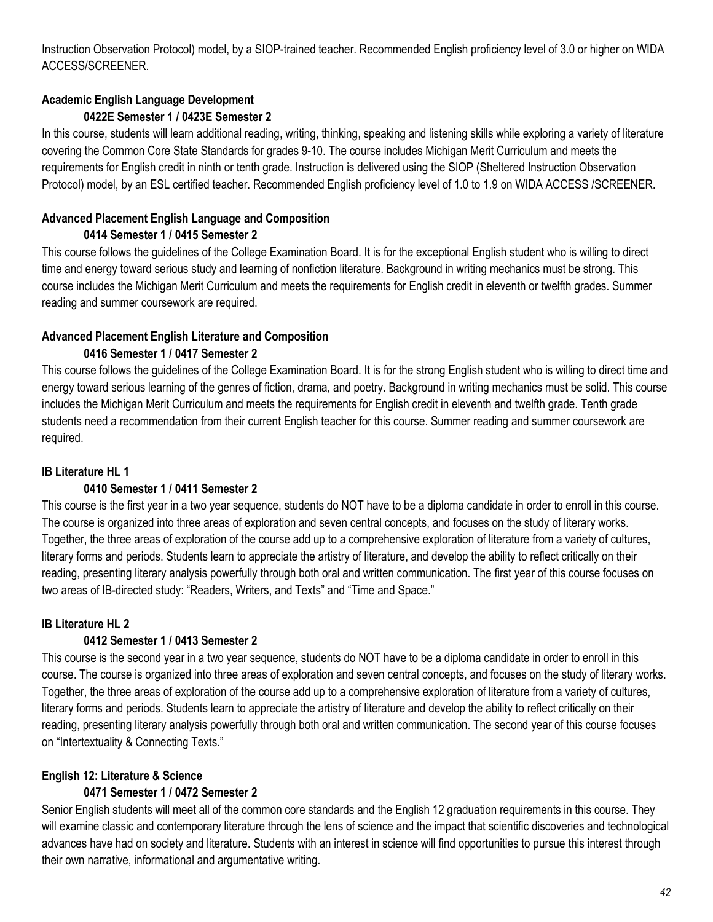Instruction Observation Protocol) model, by a SIOP-trained teacher. Recommended English proficiency level of 3.0 or higher on WIDA ACCESS/SCREENER.

**Academic English Language Development**

**0422E Semester 1 / 0423E Semester 2**

In this course, students will learn additional reading, writing, thinking, speaking and listening skills while exploring a variety of literature covering the Common Core State Standards for grades 9-10. The course includes Michigan Merit Curriculum and meets the requirements for English credit in ninth or tenth grade. Instruction is delivered using the SIOP (Sheltered Instruction Observation Protocol) model, by an ESL certified teacher. Recommended English proficiency level of 1.0 to 1.9 on WIDA ACCESS /SCREENER.

**Advanced Placement English Language and Composition**

**0414 Semester 1 / 0415 Semester 2**

This course follows the guidelines of the College Examination Board. It is for the exceptional English student who is willing to direct time and energy toward serious study and learning of nonfiction literature. Background in writing mechanics must be strong. This course includes the Michigan Merit Curriculum and meets the requirements for English credit in eleventh or twelfth grades. Summer reading and summer coursework are required.

**Advanced Placement English Literature and Composition**

**0416 Semester 1 / 0417 Semester 2**

This course follows the guidelines of the College Examination Board. It is for the strong English student who is willing to direct time and energy toward serious learning of the genres of fiction, drama, and poetry. Background in writing mechanics must be solid. This course includes the Michigan Merit Curriculum and meets the requirements for English credit in eleventh and twelfth grade. Tenth grade students need a recommendation from their current English teacher for this course. Summer reading and summer coursework are required.

**IB Literature HL 1**

**0410 Semester 1 / 0411 Semester 2**

This course is the first year in a two year sequence, students do NOT have to be a diploma candidate in order to enroll in this course. The course is organized into three areas of exploration and seven central concepts, and focuses on the study of literary works. Together, the three areas of exploration of the course add up to a comprehensive exploration of literature from a variety of cultures, literary forms and periods. Students learn to appreciate the artistry of literature, and develop the ability to reflect critically on their reading, presenting literary analysis powerfully through both oral and written communication. The first year of this course focuses on two areas of IB-directed study: "Readers, Writers, and Texts" and "Time and Space."

**IB Literature HL 2**

**0412 Semester 1 / 0413 Semester 2**

This course is the second year in a two year sequence, students do NOT have to be a diploma candidate in order to enroll in this course. The course is organized into three areas of exploration and seven central concepts, and focuses on the study of literary works. Together, the three areas of exploration of the course add up to a comprehensive exploration of literature from a variety of cultures, literary forms and periods. Students learn to appreciate the artistry of literature and develop the ability to reflect critically on their reading, presenting literary analysis powerfully through both oral and written communication. The second year of this course focuses on "Intertextuality & Connecting Texts."

**English 12: Literature & Science**

**0471 Semester 1 / 0472 Semester 2**

Senior English students will meet all of the common core standards and the English 12 graduation requirements in this course. They will examine classic and contemporary literature through the lens of science and the impact that scientific discoveries and technological advances have had on society and literature. Students with an interest in science will find opportunities to pursue this interest through their own narrative, informational and argumentative writing.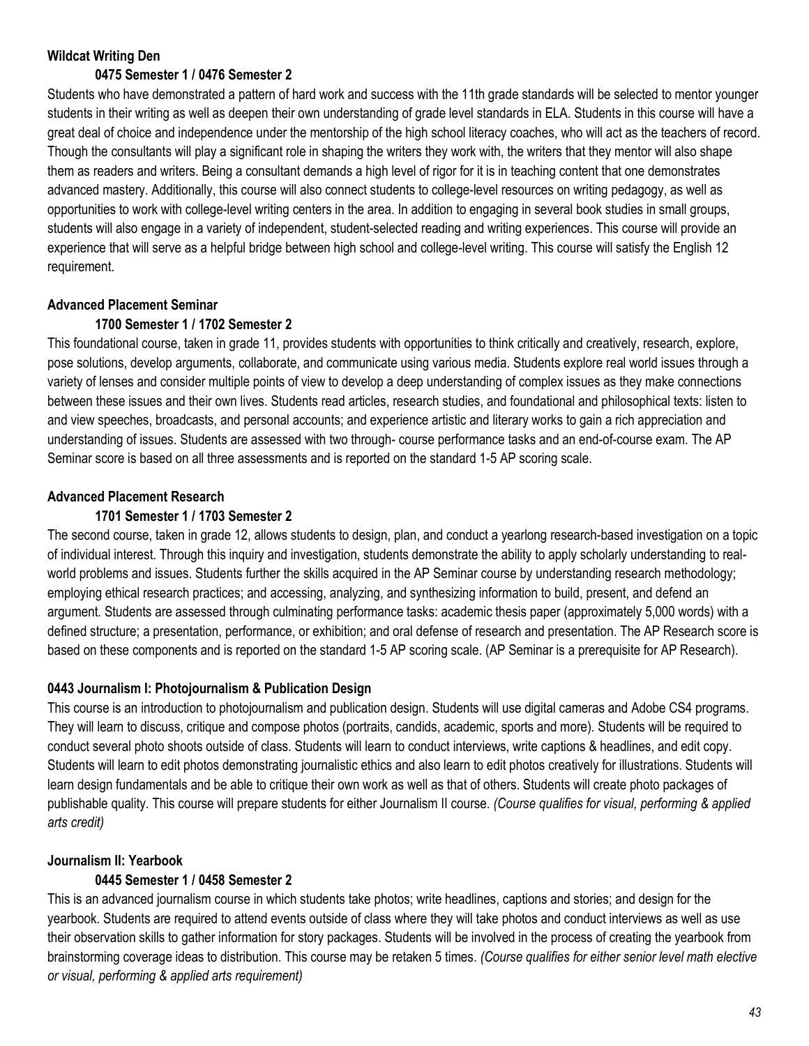**Wildcat Writing Den**

**0475 Semester 1 / 0476 Semester 2**

Students who have demonstrated a pattern of hard work and success with the 11th grade standards will be selected to mentor younger students in their writing as well as deepen their own understanding of grade level standards in ELA. Students in this course will have a great deal of choice and independence under the mentorship of the high school literacy coaches, who will act as the teachers of record. Though the consultants will play a significant role in shaping the writers they work with, the writers that they mentor will also shape them as readers and writers. Being a consultant demands a high level of rigor for it is in teaching content that one demonstrates advanced mastery. Additionally, this course will also connect students to college-level resources on writing pedagogy, as well as opportunities to work with college-level writing centers in the area. In addition to engaging in several book studies in small groups, students will also engage in a variety of independent, student-selected reading and writing experiences. This course will provide an experience that will serve as a helpful bridge between high school and college-level writing. This course will satisfy the English 12 requirement.

**Advanced Placement Seminar**

**1700 Semester 1 / 1702 Semester 2**

This foundational course, taken in grade 11, provides students with opportunities to think critically and creatively, research, explore, pose solutions, develop arguments, collaborate, and communicate using various media. Students explore real world issues through a variety of lenses and consider multiple points of view to develop a deep understanding of complex issues as they make connections between these issues and their own lives. Students read articles, research studies, and foundational and philosophical texts: listen to and view speeches, broadcasts, and personal accounts; and experience artistic and literary works to gain a rich appreciation and understanding of issues. Students are assessed with two through- course performance tasks and an end-of-course exam. The AP Seminar score is based on all three assessments and is reported on the standard 1-5 AP scoring scale.

**Advanced Placement Research**

**1701 Semester 1 / 1703 Semester 2**

The second course, taken in grade 12, allows students to design, plan, and conduct a yearlong research-based investigation on a topic of individual interest. Through this inquiry and investigation, students demonstrate the ability to apply scholarly understanding to real-world problems and issues. Students further the skills acquired in the AP Seminar course by understanding research methodology; employing ethical research practices; and accessing, analyzing, and synthesizing information to build, present, and defend an argument. Students are assessed through culminating performance tasks: academic thesis paper (approximately 5,000 words) with a defined structure; a presentation, performance, or exhibition; and oral defense of research and presentation. The AP Research score is based on these components and is reported on the standard 1-5 AP scoring scale. (AP Seminar is a prerequisite for AP Research).

**0443 Journalism I: Photojournalism & Publication Design**

This course is an introduction to photojournalism and publication design. Students will use digital cameras and Adobe CS4 programs. They will learn to discuss, critique and compose photos (portraits, candids, academic, sports and more). Students will be required to conduct several photo shoots outside of class. Students will learn to conduct interviews, write captions & headlines, and edit copy. Students will learn to edit photos demonstrating journalistic ethics and also learn to edit photos creatively for illustrations. Students will learn design fundamentals and be able to critique their own work as well as that of others. Students will create photo packages of publishable quality. This course will prepare students for either Journalism II course. *(Course qualifies for visual, performing & applied arts credit)*

**Journalism II: Yearbook**

**0445 Semester 1 / 0458 Semester 2**

This is an advanced journalism course in which students take photos; write headlines, captions and stories; and design for the yearbook. Students are required to attend events outside of class where they will take photos and conduct interviews as well as use their observation skills to gather information for story packages. Students will be involved in the process of creating the yearbook from brainstorming coverage ideas to distribution. This course may be retaken 5 times. *(Course qualifies for either senior level math elective or visual, performing & applied arts requirement)*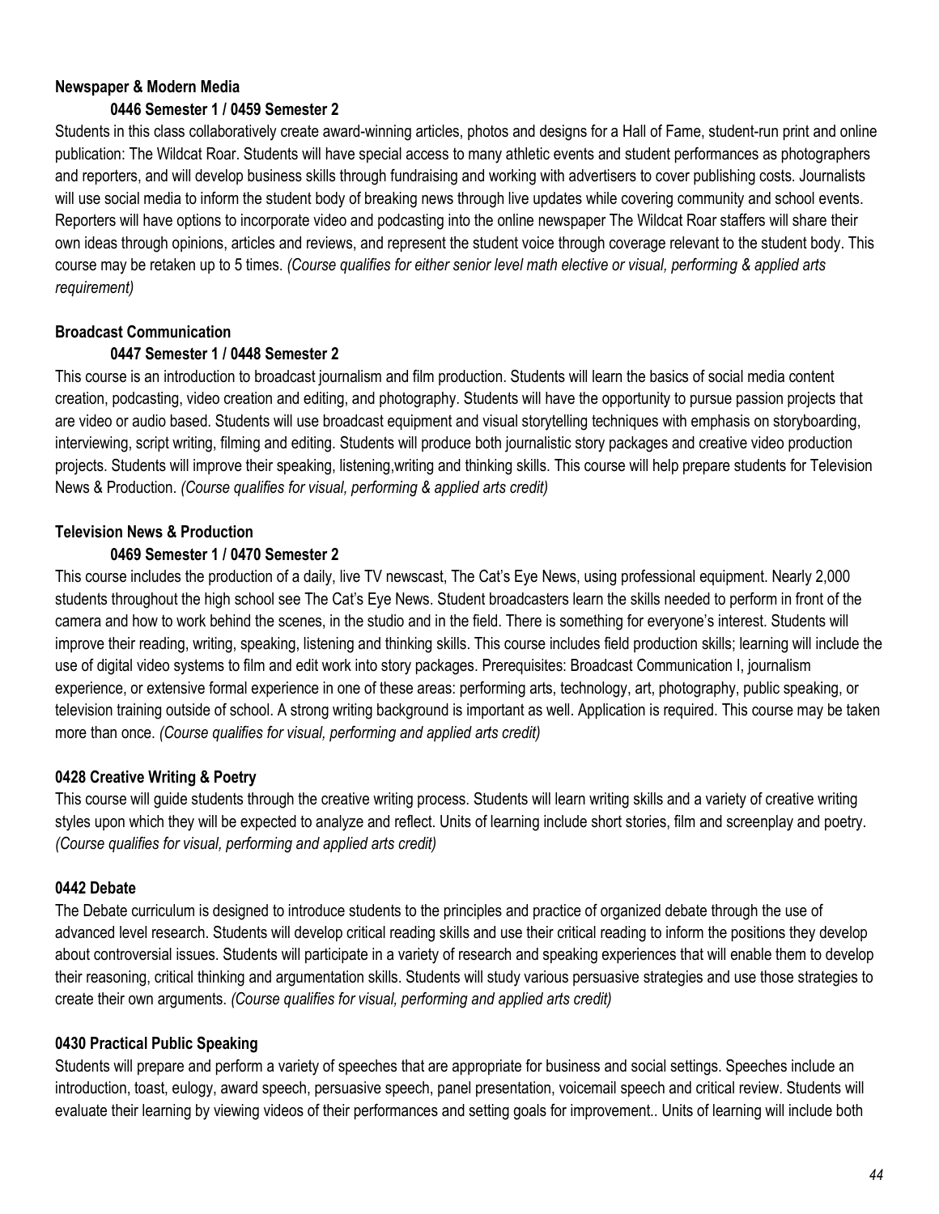**Newspaper & Modern Media**

**0446 Semester 1 / 0459 Semester 2**

Students in this class collaboratively create award-winning articles, photos and designs for a Hall of Fame, student-run print and online publication: The Wildcat Roar. Students will have special access to many athletic events and student performances as photographers and reporters, and will develop business skills through fundraising and working with advertisers to cover publishing costs. Journalists will use social media to inform the student body of breaking news through live updates while covering community and school events. Reporters will have options to incorporate video and podcasting into the online newspaper The Wildcat Roar staffers will share their own ideas through opinions, articles and reviews, and represent the student voice through coverage relevant to the student body. This course may be retaken up to 5 times. *(Course qualifies for either senior level math elective or visual, performing & applied arts requirement)*

**Broadcast Communication**

**0447 Semester 1 / 0448 Semester 2**

This course is an introduction to broadcast journalism and film production. Students will learn the basics of social media content creation, podcasting, video creation and editing, and photography. Students will have the opportunity to pursue passion projects that are video or audio based. Students will use broadcast equipment and visual storytelling techniques with emphasis on storyboarding, interviewing, script writing, filming and editing. Students will produce both journalistic story packages and creative video production projects. Students will improve their speaking, listening,writing and thinking skills. This course will help prepare students for Television News & Production. *(Course qualifies for visual, performing & applied arts credit)*

**Television News & Production**

**0469 Semester 1 / 0470 Semester 2**

This course includes the production of a daily, live TV newscast, The Cat's Eye News, using professional equipment. Nearly 2,000 students throughout the high school see The Cat's Eye News. Student broadcasters learn the skills needed to perform in front of the camera and how to work behind the scenes, in the studio and in the field. There is something for everyone's interest. Students will improve their reading, writing, speaking, listening and thinking skills. This course includes field production skills; learning will include the use of digital video systems to film and edit work into story packages. Prerequisites: Broadcast Communication I, journalism experience, or extensive formal experience in one of these areas: performing arts, technology, art, photography, public speaking, or television training outside of school. A strong writing background is important as well. Application is required. This course may be taken more than once. *(Course qualifies for visual, performing and applied arts credit)*

**0428 Creative Writing & Poetry**

This course will guide students through the creative writing process. Students will learn writing skills and a variety of creative writing styles upon which they will be expected to analyze and reflect. Units of learning include short stories, film and screenplay and poetry. *(Course qualifies for visual, performing and applied arts credit)*

**0442 Debate**

The Debate curriculum is designed to introduce students to the principles and practice of organized debate through the use of advanced level research. Students will develop critical reading skills and use their critical reading to inform the positions they develop about controversial issues. Students will participate in a variety of research and speaking experiences that will enable them to develop their reasoning, critical thinking and argumentation skills. Students will study various persuasive strategies and use those strategies to create their own arguments. *(Course qualifies for visual, performing and applied arts credit)*

**0430 Practical Public Speaking**

Students will prepare and perform a variety of speeches that are appropriate for business and social settings. Speeches include an introduction, toast, eulogy, award speech, persuasive speech, panel presentation, voicemail speech and critical review. Students will evaluate their learning by viewing videos of their performances and setting goals for improvement.. Units of learning will include both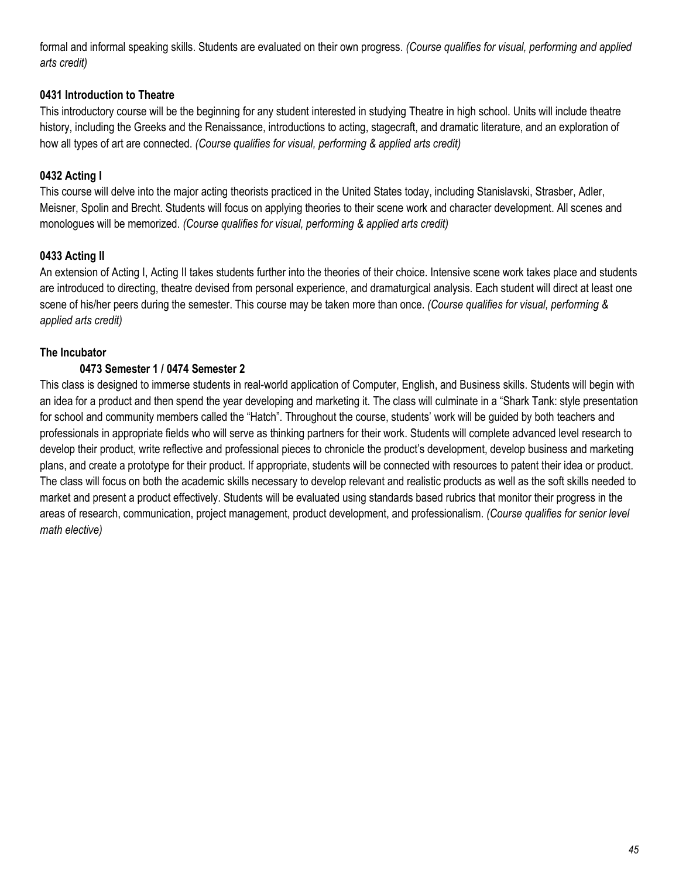formal and informal speaking skills. Students are evaluated on their own progress. *(Course qualifies for visual, performing and applied arts credit)*

**0431 Introduction to Theatre**

This introductory course will be the beginning for any student interested in studying Theatre in high school. Units will include theatre history, including the Greeks and the Renaissance, introductions to acting, stagecraft, and dramatic literature, and an exploration of how all types of art are connected. *(Course qualifies for visual, performing & applied arts credit)*

**0432 Acting I**

This course will delve into the major acting theorists practiced in the United States today, including Stanislavski, Strasber, Adler, Meisner, Spolin and Brecht. Students will focus on applying theories to their scene work and character development. All scenes and monologues will be memorized. *(Course qualifies for visual, performing & applied arts credit)*

**0433 Acting II**

An extension of Acting I, Acting II takes students further into the theories of their choice. Intensive scene work takes place and students are introduced to directing, theatre devised from personal experience, and dramaturgical analysis. Each student will direct at least one scene of his/her peers during the semester. This course may be taken more than once. *(Course qualifies for visual, performing & applied arts credit)*

**The Incubator**

**0473 Semester 1 / 0474 Semester 2**

This class is designed to immerse students in real-world application of Computer, English, and Business skills. Students will begin with an idea for a product and then spend the year developing and marketing it. The class will culminate in a "Shark Tank: style presentation for school and community members called the "Hatch". Throughout the course, students' work will be guided by both teachers and professionals in appropriate fields who will serve as thinking partners for their work. Students will complete advanced level research to develop their product, write reflective and professional pieces to chronicle the product's development, develop business and marketing plans, and create a prototype for their product. If appropriate, students will be connected with resources to patent their idea or product. The class will focus on both the academic skills necessary to develop relevant and realistic products as well as the soft skills needed to market and present a product effectively. Students will be evaluated using standards based rubrics that monitor their progress in the areas of research, communication, project management, product development, and professionalism. *(Course qualifies for senior level math elective)*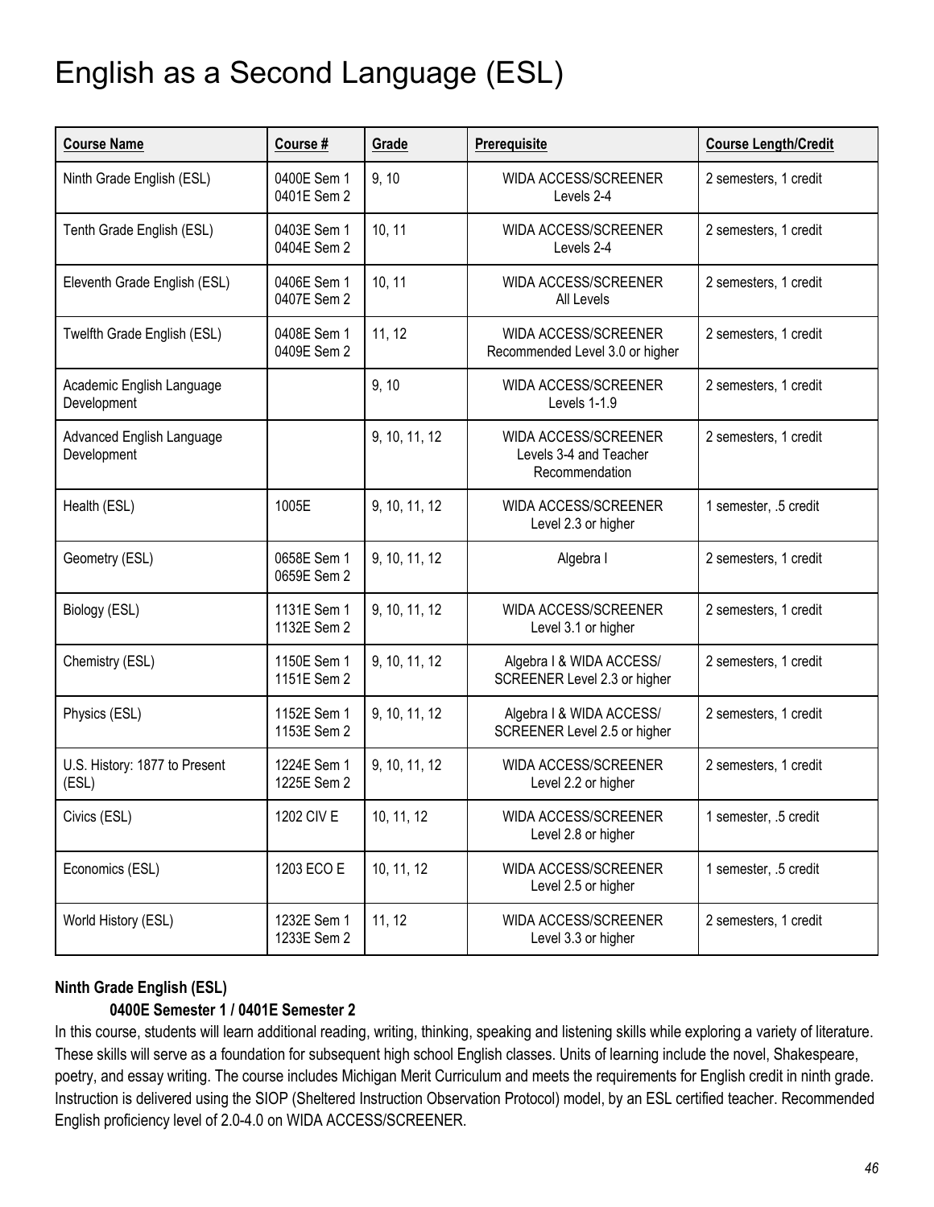# English as a Second Language (ESL)

| Course Name | Course # | Grade | Prerequisite | Course Length/Credit |
|---|---|---|---|---|
| Ninth Grade English (ESL) | 0400E Sem 1<br>0401E Sem 2 | 9, 10 | WIDA ACCESS/SCREENER Levels 2-4 | 2 semesters, 1 credit |
| Tenth Grade English (ESL) | 0403E Sem 1<br>0404E Sem 2 | 10, 11 | WIDA ACCESS/SCREENER Levels 2-4 | 2 semesters, 1 credit |
| Eleventh Grade English (ESL) | 0406E Sem 1<br>0407E Sem 2 | 10, 11 | WIDA ACCESS/SCREENER All Levels | 2 semesters, 1 credit |
| Twelfth Grade English (ESL) | 0408E Sem 1<br>0409E Sem 2 | 11, 12 | WIDA ACCESS/SCREENER Recommended Level 3.0 or higher | 2 semesters, 1 credit |
| Academic English Language Development | | 9, 10 | WIDA ACCESS/SCREENER Levels 1-1.9 | 2 semesters, 1 credit |
| Advanced English Language Development | | 9, 10, 11, 12 | WIDA ACCESS/SCREENER Levels 3-4 and Teacher Recommendation | 2 semesters, 1 credit |
| Health (ESL) | 1005E | 9, 10, 11, 12 | WIDA ACCESS/SCREENER Level 2.3 or higher | 1 semester, .5 credit |
| Geometry (ESL) | 0658E Sem 1<br>0659E Sem 2 | 9, 10, 11, 12 | Algebra I | 2 semesters, 1 credit |
| Biology (ESL) | 1131E Sem 1<br>1132E Sem 2 | 9, 10, 11, 12 | WIDA ACCESS/SCREENER Level 3.1 or higher | 2 semesters, 1 credit |
| Chemistry (ESL) | 1150E Sem 1<br>1151E Sem 2 | 9, 10, 11, 12 | Algebra I & WIDA ACCESS/ SCREENER Level 2.3 or higher | 2 semesters, 1 credit |
| Physics (ESL) | 1152E Sem 1<br>1153E Sem 2 | 9, 10, 11, 12 | Algebra I & WIDA ACCESS/ SCREENER Level 2.5 or higher | 2 semesters, 1 credit |
| U.S. History: 1877 to Present (ESL) | 1224E Sem 1<br>1225E Sem 2 | 9, 10, 11, 12 | WIDA ACCESS/SCREENER Level 2.2 or higher | 2 semesters, 1 credit |
| Civics (ESL) | 1202 CIV E | 10, 11, 12 | WIDA ACCESS/SCREENER Level 2.8 or higher | 1 semester, .5 credit |
| Economics (ESL) | 1203 ECO E | 10, 11, 12 | WIDA ACCESS/SCREENER Level 2.5 or higher | 1 semester, .5 credit |
| World History (ESL) | 1232E Sem 1<br>1233E Sem 2 | 11, 12 | WIDA ACCESS/SCREENER Level 3.3 or higher | 2 semesters, 1 credit |

**Ninth Grade English (ESL)**

**0400E Semester 1 / 0401E Semester 2**

In this course, students will learn additional reading, writing, thinking, speaking and listening skills while exploring a variety of literature. These skills will serve as a foundation for subsequent high school English classes. Units of learning include the novel, Shakespeare, poetry, and essay writing. The course includes Michigan Merit Curriculum and meets the requirements for English credit in ninth grade. Instruction is delivered using the SIOP (Sheltered Instruction Observation Protocol) model, by an ESL certified teacher. Recommended English proficiency level of 2.0-4.0 on WIDA ACCESS/SCREENER.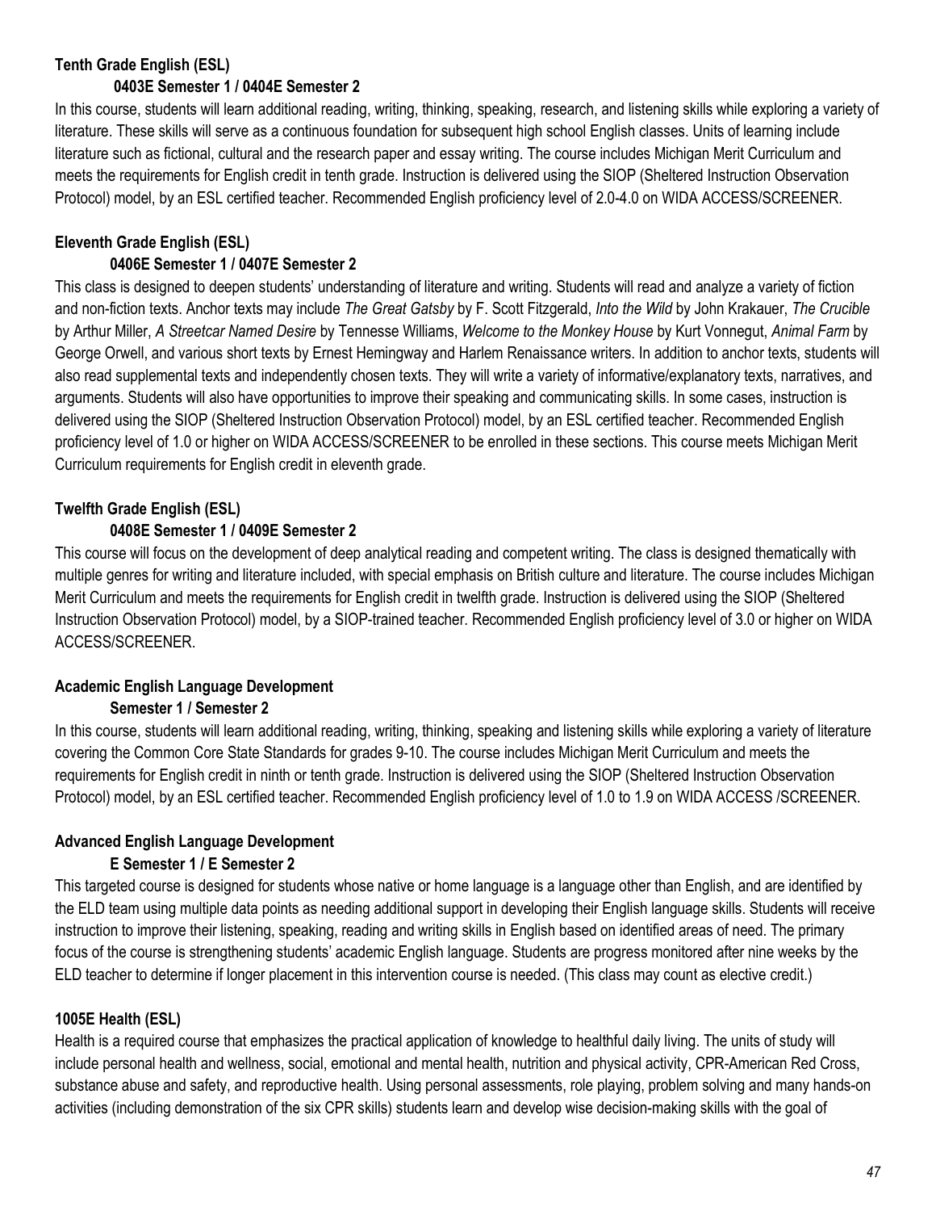**Tenth Grade English (ESL)**

**0403E Semester 1 / 0404E Semester 2**

In this course, students will learn additional reading, writing, thinking, speaking, research, and listening skills while exploring a variety of literature. These skills will serve as a continuous foundation for subsequent high school English classes. Units of learning include literature such as fictional, cultural and the research paper and essay writing. The course includes Michigan Merit Curriculum and meets the requirements for English credit in tenth grade. Instruction is delivered using the SIOP (Sheltered Instruction Observation Protocol) model, by an ESL certified teacher. Recommended English proficiency level of 2.0-4.0 on WIDA ACCESS/SCREENER.

**Eleventh Grade English (ESL)**

**0406E Semester 1 / 0407E Semester 2**

This class is designed to deepen students' understanding of literature and writing. Students will read and analyze a variety of fiction and non-fiction texts. Anchor texts may include *The Great Gatsby* by F. Scott Fitzgerald, *Into the Wild* by John Krakauer, *The Crucible* by Arthur Miller, *A Streetcar Named Desire* by Tennesse Williams, *Welcome to the Monkey House* by Kurt Vonnegut, *Animal Farm* by George Orwell, and various short texts by Ernest Hemingway and Harlem Renaissance writers. In addition to anchor texts, students will also read supplemental texts and independently chosen texts. They will write a variety of informative/explanatory texts, narratives, and arguments. Students will also have opportunities to improve their speaking and communicating skills. In some cases, instruction is delivered using the SIOP (Sheltered Instruction Observation Protocol) model, by an ESL certified teacher. Recommended English proficiency level of 1.0 or higher on WIDA ACCESS/SCREENER to be enrolled in these sections. This course meets Michigan Merit Curriculum requirements for English credit in eleventh grade.

**Twelfth Grade English (ESL)**

**0408E Semester 1 / 0409E Semester 2**

This course will focus on the development of deep analytical reading and competent writing. The class is designed thematically with multiple genres for writing and literature included, with special emphasis on British culture and literature. The course includes Michigan Merit Curriculum and meets the requirements for English credit in twelfth grade. Instruction is delivered using the SIOP (Sheltered Instruction Observation Protocol) model, by a SIOP-trained teacher. Recommended English proficiency level of 3.0 or higher on WIDA ACCESS/SCREENER.

**Academic English Language Development**

**Semester 1 / Semester 2**

In this course, students will learn additional reading, writing, thinking, speaking and listening skills while exploring a variety of literature covering the Common Core State Standards for grades 9-10. The course includes Michigan Merit Curriculum and meets the requirements for English credit in ninth or tenth grade. Instruction is delivered using the SIOP (Sheltered Instruction Observation Protocol) model, by an ESL certified teacher. Recommended English proficiency level of 1.0 to 1.9 on WIDA ACCESS /SCREENER.

**Advanced English Language Development**

**E Semester 1 / E Semester 2**

This targeted course is designed for students whose native or home language is a language other than English, and are identified by the ELD team using multiple data points as needing additional support in developing their English language skills. Students will receive instruction to improve their listening, speaking, reading and writing skills in English based on identified areas of need. The primary focus of the course is strengthening students' academic English language. Students are progress monitored after nine weeks by the ELD teacher to determine if longer placement in this intervention course is needed. (This class may count as elective credit.)

**1005E Health (ESL)**

Health is a required course that emphasizes the practical application of knowledge to healthful daily living. The units of study will include personal health and wellness, social, emotional and mental health, nutrition and physical activity, CPR-American Red Cross, substance abuse and safety, and reproductive health. Using personal assessments, role playing, problem solving and many hands-on activities (including demonstration of the six CPR skills) students learn and develop wise decision-making skills with the goal of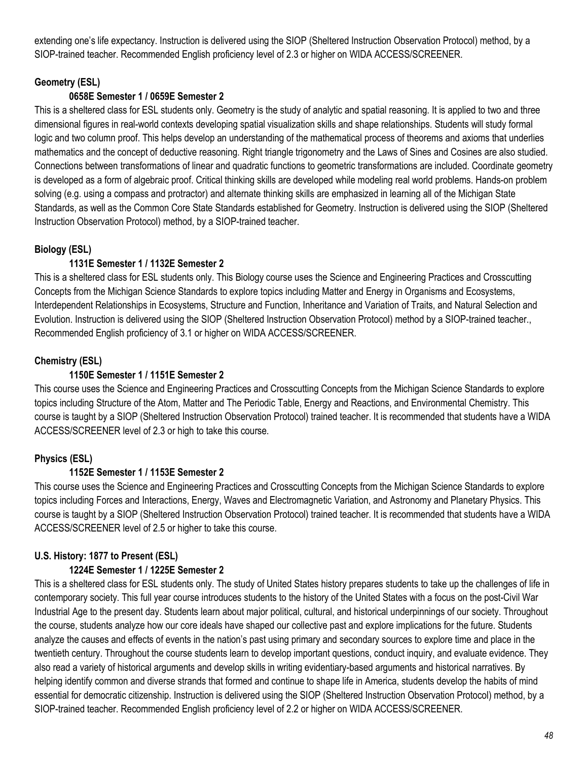extending one's life expectancy. Instruction is delivered using the SIOP (Sheltered Instruction Observation Protocol) method, by a SIOP-trained teacher. Recommended English proficiency level of 2.3 or higher on WIDA ACCESS/SCREENER.

**Geometry (ESL)**

**0658E Semester 1 / 0659E Semester 2**

This is a sheltered class for ESL students only. Geometry is the study of analytic and spatial reasoning. It is applied to two and three dimensional figures in real-world contexts developing spatial visualization skills and shape relationships. Students will study formal logic and two column proof. This helps develop an understanding of the mathematical process of theorems and axioms that underlies mathematics and the concept of deductive reasoning. Right triangle trigonometry and the Laws of Sines and Cosines are also studied. Connections between transformations of linear and quadratic functions to geometric transformations are included. Coordinate geometry is developed as a form of algebraic proof. Critical thinking skills are developed while modeling real world problems. Hands-on problem solving (e.g. using a compass and protractor) and alternate thinking skills are emphasized in learning all of the Michigan State Standards, as well as the Common Core State Standards established for Geometry. Instruction is delivered using the SIOP (Sheltered Instruction Observation Protocol) method, by a SIOP-trained teacher.

**Biology (ESL)**

**1131E Semester 1 / 1132E Semester 2**

This is a sheltered class for ESL students only. This Biology course uses the Science and Engineering Practices and Crosscutting Concepts from the Michigan Science Standards to explore topics including Matter and Energy in Organisms and Ecosystems, Interdependent Relationships in Ecosystems, Structure and Function, Inheritance and Variation of Traits, and Natural Selection and Evolution. Instruction is delivered using the SIOP (Sheltered Instruction Observation Protocol) method by a SIOP-trained teacher., Recommended English proficiency of 3.1 or higher on WIDA ACCESS/SCREENER.

**Chemistry (ESL)**

**1150E Semester 1 / 1151E Semester 2**

This course uses the Science and Engineering Practices and Crosscutting Concepts from the Michigan Science Standards to explore topics including Structure of the Atom, Matter and The Periodic Table, Energy and Reactions, and Environmental Chemistry. This course is taught by a SIOP (Sheltered Instruction Observation Protocol) trained teacher. It is recommended that students have a WIDA ACCESS/SCREENER level of 2.3 or high to take this course.

**Physics (ESL)**

**1152E Semester 1 / 1153E Semester 2**

This course uses the Science and Engineering Practices and Crosscutting Concepts from the Michigan Science Standards to explore topics including Forces and Interactions, Energy, Waves and Electromagnetic Variation, and Astronomy and Planetary Physics. This course is taught by a SIOP (Sheltered Instruction Observation Protocol) trained teacher. It is recommended that students have a WIDA ACCESS/SCREENER level of 2.5 or higher to take this course.

**U.S. History: 1877 to Present (ESL)**

**1224E Semester 1 / 1225E Semester 2**

This is a sheltered class for ESL students only. The study of United States history prepares students to take up the challenges of life in contemporary society. This full year course introduces students to the history of the United States with a focus on the post-Civil War Industrial Age to the present day. Students learn about major political, cultural, and historical underpinnings of our society. Throughout the course, students analyze how our core ideals have shaped our collective past and explore implications for the future. Students analyze the causes and effects of events in the nation's past using primary and secondary sources to explore time and place in the twentieth century. Throughout the course students learn to develop important questions, conduct inquiry, and evaluate evidence. They also read a variety of historical arguments and develop skills in writing evidentiary-based arguments and historical narratives. By helping identify common and diverse strands that formed and continue to shape life in America, students develop the habits of mind essential for democratic citizenship. Instruction is delivered using the SIOP (Sheltered Instruction Observation Protocol) method, by a SIOP-trained teacher. Recommended English proficiency level of 2.2 or higher on WIDA ACCESS/SCREENER.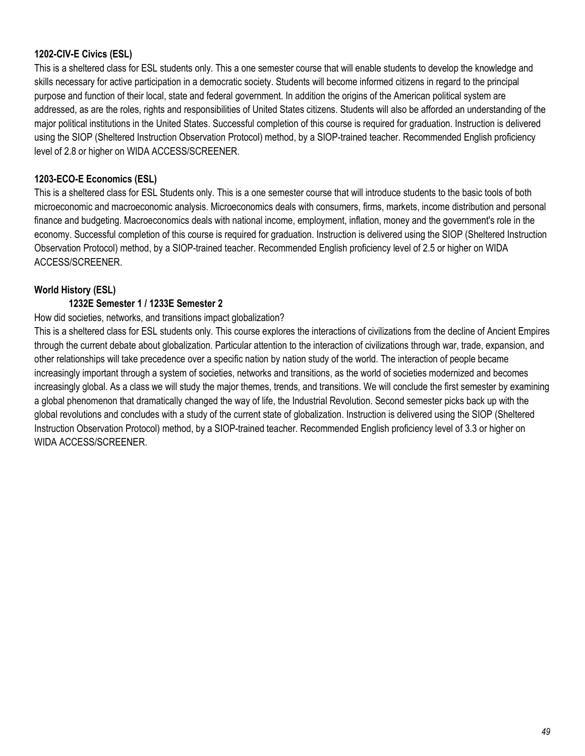**1202-CIV-E Civics (ESL)**

This is a sheltered class for ESL students only. This a one semester course that will enable students to develop the knowledge and skills necessary for active participation in a democratic society. Students will become informed citizens in regard to the principal purpose and function of their local, state and federal government. In addition the origins of the American political system are addressed, as are the roles, rights and responsibilities of United States citizens. Students will also be afforded an understanding of the major political institutions in the United States. Successful completion of this course is required for graduation. Instruction is delivered using the SIOP (Sheltered Instruction Observation Protocol) method, by a SIOP-trained teacher. Recommended English proficiency level of 2.8 or higher on WIDA ACCESS/SCREENER.

**1203-ECO-E Economics (ESL)**

This is a sheltered class for ESL Students only. This is a one semester course that will introduce students to the basic tools of both microeconomic and macroeconomic analysis. Microeconomics deals with consumers, firms, markets, income distribution and personal finance and budgeting. Macroeconomics deals with national income, employment, inflation, money and the government's role in the economy. Successful completion of this course is required for graduation. Instruction is delivered using the SIOP (Sheltered Instruction Observation Protocol) method, by a SIOP-trained teacher. Recommended English proficiency level of 2.5 or higher on WIDA ACCESS/SCREENER.

**World History (ESL)**

**1232E Semester 1 / 1233E Semester 2**

How did societies, networks, and transitions impact globalization?

This is a sheltered class for ESL students only. This course explores the interactions of civilizations from the decline of Ancient Empires through the current debate about globalization. Particular attention to the interaction of civilizations through war, trade, expansion, and other relationships will take precedence over a specific nation by nation study of the world. The interaction of people became increasingly important through a system of societies, networks and transitions, as the world of societies modernized and becomes increasingly global. As a class we will study the major themes, trends, and transitions. We will conclude the first semester by examining a global phenomenon that dramatically changed the way of life, the Industrial Revolution. Second semester picks back up with the global revolutions and concludes with a study of the current state of globalization. Instruction is delivered using the SIOP (Sheltered Instruction Observation Protocol) method, by a SIOP-trained teacher. Recommended English proficiency level of 3.3 or higher on WIDA ACCESS/SCREENER.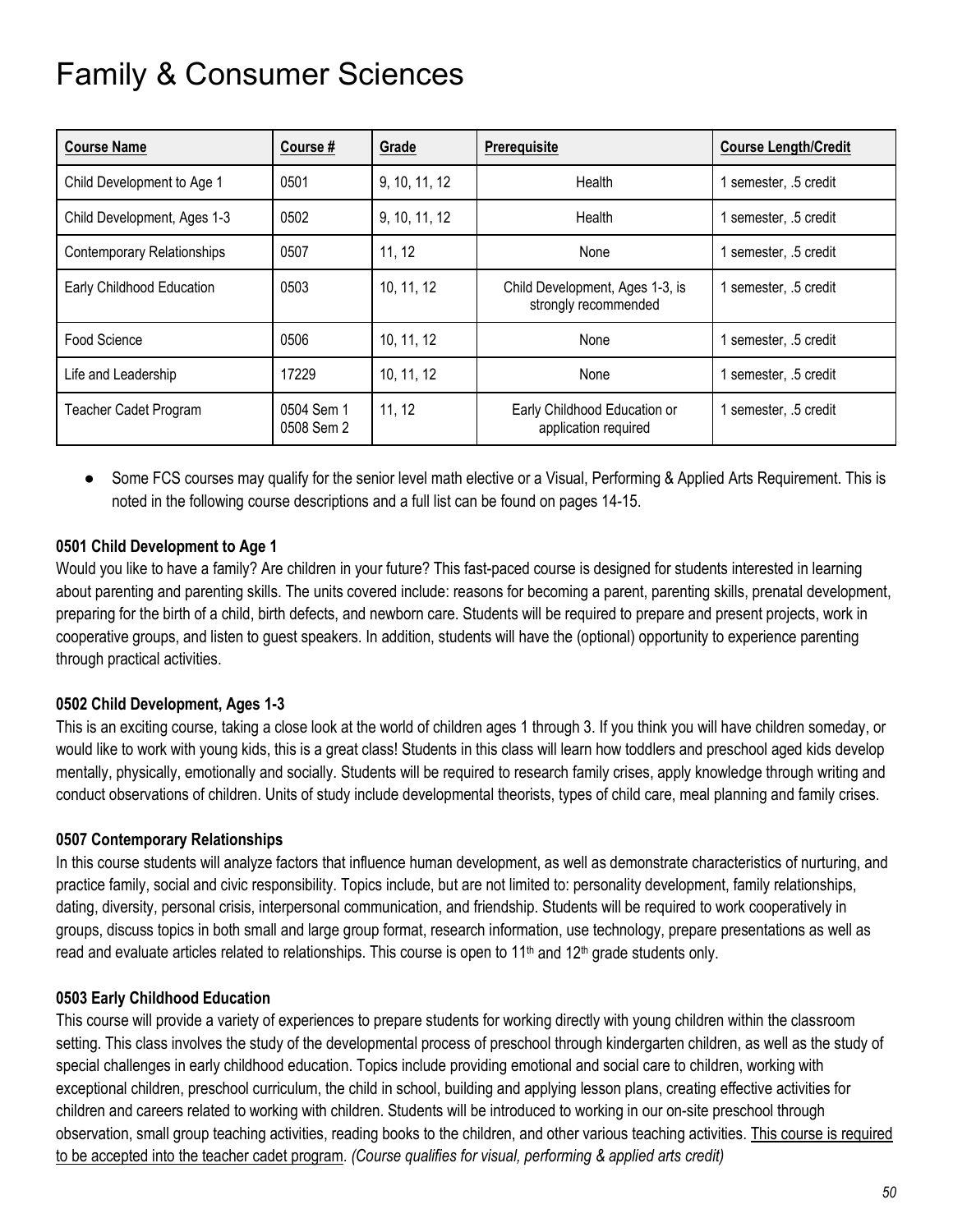# Family & Consumer Sciences

| **Course Name** | **Course #** | **Grade** | **Prerequisite** | **Course Length/Credit** |
|---|---|---|---|---|
| Child Development to Age 1 | 0501 | 9, 10, 11, 12 | Health | 1 semester, .5 credit |
| Child Development, Ages 1-3 | 0502 | 9, 10, 11, 12 | Health | 1 semester, .5 credit |
| Contemporary Relationships | 0507 | 11, 12 | None | 1 semester, .5 credit |
| Early Childhood Education | 0503 | 10, 11, 12 | Child Development, Ages 1-3, is strongly recommended | 1 semester, .5 credit |
| Food Science | 0506 | 10, 11, 12 | None | 1 semester, .5 credit |
| Life and Leadership | 17229 | 10, 11, 12 | None | 1 semester, .5 credit |
| Teacher Cadet Program | 0504 Sem 1 0508 Sem 2 | 11, 12 | Early Childhood Education or application required | 1 semester, .5 credit |

- Some FCS courses may qualify for the senior level math elective or a Visual, Performing & Applied Arts Requirement. This is noted in the following course descriptions and a full list can be found on pages 14-15.

**0501 Child Development to Age 1**

Would you like to have a family? Are children in your future? This fast-paced course is designed for students interested in learning about parenting and parenting skills. The units covered include: reasons for becoming a parent, parenting skills, prenatal development, preparing for the birth of a child, birth defects, and newborn care. Students will be required to prepare and present projects, work in cooperative groups, and listen to guest speakers. In addition, students will have the (optional) opportunity to experience parenting through practical activities.

**0502 Child Development, Ages 1-3**

This is an exciting course, taking a close look at the world of children ages 1 through 3. If you think you will have children someday, or would like to work with young kids, this is a great class! Students in this class will learn how toddlers and preschool aged kids develop mentally, physically, emotionally and socially. Students will be required to research family crises, apply knowledge through writing and conduct observations of children. Units of study include developmental theorists, types of child care, meal planning and family crises.

**0507 Contemporary Relationships**

In this course students will analyze factors that influence human development, as well as demonstrate characteristics of nurturing, and practice family, social and civic responsibility. Topics include, but are not limited to: personality development, family relationships, dating, diversity, personal crisis, interpersonal communication, and friendship. Students will be required to work cooperatively in groups, discuss topics in both small and large group format, research information, use technology, prepare presentations as well as read and evaluate articles related to relationships. This course is open to 11th and 12th grade students only.

**0503 Early Childhood Education**

This course will provide a variety of experiences to prepare students for working directly with young children within the classroom setting. This class involves the study of the developmental process of preschool through kindergarten children, as well as the study of special challenges in early childhood education. Topics include providing emotional and social care to children, working with exceptional children, preschool curriculum, the child in school, building and applying lesson plans, creating effective activities for children and careers related to working with children. Students will be introduced to working in our on-site preschool through observation, small group teaching activities, reading books to the children, and other various teaching activities. <u>This course is required to be accepted into the teacher cadet program</u>. *(Course qualifies for visual, performing & applied arts credit)*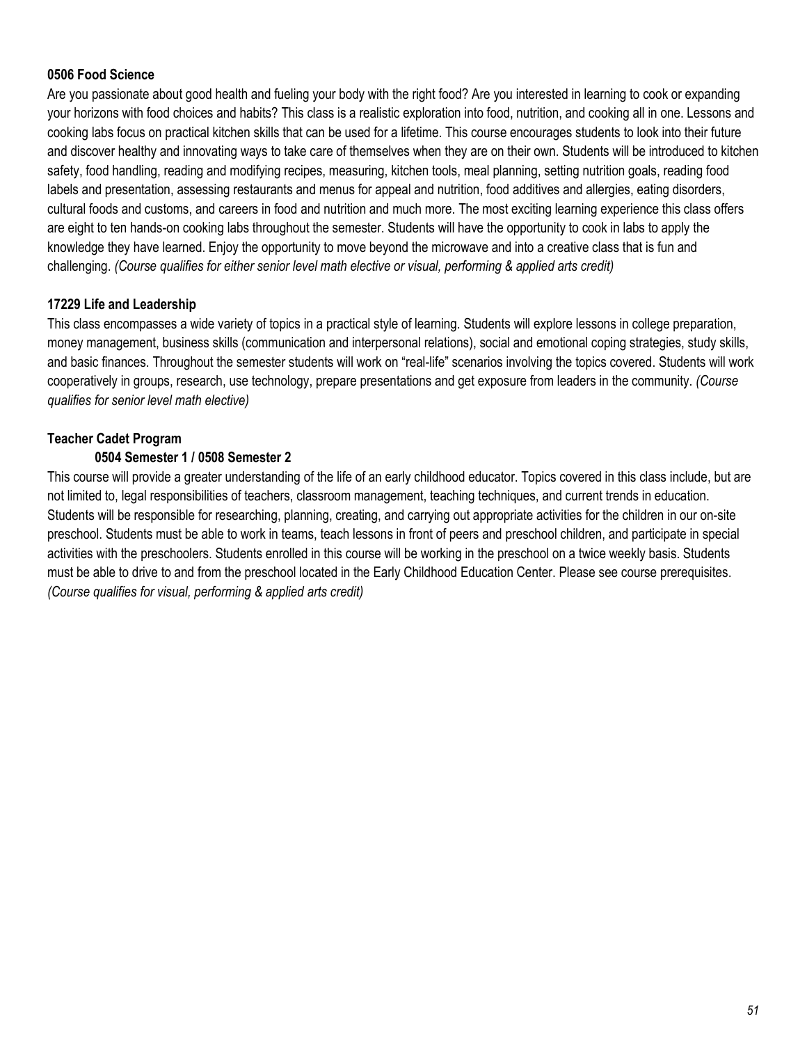**0506 Food Science**

Are you passionate about good health and fueling your body with the right food? Are you interested in learning to cook or expanding your horizons with food choices and habits? This class is a realistic exploration into food, nutrition, and cooking all in one. Lessons and cooking labs focus on practical kitchen skills that can be used for a lifetime. This course encourages students to look into their future and discover healthy and innovating ways to take care of themselves when they are on their own. Students will be introduced to kitchen safety, food handling, reading and modifying recipes, measuring, kitchen tools, meal planning, setting nutrition goals, reading food labels and presentation, assessing restaurants and menus for appeal and nutrition, food additives and allergies, eating disorders, cultural foods and customs, and careers in food and nutrition and much more. The most exciting learning experience this class offers are eight to ten hands-on cooking labs throughout the semester. Students will have the opportunity to cook in labs to apply the knowledge they have learned. Enjoy the opportunity to move beyond the microwave and into a creative class that is fun and challenging. *(Course qualifies for either senior level math elective or visual, performing & applied arts credit)*

**17229 Life and Leadership**

This class encompasses a wide variety of topics in a practical style of learning. Students will explore lessons in college preparation, money management, business skills (communication and interpersonal relations), social and emotional coping strategies, study skills, and basic finances. Throughout the semester students will work on "real-life" scenarios involving the topics covered. Students will work cooperatively in groups, research, use technology, prepare presentations and get exposure from leaders in the community. *(Course qualifies for senior level math elective)*

**Teacher Cadet Program**

**0504 Semester 1 / 0508 Semester 2**

This course will provide a greater understanding of the life of an early childhood educator. Topics covered in this class include, but are not limited to, legal responsibilities of teachers, classroom management, teaching techniques, and current trends in education. Students will be responsible for researching, planning, creating, and carrying out appropriate activities for the children in our on-site preschool. Students must be able to work in teams, teach lessons in front of peers and preschool children, and participate in special activities with the preschoolers. Students enrolled in this course will be working in the preschool on a twice weekly basis. Students must be able to drive to and from the preschool located in the Early Childhood Education Center. Please see course prerequisites. *(Course qualifies for visual, performing & applied arts credit)*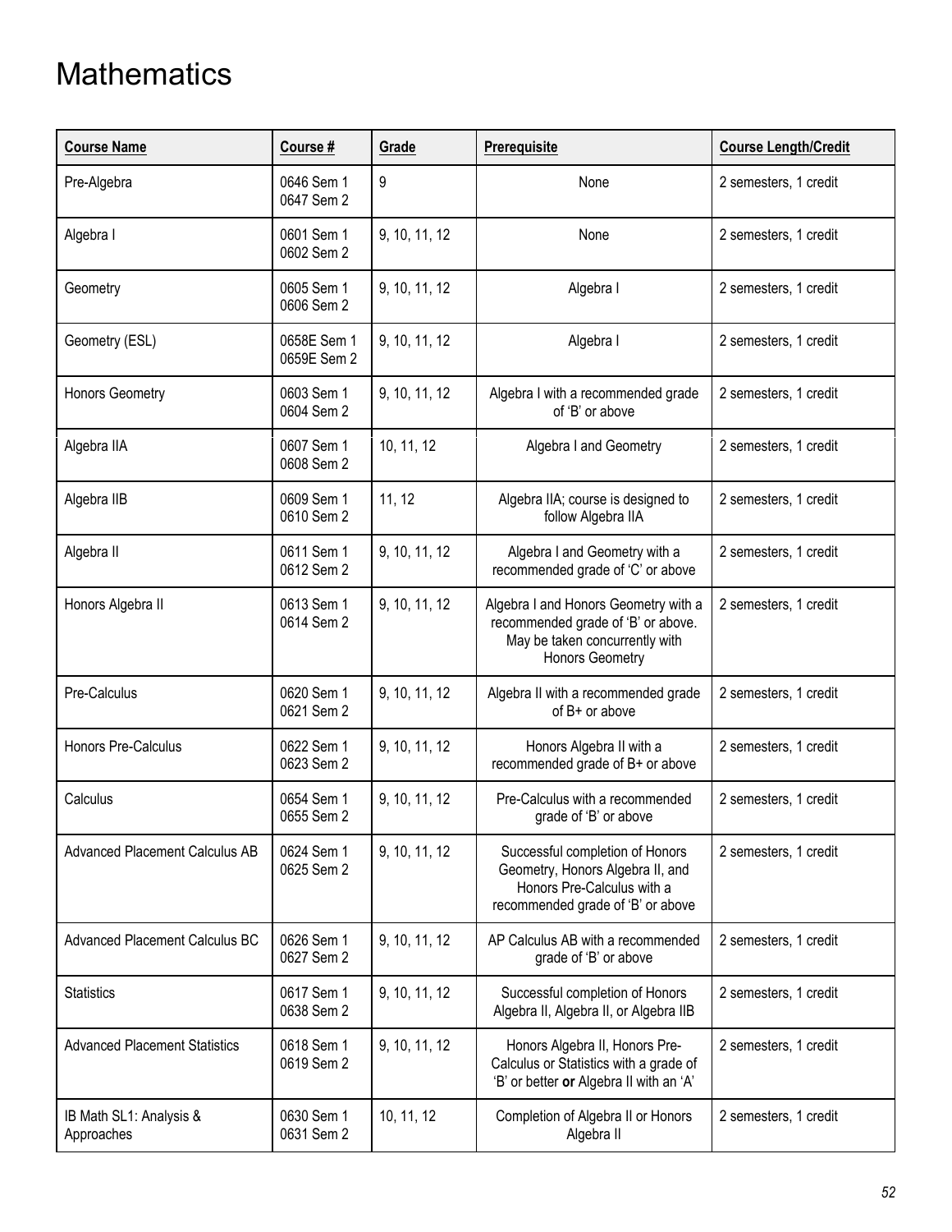# Mathematics

| Course Name | Course # | Grade | Prerequisite | Course Length/Credit |
|---|---|---|---|---|
| Pre-Algebra | 0646 Sem 1<br>0647 Sem 2 | 9 | None | 2 semesters, 1 credit |
| Algebra I | 0601 Sem 1<br>0602 Sem 2 | 9, 10, 11, 12 | None | 2 semesters, 1 credit |
| Geometry | 0605 Sem 1<br>0606 Sem 2 | 9, 10, 11, 12 | Algebra I | 2 semesters, 1 credit |
| Geometry (ESL) | 0658E Sem 1<br>0659E Sem 2 | 9, 10, 11, 12 | Algebra I | 2 semesters, 1 credit |
| Honors Geometry | 0603 Sem 1<br>0604 Sem 2 | 9, 10, 11, 12 | Algebra I with a recommended grade of 'B' or above | 2 semesters, 1 credit |
| Algebra IIA | 0607 Sem 1<br>0608 Sem 2 | 10, 11, 12 | Algebra I and Geometry | 2 semesters, 1 credit |
| Algebra IIB | 0609 Sem 1<br>0610 Sem 2 | 11, 12 | Algebra IIA; course is designed to follow Algebra IIA | 2 semesters, 1 credit |
| Algebra II | 0611 Sem 1<br>0612 Sem 2 | 9, 10, 11, 12 | Algebra I and Geometry with a recommended grade of 'C' or above | 2 semesters, 1 credit |
| Honors Algebra II | 0613 Sem 1<br>0614 Sem 2 | 9, 10, 11, 12 | Algebra I and Honors Geometry with a recommended grade of 'B' or above. May be taken concurrently with Honors Geometry | 2 semesters, 1 credit |
| Pre-Calculus | 0620 Sem 1<br>0621 Sem 2 | 9, 10, 11, 12 | Algebra II with a recommended grade of B+ or above | 2 semesters, 1 credit |
| Honors Pre-Calculus | 0622 Sem 1<br>0623 Sem 2 | 9, 10, 11, 12 | Honors Algebra II with a recommended grade of B+ or above | 2 semesters, 1 credit |
| Calculus | 0654 Sem 1<br>0655 Sem 2 | 9, 10, 11, 12 | Pre-Calculus with a recommended grade of 'B' or above | 2 semesters, 1 credit |
| Advanced Placement Calculus AB | 0624 Sem 1<br>0625 Sem 2 | 9, 10, 11, 12 | Successful completion of Honors Geometry, Honors Algebra II, and Honors Pre-Calculus with a recommended grade of 'B' or above | 2 semesters, 1 credit |
| Advanced Placement Calculus BC | 0626 Sem 1<br>0627 Sem 2 | 9, 10, 11, 12 | AP Calculus AB with a recommended grade of 'B' or above | 2 semesters, 1 credit |
| Statistics | 0617 Sem 1<br>0638 Sem 2 | 9, 10, 11, 12 | Successful completion of Honors Algebra II, Algebra II, or Algebra IIB | 2 semesters, 1 credit |
| Advanced Placement Statistics | 0618 Sem 1<br>0619 Sem 2 | 9, 10, 11, 12 | Honors Algebra II, Honors Pre-Calculus or Statistics with a grade of 'B' or better **or** Algebra II with an 'A' | 2 semesters, 1 credit |
| IB Math SL1: Analysis & Approaches | 0630 Sem 1<br>0631 Sem 2 | 10, 11, 12 | Completion of Algebra II or Honors Algebra II | 2 semesters, 1 credit |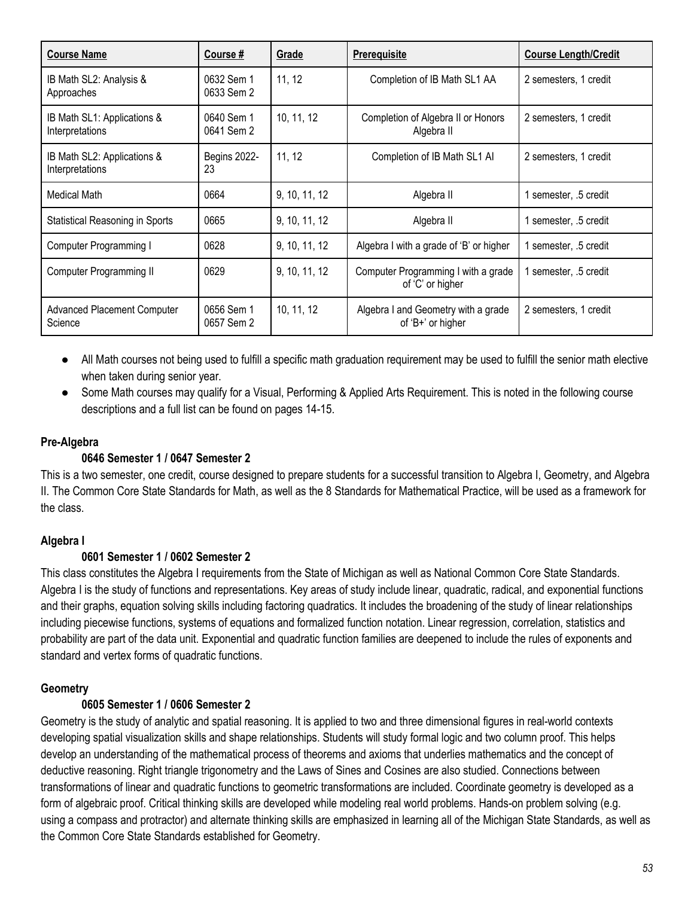| Course Name | Course # | Grade | Prerequisite | Course Length/Credit |
|---|---|---|---|---|
| IB Math SL2: Analysis & Approaches | 0632 Sem 1 0633 Sem 2 | 11, 12 | Completion of IB Math SL1 AA | 2 semesters, 1 credit |
| IB Math SL1: Applications & Interpretations | 0640 Sem 1 0641 Sem 2 | 10, 11, 12 | Completion of Algebra II or Honors Algebra II | 2 semesters, 1 credit |
| IB Math SL2: Applications & Interpretations | Begins 2022-23 | 11, 12 | Completion of IB Math SL1 AI | 2 semesters, 1 credit |
| Medical Math | 0664 | 9, 10, 11, 12 | Algebra II | 1 semester, .5 credit |
| Statistical Reasoning in Sports | 0665 | 9, 10, 11, 12 | Algebra II | 1 semester, .5 credit |
| Computer Programming I | 0628 | 9, 10, 11, 12 | Algebra I with a grade of 'B' or higher | 1 semester, .5 credit |
| Computer Programming II | 0629 | 9, 10, 11, 12 | Computer Programming I with a grade of 'C' or higher | 1 semester, .5 credit |
| Advanced Placement Computer Science | 0656 Sem 1 0657 Sem 2 | 10, 11, 12 | Algebra I and Geometry with a grade of 'B+' or higher | 2 semesters, 1 credit |

- All Math courses not being used to fulfill a specific math graduation requirement may be used to fulfill the senior math elective when taken during senior year.
- Some Math courses may qualify for a Visual, Performing & Applied Arts Requirement. This is noted in the following course descriptions and a full list can be found on pages 14-15.

**Pre-Algebra**

**0646 Semester 1 / 0647 Semester 2**

This is a two semester, one credit, course designed to prepare students for a successful transition to Algebra I, Geometry, and Algebra II. The Common Core State Standards for Math, as well as the 8 Standards for Mathematical Practice, will be used as a framework for the class.

**Algebra I**

**0601 Semester 1 / 0602 Semester 2**

This class constitutes the Algebra I requirements from the State of Michigan as well as National Common Core State Standards. Algebra I is the study of functions and representations. Key areas of study include linear, quadratic, radical, and exponential functions and their graphs, equation solving skills including factoring quadratics. It includes the broadening of the study of linear relationships including piecewise functions, systems of equations and formalized function notation. Linear regression, correlation, statistics and probability are part of the data unit. Exponential and quadratic function families are deepened to include the rules of exponents and standard and vertex forms of quadratic functions.

**Geometry**

**0605 Semester 1 / 0606 Semester 2**

Geometry is the study of analytic and spatial reasoning. It is applied to two and three dimensional figures in real-world contexts developing spatial visualization skills and shape relationships. Students will study formal logic and two column proof. This helps develop an understanding of the mathematical process of theorems and axioms that underlies mathematics and the concept of deductive reasoning. Right triangle trigonometry and the Laws of Sines and Cosines are also studied. Connections between transformations of linear and quadratic functions to geometric transformations are included. Coordinate geometry is developed as a form of algebraic proof. Critical thinking skills are developed while modeling real world problems. Hands-on problem solving (e.g. using a compass and protractor) and alternate thinking skills are emphasized in learning all of the Michigan State Standards, as well as the Common Core State Standards established for Geometry.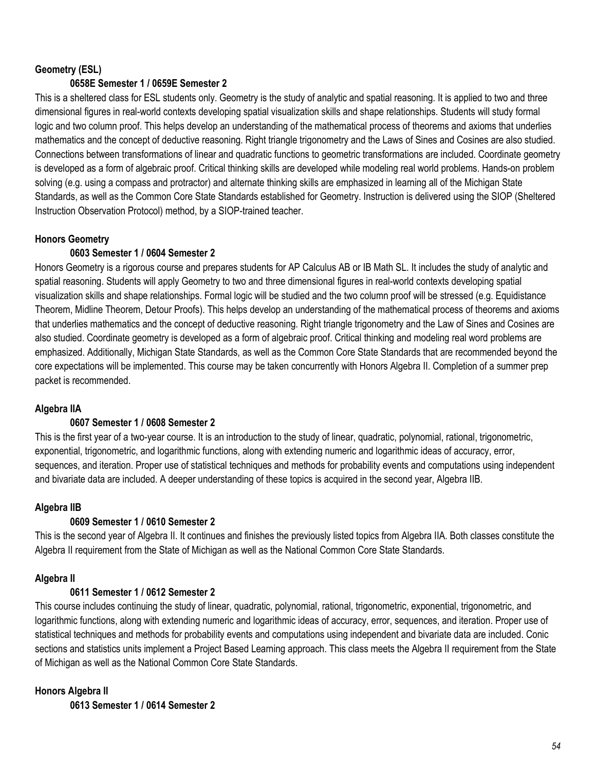**Geometry (ESL)**

**0658E Semester 1 / 0659E Semester 2**

This is a sheltered class for ESL students only. Geometry is the study of analytic and spatial reasoning. It is applied to two and three dimensional figures in real-world contexts developing spatial visualization skills and shape relationships. Students will study formal logic and two column proof. This helps develop an understanding of the mathematical process of theorems and axioms that underlies mathematics and the concept of deductive reasoning. Right triangle trigonometry and the Laws of Sines and Cosines are also studied. Connections between transformations of linear and quadratic functions to geometric transformations are included. Coordinate geometry is developed as a form of algebraic proof. Critical thinking skills are developed while modeling real world problems. Hands-on problem solving (e.g. using a compass and protractor) and alternate thinking skills are emphasized in learning all of the Michigan State Standards, as well as the Common Core State Standards established for Geometry. Instruction is delivered using the SIOP (Sheltered Instruction Observation Protocol) method, by a SIOP-trained teacher.

**Honors Geometry**

**0603 Semester 1 / 0604 Semester 2**

Honors Geometry is a rigorous course and prepares students for AP Calculus AB or IB Math SL. It includes the study of analytic and spatial reasoning. Students will apply Geometry to two and three dimensional figures in real-world contexts developing spatial visualization skills and shape relationships. Formal logic will be studied and the two column proof will be stressed (e.g. Equidistance Theorem, Midline Theorem, Detour Proofs). This helps develop an understanding of the mathematical process of theorems and axioms that underlies mathematics and the concept of deductive reasoning. Right triangle trigonometry and the Law of Sines and Cosines are also studied. Coordinate geometry is developed as a form of algebraic proof. Critical thinking and modeling real word problems are emphasized. Additionally, Michigan State Standards, as well as the Common Core State Standards that are recommended beyond the core expectations will be implemented. This course may be taken concurrently with Honors Algebra II. Completion of a summer prep packet is recommended.

**Algebra IIA**

**0607 Semester 1 / 0608 Semester 2**

This is the first year of a two-year course. It is an introduction to the study of linear, quadratic, polynomial, rational, trigonometric, exponential, trigonometric, and logarithmic functions, along with extending numeric and logarithmic ideas of accuracy, error, sequences, and iteration. Proper use of statistical techniques and methods for probability events and computations using independent and bivariate data are included. A deeper understanding of these topics is acquired in the second year, Algebra IIB.

**Algebra IIB**

**0609 Semester 1 / 0610 Semester 2**

This is the second year of Algebra II. It continues and finishes the previously listed topics from Algebra IIA. Both classes constitute the Algebra II requirement from the State of Michigan as well as the National Common Core State Standards.

**Algebra II**

**0611 Semester 1 / 0612 Semester 2**

This course includes continuing the study of linear, quadratic, polynomial, rational, trigonometric, exponential, trigonometric, and logarithmic functions, along with extending numeric and logarithmic ideas of accuracy, error, sequences, and iteration. Proper use of statistical techniques and methods for probability events and computations using independent and bivariate data are included. Conic sections and statistics units implement a Project Based Learning approach. This class meets the Algebra II requirement from the State of Michigan as well as the National Common Core State Standards.

**Honors Algebra II**

**0613 Semester 1 / 0614 Semester 2**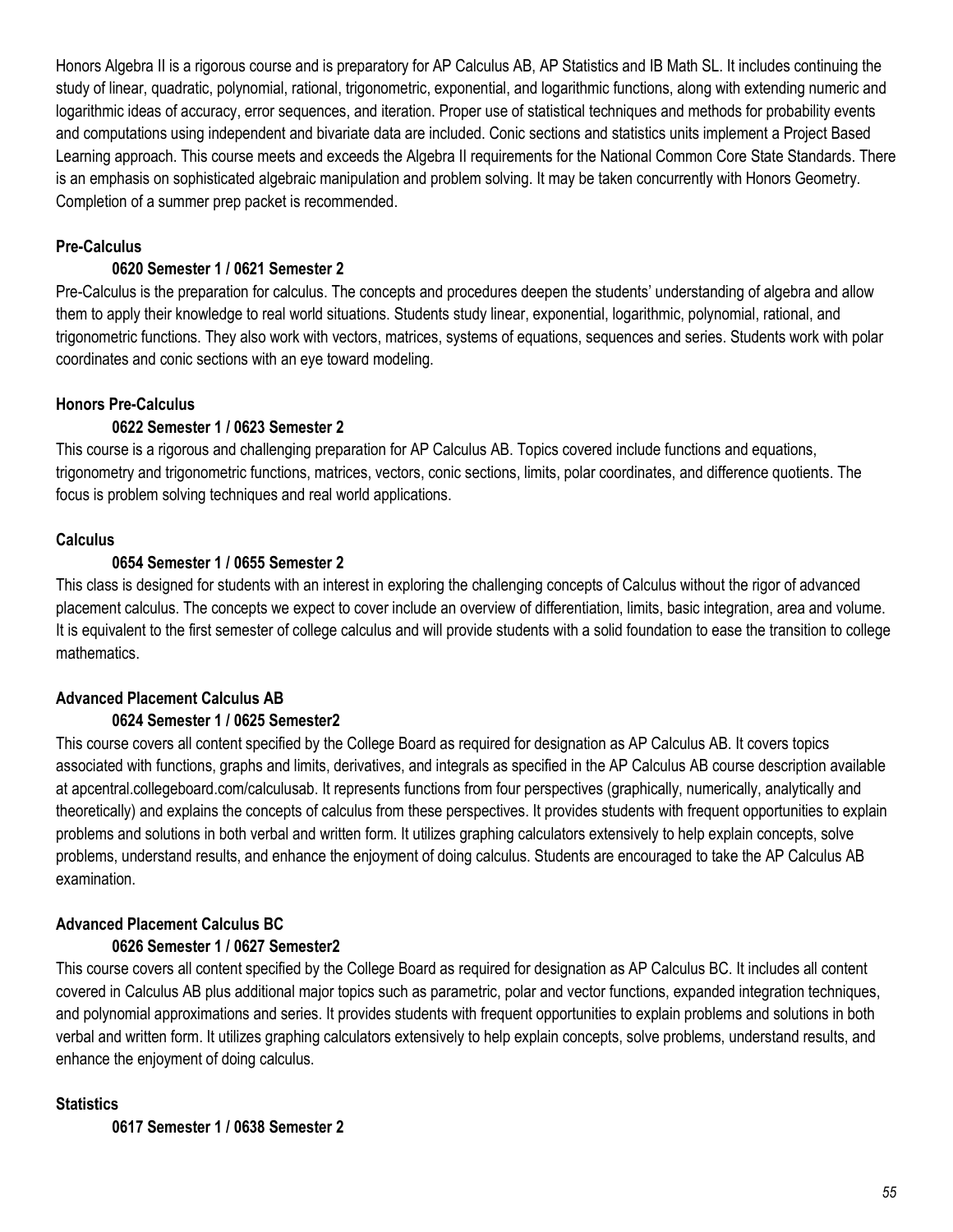Honors Algebra II is a rigorous course and is preparatory for AP Calculus AB, AP Statistics and IB Math SL. It includes continuing the study of linear, quadratic, polynomial, rational, trigonometric, exponential, and logarithmic functions, along with extending numeric and logarithmic ideas of accuracy, error sequences, and iteration. Proper use of statistical techniques and methods for probability events and computations using independent and bivariate data are included. Conic sections and statistics units implement a Project Based Learning approach. This course meets and exceeds the Algebra II requirements for the National Common Core State Standards. There is an emphasis on sophisticated algebraic manipulation and problem solving. It may be taken concurrently with Honors Geometry. Completion of a summer prep packet is recommended.

**Pre-Calculus**

**0620 Semester 1 / 0621 Semester 2**

Pre-Calculus is the preparation for calculus. The concepts and procedures deepen the students' understanding of algebra and allow them to apply their knowledge to real world situations. Students study linear, exponential, logarithmic, polynomial, rational, and trigonometric functions. They also work with vectors, matrices, systems of equations, sequences and series. Students work with polar coordinates and conic sections with an eye toward modeling.

**Honors Pre-Calculus**

**0622 Semester 1 / 0623 Semester 2**

This course is a rigorous and challenging preparation for AP Calculus AB. Topics covered include functions and equations, trigonometry and trigonometric functions, matrices, vectors, conic sections, limits, polar coordinates, and difference quotients. The focus is problem solving techniques and real world applications.

**Calculus**

**0654 Semester 1 / 0655 Semester 2**

This class is designed for students with an interest in exploring the challenging concepts of Calculus without the rigor of advanced placement calculus. The concepts we expect to cover include an overview of differentiation, limits, basic integration, area and volume. It is equivalent to the first semester of college calculus and will provide students with a solid foundation to ease the transition to college mathematics.

**Advanced Placement Calculus AB**

**0624 Semester 1 / 0625 Semester2**

This course covers all content specified by the College Board as required for designation as AP Calculus AB. It covers topics associated with functions, graphs and limits, derivatives, and integrals as specified in the AP Calculus AB course description available at apcentral.collegeboard.com/calculusab. It represents functions from four perspectives (graphically, numerically, analytically and theoretically) and explains the concepts of calculus from these perspectives. It provides students with frequent opportunities to explain problems and solutions in both verbal and written form. It utilizes graphing calculators extensively to help explain concepts, solve problems, understand results, and enhance the enjoyment of doing calculus. Students are encouraged to take the AP Calculus AB examination.

**Advanced Placement Calculus BC**

**0626 Semester 1 / 0627 Semester2**

This course covers all content specified by the College Board as required for designation as AP Calculus BC. It includes all content covered in Calculus AB plus additional major topics such as parametric, polar and vector functions, expanded integration techniques, and polynomial approximations and series. It provides students with frequent opportunities to explain problems and solutions in both verbal and written form. It utilizes graphing calculators extensively to help explain concepts, solve problems, understand results, and enhance the enjoyment of doing calculus.

**Statistics**

**0617 Semester 1 / 0638 Semester 2**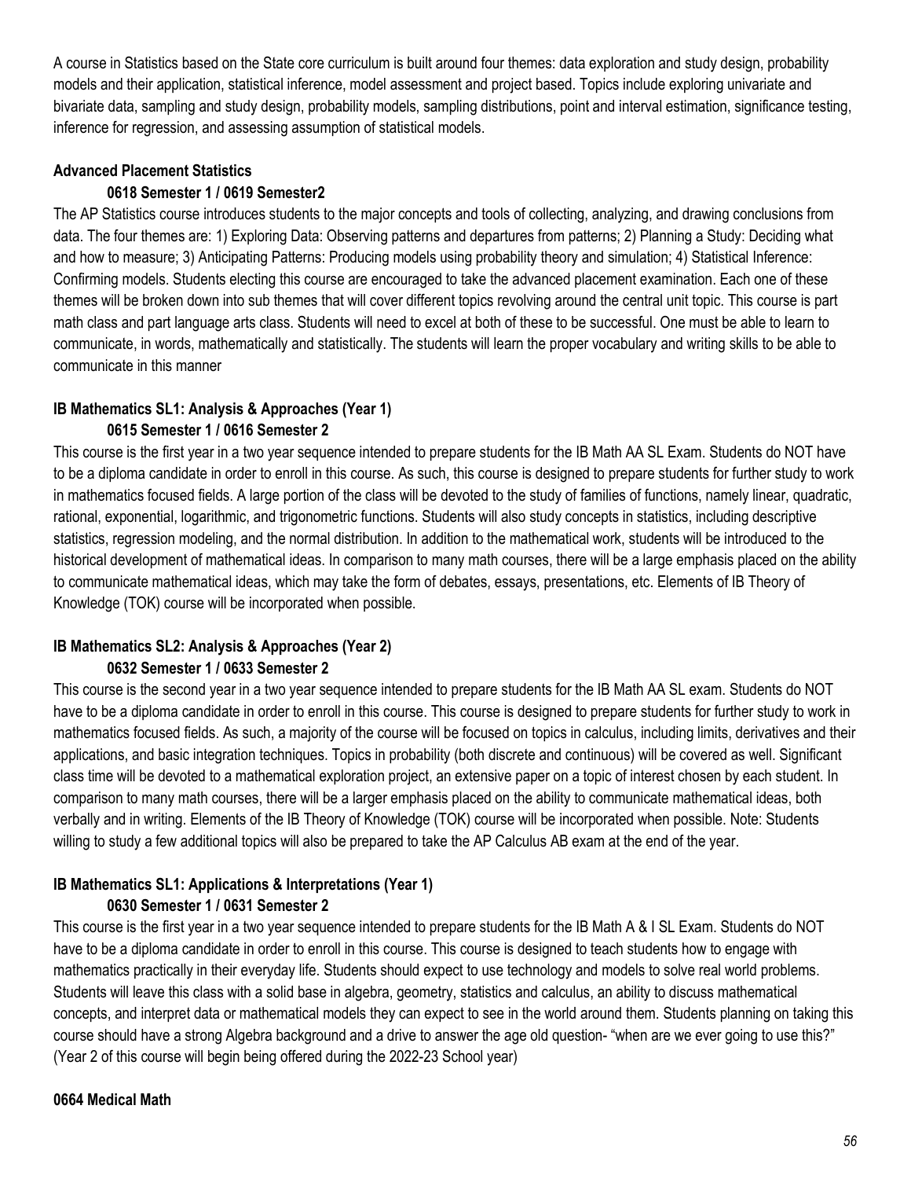A course in Statistics based on the State core curriculum is built around four themes: data exploration and study design, probability models and their application, statistical inference, model assessment and project based. Topics include exploring univariate and bivariate data, sampling and study design, probability models, sampling distributions, point and interval estimation, significance testing, inference for regression, and assessing assumption of statistical models.

### Advanced Placement Statistics

**0618 Semester 1 / 0619 Semester2**

The AP Statistics course introduces students to the major concepts and tools of collecting, analyzing, and drawing conclusions from data. The four themes are: 1) Exploring Data: Observing patterns and departures from patterns; 2) Planning a Study: Deciding what and how to measure; 3) Anticipating Patterns: Producing models using probability theory and simulation; 4) Statistical Inference: Confirming models. Students electing this course are encouraged to take the advanced placement examination. Each one of these themes will be broken down into sub themes that will cover different topics revolving around the central unit topic. This course is part math class and part language arts class. Students will need to excel at both of these to be successful. One must be able to learn to communicate, in words, mathematically and statistically. The students will learn the proper vocabulary and writing skills to be able to communicate in this manner

### IB Mathematics SL1: Analysis & Approaches (Year 1)

**0615 Semester 1 / 0616 Semester 2**

This course is the first year in a two year sequence intended to prepare students for the IB Math AA SL Exam. Students do NOT have to be a diploma candidate in order to enroll in this course. As such, this course is designed to prepare students for further study to work in mathematics focused fields. A large portion of the class will be devoted to the study of families of functions, namely linear, quadratic, rational, exponential, logarithmic, and trigonometric functions. Students will also study concepts in statistics, including descriptive statistics, regression modeling, and the normal distribution. In addition to the mathematical work, students will be introduced to the historical development of mathematical ideas. In comparison to many math courses, there will be a large emphasis placed on the ability to communicate mathematical ideas, which may take the form of debates, essays, presentations, etc. Elements of IB Theory of Knowledge (TOK) course will be incorporated when possible.

### IB Mathematics SL2: Analysis & Approaches (Year 2)

**0632 Semester 1 / 0633 Semester 2**

This course is the second year in a two year sequence intended to prepare students for the IB Math AA SL exam. Students do NOT have to be a diploma candidate in order to enroll in this course. This course is designed to prepare students for further study to work in mathematics focused fields. As such, a majority of the course will be focused on topics in calculus, including limits, derivatives and their applications, and basic integration techniques. Topics in probability (both discrete and continuous) will be covered as well. Significant class time will be devoted to a mathematical exploration project, an extensive paper on a topic of interest chosen by each student. In comparison to many math courses, there will be a larger emphasis placed on the ability to communicate mathematical ideas, both verbally and in writing. Elements of the IB Theory of Knowledge (TOK) course will be incorporated when possible. Note: Students willing to study a few additional topics will also be prepared to take the AP Calculus AB exam at the end of the year.

### IB Mathematics SL1: Applications & Interpretations (Year 1)

**0630 Semester 1 / 0631 Semester 2**

This course is the first year in a two year sequence intended to prepare students for the IB Math A & I SL Exam. Students do NOT have to be a diploma candidate in order to enroll in this course. This course is designed to teach students how to engage with mathematics practically in their everyday life. Students should expect to use technology and models to solve real world problems. Students will leave this class with a solid base in algebra, geometry, statistics and calculus, an ability to discuss mathematical concepts, and interpret data or mathematical models they can expect to see in the world around them. Students planning on taking this course should have a strong Algebra background and a drive to answer the age old question- "when are we ever going to use this?" (Year 2 of this course will begin being offered during the 2022-23 School year)

### 0664 Medical Math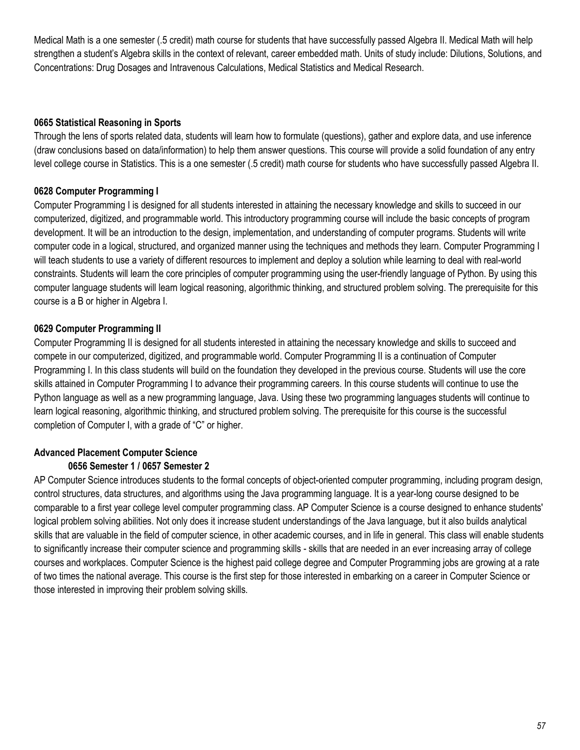Medical Math is a one semester (.5 credit) math course for students that have successfully passed Algebra II. Medical Math will help strengthen a student's Algebra skills in the context of relevant, career embedded math. Units of study include: Dilutions, Solutions, and Concentrations: Drug Dosages and Intravenous Calculations, Medical Statistics and Medical Research.

**0665 Statistical Reasoning in Sports**

Through the lens of sports related data, students will learn how to formulate (questions), gather and explore data, and use inference (draw conclusions based on data/information) to help them answer questions. This course will provide a solid foundation of any entry level college course in Statistics. This is a one semester (.5 credit) math course for students who have successfully passed Algebra II.

**0628 Computer Programming I**

Computer Programming I is designed for all students interested in attaining the necessary knowledge and skills to succeed in our computerized, digitized, and programmable world. This introductory programming course will include the basic concepts of program development. It will be an introduction to the design, implementation, and understanding of computer programs. Students will write computer code in a logical, structured, and organized manner using the techniques and methods they learn. Computer Programming I will teach students to use a variety of different resources to implement and deploy a solution while learning to deal with real-world constraints. Students will learn the core principles of computer programming using the user-friendly language of Python. By using this computer language students will learn logical reasoning, algorithmic thinking, and structured problem solving. The prerequisite for this course is a B or higher in Algebra I.

**0629 Computer Programming II**

Computer Programming II is designed for all students interested in attaining the necessary knowledge and skills to succeed and compete in our computerized, digitized, and programmable world. Computer Programming II is a continuation of Computer Programming I. In this class students will build on the foundation they developed in the previous course. Students will use the core skills attained in Computer Programming I to advance their programming careers. In this course students will continue to use the Python language as well as a new programming language, Java. Using these two programming languages students will continue to learn logical reasoning, algorithmic thinking, and structured problem solving. The prerequisite for this course is the successful completion of Computer I, with a grade of "C" or higher.

**Advanced Placement Computer Science**

**0656 Semester 1 / 0657 Semester 2**

AP Computer Science introduces students to the formal concepts of object-oriented computer programming, including program design, control structures, data structures, and algorithms using the Java programming language. It is a year-long course designed to be comparable to a first year college level computer programming class. AP Computer Science is a course designed to enhance students' logical problem solving abilities. Not only does it increase student understandings of the Java language, but it also builds analytical skills that are valuable in the field of computer science, in other academic courses, and in life in general. This class will enable students to significantly increase their computer science and programming skills - skills that are needed in an ever increasing array of college courses and workplaces. Computer Science is the highest paid college degree and Computer Programming jobs are growing at a rate of two times the national average. This course is the first step for those interested in embarking on a career in Computer Science or those interested in improving their problem solving skills.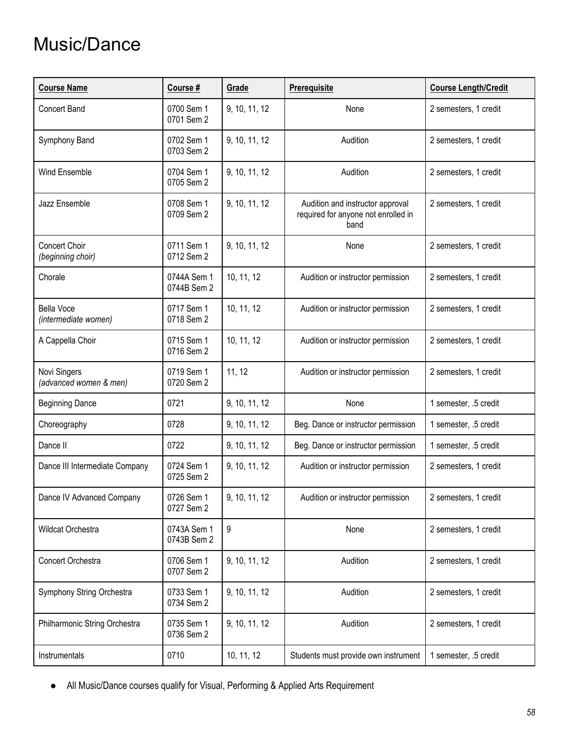# Music/Dance

| **Course Name** | **Course #** | **Grade** | **Prerequisite** | **Course Length/Credit** |
|---|---|---|---|---|
| Concert Band | 0700 Sem 1<br>0701 Sem 2 | 9, 10, 11, 12 | None | 2 semesters, 1 credit |
| Symphony Band | 0702 Sem 1<br>0703 Sem 2 | 9, 10, 11, 12 | Audition | 2 semesters, 1 credit |
| Wind Ensemble | 0704 Sem 1<br>0705 Sem 2 | 9, 10, 11, 12 | Audition | 2 semesters, 1 credit |
| Jazz Ensemble | 0708 Sem 1<br>0709 Sem 2 | 9, 10, 11, 12 | Audition and instructor approval required for anyone not enrolled in band | 2 semesters, 1 credit |
| Concert Choir<br>*(beginning choir)* | 0711 Sem 1<br>0712 Sem 2 | 9, 10, 11, 12 | None | 2 semesters, 1 credit |
| Chorale | 0744A Sem 1<br>0744B Sem 2 | 10, 11, 12 | Audition or instructor permission | 2 semesters, 1 credit |
| Bella Voce<br>*(intermediate women)* | 0717 Sem 1<br>0718 Sem 2 | 10, 11, 12 | Audition or instructor permission | 2 semesters, 1 credit |
| A Cappella Choir | 0715 Sem 1<br>0716 Sem 2 | 10, 11, 12 | Audition or instructor permission | 2 semesters, 1 credit |
| Novi Singers<br>*(advanced women & men)* | 0719 Sem 1<br>0720 Sem 2 | 11, 12 | Audition or instructor permission | 2 semesters, 1 credit |
| Beginning Dance | 0721 | 9, 10, 11, 12 | None | 1 semester, .5 credit |
| Choreography | 0728 | 9, 10, 11, 12 | Beg. Dance or instructor permission | 1 semester, .5 credit |
| Dance II | 0722 | 9, 10, 11, 12 | Beg. Dance or instructor permission | 1 semester, .5 credit |
| Dance III Intermediate Company | 0724 Sem 1<br>0725 Sem 2 | 9, 10, 11, 12 | Audition or instructor permission | 2 semesters, 1 credit |
| Dance IV Advanced Company | 0726 Sem 1<br>0727 Sem 2 | 9, 10, 11, 12 | Audition or instructor permission | 2 semesters, 1 credit |
| Wildcat Orchestra | 0743A Sem 1<br>0743B Sem 2 | 9 | None | 2 semesters, 1 credit |
| Concert Orchestra | 0706 Sem 1<br>0707 Sem 2 | 9, 10, 11, 12 | Audition | 2 semesters, 1 credit |
| Symphony String Orchestra | 0733 Sem 1<br>0734 Sem 2 | 9, 10, 11, 12 | Audition | 2 semesters, 1 credit |
| Philharmonic String Orchestra | 0735 Sem 1<br>0736 Sem 2 | 9, 10, 11, 12 | Audition | 2 semesters, 1 credit |
| Instrumentals | 0710 | 10, 11, 12 | Students must provide own instrument | 1 semester, .5 credit |

- All Music/Dance courses qualify for Visual, Performing & Applied Arts Requirement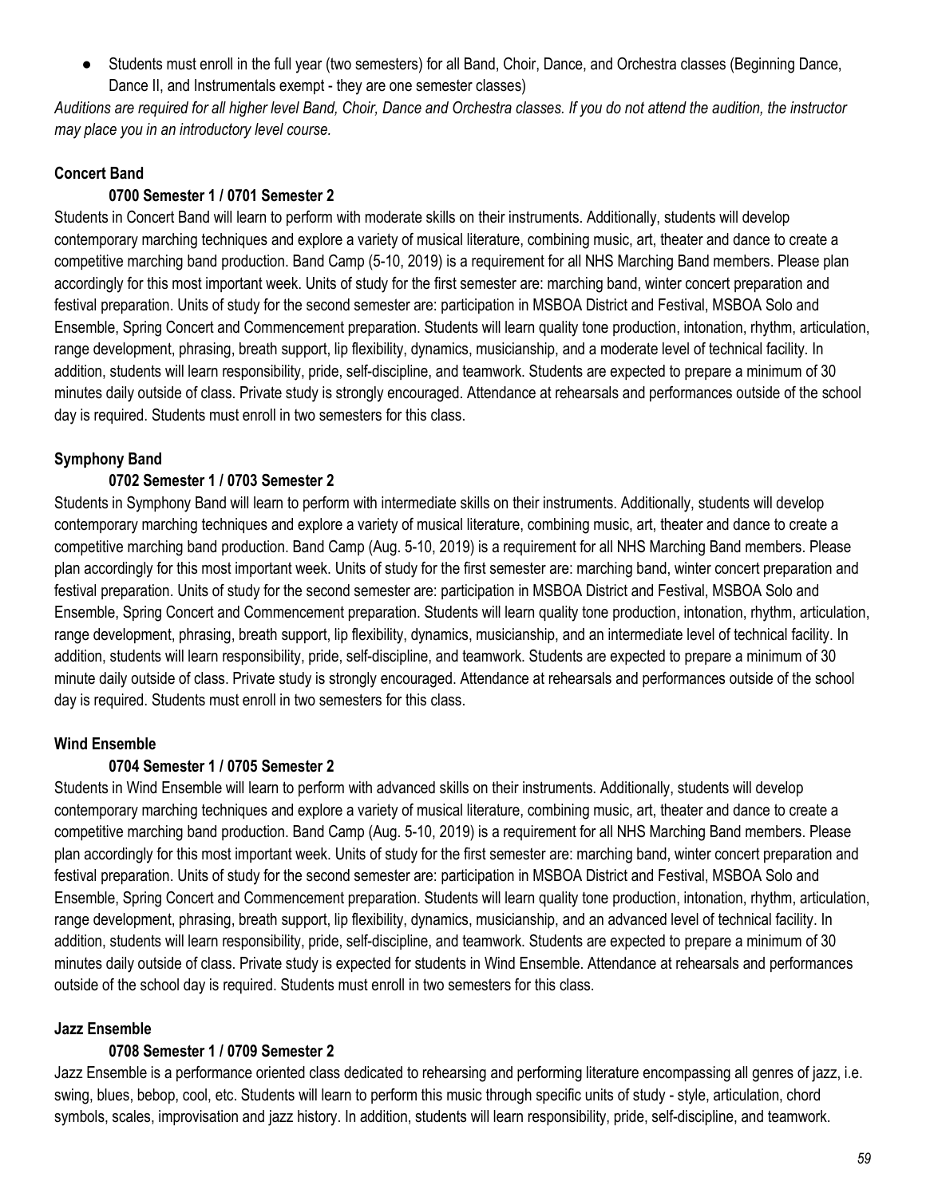- Students must enroll in the full year (two semesters) for all Band, Choir, Dance, and Orchestra classes (Beginning Dance, Dance II, and Instrumentals exempt - they are one semester classes)

*Auditions are required for all higher level Band, Choir, Dance and Orchestra classes. If you do not attend the audition, the instructor may place you in an introductory level course.*

**Concert Band**

**0700 Semester 1 / 0701 Semester 2**

Students in Concert Band will learn to perform with moderate skills on their instruments. Additionally, students will develop contemporary marching techniques and explore a variety of musical literature, combining music, art, theater and dance to create a competitive marching band production. Band Camp (5-10, 2019) is a requirement for all NHS Marching Band members. Please plan accordingly for this most important week. Units of study for the first semester are: marching band, winter concert preparation and festival preparation. Units of study for the second semester are: participation in MSBOA District and Festival, MSBOA Solo and Ensemble, Spring Concert and Commencement preparation. Students will learn quality tone production, intonation, rhythm, articulation, range development, phrasing, breath support, lip flexibility, dynamics, musicianship, and a moderate level of technical facility. In addition, students will learn responsibility, pride, self-discipline, and teamwork. Students are expected to prepare a minimum of 30 minutes daily outside of class. Private study is strongly encouraged. Attendance at rehearsals and performances outside of the school day is required. Students must enroll in two semesters for this class.

**Symphony Band**

**0702 Semester 1 / 0703 Semester 2**

Students in Symphony Band will learn to perform with intermediate skills on their instruments. Additionally, students will develop contemporary marching techniques and explore a variety of musical literature, combining music, art, theater and dance to create a competitive marching band production. Band Camp (Aug. 5-10, 2019) is a requirement for all NHS Marching Band members. Please plan accordingly for this most important week. Units of study for the first semester are: marching band, winter concert preparation and festival preparation. Units of study for the second semester are: participation in MSBOA District and Festival, MSBOA Solo and Ensemble, Spring Concert and Commencement preparation. Students will learn quality tone production, intonation, rhythm, articulation, range development, phrasing, breath support, lip flexibility, dynamics, musicianship, and an intermediate level of technical facility. In addition, students will learn responsibility, pride, self-discipline, and teamwork. Students are expected to prepare a minimum of 30 minute daily outside of class. Private study is strongly encouraged. Attendance at rehearsals and performances outside of the school day is required. Students must enroll in two semesters for this class.

**Wind Ensemble**

**0704 Semester 1 / 0705 Semester 2**

Students in Wind Ensemble will learn to perform with advanced skills on their instruments. Additionally, students will develop contemporary marching techniques and explore a variety of musical literature, combining music, art, theater and dance to create a competitive marching band production. Band Camp (Aug. 5-10, 2019) is a requirement for all NHS Marching Band members. Please plan accordingly for this most important week. Units of study for the first semester are: marching band, winter concert preparation and festival preparation. Units of study for the second semester are: participation in MSBOA District and Festival, MSBOA Solo and Ensemble, Spring Concert and Commencement preparation. Students will learn quality tone production, intonation, rhythm, articulation, range development, phrasing, breath support, lip flexibility, dynamics, musicianship, and an advanced level of technical facility. In addition, students will learn responsibility, pride, self-discipline, and teamwork. Students are expected to prepare a minimum of 30 minutes daily outside of class. Private study is expected for students in Wind Ensemble. Attendance at rehearsals and performances outside of the school day is required. Students must enroll in two semesters for this class.

**Jazz Ensemble**

**0708 Semester 1 / 0709 Semester 2**

Jazz Ensemble is a performance oriented class dedicated to rehearsing and performing literature encompassing all genres of jazz, i.e. swing, blues, bebop, cool, etc. Students will learn to perform this music through specific units of study - style, articulation, chord symbols, scales, improvisation and jazz history. In addition, students will learn responsibility, pride, self-discipline, and teamwork.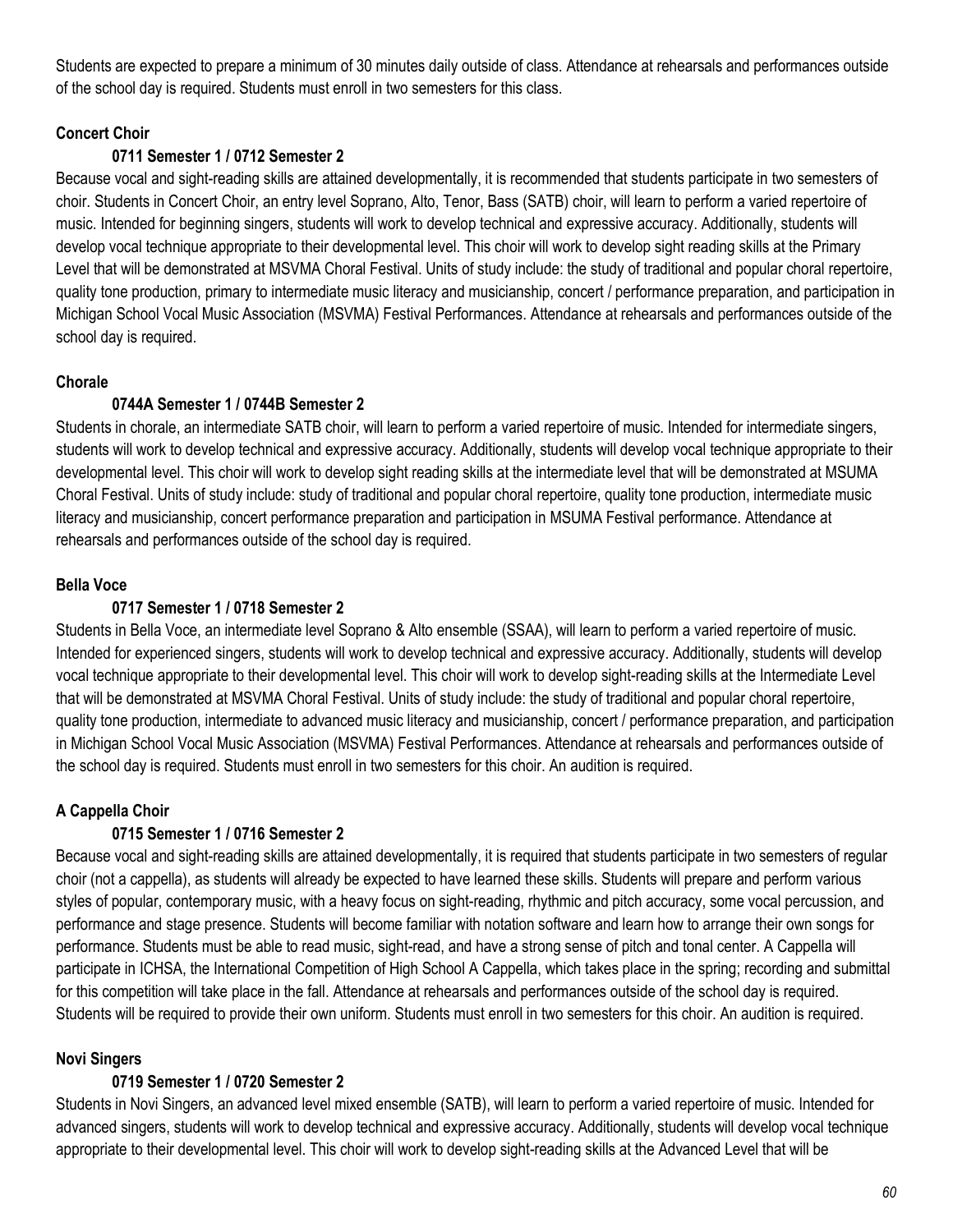Students are expected to prepare a minimum of 30 minutes daily outside of class. Attendance at rehearsals and performances outside of the school day is required. Students must enroll in two semesters for this class.

**Concert Choir**

**0711 Semester 1 / 0712 Semester 2**

Because vocal and sight-reading skills are attained developmentally, it is recommended that students participate in two semesters of choir. Students in Concert Choir, an entry level Soprano, Alto, Tenor, Bass (SATB) choir, will learn to perform a varied repertoire of music. Intended for beginning singers, students will work to develop technical and expressive accuracy. Additionally, students will develop vocal technique appropriate to their developmental level. This choir will work to develop sight reading skills at the Primary Level that will be demonstrated at MSVMA Choral Festival. Units of study include: the study of traditional and popular choral repertoire, quality tone production, primary to intermediate music literacy and musicianship, concert / performance preparation, and participation in Michigan School Vocal Music Association (MSVMA) Festival Performances. Attendance at rehearsals and performances outside of the school day is required.

**Chorale**

**0744A Semester 1 / 0744B Semester 2**

Students in chorale, an intermediate SATB choir, will learn to perform a varied repertoire of music. Intended for intermediate singers, students will work to develop technical and expressive accuracy. Additionally, students will develop vocal technique appropriate to their developmental level. This choir will work to develop sight reading skills at the intermediate level that will be demonstrated at MSUMA Choral Festival. Units of study include: study of traditional and popular choral repertoire, quality tone production, intermediate music literacy and musicianship, concert performance preparation and participation in MSUMA Festival performance. Attendance at rehearsals and performances outside of the school day is required.

**Bella Voce**

**0717 Semester 1 / 0718 Semester 2**

Students in Bella Voce, an intermediate level Soprano & Alto ensemble (SSAA), will learn to perform a varied repertoire of music. Intended for experienced singers, students will work to develop technical and expressive accuracy. Additionally, students will develop vocal technique appropriate to their developmental level. This choir will work to develop sight-reading skills at the Intermediate Level that will be demonstrated at MSVMA Choral Festival. Units of study include: the study of traditional and popular choral repertoire, quality tone production, intermediate to advanced music literacy and musicianship, concert / performance preparation, and participation in Michigan School Vocal Music Association (MSVMA) Festival Performances. Attendance at rehearsals and performances outside of the school day is required. Students must enroll in two semesters for this choir. An audition is required.

**A Cappella Choir**

**0715 Semester 1 / 0716 Semester 2**

Because vocal and sight-reading skills are attained developmentally, it is required that students participate in two semesters of regular choir (not a cappella), as students will already be expected to have learned these skills. Students will prepare and perform various styles of popular, contemporary music, with a heavy focus on sight-reading, rhythmic and pitch accuracy, some vocal percussion, and performance and stage presence. Students will become familiar with notation software and learn how to arrange their own songs for performance. Students must be able to read music, sight-read, and have a strong sense of pitch and tonal center. A Cappella will participate in ICHSA, the International Competition of High School A Cappella, which takes place in the spring; recording and submittal for this competition will take place in the fall. Attendance at rehearsals and performances outside of the school day is required. Students will be required to provide their own uniform. Students must enroll in two semesters for this choir. An audition is required.

**Novi Singers**

**0719 Semester 1 / 0720 Semester 2**

Students in Novi Singers, an advanced level mixed ensemble (SATB), will learn to perform a varied repertoire of music. Intended for advanced singers, students will work to develop technical and expressive accuracy. Additionally, students will develop vocal technique appropriate to their developmental level. This choir will work to develop sight-reading skills at the Advanced Level that will be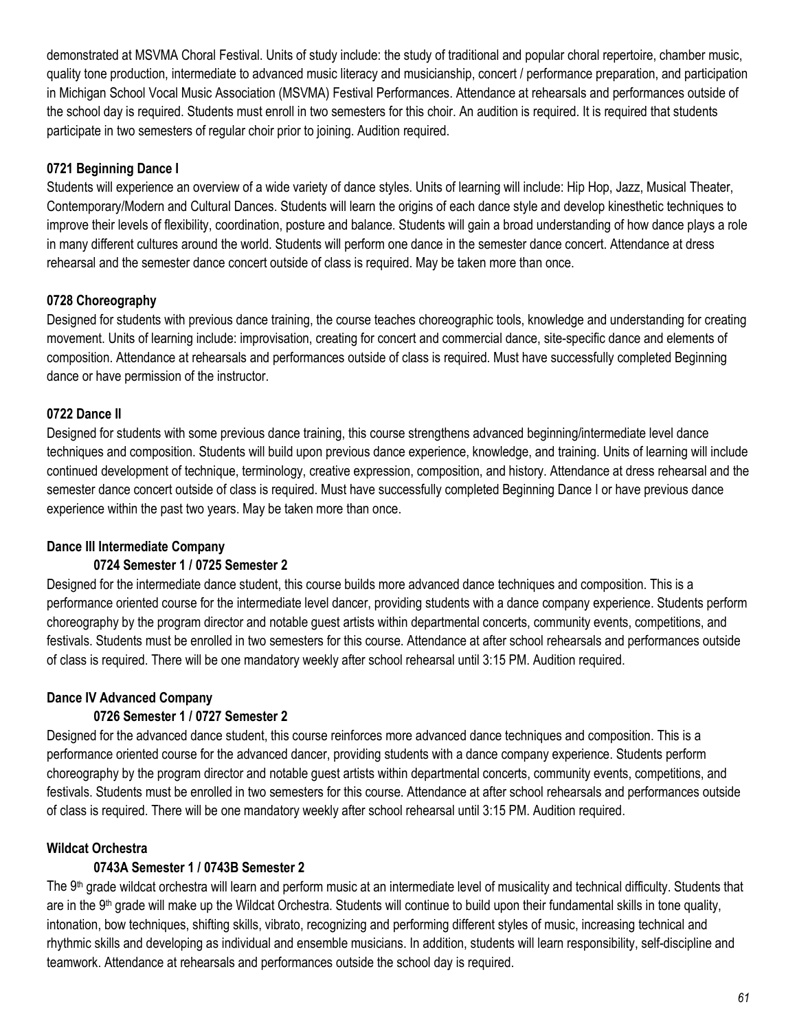demonstrated at MSVMA Choral Festival. Units of study include: the study of traditional and popular choral repertoire, chamber music, quality tone production, intermediate to advanced music literacy and musicianship, concert / performance preparation, and participation in Michigan School Vocal Music Association (MSVMA) Festival Performances. Attendance at rehearsals and performances outside of the school day is required. Students must enroll in two semesters for this choir. An audition is required. It is required that students participate in two semesters of regular choir prior to joining. Audition required.

**0721 Beginning Dance I**

Students will experience an overview of a wide variety of dance styles. Units of learning will include: Hip Hop, Jazz, Musical Theater, Contemporary/Modern and Cultural Dances. Students will learn the origins of each dance style and develop kinesthetic techniques to improve their levels of flexibility, coordination, posture and balance. Students will gain a broad understanding of how dance plays a role in many different cultures around the world. Students will perform one dance in the semester dance concert. Attendance at dress rehearsal and the semester dance concert outside of class is required. May be taken more than once.

**0728 Choreography**

Designed for students with previous dance training, the course teaches choreographic tools, knowledge and understanding for creating movement. Units of learning include: improvisation, creating for concert and commercial dance, site-specific dance and elements of composition. Attendance at rehearsals and performances outside of class is required. Must have successfully completed Beginning dance or have permission of the instructor.

**0722 Dance II**

Designed for students with some previous dance training, this course strengthens advanced beginning/intermediate level dance techniques and composition. Students will build upon previous dance experience, knowledge, and training. Units of learning will include continued development of technique, terminology, creative expression, composition, and history. Attendance at dress rehearsal and the semester dance concert outside of class is required. Must have successfully completed Beginning Dance I or have previous dance experience within the past two years. May be taken more than once.

**Dance III Intermediate Company**

**0724 Semester 1 / 0725 Semester 2**

Designed for the intermediate dance student, this course builds more advanced dance techniques and composition. This is a performance oriented course for the intermediate level dancer, providing students with a dance company experience. Students perform choreography by the program director and notable guest artists within departmental concerts, community events, competitions, and festivals. Students must be enrolled in two semesters for this course. Attendance at after school rehearsals and performances outside of class is required. There will be one mandatory weekly after school rehearsal until 3:15 PM. Audition required.

**Dance IV Advanced Company**

**0726 Semester 1 / 0727 Semester 2**

Designed for the advanced dance student, this course reinforces more advanced dance techniques and composition. This is a performance oriented course for the advanced dancer, providing students with a dance company experience. Students perform choreography by the program director and notable guest artists within departmental concerts, community events, competitions, and festivals. Students must be enrolled in two semesters for this course. Attendance at after school rehearsals and performances outside of class is required. There will be one mandatory weekly after school rehearsal until 3:15 PM. Audition required.

**Wildcat Orchestra**

**0743A Semester 1 / 0743B Semester 2**

The 9th grade wildcat orchestra will learn and perform music at an intermediate level of musicality and technical difficulty. Students that are in the 9th grade will make up the Wildcat Orchestra. Students will continue to build upon their fundamental skills in tone quality, intonation, bow techniques, shifting skills, vibrato, recognizing and performing different styles of music, increasing technical and rhythmic skills and developing as individual and ensemble musicians. In addition, students will learn responsibility, self-discipline and teamwork. Attendance at rehearsals and performances outside the school day is required.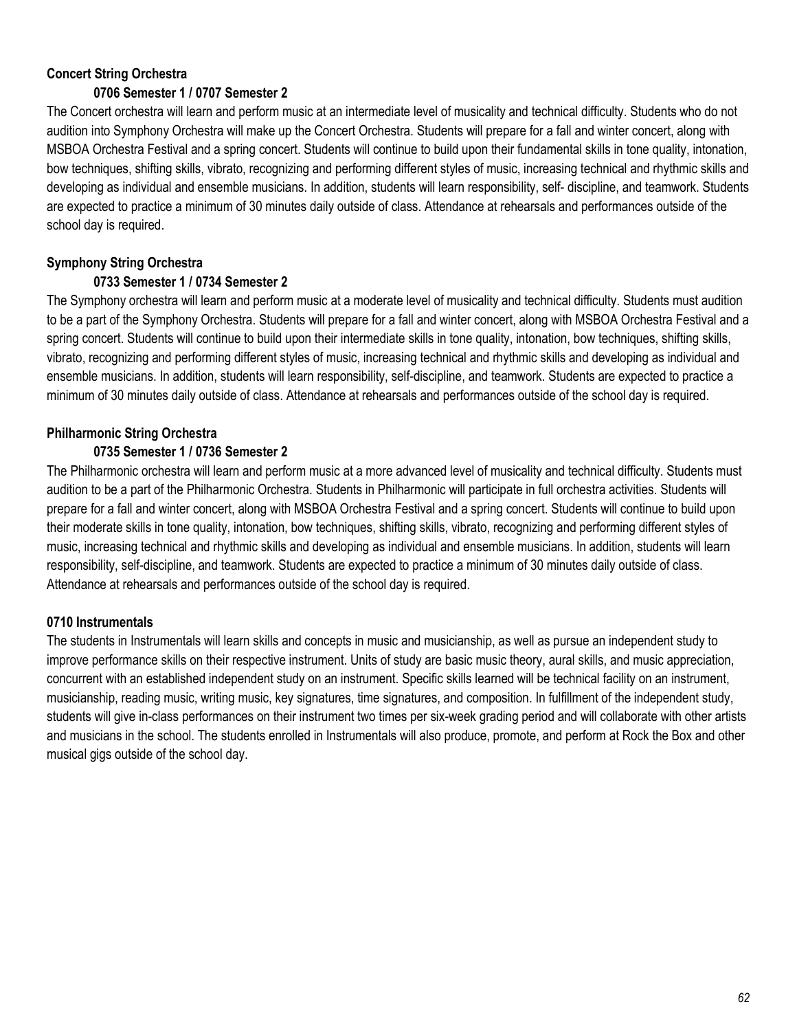**Concert String Orchestra**

**0706 Semester 1 / 0707 Semester 2**

The Concert orchestra will learn and perform music at an intermediate level of musicality and technical difficulty. Students who do not audition into Symphony Orchestra will make up the Concert Orchestra. Students will prepare for a fall and winter concert, along with MSBOA Orchestra Festival and a spring concert. Students will continue to build upon their fundamental skills in tone quality, intonation, bow techniques, shifting skills, vibrato, recognizing and performing different styles of music, increasing technical and rhythmic skills and developing as individual and ensemble musicians. In addition, students will learn responsibility, self- discipline, and teamwork. Students are expected to practice a minimum of 30 minutes daily outside of class. Attendance at rehearsals and performances outside of the school day is required.

**Symphony String Orchestra**

**0733 Semester 1 / 0734 Semester 2**

The Symphony orchestra will learn and perform music at a moderate level of musicality and technical difficulty. Students must audition to be a part of the Symphony Orchestra. Students will prepare for a fall and winter concert, along with MSBOA Orchestra Festival and a spring concert. Students will continue to build upon their intermediate skills in tone quality, intonation, bow techniques, shifting skills, vibrato, recognizing and performing different styles of music, increasing technical and rhythmic skills and developing as individual and ensemble musicians. In addition, students will learn responsibility, self-discipline, and teamwork. Students are expected to practice a minimum of 30 minutes daily outside of class. Attendance at rehearsals and performances outside of the school day is required.

**Philharmonic String Orchestra**

**0735 Semester 1 / 0736 Semester 2**

The Philharmonic orchestra will learn and perform music at a more advanced level of musicality and technical difficulty. Students must audition to be a part of the Philharmonic Orchestra. Students in Philharmonic will participate in full orchestra activities. Students will prepare for a fall and winter concert, along with MSBOA Orchestra Festival and a spring concert. Students will continue to build upon their moderate skills in tone quality, intonation, bow techniques, shifting skills, vibrato, recognizing and performing different styles of music, increasing technical and rhythmic skills and developing as individual and ensemble musicians. In addition, students will learn responsibility, self-discipline, and teamwork. Students are expected to practice a minimum of 30 minutes daily outside of class. Attendance at rehearsals and performances outside of the school day is required.

**0710 Instrumentals**

The students in Instrumentals will learn skills and concepts in music and musicianship, as well as pursue an independent study to improve performance skills on their respective instrument. Units of study are basic music theory, aural skills, and music appreciation, concurrent with an established independent study on an instrument. Specific skills learned will be technical facility on an instrument, musicianship, reading music, writing music, key signatures, time signatures, and composition. In fulfillment of the independent study, students will give in-class performances on their instrument two times per six-week grading period and will collaborate with other artists and musicians in the school. The students enrolled in Instrumentals will also produce, promote, and perform at Rock the Box and other musical gigs outside of the school day.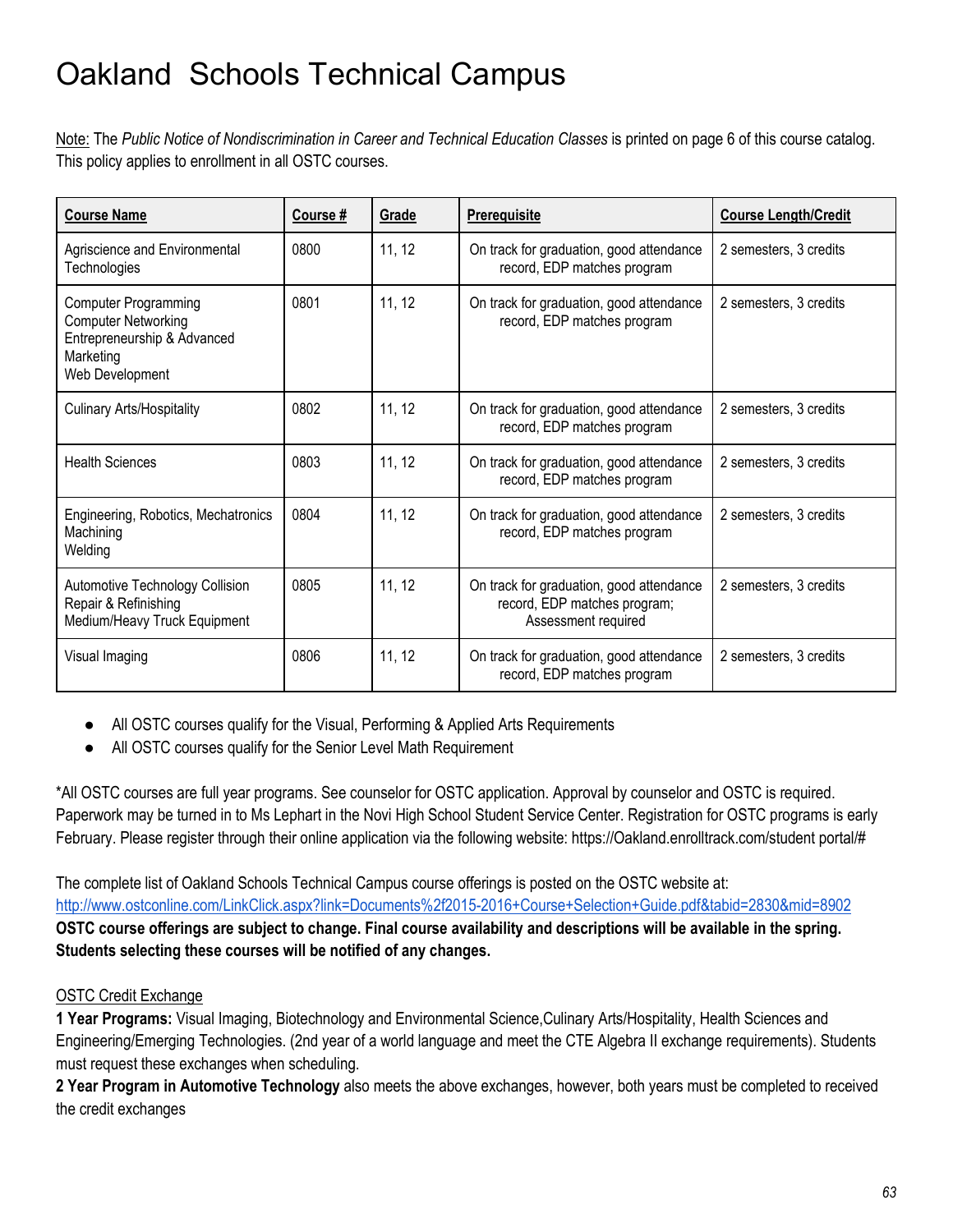# Oakland  Schools Technical Campus

Note: The *Public Notice of Nondiscrimination in Career and Technical Education Classes* is printed on page 6 of this course catalog. This policy applies to enrollment in all OSTC courses.

| Course Name | Course # | Grade | Prerequisite | Course Length/Credit |
|---|---|---|---|---|
| Agriscience and Environmental Technologies | 0800 | 11, 12 | On track for graduation, good attendance record, EDP matches program | 2 semesters, 3 credits |
| Computer Programming<br>Computer Networking<br>Entrepreneurship & Advanced Marketing<br>Web Development | 0801 | 11, 12 | On track for graduation, good attendance record, EDP matches program | 2 semesters, 3 credits |
| Culinary Arts/Hospitality | 0802 | 11, 12 | On track for graduation, good attendance record, EDP matches program | 2 semesters, 3 credits |
| Health Sciences | 0803 | 11, 12 | On track for graduation, good attendance record, EDP matches program | 2 semesters, 3 credits |
| Engineering, Robotics, Mechatronics<br>Machining<br>Welding | 0804 | 11, 12 | On track for graduation, good attendance record, EDP matches program | 2 semesters, 3 credits |
| Automotive Technology Collision Repair & Refinishing<br>Medium/Heavy Truck Equipment | 0805 | 11, 12 | On track for graduation, good attendance record, EDP matches program; Assessment required | 2 semesters, 3 credits |
| Visual Imaging | 0806 | 11, 12 | On track for graduation, good attendance record, EDP matches program | 2 semesters, 3 credits |

- All OSTC courses qualify for the Visual, Performing & Applied Arts Requirements
- All OSTC courses qualify for the Senior Level Math Requirement

*All OSTC courses are full year programs. See counselor for OSTC application. Approval by counselor and OSTC is required. Paperwork may be turned in to Ms Lephart in the Novi High School Student Service Center. Registration for OSTC programs is early February. Please register through their online application via the following website: https://Oakland.enrolltrack.com/student portal/#

The complete list of Oakland Schools Technical Campus course offerings is posted on the OSTC website at:
http://www.ostconline.com/LinkClick.aspx?link=Documents%2f2015-2016+Course+Selection+Guide.pdf&tabid=2830&mid=8902

**OSTC course offerings are subject to change. Final course availability and descriptions will be available in the spring. Students selecting these courses will be notified of any changes.**

OSTC Credit Exchange

**1 Year Programs:** Visual Imaging, Biotechnology and Environmental Science,Culinary Arts/Hospitality, Health Sciences and Engineering/Emerging Technologies. (2nd year of a world language and meet the CTE Algebra II exchange requirements). Students must request these exchanges when scheduling.

**2 Year Program in Automotive Technology** also meets the above exchanges, however, both years must be completed to received the credit exchanges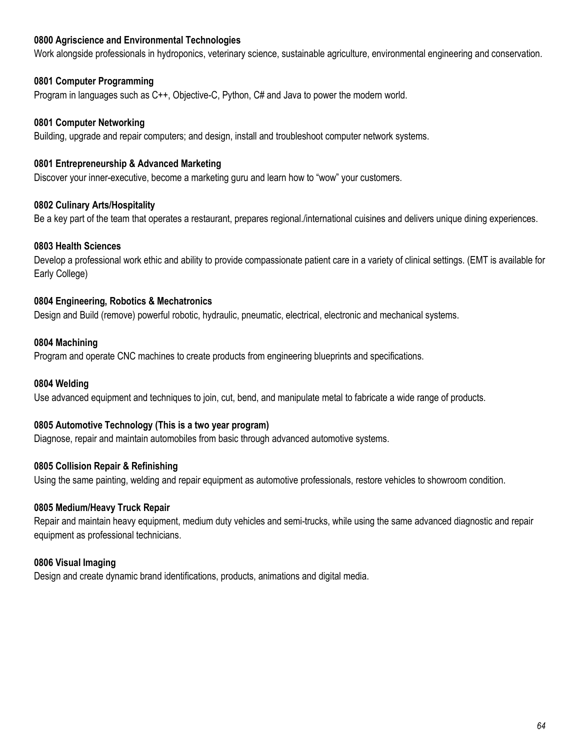**0800 Agriscience and Environmental Technologies**
Work alongside professionals in hydroponics, veterinary science, sustainable agriculture, environmental engineering and conservation.

**0801 Computer Programming**
Program in languages such as C++, Objective-C, Python, C# and Java to power the modern world.

**0801 Computer Networking**
Building, upgrade and repair computers; and design, install and troubleshoot computer network systems.

**0801 Entrepreneurship & Advanced Marketing**
Discover your inner-executive, become a marketing guru and learn how to "wow" your customers.

**0802 Culinary Arts/Hospitality**
Be a key part of the team that operates a restaurant, prepares regional./international cuisines and delivers unique dining experiences.

**0803 Health Sciences**
Develop a professional work ethic and ability to provide compassionate patient care in a variety of clinical settings. (EMT is available for Early College)

**0804 Engineering, Robotics & Mechatronics**
Design and Build (remove) powerful robotic, hydraulic, pneumatic, electrical, electronic and mechanical systems.

**0804 Machining**
Program and operate CNC machines to create products from engineering blueprints and specifications.

**0804 Welding**
Use advanced equipment and techniques to join, cut, bend, and manipulate metal to fabricate a wide range of products.

**0805 Automotive Technology (This is a two year program)**
Diagnose, repair and maintain automobiles from basic through advanced automotive systems.

**0805 Collision Repair & Refinishing**
Using the same painting, welding and repair equipment as automotive professionals, restore vehicles to showroom condition.

**0805 Medium/Heavy Truck Repair**
Repair and maintain heavy equipment, medium duty vehicles and semi-trucks, while using the same advanced diagnostic and repair equipment as professional technicians.

**0806 Visual Imaging**
Design and create dynamic brand identifications, products, animations and digital media.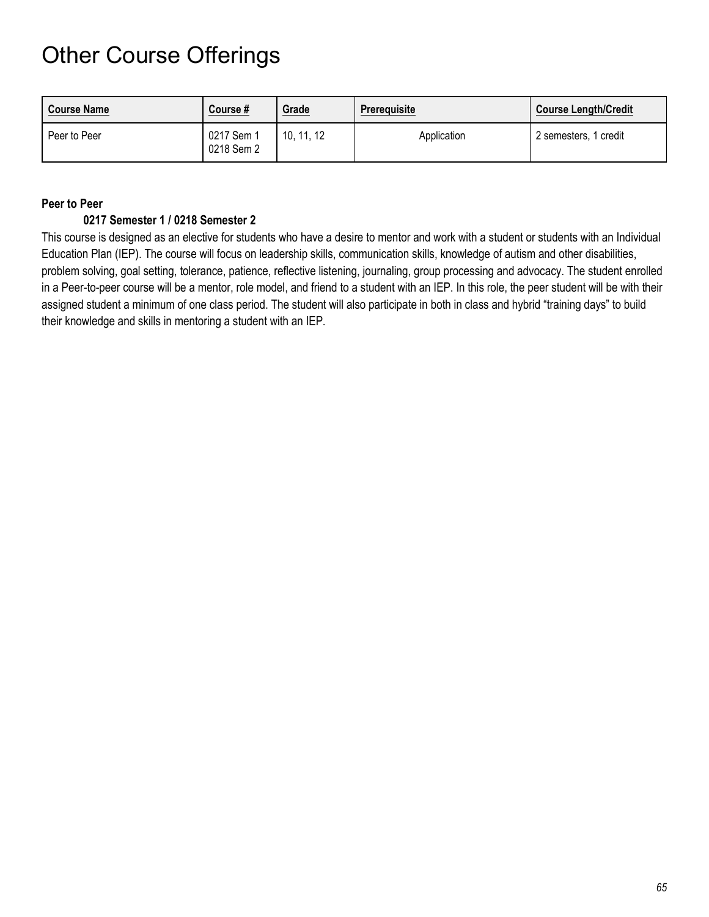# Other Course Offerings

| Course Name | Course # | Grade | Prerequisite | Course Length/Credit |
|---|---|---|---|---|
| Peer to Peer | 0217 Sem 1<br>0218 Sem 2 | 10, 11, 12 | Application | 2 semesters, 1 credit |

**Peer to Peer**

**0217 Semester 1 / 0218 Semester 2**

This course is designed as an elective for students who have a desire to mentor and work with a student or students with an Individual Education Plan (IEP). The course will focus on leadership skills, communication skills, knowledge of autism and other disabilities, problem solving, goal setting, tolerance, patience, reflective listening, journaling, group processing and advocacy. The student enrolled in a Peer-to-peer course will be a mentor, role model, and friend to a student with an IEP. In this role, the peer student will be with their assigned student a minimum of one class period. The student will also participate in both in class and hybrid "training days" to build their knowledge and skills in mentoring a student with an IEP.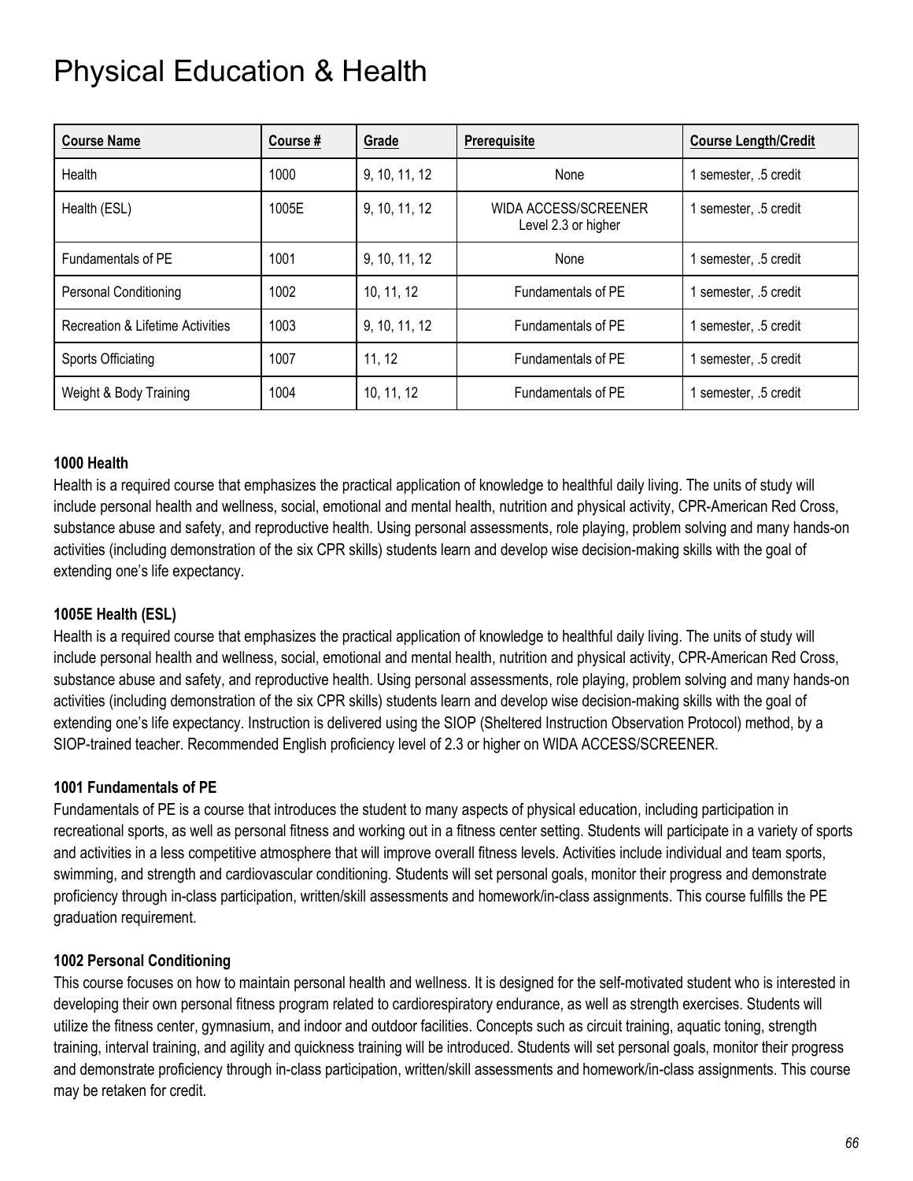# Physical Education & Health

| Course Name | Course # | Grade | Prerequisite | Course Length/Credit |
|---|---|---|---|---|
| Health | 1000 | 9, 10, 11, 12 | None | 1 semester, .5 credit |
| Health (ESL) | 1005E | 9, 10, 11, 12 | WIDA ACCESS/SCREENER Level 2.3 or higher | 1 semester, .5 credit |
| Fundamentals of PE | 1001 | 9, 10, 11, 12 | None | 1 semester, .5 credit |
| Personal Conditioning | 1002 | 10, 11, 12 | Fundamentals of PE | 1 semester, .5 credit |
| Recreation & Lifetime Activities | 1003 | 9, 10, 11, 12 | Fundamentals of PE | 1 semester, .5 credit |
| Sports Officiating | 1007 | 11, 12 | Fundamentals of PE | 1 semester, .5 credit |
| Weight & Body Training | 1004 | 10, 11, 12 | Fundamentals of PE | 1 semester, .5 credit |

**1000 Health**

Health is a required course that emphasizes the practical application of knowledge to healthful daily living. The units of study will include personal health and wellness, social, emotional and mental health, nutrition and physical activity, CPR-American Red Cross, substance abuse and safety, and reproductive health. Using personal assessments, role playing, problem solving and many hands-on activities (including demonstration of the six CPR skills) students learn and develop wise decision-making skills with the goal of extending one's life expectancy.

**1005E Health (ESL)**

Health is a required course that emphasizes the practical application of knowledge to healthful daily living. The units of study will include personal health and wellness, social, emotional and mental health, nutrition and physical activity, CPR-American Red Cross, substance abuse and safety, and reproductive health. Using personal assessments, role playing, problem solving and many hands-on activities (including demonstration of the six CPR skills) students learn and develop wise decision-making skills with the goal of extending one's life expectancy. Instruction is delivered using the SIOP (Sheltered Instruction Observation Protocol) method, by a SIOP-trained teacher. Recommended English proficiency level of 2.3 or higher on WIDA ACCESS/SCREENER.

**1001 Fundamentals of PE**

Fundamentals of PE is a course that introduces the student to many aspects of physical education, including participation in recreational sports, as well as personal fitness and working out in a fitness center setting. Students will participate in a variety of sports and activities in a less competitive atmosphere that will improve overall fitness levels. Activities include individual and team sports, swimming, and strength and cardiovascular conditioning. Students will set personal goals, monitor their progress and demonstrate proficiency through in-class participation, written/skill assessments and homework/in-class assignments. This course fulfills the PE graduation requirement.

**1002 Personal Conditioning**

This course focuses on how to maintain personal health and wellness. It is designed for the self-motivated student who is interested in developing their own personal fitness program related to cardiorespiratory endurance, as well as strength exercises. Students will utilize the fitness center, gymnasium, and indoor and outdoor facilities. Concepts such as circuit training, aquatic toning, strength training, interval training, and agility and quickness training will be introduced. Students will set personal goals, monitor their progress and demonstrate proficiency through in-class participation, written/skill assessments and homework/in-class assignments. This course may be retaken for credit.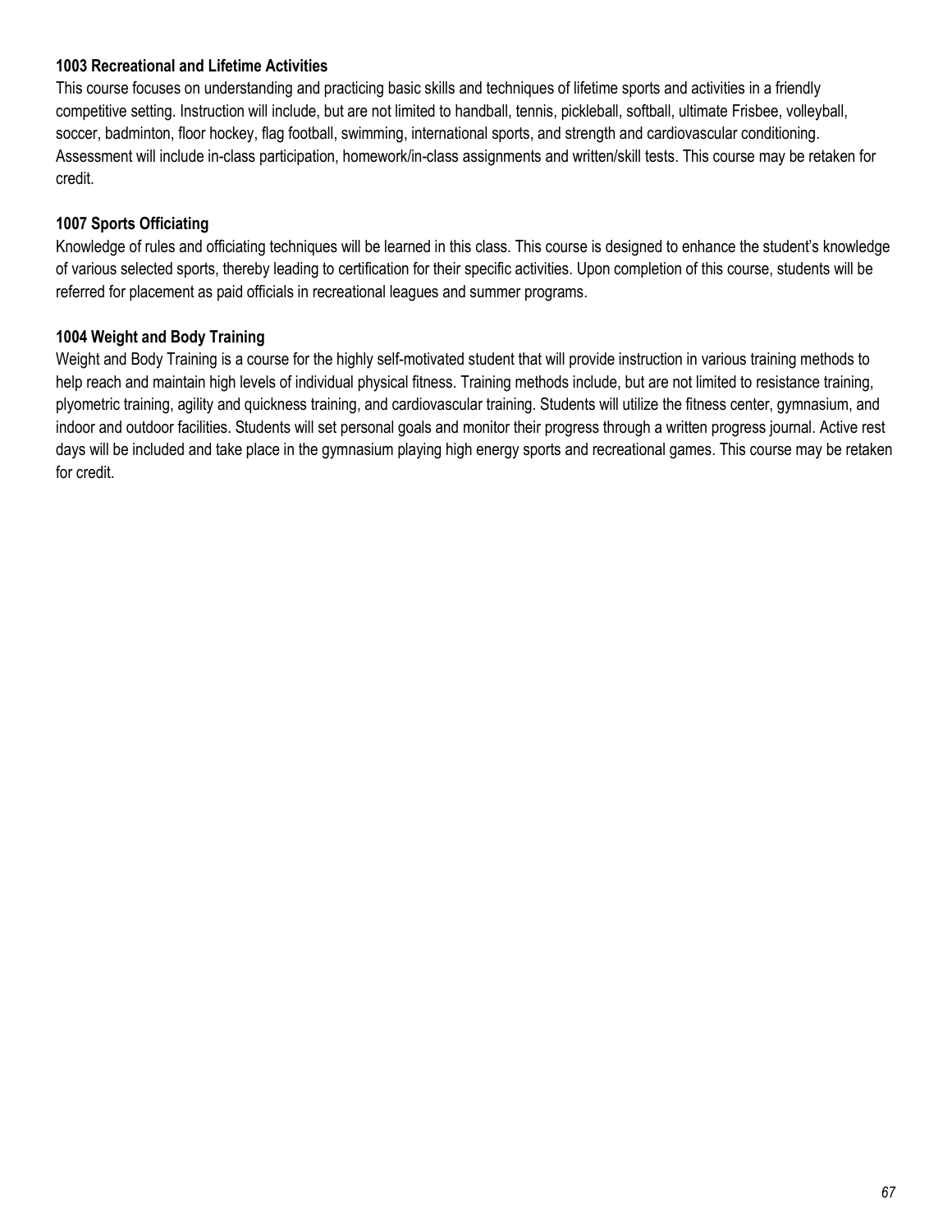**1003 Recreational and Lifetime Activities**

This course focuses on understanding and practicing basic skills and techniques of lifetime sports and activities in a friendly competitive setting. Instruction will include, but are not limited to handball, tennis, pickleball, softball, ultimate Frisbee, volleyball, soccer, badminton, floor hockey, flag football, swimming, international sports, and strength and cardiovascular conditioning. Assessment will include in-class participation, homework/in-class assignments and written/skill tests. This course may be retaken for credit.

**1007 Sports Officiating**

Knowledge of rules and officiating techniques will be learned in this class. This course is designed to enhance the student's knowledge of various selected sports, thereby leading to certification for their specific activities. Upon completion of this course, students will be referred for placement as paid officials in recreational leagues and summer programs.

**1004 Weight and Body Training**

Weight and Body Training is a course for the highly self-motivated student that will provide instruction in various training methods to help reach and maintain high levels of individual physical fitness. Training methods include, but are not limited to resistance training, plyometric training, agility and quickness training, and cardiovascular training. Students will utilize the fitness center, gymnasium, and indoor and outdoor facilities. Students will set personal goals and monitor their progress through a written progress journal. Active rest days will be included and take place in the gymnasium playing high energy sports and recreational games. This course may be retaken for credit.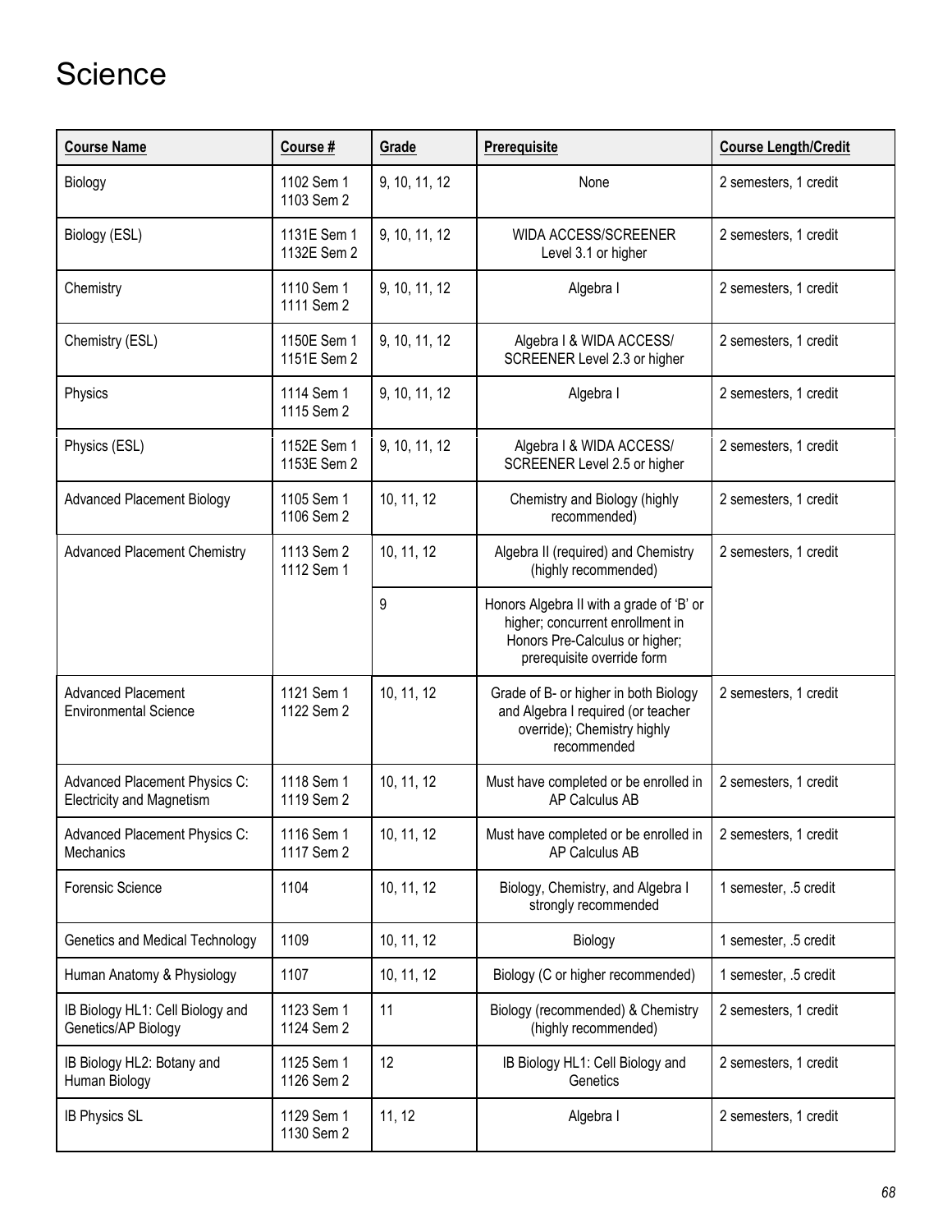# Science

| Course Name | Course # | Grade | Prerequisite | Course Length/Credit |
|---|---|---|---|---|
| Biology | 1102 Sem 1<br>1103 Sem 2 | 9, 10, 11, 12 | None | 2 semesters, 1 credit |
| Biology (ESL) | 1131E Sem 1<br>1132E Sem 2 | 9, 10, 11, 12 | WIDA ACCESS/SCREENER Level 3.1 or higher | 2 semesters, 1 credit |
| Chemistry | 1110 Sem 1<br>1111 Sem 2 | 9, 10, 11, 12 | Algebra I | 2 semesters, 1 credit |
| Chemistry (ESL) | 1150E Sem 1<br>1151E Sem 2 | 9, 10, 11, 12 | Algebra I & WIDA ACCESS/ SCREENER Level 2.3 or higher | 2 semesters, 1 credit |
| Physics | 1114 Sem 1<br>1115 Sem 2 | 9, 10, 11, 12 | Algebra I | 2 semesters, 1 credit |
| Physics (ESL) | 1152E Sem 1<br>1153E Sem 2 | 9, 10, 11, 12 | Algebra I & WIDA ACCESS/ SCREENER Level 2.5 or higher | 2 semesters, 1 credit |
| Advanced Placement Biology | 1105 Sem 1<br>1106 Sem 2 | 10, 11, 12 | Chemistry and Biology (highly recommended) | 2 semesters, 1 credit |
| Advanced Placement Chemistry | 1113 Sem 2<br>1112 Sem 1 | 10, 11, 12 | Algebra II (required) and Chemistry (highly recommended) | 2 semesters, 1 credit |
| | | 9 | Honors Algebra II with a grade of 'B' or higher; concurrent enrollment in Honors Pre-Calculus or higher; prerequisite override form | |
| Advanced Placement Environmental Science | 1121 Sem 1<br>1122 Sem 2 | 10, 11, 12 | Grade of B- or higher in both Biology and Algebra I required (or teacher override); Chemistry highly recommended | 2 semesters, 1 credit |
| Advanced Placement Physics C: Electricity and Magnetism | 1118 Sem 1<br>1119 Sem 2 | 10, 11, 12 | Must have completed or be enrolled in AP Calculus AB | 2 semesters, 1 credit |
| Advanced Placement Physics C: Mechanics | 1116 Sem 1<br>1117 Sem 2 | 10, 11, 12 | Must have completed or be enrolled in AP Calculus AB | 2 semesters, 1 credit |
| Forensic Science | 1104 | 10, 11, 12 | Biology, Chemistry, and Algebra I strongly recommended | 1 semester, .5 credit |
| Genetics and Medical Technology | 1109 | 10, 11, 12 | Biology | 1 semester, .5 credit |
| Human Anatomy & Physiology | 1107 | 10, 11, 12 | Biology (C or higher recommended) | 1 semester, .5 credit |
| IB Biology HL1: Cell Biology and Genetics/AP Biology | 1123 Sem 1<br>1124 Sem 2 | 11 | Biology (recommended) & Chemistry (highly recommended) | 2 semesters, 1 credit |
| IB Biology HL2: Botany and Human Biology | 1125 Sem 1<br>1126 Sem 2 | 12 | IB Biology HL1: Cell Biology and Genetics | 2 semesters, 1 credit |
| IB Physics SL | 1129 Sem 1<br>1130 Sem 2 | 11, 12 | Algebra I | 2 semesters, 1 credit |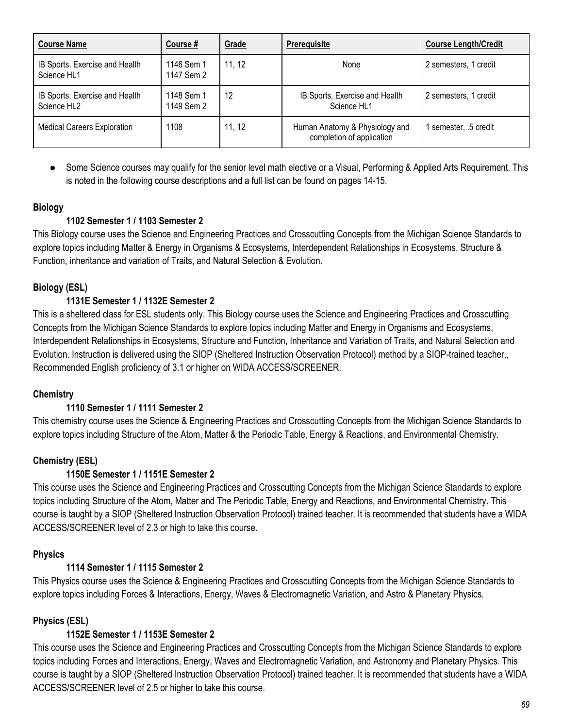| Course Name | Course # | Grade | Prerequisite | Course Length/Credit |
|---|---|---|---|---|
| IB Sports, Exercise and Health Science HL1 | 1146 Sem 1<br>1147 Sem 2 | 11, 12 | None | 2 semesters, 1 credit |
| IB Sports, Exercise and Health Science HL2 | 1148 Sem 1<br>1149 Sem 2 | 12 | IB Sports, Exercise and Health Science HL1 | 2 semesters, 1 credit |
| Medical Careers Exploration | 1108 | 11, 12 | Human Anatomy & Physiology and completion of application | 1 semester, .5 credit |

- Some Science courses may qualify for the senior level math elective or a Visual, Performing & Applied Arts Requirement. This is noted in the following course descriptions and a full list can be found on pages 14-15.

**Biology**

**1102 Semester 1 / 1103 Semester 2**

This Biology course uses the Science and Engineering Practices and Crosscutting Concepts from the Michigan Science Standards to explore topics including Matter & Energy in Organisms & Ecosystems, Interdependent Relationships in Ecosystems, Structure & Function, inheritance and variation of Traits, and Natural Selection & Evolution.

**Biology (ESL)**

**1131E Semester 1 / 1132E Semester 2**

This is a sheltered class for ESL students only. This Biology course uses the Science and Engineering Practices and Crosscutting Concepts from the Michigan Science Standards to explore topics including Matter and Energy in Organisms and Ecosystems, Interdependent Relationships in Ecosystems, Structure and Function, Inheritance and Variation of Traits, and Natural Selection and Evolution. Instruction is delivered using the SIOP (Sheltered Instruction Observation Protocol) method by a SIOP-trained teacher., Recommended English proficiency of 3.1 or higher on WIDA ACCESS/SCREENER.

**Chemistry**

**1110 Semester 1 / 1111 Semester 2**

This chemistry course uses the Science & Engineering Practices and Crosscutting Concepts from the Michigan Science Standards to explore topics including Structure of the Atom, Matter & the Periodic Table, Energy & Reactions, and Environmental Chemistry.

**Chemistry (ESL)**

**1150E Semester 1 / 1151E Semester 2**

This course uses the Science and Engineering Practices and Crosscutting Concepts from the Michigan Science Standards to explore topics including Structure of the Atom, Matter and The Periodic Table, Energy and Reactions, and Environmental Chemistry. This course is taught by a SIOP (Sheltered Instruction Observation Protocol) trained teacher. It is recommended that students have a WIDA ACCESS/SCREENER level of 2.3 or high to take this course.

**Physics**

**1114 Semester 1 / 1115 Semester 2**

This Physics course uses the Science & Engineering Practices and Crosscutting Concepts from the Michigan Science Standards to explore topics including Forces & Interactions, Energy, Waves & Electromagnetic Variation, and Astro & Planetary Physics.

**Physics (ESL)**

**1152E Semester 1 / 1153E Semester 2**

This course uses the Science and Engineering Practices and Crosscutting Concepts from the Michigan Science Standards to explore topics including Forces and Interactions, Energy, Waves and Electromagnetic Variation, and Astronomy and Planetary Physics. This course is taught by a SIOP (Sheltered Instruction Observation Protocol) trained teacher. It is recommended that students have a WIDA ACCESS/SCREENER level of 2.5 or higher to take this course.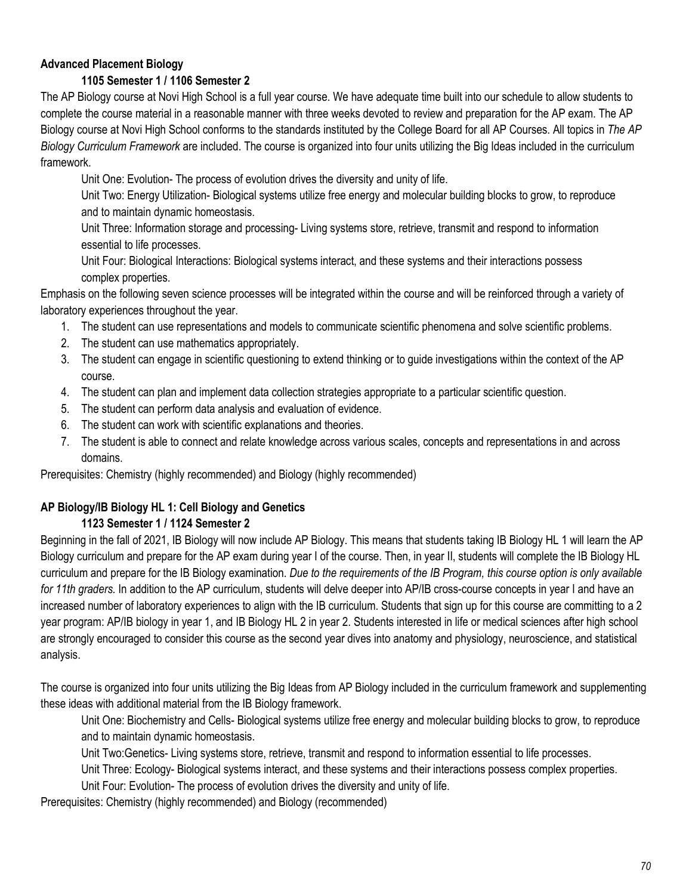**Advanced Placement Biology**

**1105 Semester 1 / 1106 Semester 2**

The AP Biology course at Novi High School is a full year course. We have adequate time built into our schedule to allow students to complete the course material in a reasonable manner with three weeks devoted to review and preparation for the AP exam. The AP Biology course at Novi High School conforms to the standards instituted by the College Board for all AP Courses. All topics in *The AP Biology Curriculum Framework* are included. The course is organized into four units utilizing the Big Ideas included in the curriculum framework.

Unit One: Evolution- The process of evolution drives the diversity and unity of life.

Unit Two: Energy Utilization- Biological systems utilize free energy and molecular building blocks to grow, to reproduce and to maintain dynamic homeostasis.

Unit Three: Information storage and processing- Living systems store, retrieve, transmit and respond to information essential to life processes.

Unit Four: Biological Interactions: Biological systems interact, and these systems and their interactions possess complex properties.

Emphasis on the following seven science processes will be integrated within the course and will be reinforced through a variety of laboratory experiences throughout the year.

1. The student can use representations and models to communicate scientific phenomena and solve scientific problems.
2. The student can use mathematics appropriately.
3. The student can engage in scientific questioning to extend thinking or to guide investigations within the context of the AP course.
4. The student can plan and implement data collection strategies appropriate to a particular scientific question.
5. The student can perform data analysis and evaluation of evidence.
6. The student can work with scientific explanations and theories.
7. The student is able to connect and relate knowledge across various scales, concepts and representations in and across domains.

Prerequisites: Chemistry (highly recommended) and Biology (highly recommended)

**AP Biology/IB Biology HL 1: Cell Biology and Genetics**

**1123 Semester 1 / 1124 Semester 2**

Beginning in the fall of 2021, IB Biology will now include AP Biology. This means that students taking IB Biology HL 1 will learn the AP Biology curriculum and prepare for the AP exam during year I of the course. Then, in year II, students will complete the IB Biology HL curriculum and prepare for the IB Biology examination. *Due to the requirements of the IB Program, this course option is only available for 11th graders.* In addition to the AP curriculum, students will delve deeper into AP/IB cross-course concepts in year I and have an increased number of laboratory experiences to align with the IB curriculum. Students that sign up for this course are committing to a 2 year program: AP/IB biology in year 1, and IB Biology HL 2 in year 2. Students interested in life or medical sciences after high school are strongly encouraged to consider this course as the second year dives into anatomy and physiology, neuroscience, and statistical analysis.

The course is organized into four units utilizing the Big Ideas from AP Biology included in the curriculum framework and supplementing these ideas with additional material from the IB Biology framework.

Unit One: Biochemistry and Cells- Biological systems utilize free energy and molecular building blocks to grow, to reproduce and to maintain dynamic homeostasis.

Unit Two:Genetics- Living systems store, retrieve, transmit and respond to information essential to life processes.

Unit Three: Ecology- Biological systems interact, and these systems and their interactions possess complex properties.

Unit Four: Evolution- The process of evolution drives the diversity and unity of life.

Prerequisites: Chemistry (highly recommended) and Biology (recommended)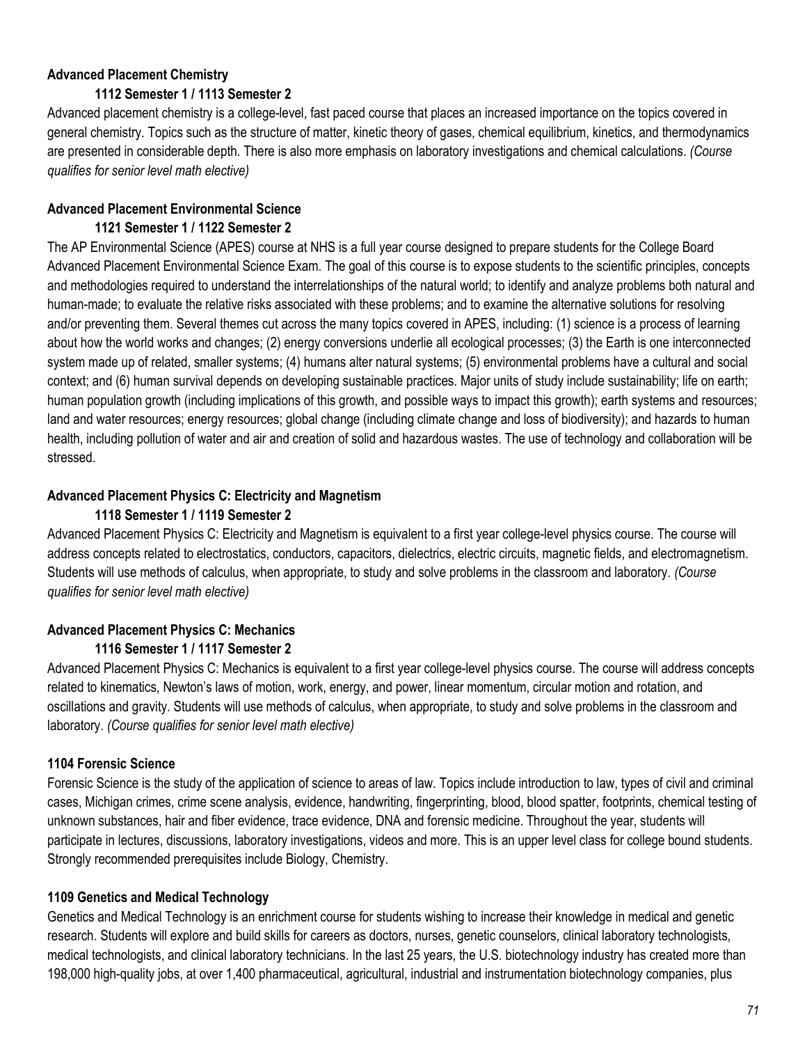**Advanced Placement Chemistry**

**1112 Semester 1 / 1113 Semester 2**

Advanced placement chemistry is a college-level, fast paced course that places an increased importance on the topics covered in general chemistry. Topics such as the structure of matter, kinetic theory of gases, chemical equilibrium, kinetics, and thermodynamics are presented in considerable depth. There is also more emphasis on laboratory investigations and chemical calculations. *(Course qualifies for senior level math elective)*

**Advanced Placement Environmental Science**

**1121 Semester 1 / 1122 Semester 2**

The AP Environmental Science (APES) course at NHS is a full year course designed to prepare students for the College Board Advanced Placement Environmental Science Exam. The goal of this course is to expose students to the scientific principles, concepts and methodologies required to understand the interrelationships of the natural world; to identify and analyze problems both natural and human-made; to evaluate the relative risks associated with these problems; and to examine the alternative solutions for resolving and/or preventing them. Several themes cut across the many topics covered in APES, including: (1) science is a process of learning about how the world works and changes; (2) energy conversions underlie all ecological processes; (3) the Earth is one interconnected system made up of related, smaller systems; (4) humans alter natural systems; (5) environmental problems have a cultural and social context; and (6) human survival depends on developing sustainable practices. Major units of study include sustainability; life on earth; human population growth (including implications of this growth, and possible ways to impact this growth); earth systems and resources; land and water resources; energy resources; global change (including climate change and loss of biodiversity); and hazards to human health, including pollution of water and air and creation of solid and hazardous wastes. The use of technology and collaboration will be stressed.

**Advanced Placement Physics C: Electricity and Magnetism**

**1118 Semester 1 / 1119 Semester 2**

Advanced Placement Physics C: Electricity and Magnetism is equivalent to a first year college-level physics course. The course will address concepts related to electrostatics, conductors, capacitors, dielectrics, electric circuits, magnetic fields, and electromagnetism. Students will use methods of calculus, when appropriate, to study and solve problems in the classroom and laboratory. *(Course qualifies for senior level math elective)*

**Advanced Placement Physics C: Mechanics**

**1116 Semester 1 / 1117 Semester 2**

Advanced Placement Physics C: Mechanics is equivalent to a first year college-level physics course. The course will address concepts related to kinematics, Newton's laws of motion, work, energy, and power, linear momentum, circular motion and rotation, and oscillations and gravity. Students will use methods of calculus, when appropriate, to study and solve problems in the classroom and laboratory. *(Course qualifies for senior level math elective)*

**1104 Forensic Science**

Forensic Science is the study of the application of science to areas of law. Topics include introduction to law, types of civil and criminal cases, Michigan crimes, crime scene analysis, evidence, handwriting, fingerprinting, blood, blood spatter, footprints, chemical testing of unknown substances, hair and fiber evidence, trace evidence, DNA and forensic medicine. Throughout the year, students will participate in lectures, discussions, laboratory investigations, videos and more. This is an upper level class for college bound students. Strongly recommended prerequisites include Biology, Chemistry.

**1109 Genetics and Medical Technology**

Genetics and Medical Technology is an enrichment course for students wishing to increase their knowledge in medical and genetic research. Students will explore and build skills for careers as doctors, nurses, genetic counselors, clinical laboratory technologists, medical technologists, and clinical laboratory technicians. In the last 25 years, the U.S. biotechnology industry has created more than 198,000 high-quality jobs, at over 1,400 pharmaceutical, agricultural, industrial and instrumentation biotechnology companies, plus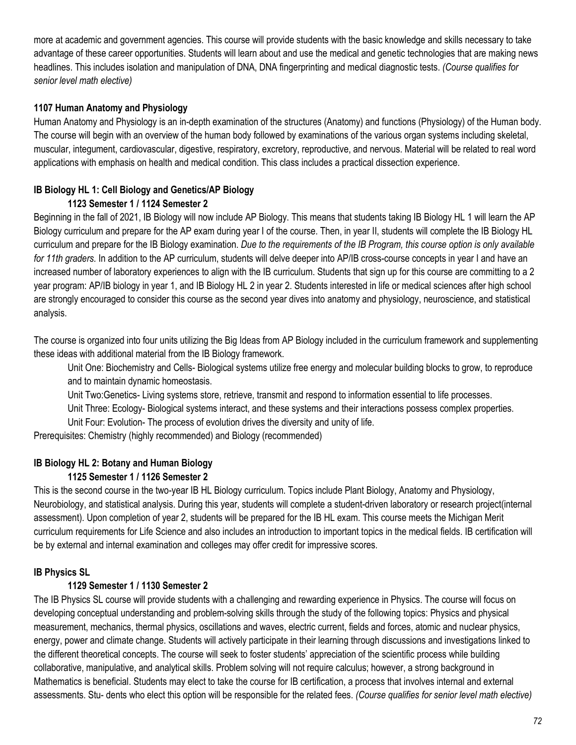more at academic and government agencies. This course will provide students with the basic knowledge and skills necessary to take advantage of these career opportunities. Students will learn about and use the medical and genetic technologies that are making news headlines. This includes isolation and manipulation of DNA, DNA fingerprinting and medical diagnostic tests. *(Course qualifies for senior level math elective)*

### 1107 Human Anatomy and Physiology

Human Anatomy and Physiology is an in-depth examination of the structures (Anatomy) and functions (Physiology) of the Human body. The course will begin with an overview of the human body followed by examinations of the various organ systems including skeletal, muscular, integument, cardiovascular, digestive, respiratory, excretory, reproductive, and nervous. Material will be related to real word applications with emphasis on health and medical condition. This class includes a practical dissection experience.

### IB Biology HL 1: Cell Biology and Genetics/AP Biology

**1123 Semester 1 / 1124 Semester 2**

Beginning in the fall of 2021, IB Biology will now include AP Biology. This means that students taking IB Biology HL 1 will learn the AP Biology curriculum and prepare for the AP exam during year I of the course. Then, in year II, students will complete the IB Biology HL curriculum and prepare for the IB Biology examination. *Due to the requirements of the IB Program, this course option is only available for 11th graders.* In addition to the AP curriculum, students will delve deeper into AP/IB cross-course concepts in year I and have an increased number of laboratory experiences to align with the IB curriculum. Students that sign up for this course are committing to a 2 year program: AP/IB biology in year 1, and IB Biology HL 2 in year 2. Students interested in life or medical sciences after high school are strongly encouraged to consider this course as the second year dives into anatomy and physiology, neuroscience, and statistical analysis.

The course is organized into four units utilizing the Big Ideas from AP Biology included in the curriculum framework and supplementing these ideas with additional material from the IB Biology framework.

Unit One: Biochemistry and Cells- Biological systems utilize free energy and molecular building blocks to grow, to reproduce and to maintain dynamic homeostasis.

Unit Two:Genetics- Living systems store, retrieve, transmit and respond to information essential to life processes.

Unit Three: Ecology- Biological systems interact, and these systems and their interactions possess complex properties.

Unit Four: Evolution- The process of evolution drives the diversity and unity of life.

Prerequisites: Chemistry (highly recommended) and Biology (recommended)

### IB Biology HL 2: Botany and Human Biology

**1125 Semester 1 / 1126 Semester 2**

This is the second course in the two-year IB HL Biology curriculum. Topics include Plant Biology, Anatomy and Physiology, Neurobiology, and statistical analysis. During this year, students will complete a student-driven laboratory or research project(internal assessment). Upon completion of year 2, students will be prepared for the IB HL exam. This course meets the Michigan Merit curriculum requirements for Life Science and also includes an introduction to important topics in the medical fields. IB certification will be by external and internal examination and colleges may offer credit for impressive scores.

### IB Physics SL

**1129 Semester 1 / 1130 Semester 2**

The IB Physics SL course will provide students with a challenging and rewarding experience in Physics. The course will focus on developing conceptual understanding and problem-solving skills through the study of the following topics: Physics and physical measurement, mechanics, thermal physics, oscillations and waves, electric current, fields and forces, atomic and nuclear physics, energy, power and climate change. Students will actively participate in their learning through discussions and investigations linked to the different theoretical concepts. The course will seek to foster students' appreciation of the scientific process while building collaborative, manipulative, and analytical skills. Problem solving will not require calculus; however, a strong background in Mathematics is beneficial. Students may elect to take the course for IB certification, a process that involves internal and external assessments. Stu- dents who elect this option will be responsible for the related fees. *(Course qualifies for senior level math elective)*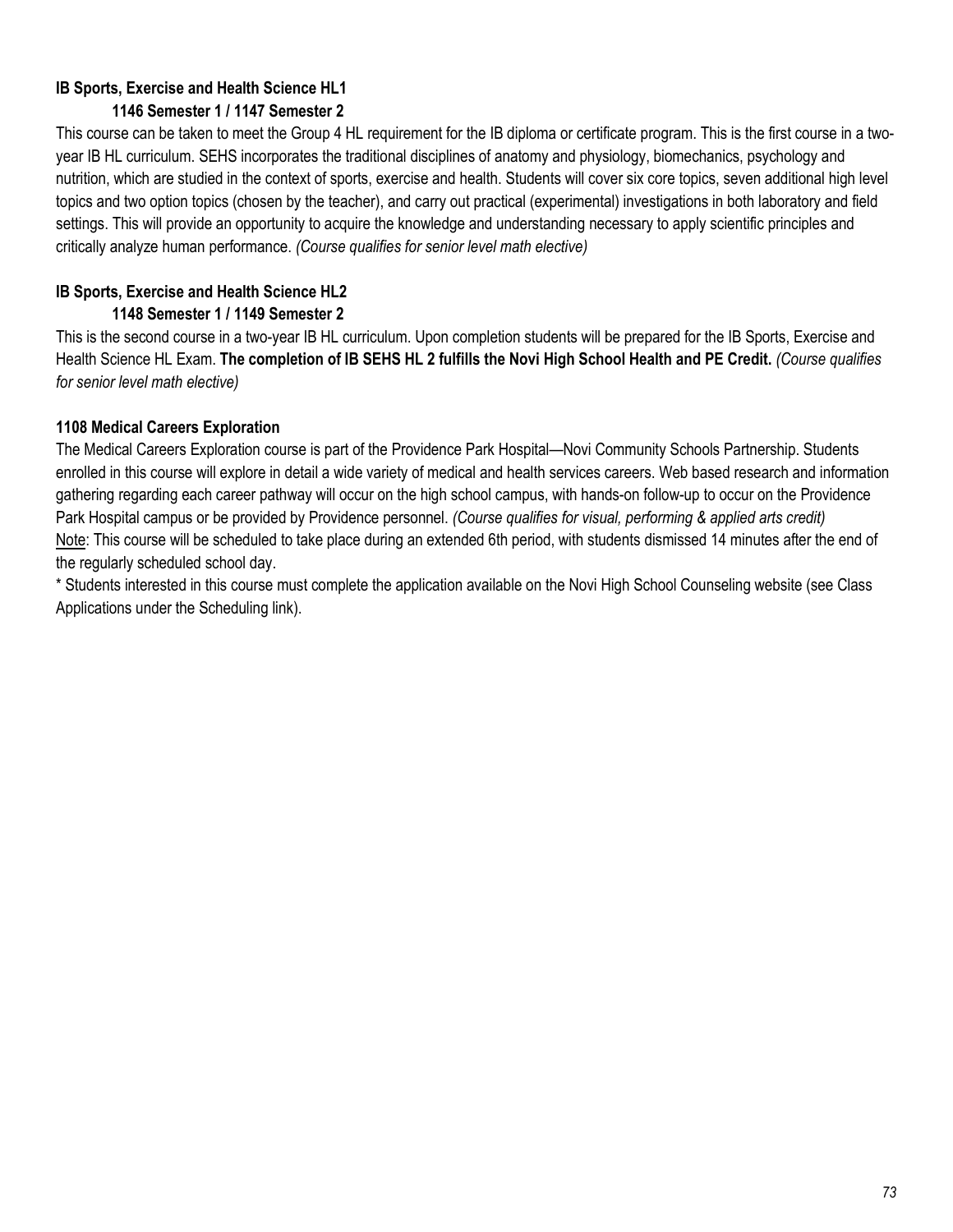**IB Sports, Exercise and Health Science HL1**

**1146 Semester 1 / 1147 Semester 2**

This course can be taken to meet the Group 4 HL requirement for the IB diploma or certificate program. This is the first course in a two-year IB HL curriculum. SEHS incorporates the traditional disciplines of anatomy and physiology, biomechanics, psychology and nutrition, which are studied in the context of sports, exercise and health. Students will cover six core topics, seven additional high level topics and two option topics (chosen by the teacher), and carry out practical (experimental) investigations in both laboratory and field settings. This will provide an opportunity to acquire the knowledge and understanding necessary to apply scientific principles and critically analyze human performance. *(Course qualifies for senior level math elective)*

**IB Sports, Exercise and Health Science HL2**

**1148 Semester 1 / 1149 Semester 2**

This is the second course in a two-year IB HL curriculum. Upon completion students will be prepared for the IB Sports, Exercise and Health Science HL Exam. **The completion of IB SEHS HL 2 fulfills the Novi High School Health and PE Credit.** *(Course qualifies for senior level math elective)*

**1108 Medical Careers Exploration**

The Medical Careers Exploration course is part of the Providence Park Hospital—Novi Community Schools Partnership. Students enrolled in this course will explore in detail a wide variety of medical and health services careers. Web based research and information gathering regarding each career pathway will occur on the high school campus, with hands-on follow-up to occur on the Providence Park Hospital campus or be provided by Providence personnel. *(Course qualifies for visual, performing & applied arts credit)*
Note: This course will be scheduled to take place during an extended 6th period, with students dismissed 14 minutes after the end of the regularly scheduled school day.

* Students interested in this course must complete the application available on the Novi High School Counseling website (see Class Applications under the Scheduling link).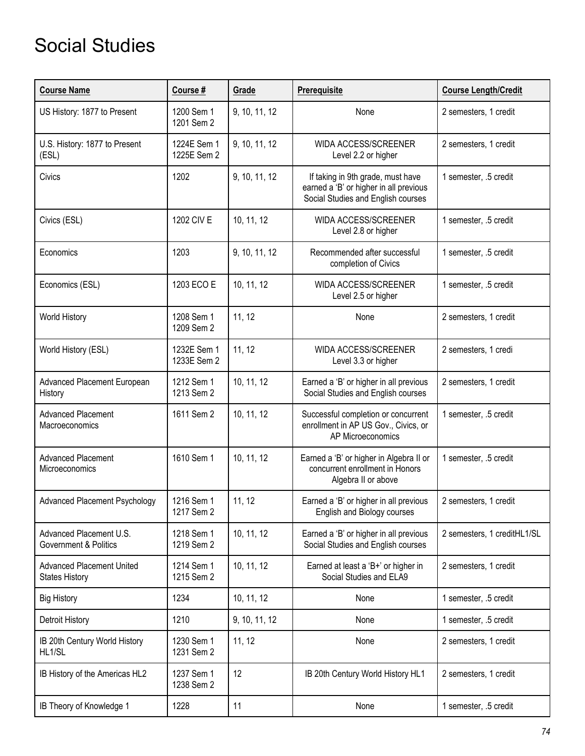# Social Studies

| Course Name | Course # | Grade | Prerequisite | Course Length/Credit |
|---|---|---|---|---|
| US History: 1877 to Present | 1200 Sem 1 1201 Sem 2 | 9, 10, 11, 12 | None | 2 semesters, 1 credit |
| U.S. History: 1877 to Present (ESL) | 1224E Sem 1 1225E Sem 2 | 9, 10, 11, 12 | WIDA ACCESS/SCREENER Level 2.2 or higher | 2 semesters, 1 credit |
| Civics | 1202 | 9, 10, 11, 12 | If taking in 9th grade, must have earned a 'B' or higher in all previous Social Studies and English courses | 1 semester, .5 credit |
| Civics (ESL) | 1202 CIV E | 10, 11, 12 | WIDA ACCESS/SCREENER Level 2.8 or higher | 1 semester, .5 credit |
| Economics | 1203 | 9, 10, 11, 12 | Recommended after successful completion of Civics | 1 semester, .5 credit |
| Economics (ESL) | 1203 ECO E | 10, 11, 12 | WIDA ACCESS/SCREENER Level 2.5 or higher | 1 semester, .5 credit |
| World History | 1208 Sem 1 1209 Sem 2 | 11, 12 | None | 2 semesters, 1 credit |
| World History (ESL) | 1232E Sem 1 1233E Sem 2 | 11, 12 | WIDA ACCESS/SCREENER Level 3.3 or higher | 2 semesters, 1 credi |
| Advanced Placement European History | 1212 Sem 1 1213 Sem 2 | 10, 11, 12 | Earned a 'B' or higher in all previous Social Studies and English courses | 2 semesters, 1 credit |
| Advanced Placement Macroeconomics | 1611 Sem 2 | 10, 11, 12 | Successful completion or concurrent enrollment in AP US Gov., Civics, or AP Microeconomics | 1 semester, .5 credit |
| Advanced Placement Microeconomics | 1610 Sem 1 | 10, 11, 12 | Earned a 'B' or higher in Algebra II or concurrent enrollment in Honors Algebra II or above | 1 semester, .5 credit |
| Advanced Placement Psychology | 1216 Sem 1 1217 Sem 2 | 11, 12 | Earned a 'B' or higher in all previous English and Biology courses | 2 semesters, 1 credit |
| Advanced Placement U.S. Government & Politics | 1218 Sem 1 1219 Sem 2 | 10, 11, 12 | Earned a 'B' or higher in all previous Social Studies and English courses | 2 semesters, 1 creditHL1/SL |
| Advanced Placement United States History | 1214 Sem 1 1215 Sem 2 | 10, 11, 12 | Earned at least a 'B+' or higher in Social Studies and ELA9 | 2 semesters, 1 credit |
| Big History | 1234 | 10, 11, 12 | None | 1 semester, .5 credit |
| Detroit History | 1210 | 9, 10, 11, 12 | None | 1 semester, .5 credit |
| IB 20th Century World History HL1/SL | 1230 Sem 1 1231 Sem 2 | 11, 12 | None | 2 semesters, 1 credit |
| IB History of the Americas HL2 | 1237 Sem 1 1238 Sem 2 | 12 | IB 20th Century World History HL1 | 2 semesters, 1 credit |
| IB Theory of Knowledge 1 | 1228 | 11 | None | 1 semester, .5 credit |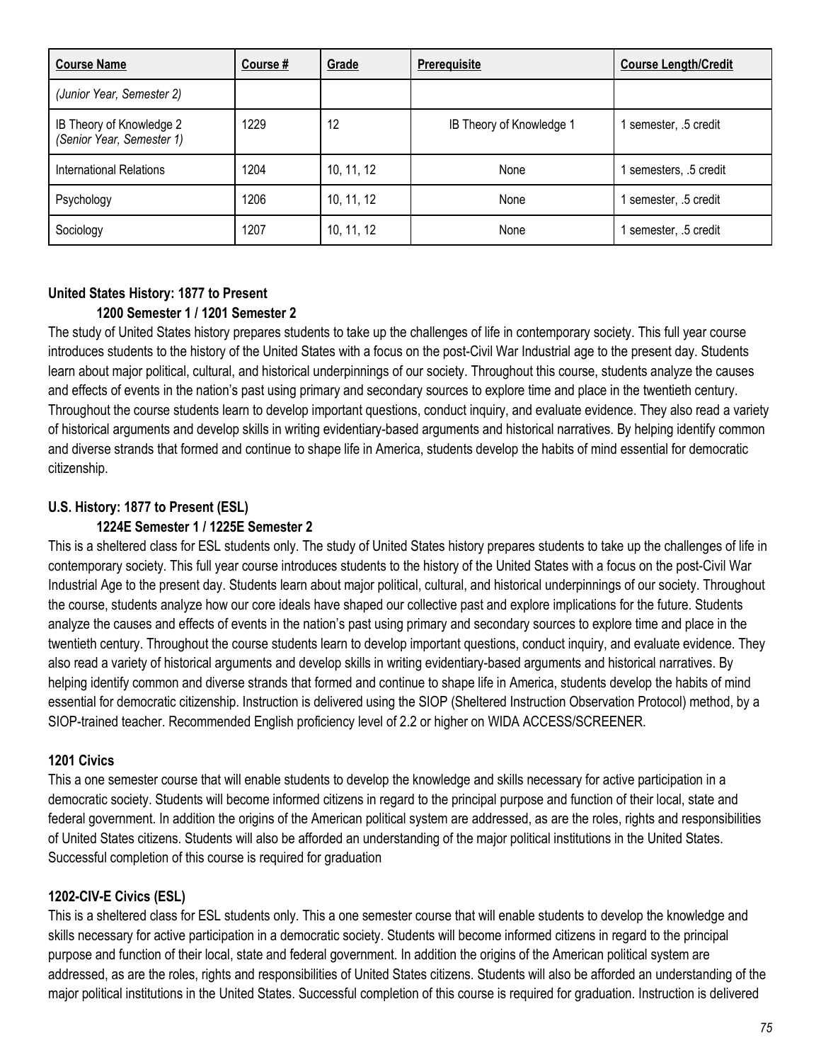| **Course Name** | **Course #** | **Grade** | **Prerequisite** | **Course Length/Credit** |
|---|---|---|---|---|
| *(Junior Year, Semester 2)* | | | | |
| IB Theory of Knowledge 2 *(Senior Year, Semester 1)* | 1229 | 12 | IB Theory of Knowledge 1 | 1 semester, .5 credit |
| International Relations | 1204 | 10, 11, 12 | None | 1 semesters, .5 credit |
| Psychology | 1206 | 10, 11, 12 | None | 1 semester, .5 credit |
| Sociology | 1207 | 10, 11, 12 | None | 1 semester, .5 credit |

**United States History: 1877 to Present**
**1200 Semester 1 / 1201 Semester 2**

The study of United States history prepares students to take up the challenges of life in contemporary society. This full year course introduces students to the history of the United States with a focus on the post-Civil War Industrial age to the present day. Students learn about major political, cultural, and historical underpinnings of our society. Throughout this course, students analyze the causes and effects of events in the nation's past using primary and secondary sources to explore time and place in the twentieth century. Throughout the course students learn to develop important questions, conduct inquiry, and evaluate evidence. They also read a variety of historical arguments and develop skills in writing evidentiary-based arguments and historical narratives. By helping identify common and diverse strands that formed and continue to shape life in America, students develop the habits of mind essential for democratic citizenship.

**U.S. History: 1877 to Present (ESL)**
**1224E Semester 1 / 1225E Semester 2**

This is a sheltered class for ESL students only. The study of United States history prepares students to take up the challenges of life in contemporary society. This full year course introduces students to the history of the United States with a focus on the post-Civil War Industrial Age to the present day. Students learn about major political, cultural, and historical underpinnings of our society. Throughout the course, students analyze how our core ideals have shaped our collective past and explore implications for the future. Students analyze the causes and effects of events in the nation's past using primary and secondary sources to explore time and place in the twentieth century. Throughout the course students learn to develop important questions, conduct inquiry, and evaluate evidence. They also read a variety of historical arguments and develop skills in writing evidentiary-based arguments and historical narratives. By helping identify common and diverse strands that formed and continue to shape life in America, students develop the habits of mind essential for democratic citizenship. Instruction is delivered using the SIOP (Sheltered Instruction Observation Protocol) method, by a SIOP-trained teacher. Recommended English proficiency level of 2.2 or higher on WIDA ACCESS/SCREENER.

**1201 Civics**

This a one semester course that will enable students to develop the knowledge and skills necessary for active participation in a democratic society. Students will become informed citizens in regard to the principal purpose and function of their local, state and federal government. In addition the origins of the American political system are addressed, as are the roles, rights and responsibilities of United States citizens. Students will also be afforded an understanding of the major political institutions in the United States. Successful completion of this course is required for graduation

**1202-CIV-E Civics (ESL)**

This is a sheltered class for ESL students only. This a one semester course that will enable students to develop the knowledge and skills necessary for active participation in a democratic society. Students will become informed citizens in regard to the principal purpose and function of their local, state and federal government. In addition the origins of the American political system are addressed, as are the roles, rights and responsibilities of United States citizens. Students will also be afforded an understanding of the major political institutions in the United States. Successful completion of this course is required for graduation. Instruction is delivered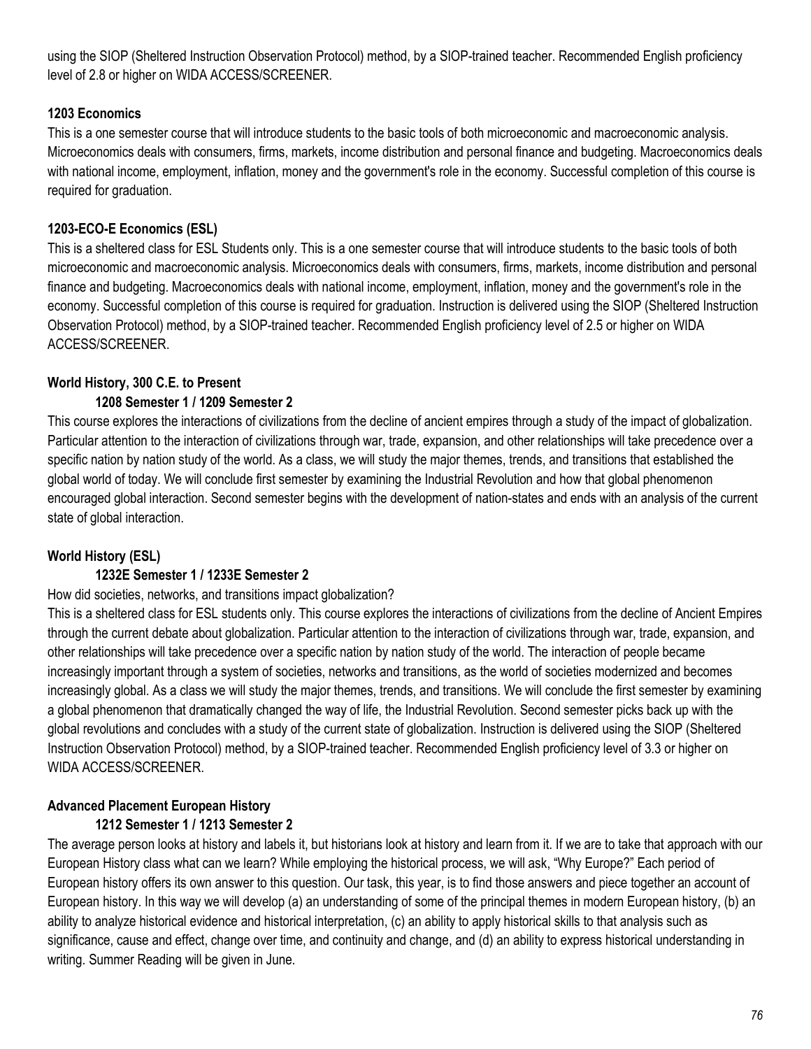using the SIOP (Sheltered Instruction Observation Protocol) method, by a SIOP-trained teacher. Recommended English proficiency level of 2.8 or higher on WIDA ACCESS/SCREENER.

**1203 Economics**

This is a one semester course that will introduce students to the basic tools of both microeconomic and macroeconomic analysis. Microeconomics deals with consumers, firms, markets, income distribution and personal finance and budgeting. Macroeconomics deals with national income, employment, inflation, money and the government's role in the economy. Successful completion of this course is required for graduation.

**1203-ECO-E Economics (ESL)**

This is a sheltered class for ESL Students only. This is a one semester course that will introduce students to the basic tools of both microeconomic and macroeconomic analysis. Microeconomics deals with consumers, firms, markets, income distribution and personal finance and budgeting. Macroeconomics deals with national income, employment, inflation, money and the government's role in the economy. Successful completion of this course is required for graduation. Instruction is delivered using the SIOP (Sheltered Instruction Observation Protocol) method, by a SIOP-trained teacher. Recommended English proficiency level of 2.5 or higher on WIDA ACCESS/SCREENER.

**World History, 300 C.E. to Present**

**1208 Semester 1 / 1209 Semester 2**

This course explores the interactions of civilizations from the decline of ancient empires through a study of the impact of globalization. Particular attention to the interaction of civilizations through war, trade, expansion, and other relationships will take precedence over a specific nation by nation study of the world. As a class, we will study the major themes, trends, and transitions that established the global world of today. We will conclude first semester by examining the Industrial Revolution and how that global phenomenon encouraged global interaction. Second semester begins with the development of nation-states and ends with an analysis of the current state of global interaction.

**World History (ESL)**

**1232E Semester 1 / 1233E Semester 2**

How did societies, networks, and transitions impact globalization?

This is a sheltered class for ESL students only. This course explores the interactions of civilizations from the decline of Ancient Empires through the current debate about globalization. Particular attention to the interaction of civilizations through war, trade, expansion, and other relationships will take precedence over a specific nation by nation study of the world. The interaction of people became increasingly important through a system of societies, networks and transitions, as the world of societies modernized and becomes increasingly global. As a class we will study the major themes, trends, and transitions. We will conclude the first semester by examining a global phenomenon that dramatically changed the way of life, the Industrial Revolution. Second semester picks back up with the global revolutions and concludes with a study of the current state of globalization. Instruction is delivered using the SIOP (Sheltered Instruction Observation Protocol) method, by a SIOP-trained teacher. Recommended English proficiency level of 3.3 or higher on WIDA ACCESS/SCREENER.

**Advanced Placement European History**

**1212 Semester 1 / 1213 Semester 2**

The average person looks at history and labels it, but historians look at history and learn from it. If we are to take that approach with our European History class what can we learn? While employing the historical process, we will ask, "Why Europe?" Each period of European history offers its own answer to this question. Our task, this year, is to find those answers and piece together an account of European history. In this way we will develop (a) an understanding of some of the principal themes in modern European history, (b) an ability to analyze historical evidence and historical interpretation, (c) an ability to apply historical skills to that analysis such as significance, cause and effect, change over time, and continuity and change, and (d) an ability to express historical understanding in writing. Summer Reading will be given in June.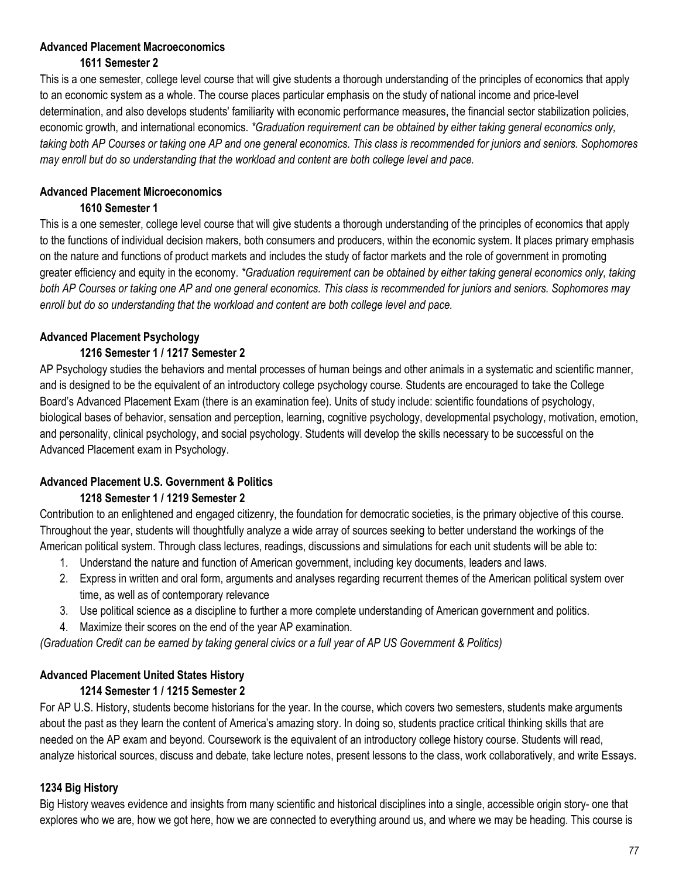**Advanced Placement Macroeconomics**

**1611 Semester 2**

This is a one semester, college level course that will give students a thorough understanding of the principles of economics that apply to an economic system as a whole. The course places particular emphasis on the study of national income and price-level determination, and also develops students' familiarity with economic performance measures, the financial sector stabilization policies, economic growth, and international economics. *\*Graduation requirement can be obtained by either taking general economics only, taking both AP Courses or taking one AP and one general economics. This class is recommended for juniors and seniors. Sophomores may enroll but do so understanding that the workload and content are both college level and pace.*

**Advanced Placement Microeconomics**

**1610 Semester 1**

This is a one semester, college level course that will give students a thorough understanding of the principles of economics that apply to the functions of individual decision makers, both consumers and producers, within the economic system. It places primary emphasis on the nature and functions of product markets and includes the study of factor markets and the role of government in promoting greater efficiency and equity in the economy. *\*Graduation requirement can be obtained by either taking general economics only, taking both AP Courses or taking one AP and one general economics. This class is recommended for juniors and seniors. Sophomores may enroll but do so understanding that the workload and content are both college level and pace.*

**Advanced Placement Psychology**

**1216 Semester 1 / 1217 Semester 2**

AP Psychology studies the behaviors and mental processes of human beings and other animals in a systematic and scientific manner, and is designed to be the equivalent of an introductory college psychology course. Students are encouraged to take the College Board's Advanced Placement Exam (there is an examination fee). Units of study include: scientific foundations of psychology, biological bases of behavior, sensation and perception, learning, cognitive psychology, developmental psychology, motivation, emotion, and personality, clinical psychology, and social psychology. Students will develop the skills necessary to be successful on the Advanced Placement exam in Psychology.

**Advanced Placement U.S. Government & Politics**

**1218 Semester 1 / 1219 Semester 2**

Contribution to an enlightened and engaged citizenry, the foundation for democratic societies, is the primary objective of this course. Throughout the year, students will thoughtfully analyze a wide array of sources seeking to better understand the workings of the American political system. Through class lectures, readings, discussions and simulations for each unit students will be able to:

1. Understand the nature and function of American government, including key documents, leaders and laws.
2. Express in written and oral form, arguments and analyses regarding recurrent themes of the American political system over time, as well as of contemporary relevance
3. Use political science as a discipline to further a more complete understanding of American government and politics.
4. Maximize their scores on the end of the year AP examination.

*(Graduation Credit can be earned by taking general civics or a full year of AP US Government & Politics)*

**Advanced Placement United States History**

**1214 Semester 1 / 1215 Semester 2**

For AP U.S. History, students become historians for the year. In the course, which covers two semesters, students make arguments about the past as they learn the content of America's amazing story. In doing so, students practice critical thinking skills that are needed on the AP exam and beyond. Coursework is the equivalent of an introductory college history course. Students will read, analyze historical sources, discuss and debate, take lecture notes, present lessons to the class, work collaboratively, and write Essays.

**1234 Big History**

Big History weaves evidence and insights from many scientific and historical disciplines into a single, accessible origin story- one that explores who we are, how we got here, how we are connected to everything around us, and where we may be heading. This course is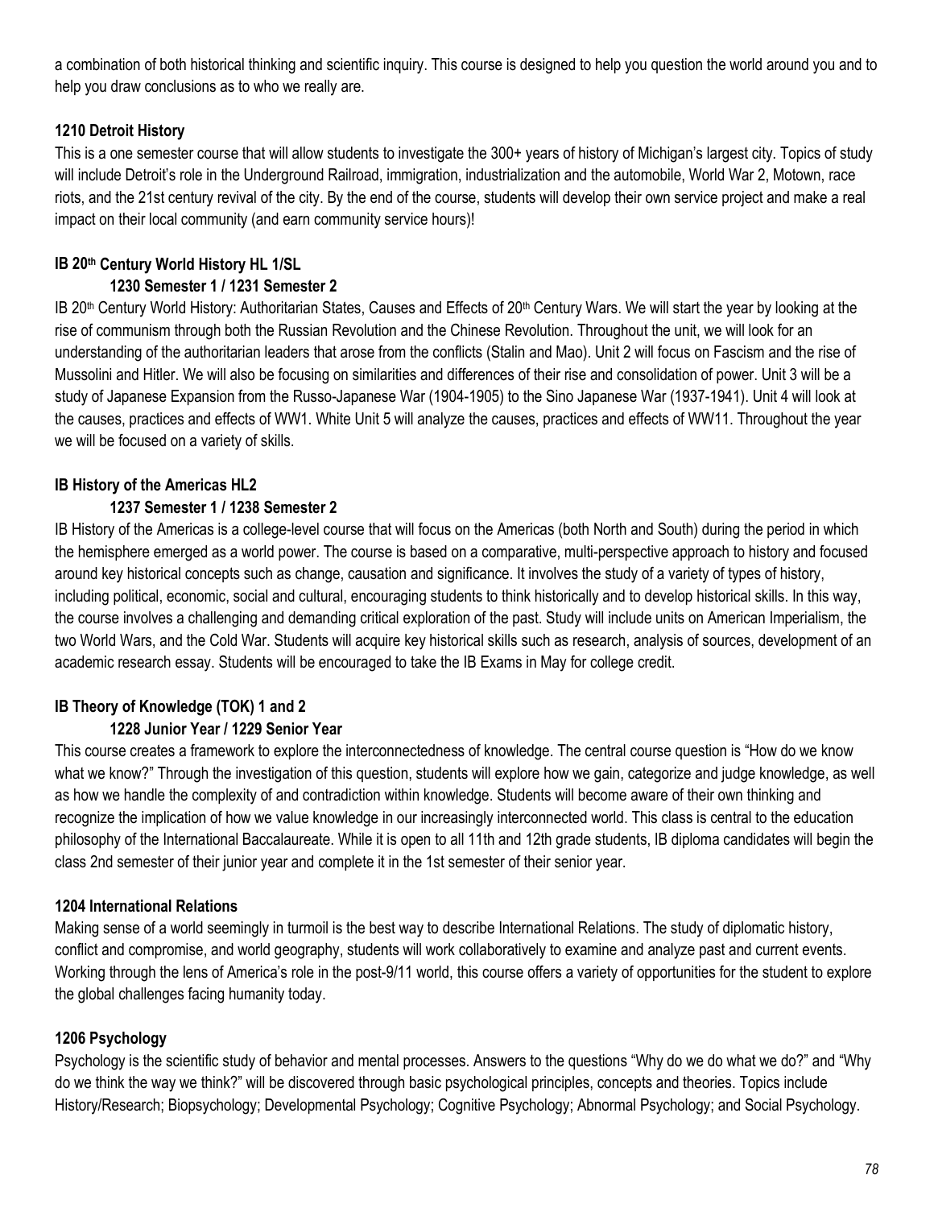a combination of both historical thinking and scientific inquiry. This course is designed to help you question the world around you and to help you draw conclusions as to who we really are.

### 1210 Detroit History

This is a one semester course that will allow students to investigate the 300+ years of history of Michigan's largest city. Topics of study will include Detroit's role in the Underground Railroad, immigration, industrialization and the automobile, World War 2, Motown, race riots, and the 21st century revival of the city. By the end of the course, students will develop their own service project and make a real impact on their local community (and earn community service hours)!

### IB 20th Century World History HL 1/SL

**1230 Semester 1 / 1231 Semester 2**

IB 20th Century World History: Authoritarian States, Causes and Effects of 20th Century Wars. We will start the year by looking at the rise of communism through both the Russian Revolution and the Chinese Revolution. Throughout the unit, we will look for an understanding of the authoritarian leaders that arose from the conflicts (Stalin and Mao). Unit 2 will focus on Fascism and the rise of Mussolini and Hitler. We will also be focusing on similarities and differences of their rise and consolidation of power. Unit 3 will be a study of Japanese Expansion from the Russo-Japanese War (1904-1905) to the Sino Japanese War (1937-1941). Unit 4 will look at the causes, practices and effects of WW1. White Unit 5 will analyze the causes, practices and effects of WW11. Throughout the year we will be focused on a variety of skills.

### IB History of the Americas HL2

**1237 Semester 1 / 1238 Semester 2**

IB History of the Americas is a college-level course that will focus on the Americas (both North and South) during the period in which the hemisphere emerged as a world power. The course is based on a comparative, multi-perspective approach to history and focused around key historical concepts such as change, causation and significance. It involves the study of a variety of types of history, including political, economic, social and cultural, encouraging students to think historically and to develop historical skills. In this way, the course involves a challenging and demanding critical exploration of the past. Study will include units on American Imperialism, the two World Wars, and the Cold War. Students will acquire key historical skills such as research, analysis of sources, development of an academic research essay. Students will be encouraged to take the IB Exams in May for college credit.

### IB Theory of Knowledge (TOK) 1 and 2

**1228 Junior Year / 1229 Senior Year**

This course creates a framework to explore the interconnectedness of knowledge. The central course question is "How do we know what we know?" Through the investigation of this question, students will explore how we gain, categorize and judge knowledge, as well as how we handle the complexity of and contradiction within knowledge. Students will become aware of their own thinking and recognize the implication of how we value knowledge in our increasingly interconnected world. This class is central to the education philosophy of the International Baccalaureate. While it is open to all 11th and 12th grade students, IB diploma candidates will begin the class 2nd semester of their junior year and complete it in the 1st semester of their senior year.

### 1204 International Relations

Making sense of a world seemingly in turmoil is the best way to describe International Relations. The study of diplomatic history, conflict and compromise, and world geography, students will work collaboratively to examine and analyze past and current events. Working through the lens of America's role in the post-9/11 world, this course offers a variety of opportunities for the student to explore the global challenges facing humanity today.

### 1206 Psychology

Psychology is the scientific study of behavior and mental processes. Answers to the questions "Why do we do what we do?" and "Why do we think the way we think?" will be discovered through basic psychological principles, concepts and theories. Topics include History/Research; Biopsychology; Developmental Psychology; Cognitive Psychology; Abnormal Psychology; and Social Psychology.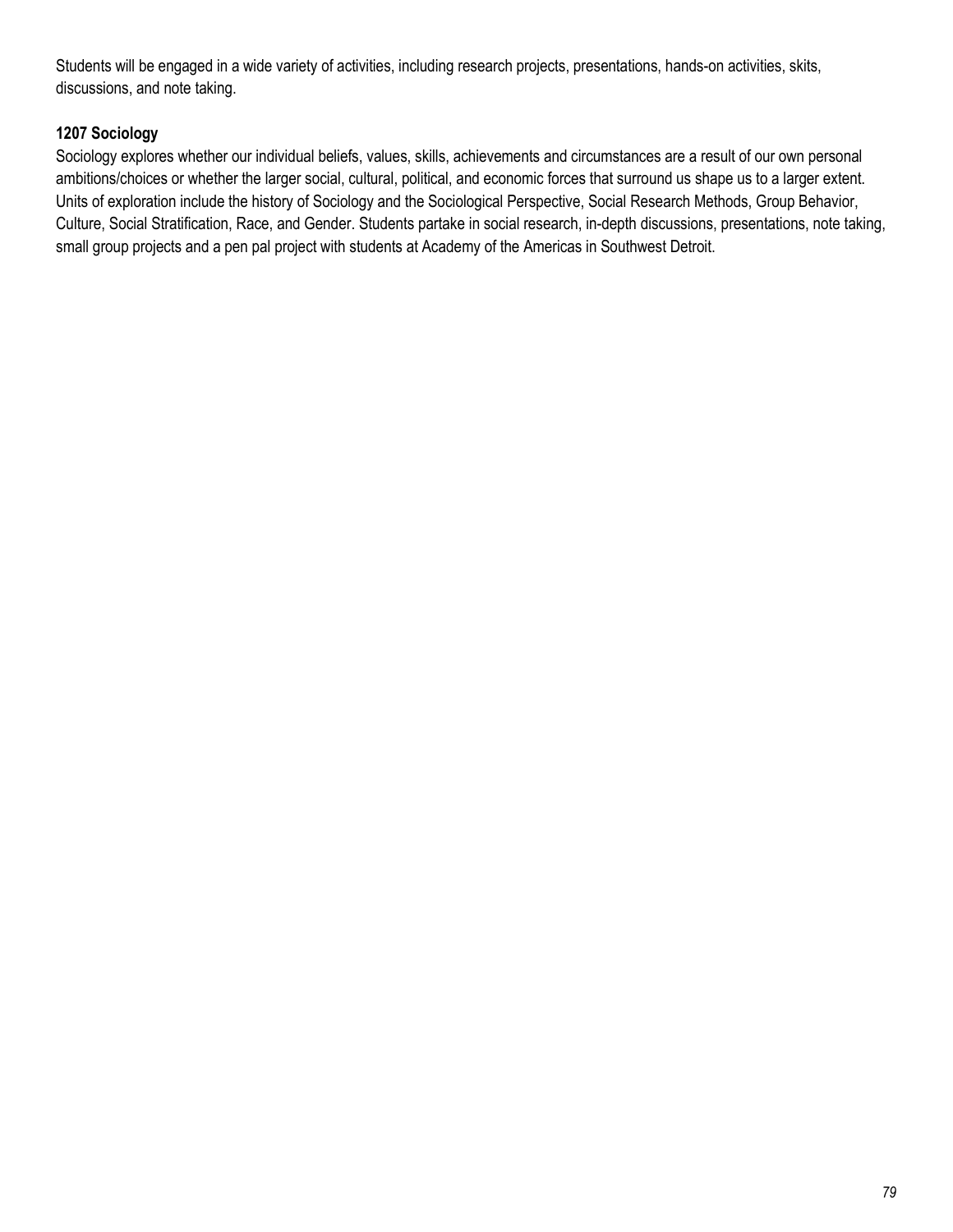Students will be engaged in a wide variety of activities, including research projects, presentations, hands-on activities, skits, discussions, and note taking.

**1207 Sociology**

Sociology explores whether our individual beliefs, values, skills, achievements and circumstances are a result of our own personal ambitions/choices or whether the larger social, cultural, political, and economic forces that surround us shape us to a larger extent. Units of exploration include the history of Sociology and the Sociological Perspective, Social Research Methods, Group Behavior, Culture, Social Stratification, Race, and Gender. Students partake in social research, in-depth discussions, presentations, note taking, small group projects and a pen pal project with students at Academy of the Americas in Southwest Detroit.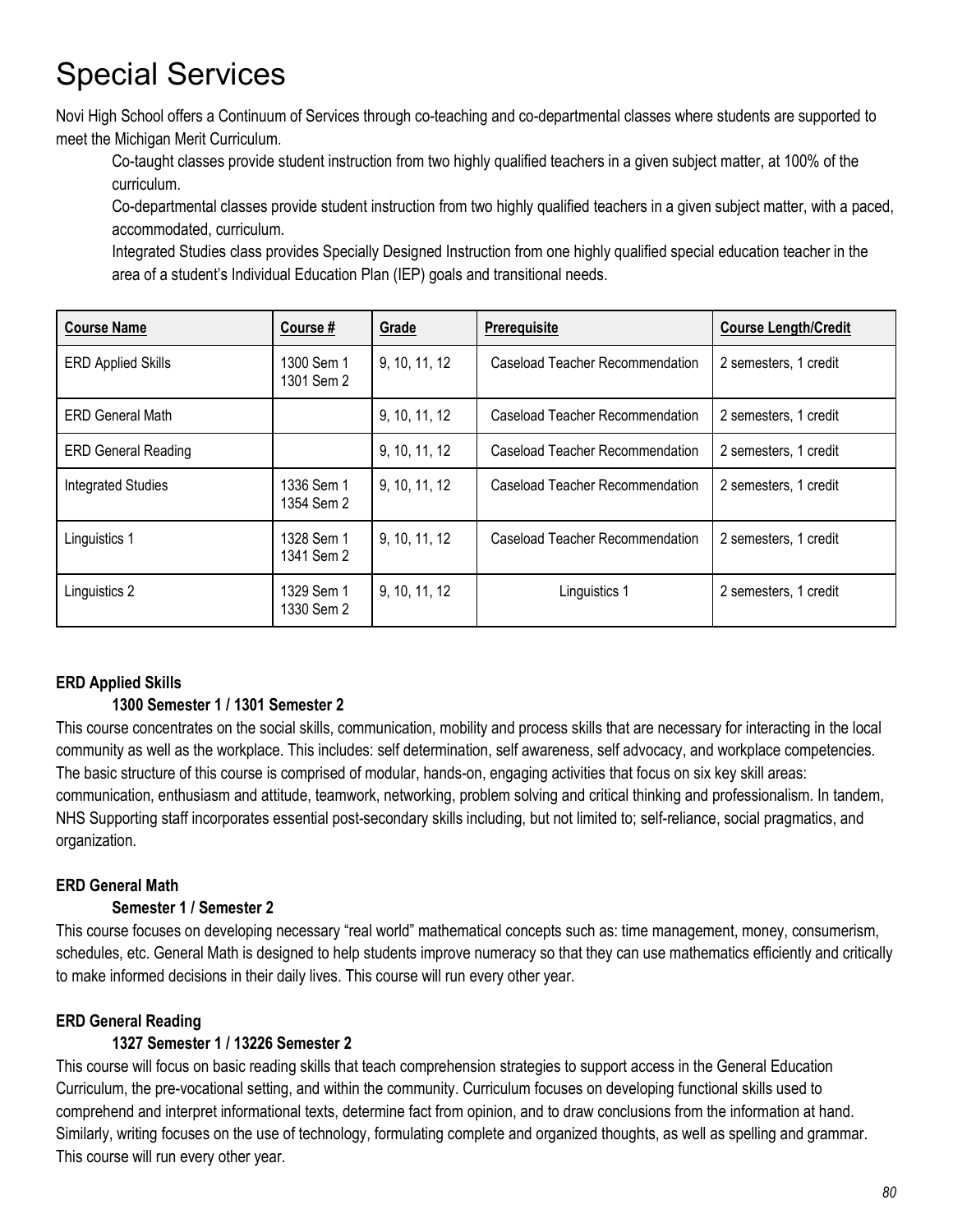# Special Services

Novi High School offers a Continuum of Services through co-teaching and co-departmental classes where students are supported to meet the Michigan Merit Curriculum.

Co-taught classes provide student instruction from two highly qualified teachers in a given subject matter, at 100% of the curriculum.

Co-departmental classes provide student instruction from two highly qualified teachers in a given subject matter, with a paced, accommodated, curriculum.

Integrated Studies class provides Specially Designed Instruction from one highly qualified special education teacher in the area of a student's Individual Education Plan (IEP) goals and transitional needs.

| Course Name | Course # | Grade | Prerequisite | Course Length/Credit |
|---|---|---|---|---|
| ERD Applied Skills | 1300 Sem 1<br>1301 Sem 2 | 9, 10, 11, 12 | Caseload Teacher Recommendation | 2 semesters, 1 credit |
| ERD General Math | | 9, 10, 11, 12 | Caseload Teacher Recommendation | 2 semesters, 1 credit |
| ERD General Reading | | 9, 10, 11, 12 | Caseload Teacher Recommendation | 2 semesters, 1 credit |
| Integrated Studies | 1336 Sem 1<br>1354 Sem 2 | 9, 10, 11, 12 | Caseload Teacher Recommendation | 2 semesters, 1 credit |
| Linguistics 1 | 1328 Sem 1<br>1341 Sem 2 | 9, 10, 11, 12 | Caseload Teacher Recommendation | 2 semesters, 1 credit |
| Linguistics 2 | 1329 Sem 1<br>1330 Sem 2 | 9, 10, 11, 12 | Linguistics 1 | 2 semesters, 1 credit |

**ERD Applied Skills**

**1300 Semester 1 / 1301 Semester 2**

This course concentrates on the social skills, communication, mobility and process skills that are necessary for interacting in the local community as well as the workplace. This includes: self determination, self awareness, self advocacy, and workplace competencies. The basic structure of this course is comprised of modular, hands-on, engaging activities that focus on six key skill areas: communication, enthusiasm and attitude, teamwork, networking, problem solving and critical thinking and professionalism. In tandem, NHS Supporting staff incorporates essential post-secondary skills including, but not limited to; self-reliance, social pragmatics, and organization.

**ERD General Math**

**Semester 1 / Semester 2**

This course focuses on developing necessary "real world" mathematical concepts such as: time management, money, consumerism, schedules, etc. General Math is designed to help students improve numeracy so that they can use mathematics efficiently and critically to make informed decisions in their daily lives. This course will run every other year.

**ERD General Reading**

**1327 Semester 1 / 13226 Semester 2**

This course will focus on basic reading skills that teach comprehension strategies to support access in the General Education Curriculum, the pre-vocational setting, and within the community. Curriculum focuses on developing functional skills used to comprehend and interpret informational texts, determine fact from opinion, and to draw conclusions from the information at hand. Similarly, writing focuses on the use of technology, formulating complete and organized thoughts, as well as spelling and grammar. This course will run every other year.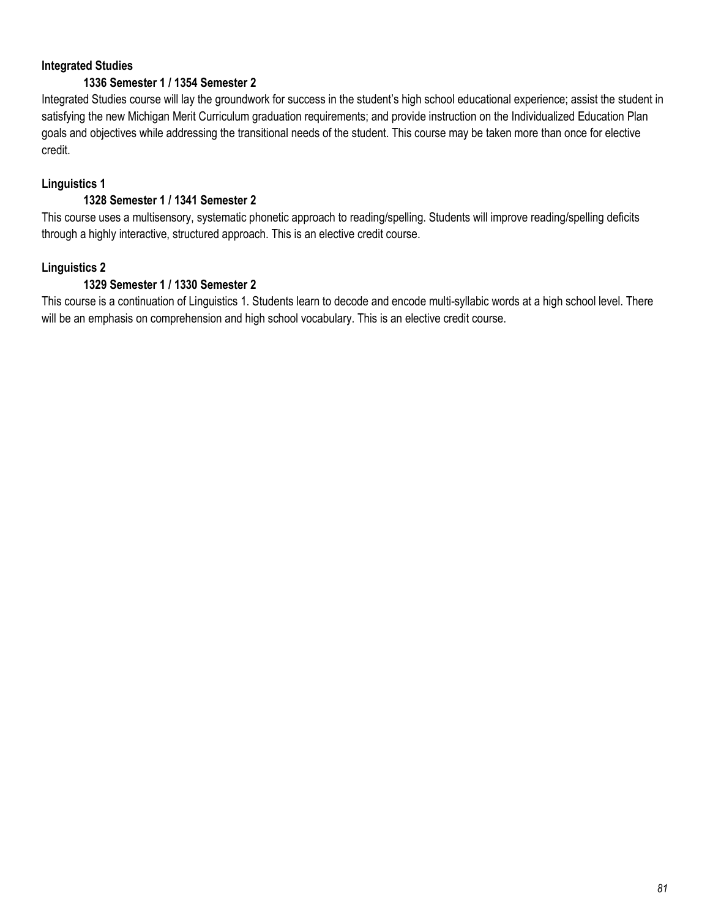**Integrated Studies**

**1336 Semester 1 / 1354 Semester 2**

Integrated Studies course will lay the groundwork for success in the student's high school educational experience; assist the student in satisfying the new Michigan Merit Curriculum graduation requirements; and provide instruction on the Individualized Education Plan goals and objectives while addressing the transitional needs of the student. This course may be taken more than once for elective credit.

**Linguistics 1**

**1328 Semester 1 / 1341 Semester 2**

This course uses a multisensory, systematic phonetic approach to reading/spelling. Students will improve reading/spelling deficits through a highly interactive, structured approach. This is an elective credit course.

**Linguistics 2**

**1329 Semester 1 / 1330 Semester 2**

This course is a continuation of Linguistics 1. Students learn to decode and encode multi-syllabic words at a high school level. There will be an emphasis on comprehension and high school vocabulary. This is an elective credit course.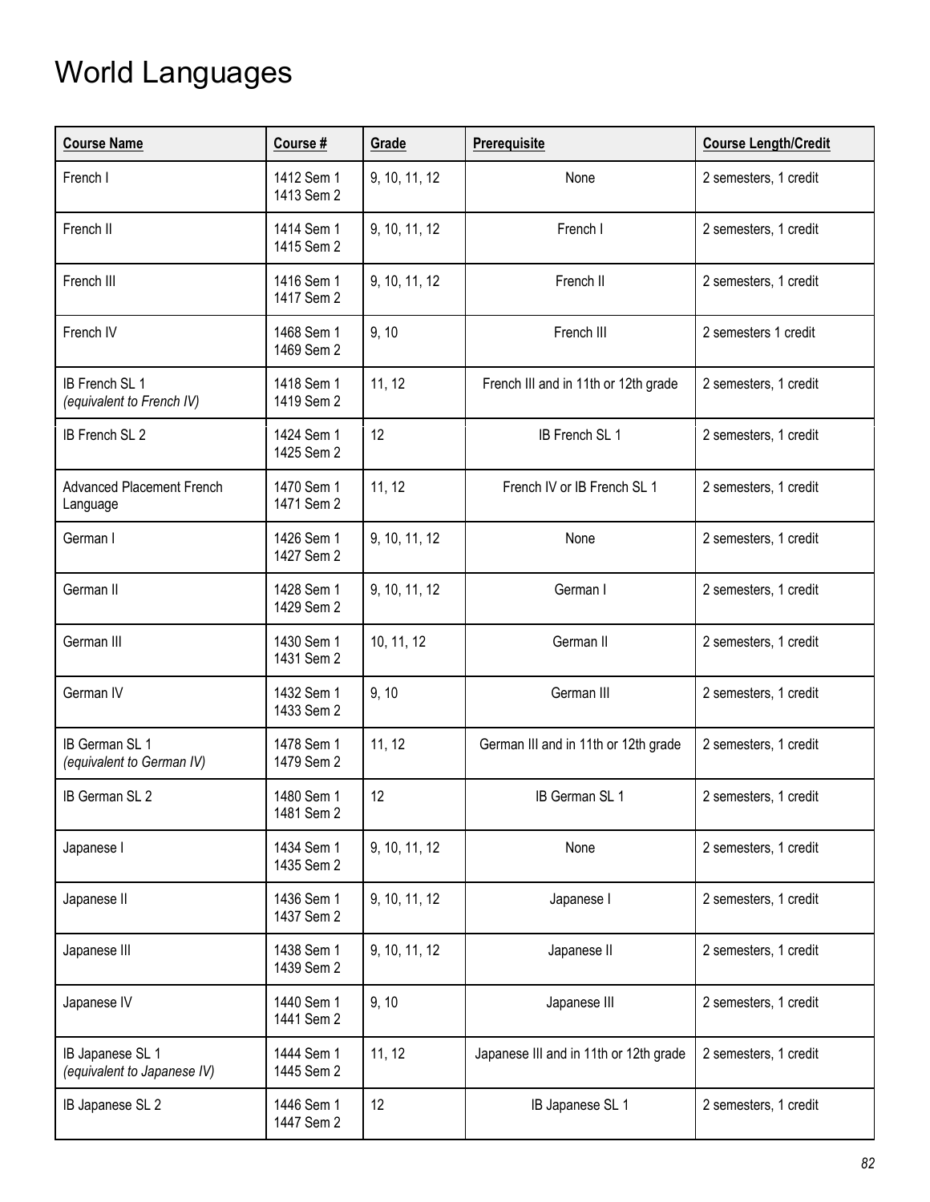# World Languages

| **Course Name** | **Course #** | **Grade** | **Prerequisite** | **Course Length/Credit** |
|---|---|---|---|---|
| French I | 1412 Sem 1<br>1413 Sem 2 | 9, 10, 11, 12 | None | 2 semesters, 1 credit |
| French II | 1414 Sem 1<br>1415 Sem 2 | 9, 10, 11, 12 | French I | 2 semesters, 1 credit |
| French III | 1416 Sem 1<br>1417 Sem 2 | 9, 10, 11, 12 | French II | 2 semesters, 1 credit |
| French IV | 1468 Sem 1<br>1469 Sem 2 | 9, 10 | French III | 2 semesters 1 credit |
| IB French SL 1<br>*(equivalent to French IV)* | 1418 Sem 1<br>1419 Sem 2 | 11, 12 | French III and in 11th or 12th grade | 2 semesters, 1 credit |
| IB French SL 2 | 1424 Sem 1<br>1425 Sem 2 | 12 | IB French SL 1 | 2 semesters, 1 credit |
| Advanced Placement French Language | 1470 Sem 1<br>1471 Sem 2 | 11, 12 | French IV or IB French SL 1 | 2 semesters, 1 credit |
| German I | 1426 Sem 1<br>1427 Sem 2 | 9, 10, 11, 12 | None | 2 semesters, 1 credit |
| German II | 1428 Sem 1<br>1429 Sem 2 | 9, 10, 11, 12 | German I | 2 semesters, 1 credit |
| German III | 1430 Sem 1<br>1431 Sem 2 | 10, 11, 12 | German II | 2 semesters, 1 credit |
| German IV | 1432 Sem 1<br>1433 Sem 2 | 9, 10 | German III | 2 semesters, 1 credit |
| IB German SL 1<br>*(equivalent to German IV)* | 1478 Sem 1<br>1479 Sem 2 | 11, 12 | German III and in 11th or 12th grade | 2 semesters, 1 credit |
| IB German SL 2 | 1480 Sem 1<br>1481 Sem 2 | 12 | IB German SL 1 | 2 semesters, 1 credit |
| Japanese I | 1434 Sem 1<br>1435 Sem 2 | 9, 10, 11, 12 | None | 2 semesters, 1 credit |
| Japanese II | 1436 Sem 1<br>1437 Sem 2 | 9, 10, 11, 12 | Japanese I | 2 semesters, 1 credit |
| Japanese III | 1438 Sem 1<br>1439 Sem 2 | 9, 10, 11, 12 | Japanese II | 2 semesters, 1 credit |
| Japanese IV | 1440 Sem 1<br>1441 Sem 2 | 9, 10 | Japanese III | 2 semesters, 1 credit |
| IB Japanese SL 1<br>*(equivalent to Japanese IV)* | 1444 Sem 1<br>1445 Sem 2 | 11, 12 | Japanese III and in 11th or 12th grade | 2 semesters, 1 credit |
| IB Japanese SL 2 | 1446 Sem 1<br>1447 Sem 2 | 12 | IB Japanese SL 1 | 2 semesters, 1 credit |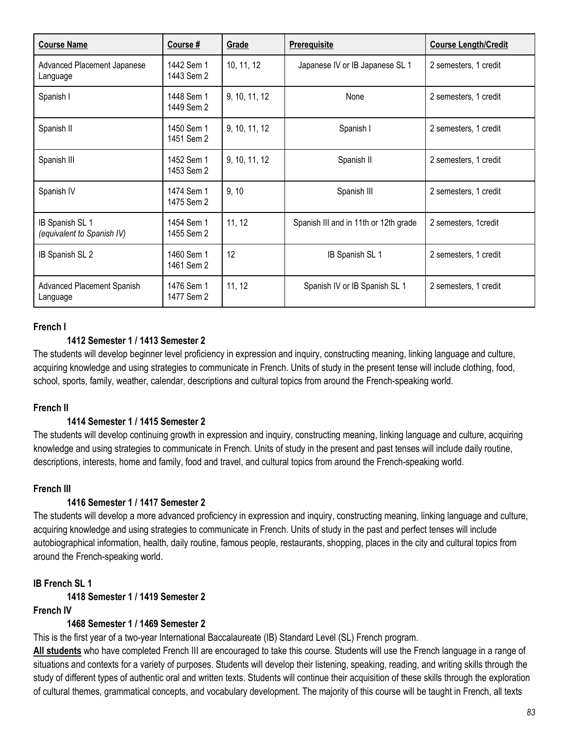| Course Name | Course # | Grade | Prerequisite | Course Length/Credit |
|---|---|---|---|---|
| Advanced Placement Japanese Language | 1442 Sem 1<br>1443 Sem 2 | 10, 11, 12 | Japanese IV or IB Japanese SL 1 | 2 semesters, 1 credit |
| Spanish I | 1448 Sem 1<br>1449 Sem 2 | 9, 10, 11, 12 | None | 2 semesters, 1 credit |
| Spanish II | 1450 Sem 1<br>1451 Sem 2 | 9, 10, 11, 12 | Spanish I | 2 semesters, 1 credit |
| Spanish III | 1452 Sem 1<br>1453 Sem 2 | 9, 10, 11, 12 | Spanish II | 2 semesters, 1 credit |
| Spanish IV | 1474 Sem 1<br>1475 Sem 2 | 9, 10 | Spanish III | 2 semesters, 1 credit |
| IB Spanish SL 1<br>*(equivalent to Spanish IV)* | 1454 Sem 1<br>1455 Sem 2 | 11, 12 | Spanish III and in 11th or 12th grade | 2 semesters, 1credit |
| IB Spanish SL 2 | 1460 Sem 1<br>1461 Sem 2 | 12 | IB Spanish SL 1 | 2 semesters, 1 credit |
| Advanced Placement Spanish Language | 1476 Sem 1<br>1477 Sem 2 | 11, 12 | Spanish IV or IB Spanish SL 1 | 2 semesters, 1 credit |

**French I**

**1412 Semester 1 / 1413 Semester 2**

The students will develop beginner level proficiency in expression and inquiry, constructing meaning, linking language and culture, acquiring knowledge and using strategies to communicate in French. Units of study in the present tense will include clothing, food, school, sports, family, weather, calendar, descriptions and cultural topics from around the French-speaking world.

**French II**

**1414 Semester 1 / 1415 Semester 2**

The students will develop continuing growth in expression and inquiry, constructing meaning, linking language and culture, acquiring knowledge and using strategies to communicate in French. Units of study in the present and past tenses will include daily routine, descriptions, interests, home and family, food and travel, and cultural topics from around the French-speaking world.

**French III**

**1416 Semester 1 / 1417 Semester 2**

The students will develop a more advanced proficiency in expression and inquiry, constructing meaning, linking language and culture, acquiring knowledge and using strategies to communicate in French. Units of study in the past and perfect tenses will include autobiographical information, health, daily routine, famous people, restaurants, shopping, places in the city and cultural topics from around the French-speaking world.

**IB French SL 1**

**1418 Semester 1 / 1419 Semester 2**

**French IV**

**1468 Semester 1 / 1469 Semester 2**

This is the first year of a two-year International Baccalaureate (IB) Standard Level (SL) French program.

**All students** who have completed French III are encouraged to take this course. Students will use the French language in a range of situations and contexts for a variety of purposes. Students will develop their listening, speaking, reading, and writing skills through the study of different types of authentic oral and written texts. Students will continue their acquisition of these skills through the exploration of cultural themes, grammatical concepts, and vocabulary development. The majority of this course will be taught in French, all texts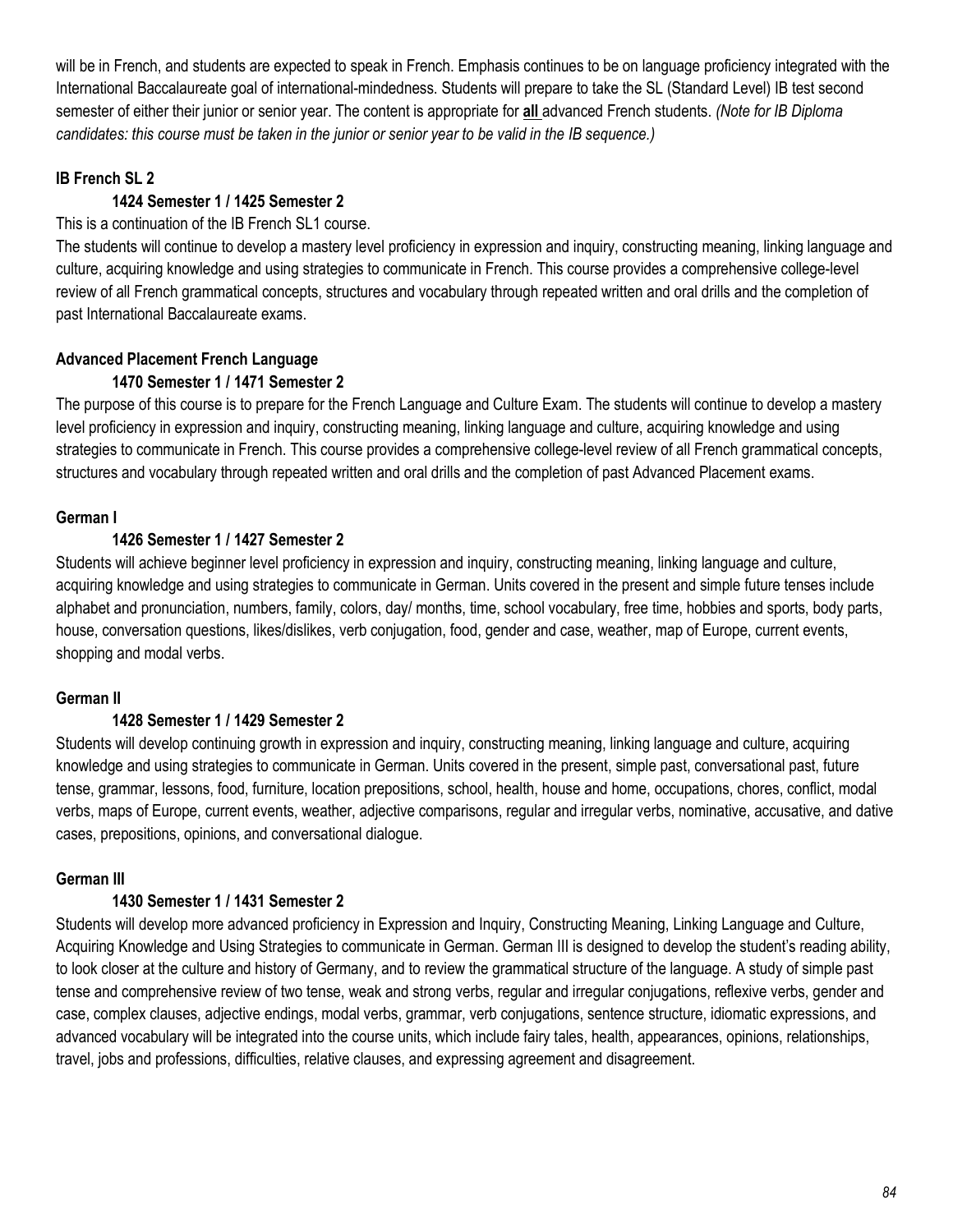will be in French, and students are expected to speak in French. Emphasis continues to be on language proficiency integrated with the International Baccalaureate goal of international-mindedness. Students will prepare to take the SL (Standard Level) IB test second semester of either their junior or senior year. The content is appropriate for **all** advanced French students. *(Note for IB Diploma candidates: this course must be taken in the junior or senior year to be valid in the IB sequence.)*

**IB French SL 2**

**1424 Semester 1 / 1425 Semester 2**

This is a continuation of the IB French SL1 course.

The students will continue to develop a mastery level proficiency in expression and inquiry, constructing meaning, linking language and culture, acquiring knowledge and using strategies to communicate in French. This course provides a comprehensive college-level review of all French grammatical concepts, structures and vocabulary through repeated written and oral drills and the completion of past International Baccalaureate exams.

**Advanced Placement French Language**

**1470 Semester 1 / 1471 Semester 2**

The purpose of this course is to prepare for the French Language and Culture Exam. The students will continue to develop a mastery level proficiency in expression and inquiry, constructing meaning, linking language and culture, acquiring knowledge and using strategies to communicate in French. This course provides a comprehensive college-level review of all French grammatical concepts, structures and vocabulary through repeated written and oral drills and the completion of past Advanced Placement exams.

**German I**

**1426 Semester 1 / 1427 Semester 2**

Students will achieve beginner level proficiency in expression and inquiry, constructing meaning, linking language and culture, acquiring knowledge and using strategies to communicate in German. Units covered in the present and simple future tenses include alphabet and pronunciation, numbers, family, colors, day/ months, time, school vocabulary, free time, hobbies and sports, body parts, house, conversation questions, likes/dislikes, verb conjugation, food, gender and case, weather, map of Europe, current events, shopping and modal verbs.

**German II**

**1428 Semester 1 / 1429 Semester 2**

Students will develop continuing growth in expression and inquiry, constructing meaning, linking language and culture, acquiring knowledge and using strategies to communicate in German. Units covered in the present, simple past, conversational past, future tense, grammar, lessons, food, furniture, location prepositions, school, health, house and home, occupations, chores, conflict, modal verbs, maps of Europe, current events, weather, adjective comparisons, regular and irregular verbs, nominative, accusative, and dative cases, prepositions, opinions, and conversational dialogue.

**German III**

**1430 Semester 1 / 1431 Semester 2**

Students will develop more advanced proficiency in Expression and Inquiry, Constructing Meaning, Linking Language and Culture, Acquiring Knowledge and Using Strategies to communicate in German. German III is designed to develop the student's reading ability, to look closer at the culture and history of Germany, and to review the grammatical structure of the language. A study of simple past tense and comprehensive review of two tense, weak and strong verbs, regular and irregular conjugations, reflexive verbs, gender and case, complex clauses, adjective endings, modal verbs, grammar, verb conjugations, sentence structure, idiomatic expressions, and advanced vocabulary will be integrated into the course units, which include fairy tales, health, appearances, opinions, relationships, travel, jobs and professions, difficulties, relative clauses, and expressing agreement and disagreement.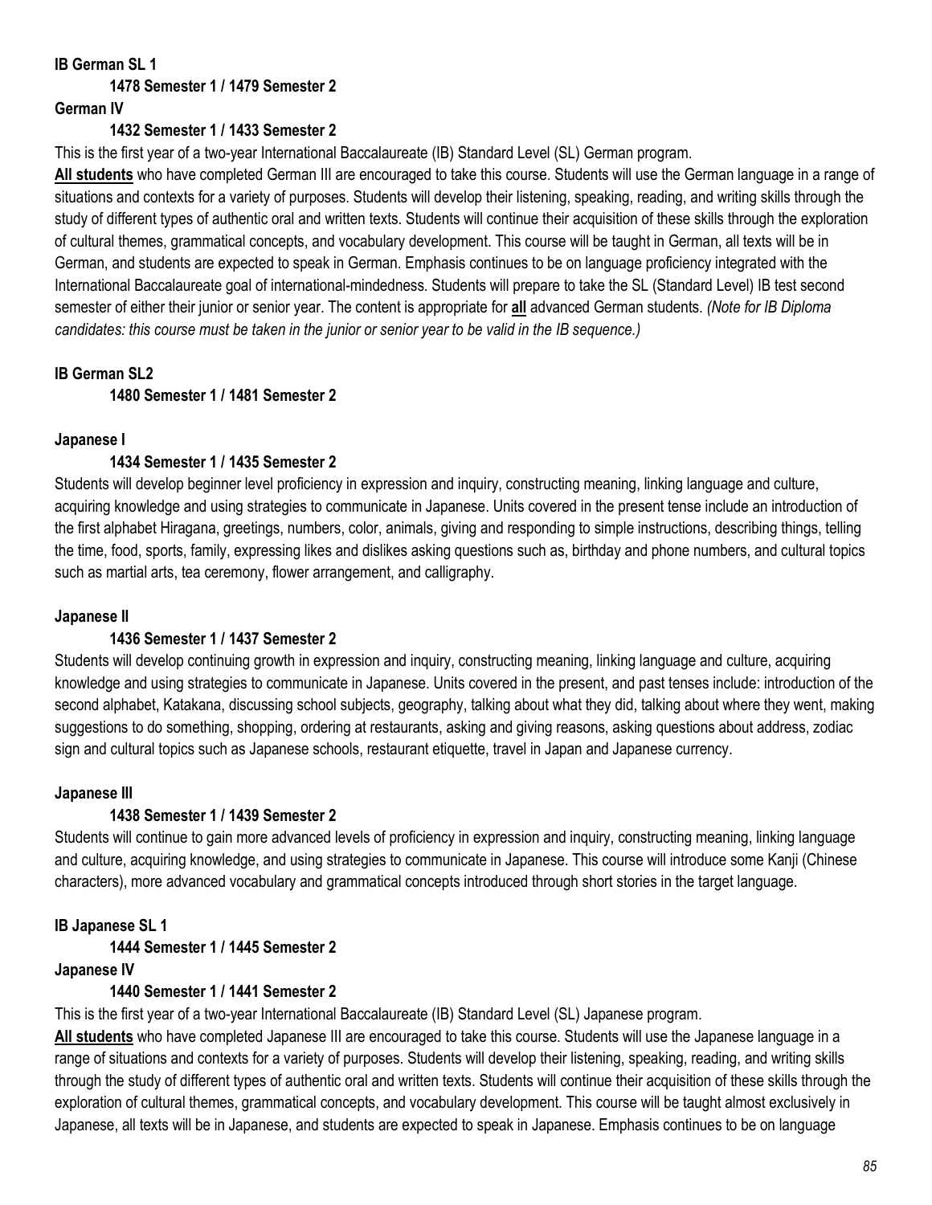**IB German SL 1**

**1478 Semester 1 / 1479 Semester 2**

**German IV**

**1432 Semester 1 / 1433 Semester 2**

This is the first year of a two-year International Baccalaureate (IB) Standard Level (SL) German program.

**All students** who have completed German III are encouraged to take this course. Students will use the German language in a range of situations and contexts for a variety of purposes. Students will develop their listening, speaking, reading, and writing skills through the study of different types of authentic oral and written texts. Students will continue their acquisition of these skills through the exploration of cultural themes, grammatical concepts, and vocabulary development. This course will be taught in German, all texts will be in German, and students are expected to speak in German. Emphasis continues to be on language proficiency integrated with the International Baccalaureate goal of international-mindedness. Students will prepare to take the SL (Standard Level) IB test second semester of either their junior or senior year. The content is appropriate for **all** advanced German students. *(Note for IB Diploma candidates: this course must be taken in the junior or senior year to be valid in the IB sequence.)*

**IB German SL2**

**1480 Semester 1 / 1481 Semester 2**

**Japanese I**

**1434 Semester 1 / 1435 Semester 2**

Students will develop beginner level proficiency in expression and inquiry, constructing meaning, linking language and culture, acquiring knowledge and using strategies to communicate in Japanese. Units covered in the present tense include an introduction of the first alphabet Hiragana, greetings, numbers, color, animals, giving and responding to simple instructions, describing things, telling the time, food, sports, family, expressing likes and dislikes asking questions such as, birthday and phone numbers, and cultural topics such as martial arts, tea ceremony, flower arrangement, and calligraphy.

**Japanese II**

**1436 Semester 1 / 1437 Semester 2**

Students will develop continuing growth in expression and inquiry, constructing meaning, linking language and culture, acquiring knowledge and using strategies to communicate in Japanese. Units covered in the present, and past tenses include: introduction of the second alphabet, Katakana, discussing school subjects, geography, talking about what they did, talking about where they went, making suggestions to do something, shopping, ordering at restaurants, asking and giving reasons, asking questions about address, zodiac sign and cultural topics such as Japanese schools, restaurant etiquette, travel in Japan and Japanese currency.

**Japanese III**

**1438 Semester 1 / 1439 Semester 2**

Students will continue to gain more advanced levels of proficiency in expression and inquiry, constructing meaning, linking language and culture, acquiring knowledge, and using strategies to communicate in Japanese. This course will introduce some Kanji (Chinese characters), more advanced vocabulary and grammatical concepts introduced through short stories in the target language.

**IB Japanese SL 1**

**1444 Semester 1 / 1445 Semester 2**

**Japanese IV**

**1440 Semester 1 / 1441 Semester 2**

This is the first year of a two-year International Baccalaureate (IB) Standard Level (SL) Japanese program.

**All students** who have completed Japanese III are encouraged to take this course. Students will use the Japanese language in a range of situations and contexts for a variety of purposes. Students will develop their listening, speaking, reading, and writing skills through the study of different types of authentic oral and written texts. Students will continue their acquisition of these skills through the exploration of cultural themes, grammatical concepts, and vocabulary development. This course will be taught almost exclusively in Japanese, all texts will be in Japanese, and students are expected to speak in Japanese. Emphasis continues to be on language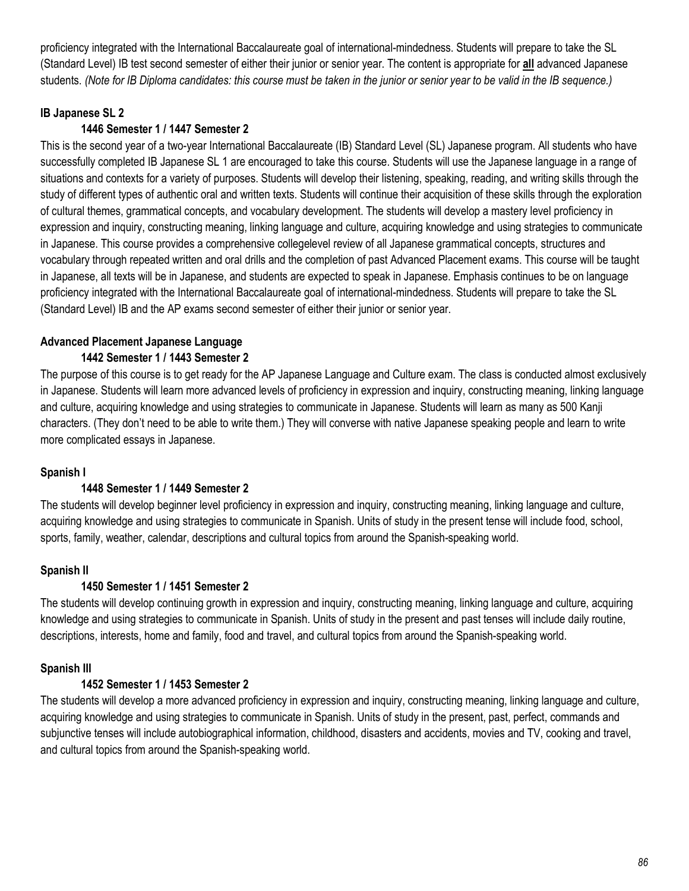proficiency integrated with the International Baccalaureate goal of international-mindedness. Students will prepare to take the SL (Standard Level) IB test second semester of either their junior or senior year. The content is appropriate for **all** advanced Japanese students. *(Note for IB Diploma candidates: this course must be taken in the junior or senior year to be valid in the IB sequence.)*

**IB Japanese SL 2**

**1446 Semester 1 / 1447 Semester 2**

This is the second year of a two-year International Baccalaureate (IB) Standard Level (SL) Japanese program. All students who have successfully completed IB Japanese SL 1 are encouraged to take this course. Students will use the Japanese language in a range of situations and contexts for a variety of purposes. Students will develop their listening, speaking, reading, and writing skills through the study of different types of authentic oral and written texts. Students will continue their acquisition of these skills through the exploration of cultural themes, grammatical concepts, and vocabulary development. The students will develop a mastery level proficiency in expression and inquiry, constructing meaning, linking language and culture, acquiring knowledge and using strategies to communicate in Japanese. This course provides a comprehensive collegelevel review of all Japanese grammatical concepts, structures and vocabulary through repeated written and oral drills and the completion of past Advanced Placement exams. This course will be taught in Japanese, all texts will be in Japanese, and students are expected to speak in Japanese. Emphasis continues to be on language proficiency integrated with the International Baccalaureate goal of international-mindedness. Students will prepare to take the SL (Standard Level) IB and the AP exams second semester of either their junior or senior year.

**Advanced Placement Japanese Language**

**1442 Semester 1 / 1443 Semester 2**

The purpose of this course is to get ready for the AP Japanese Language and Culture exam. The class is conducted almost exclusively in Japanese. Students will learn more advanced levels of proficiency in expression and inquiry, constructing meaning, linking language and culture, acquiring knowledge and using strategies to communicate in Japanese. Students will learn as many as 500 Kanji characters. (They don't need to be able to write them.) They will converse with native Japanese speaking people and learn to write more complicated essays in Japanese.

**Spanish I**

**1448 Semester 1 / 1449 Semester 2**

The students will develop beginner level proficiency in expression and inquiry, constructing meaning, linking language and culture, acquiring knowledge and using strategies to communicate in Spanish. Units of study in the present tense will include food, school, sports, family, weather, calendar, descriptions and cultural topics from around the Spanish-speaking world.

**Spanish II**

**1450 Semester 1 / 1451 Semester 2**

The students will develop continuing growth in expression and inquiry, constructing meaning, linking language and culture, acquiring knowledge and using strategies to communicate in Spanish. Units of study in the present and past tenses will include daily routine, descriptions, interests, home and family, food and travel, and cultural topics from around the Spanish-speaking world.

**Spanish III**

**1452 Semester 1 / 1453 Semester 2**

The students will develop a more advanced proficiency in expression and inquiry, constructing meaning, linking language and culture, acquiring knowledge and using strategies to communicate in Spanish. Units of study in the present, past, perfect, commands and subjunctive tenses will include autobiographical information, childhood, disasters and accidents, movies and TV, cooking and travel, and cultural topics from around the Spanish-speaking world.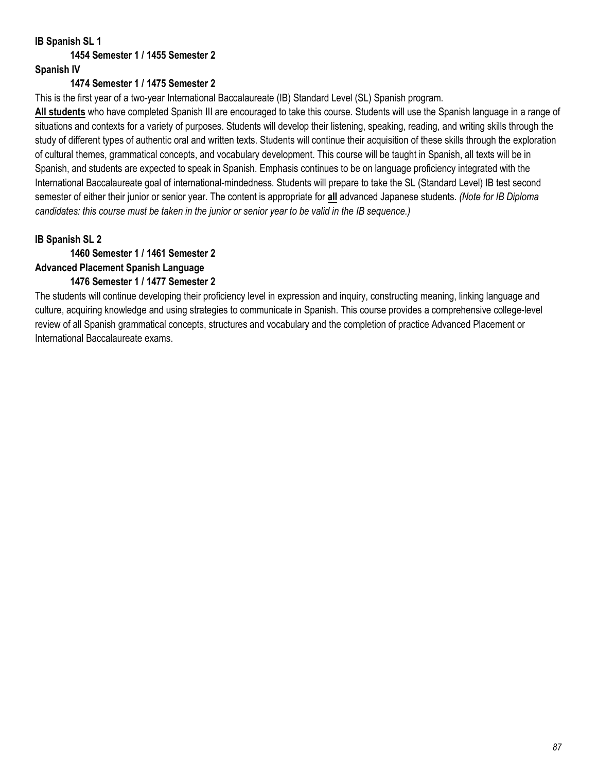**IB Spanish SL 1**

**1454 Semester 1 / 1455 Semester 2**

**Spanish IV**

**1474 Semester 1 / 1475 Semester 2**

This is the first year of a two-year International Baccalaureate (IB) Standard Level (SL) Spanish program.

**All students** who have completed Spanish III are encouraged to take this course. Students will use the Spanish language in a range of situations and contexts for a variety of purposes. Students will develop their listening, speaking, reading, and writing skills through the study of different types of authentic oral and written texts. Students will continue their acquisition of these skills through the exploration of cultural themes, grammatical concepts, and vocabulary development. This course will be taught in Spanish, all texts will be in Spanish, and students are expected to speak in Spanish. Emphasis continues to be on language proficiency integrated with the International Baccalaureate goal of international-mindedness. Students will prepare to take the SL (Standard Level) IB test second semester of either their junior or senior year. The content is appropriate for **all** advanced Japanese students. *(Note for IB Diploma candidates: this course must be taken in the junior or senior year to be valid in the IB sequence.)*

**IB Spanish SL 2**

**1460 Semester 1 / 1461 Semester 2**

**Advanced Placement Spanish Language**

**1476 Semester 1 / 1477 Semester 2**

The students will continue developing their proficiency level in expression and inquiry, constructing meaning, linking language and culture, acquiring knowledge and using strategies to communicate in Spanish. This course provides a comprehensive college-level review of all Spanish grammatical concepts, structures and vocabulary and the completion of practice Advanced Placement or International Baccalaureate exams.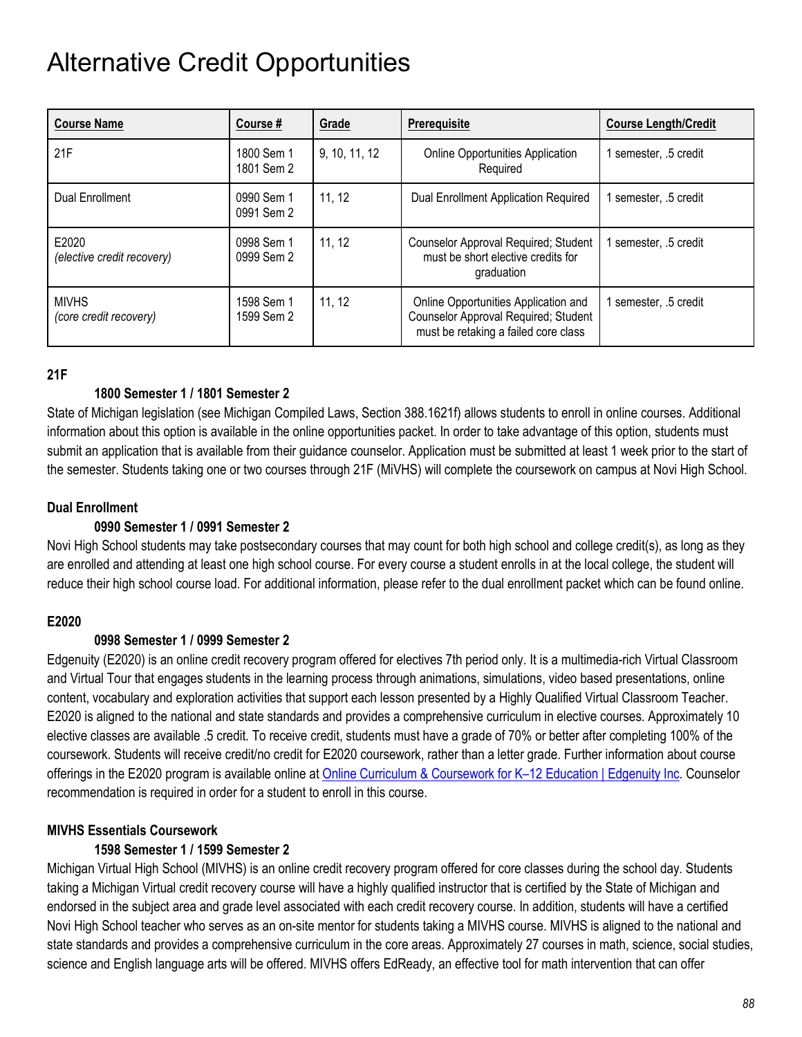# Alternative Credit Opportunities

| Course Name | Course # | Grade | Prerequisite | Course Length/Credit |
|---|---|---|---|---|
| 21F | 1800 Sem 1<br>1801 Sem 2 | 9, 10, 11, 12 | Online Opportunities Application Required | 1 semester, .5 credit |
| Dual Enrollment | 0990 Sem 1<br>0991 Sem 2 | 11, 12 | Dual Enrollment Application Required | 1 semester, .5 credit |
| E2020<br>*(elective credit recovery)* | 0998 Sem 1<br>0999 Sem 2 | 11, 12 | Counselor Approval Required; Student must be short elective credits for graduation | 1 semester, .5 credit |
| MIVHS<br>*(core credit recovery)* | 1598 Sem 1<br>1599 Sem 2 | 11, 12 | Online Opportunities Application and Counselor Approval Required; Student must be retaking a failed core class | 1 semester, .5 credit |

**21F**

**1800 Semester 1 / 1801 Semester 2**

State of Michigan legislation (see Michigan Compiled Laws, Section 388.1621f) allows students to enroll in online courses. Additional information about this option is available in the online opportunities packet. In order to take advantage of this option, students must submit an application that is available from their guidance counselor. Application must be submitted at least 1 week prior to the start of the semester. Students taking one or two courses through 21F (MiVHS) will complete the coursework on campus at Novi High School.

**Dual Enrollment**

**0990 Semester 1 / 0991 Semester 2**

Novi High School students may take postsecondary courses that may count for both high school and college credit(s), as long as they are enrolled and attending at least one high school course. For every course a student enrolls in at the local college, the student will reduce their high school course load. For additional information, please refer to the dual enrollment packet which can be found online.

**E2020**

**0998 Semester 1 / 0999 Semester 2**

Edgenuity (E2020) is an online credit recovery program offered for electives 7th period only. It is a multimedia-rich Virtual Classroom and Virtual Tour that engages students in the learning process through animations, simulations, video based presentations, online content, vocabulary and exploration activities that support each lesson presented by a Highly Qualified Virtual Classroom Teacher. E2020 is aligned to the national and state standards and provides a comprehensive curriculum in elective courses. Approximately 10 elective classes are available .5 credit. To receive credit, students must have a grade of 70% or better after completing 100% of the coursework. Students will receive credit/no credit for E2020 coursework, rather than a letter grade. Further information about course offerings in the E2020 program is available online at [Online Curriculum & Coursework for K–12 Education | Edgenuity Inc](). Counselor recommendation is required in order for a student to enroll in this course.

**MIVHS Essentials Coursework**

**1598 Semester 1 / 1599 Semester 2**

Michigan Virtual High School (MIVHS) is an online credit recovery program offered for core classes during the school day. Students taking a Michigan Virtual credit recovery course will have a highly qualified instructor that is certified by the State of Michigan and endorsed in the subject area and grade level associated with each credit recovery course. In addition, students will have a certified Novi High School teacher who serves as an on-site mentor for students taking a MIVHS course. MIVHS is aligned to the national and state standards and provides a comprehensive curriculum in the core areas. Approximately 27 courses in math, science, social studies, science and English language arts will be offered. MIVHS offers EdReady, an effective tool for math intervention that can offer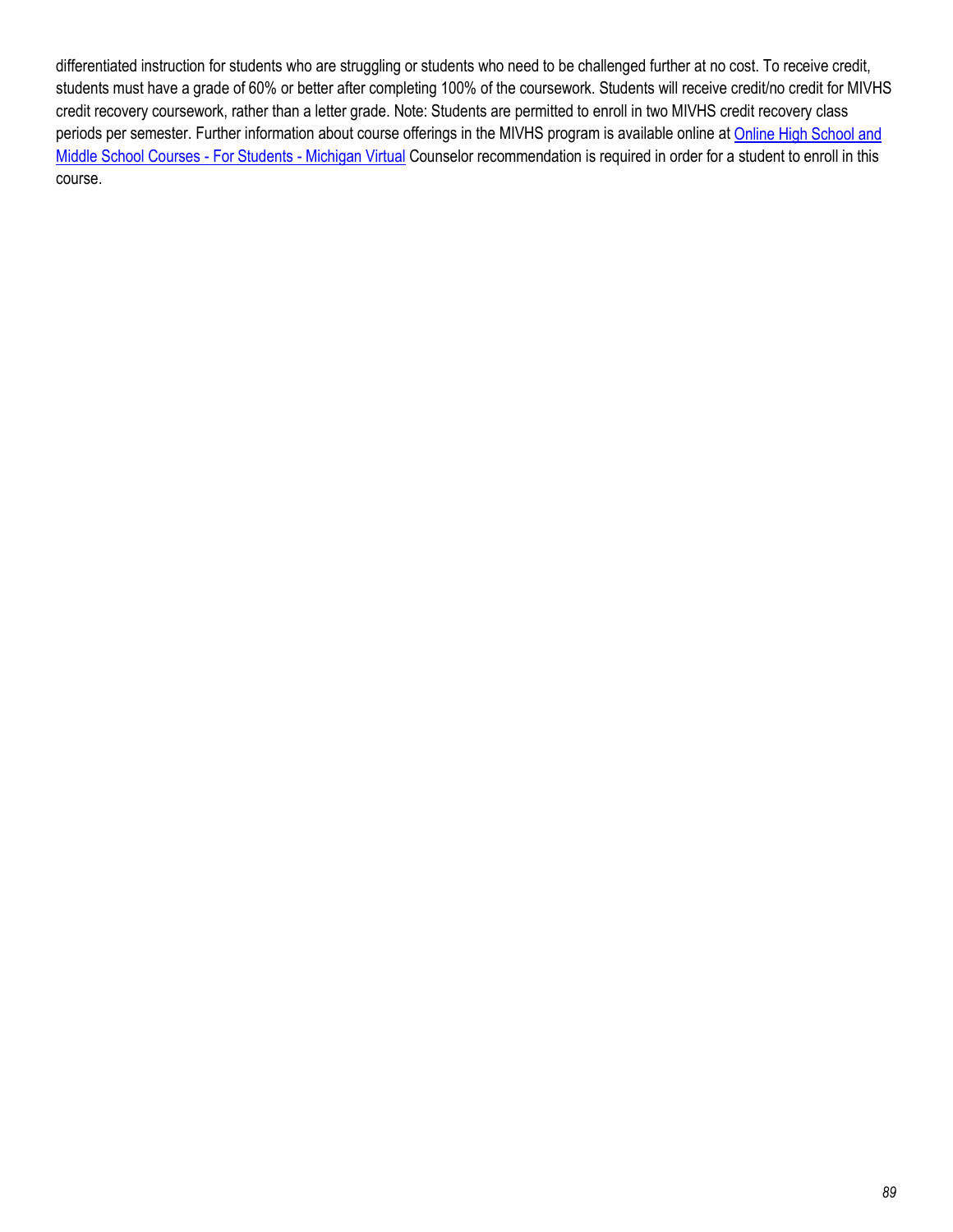differentiated instruction for students who are struggling or students who need to be challenged further at no cost. To receive credit, students must have a grade of 60% or better after completing 100% of the coursework. Students will receive credit/no credit for MIVHS credit recovery coursework, rather than a letter grade. Note: Students are permitted to enroll in two MIVHS credit recovery class periods per semester. Further information about course offerings in the MIVHS program is available online at Online High School and Middle School Courses - For Students - Michigan Virtual Counselor recommendation is required in order for a student to enroll in this course.